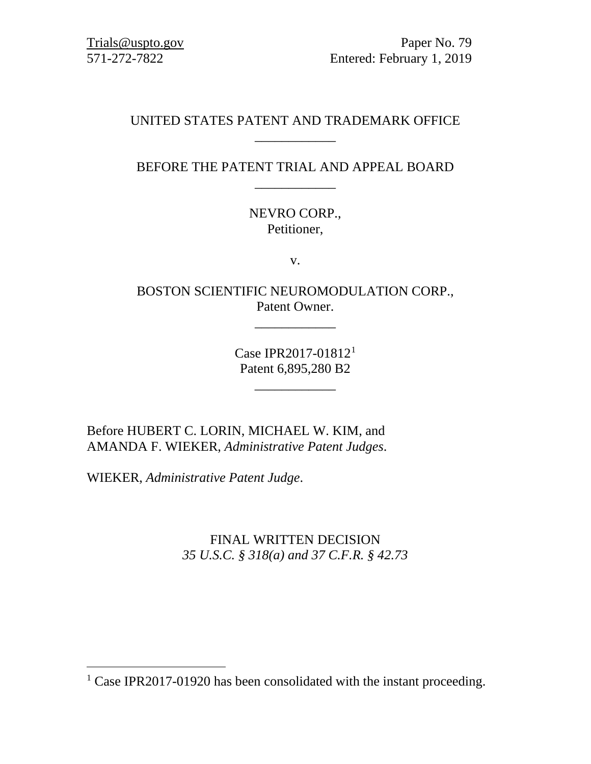Trials@uspto.gov
571-272-7822

Paper No. 79
Entered: February 1, 2019

UNITED STATES PATENT AND TRADEMARK OFFICE

---

BEFORE THE PATENT TRIAL AND APPEAL BOARD

---

NEVRO CORP.,
Petitioner,

v.

BOSTON SCIENTIFIC NEUROMODULATION CORP.,
Patent Owner.

---

Case IPR2017-01812[1]
Patent 6,895,280 B2

---

Before HUBERT C. LORIN, MICHAEL W. KIM, and AMANDA F. WIEKER, *Administrative Patent Judges*.

WIEKER, *Administrative Patent Judge*.

FINAL WRITTEN DECISION
*35 U.S.C. § 318(a) and 37 C.F.R. § 42.73*

---

[1] Case IPR2017-01920 has been consolidated with the instant proceeding.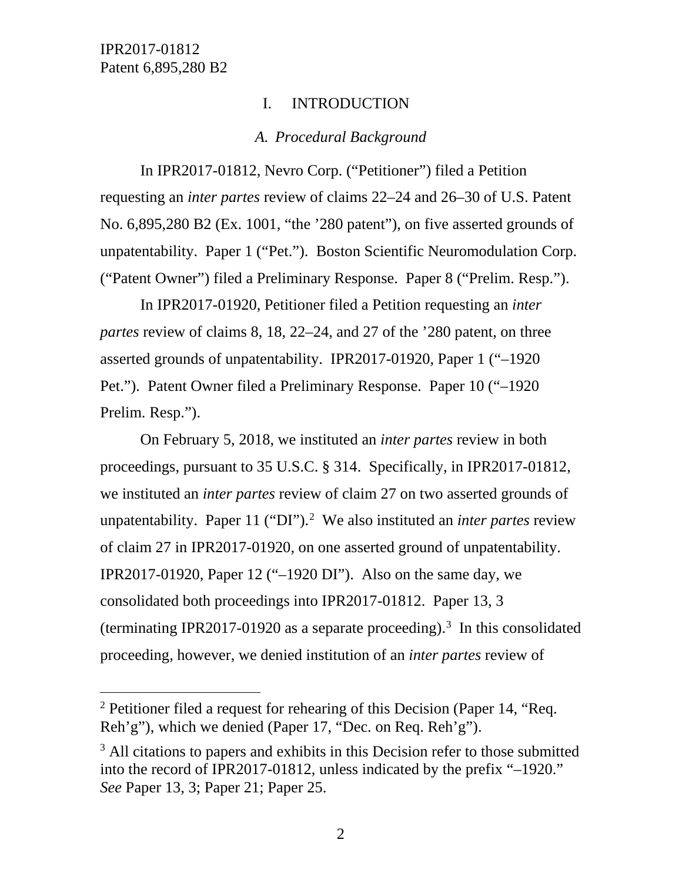## I. INTRODUCTION

### *A. Procedural Background*

In IPR2017-01812, Nevro Corp. ("Petitioner") filed a Petition requesting an *inter partes* review of claims 22–24 and 26–30 of U.S. Patent No. 6,895,280 B2 (Ex. 1001, "the '280 patent"), on five asserted grounds of unpatentability. Paper 1 ("Pet."). Boston Scientific Neuromodulation Corp. ("Patent Owner") filed a Preliminary Response. Paper 8 ("Prelim. Resp.").

In IPR2017-01920, Petitioner filed a Petition requesting an *inter partes* review of claims 8, 18, 22–24, and 27 of the '280 patent, on three asserted grounds of unpatentability. IPR2017-01920, Paper 1 ("–1920 Pet."). Patent Owner filed a Preliminary Response. Paper 10 ("–1920 Prelim. Resp.").

On February 5, 2018, we instituted an *inter partes* review in both proceedings, pursuant to 35 U.S.C. § 314. Specifically, in IPR2017-01812, we instituted an *inter partes* review of claim 27 on two asserted grounds of unpatentability. Paper 11 ("DI").[2] We also instituted an *inter partes* review of claim 27 in IPR2017-01920, on one asserted ground of unpatentability. IPR2017-01920, Paper 12 ("–1920 DI"). Also on the same day, we consolidated both proceedings into IPR2017-01812. Paper 13, 3 (terminating IPR2017-01920 as a separate proceeding).[3] In this consolidated proceeding, however, we denied institution of an *inter partes* review of

---

[2] Petitioner filed a request for rehearing of this Decision (Paper 14, "Req. Reh'g"), which we denied (Paper 17, "Dec. on Req. Reh'g").

[3] All citations to papers and exhibits in this Decision refer to those submitted into the record of IPR2017-01812, unless indicated by the prefix "–1920." *See* Paper 13, 3; Paper 21; Paper 25.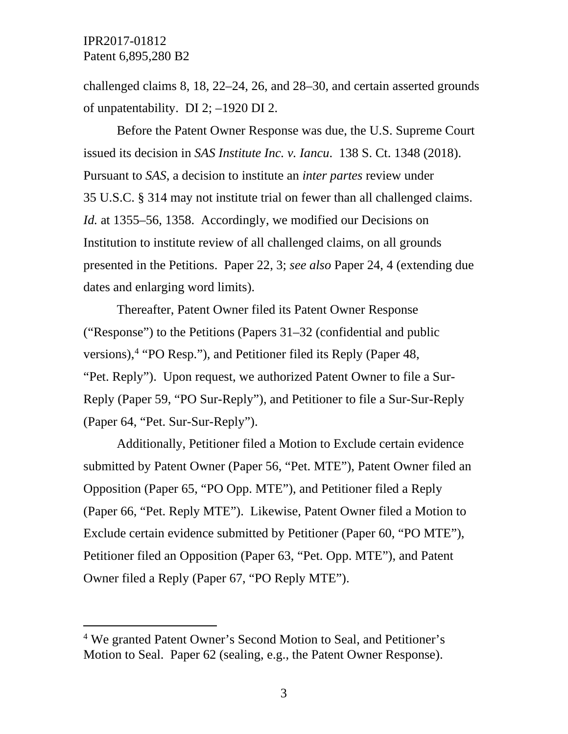challenged claims 8, 18, 22–24, 26, and 28–30, and certain asserted grounds of unpatentability. DI 2; –1920 DI 2.

Before the Patent Owner Response was due, the U.S. Supreme Court issued its decision in *SAS Institute Inc. v. Iancu*. 138 S. Ct. 1348 (2018). Pursuant to *SAS*, a decision to institute an *inter partes* review under 35 U.S.C. § 314 may not institute trial on fewer than all challenged claims. *Id.* at 1355–56, 1358. Accordingly, we modified our Decisions on Institution to institute review of all challenged claims, on all grounds presented in the Petitions. Paper 22, 3; *see also* Paper 24, 4 (extending due dates and enlarging word limits).

Thereafter, Patent Owner filed its Patent Owner Response ("Response") to the Petitions (Papers 31–32 (confidential and public versions),[4] "PO Resp."), and Petitioner filed its Reply (Paper 48, "Pet. Reply"). Upon request, we authorized Patent Owner to file a Sur-Reply (Paper 59, "PO Sur-Reply"), and Petitioner to file a Sur-Sur-Reply (Paper 64, "Pet. Sur-Sur-Reply").

Additionally, Petitioner filed a Motion to Exclude certain evidence submitted by Patent Owner (Paper 56, "Pet. MTE"), Patent Owner filed an Opposition (Paper 65, "PO Opp. MTE"), and Petitioner filed a Reply (Paper 66, "Pet. Reply MTE"). Likewise, Patent Owner filed a Motion to Exclude certain evidence submitted by Petitioner (Paper 60, "PO MTE"), Petitioner filed an Opposition (Paper 63, "Pet. Opp. MTE"), and Patent Owner filed a Reply (Paper 67, "PO Reply MTE").

[4] We granted Patent Owner's Second Motion to Seal, and Petitioner's Motion to Seal. Paper 62 (sealing, e.g., the Patent Owner Response).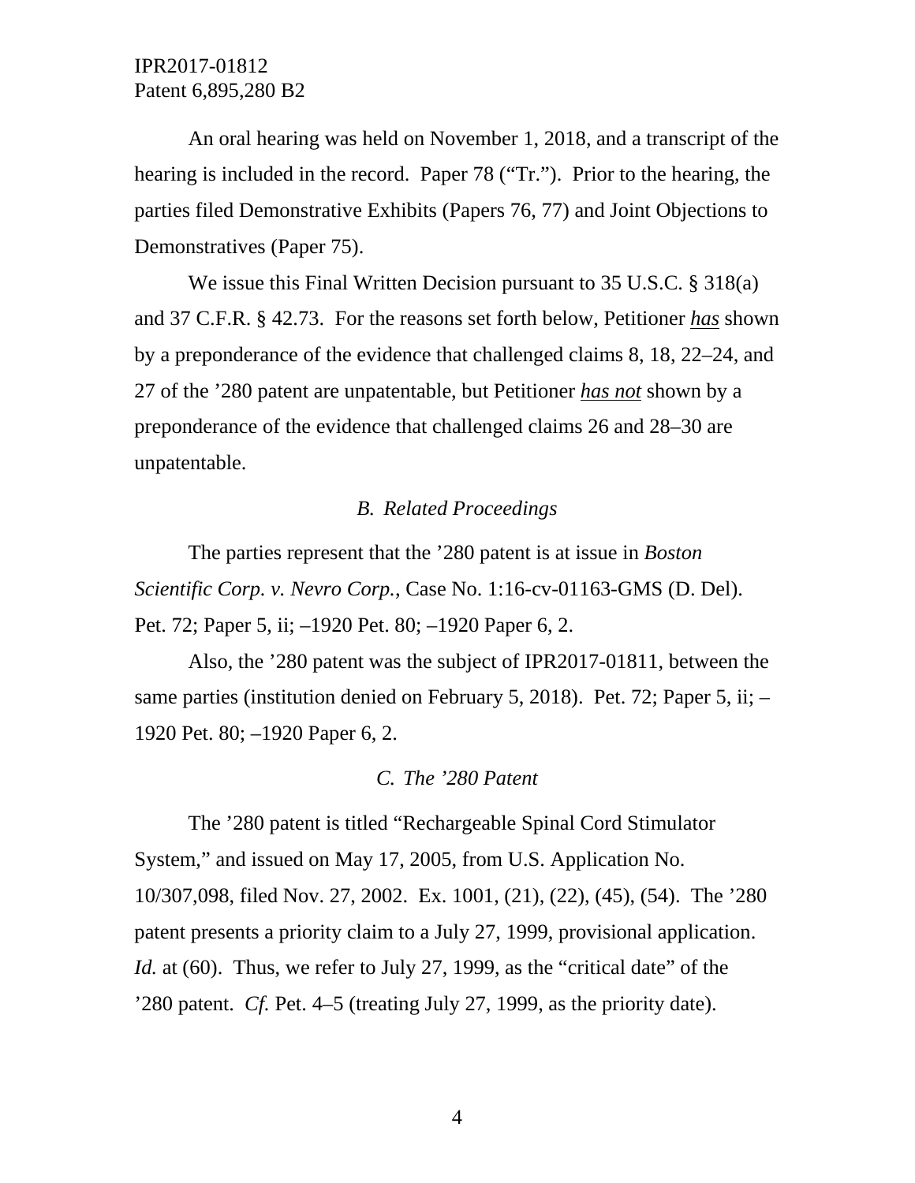An oral hearing was held on November 1, 2018, and a transcript of the hearing is included in the record. Paper 78 ("Tr."). Prior to the hearing, the parties filed Demonstrative Exhibits (Papers 76, 77) and Joint Objections to Demonstratives (Paper 75).

We issue this Final Written Decision pursuant to 35 U.S.C. § 318(a) and 37 C.F.R. § 42.73. For the reasons set forth below, Petitioner *has* shown by a preponderance of the evidence that challenged claims 8, 18, 22–24, and 27 of the '280 patent are unpatentable, but Petitioner *has not* shown by a preponderance of the evidence that challenged claims 26 and 28–30 are unpatentable.

### *B. Related Proceedings*

The parties represent that the '280 patent is at issue in *Boston Scientific Corp. v. Nevro Corp.*, Case No. 1:16-cv-01163-GMS (D. Del). Pet. 72; Paper 5, ii; –1920 Pet. 80; –1920 Paper 6, 2.

Also, the '280 patent was the subject of IPR2017-01811, between the same parties (institution denied on February 5, 2018). Pet. 72; Paper 5, ii; –1920 Pet. 80; –1920 Paper 6, 2.

### *C. The '280 Patent*

The '280 patent is titled "Rechargeable Spinal Cord Stimulator System," and issued on May 17, 2005, from U.S. Application No. 10/307,098, filed Nov. 27, 2002. Ex. 1001, (21), (22), (45), (54). The '280 patent presents a priority claim to a July 27, 1999, provisional application. *Id.* at (60). Thus, we refer to July 27, 1999, as the "critical date" of the '280 patent. *Cf.* Pet. 4–5 (treating July 27, 1999, as the priority date).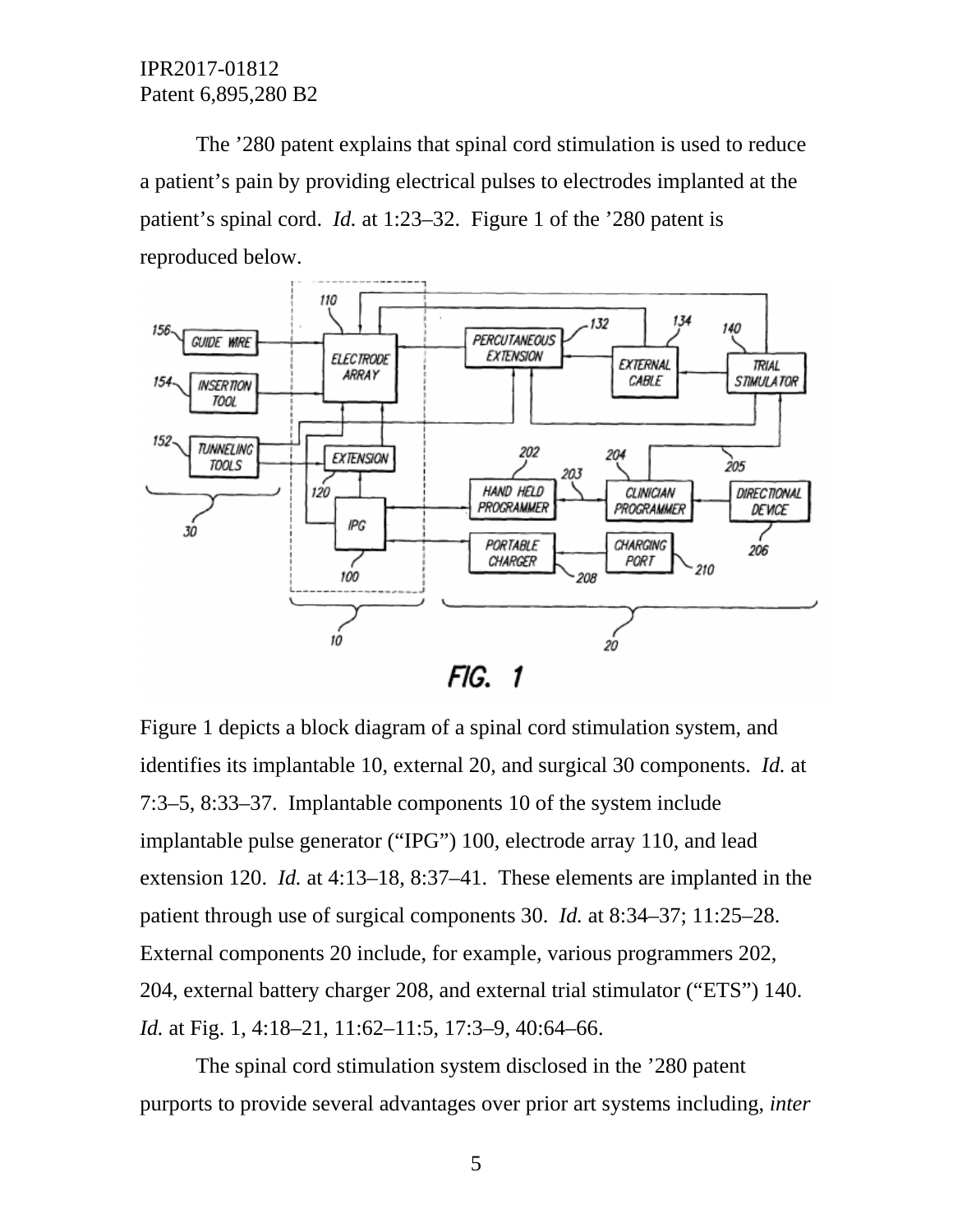The ’280 patent explains that spinal cord stimulation is used to reduce a patient’s pain by providing electrical pulses to electrodes implanted at the patient’s spinal cord. *Id.* at 1:23–32. Figure 1 of the ’280 patent is reproduced below.

Figure 1 depicts a block diagram of a spinal cord stimulation system, and identifies its implantable 10, external 20, and surgical 30 components. *Id.* at 7:3–5, 8:33–37. Implantable components 10 of the system include implantable pulse generator (“IPG”) 100, electrode array 110, and lead extension 120. *Id.* at 4:13–18, 8:37–41. These elements are implanted in the patient through use of surgical components 30. *Id.* at 8:34–37; 11:25–28. External components 20 include, for example, various programmers 202, 204, external battery charger 208, and external trial stimulator (“ETS”) 140. *Id.* at Fig. 1, 4:18–21, 11:62–11:5, 17:3–9, 40:64–66.

The spinal cord stimulation system disclosed in the ’280 patent purports to provide several advantages over prior art systems including, *inter*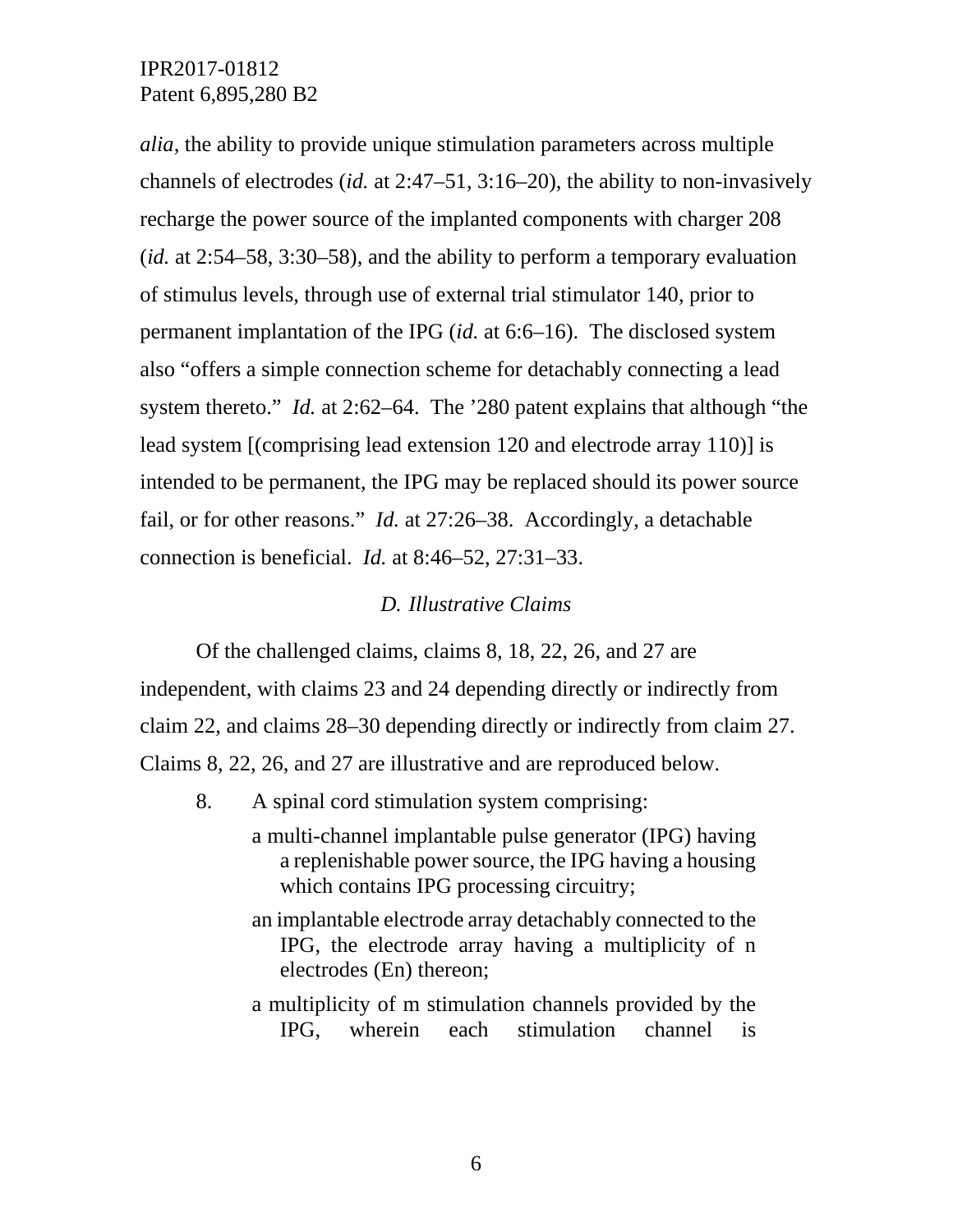*alia*, the ability to provide unique stimulation parameters across multiple channels of electrodes (*id.* at 2:47–51, 3:16–20), the ability to non-invasively recharge the power source of the implanted components with charger 208 (*id.* at 2:54–58, 3:30–58), and the ability to perform a temporary evaluation of stimulus levels, through use of external trial stimulator 140, prior to permanent implantation of the IPG (*id.* at 6:6–16). The disclosed system also "offers a simple connection scheme for detachably connecting a lead system thereto." *Id.* at 2:62–64. The '280 patent explains that although "the lead system [(comprising lead extension 120 and electrode array 110)] is intended to be permanent, the IPG may be replaced should its power source fail, or for other reasons." *Id.* at 27:26–38. Accordingly, a detachable connection is beneficial. *Id.* at 8:46–52, 27:31–33.

### *D. Illustrative Claims*

Of the challenged claims, claims 8, 18, 22, 26, and 27 are independent, with claims 23 and 24 depending directly or indirectly from claim 22, and claims 28–30 depending directly or indirectly from claim 27. Claims 8, 22, 26, and 27 are illustrative and are reproduced below.

> 8. A spinal cord stimulation system comprising:
>
> a multi-channel implantable pulse generator (IPG) having a replenishable power source, the IPG having a housing which contains IPG processing circuitry;
>
> an implantable electrode array detachably connected to the IPG, the electrode array having a multiplicity of n electrodes (En) thereon;
>
> a multiplicity of m stimulation channels provided by the IPG, wherein each stimulation channel is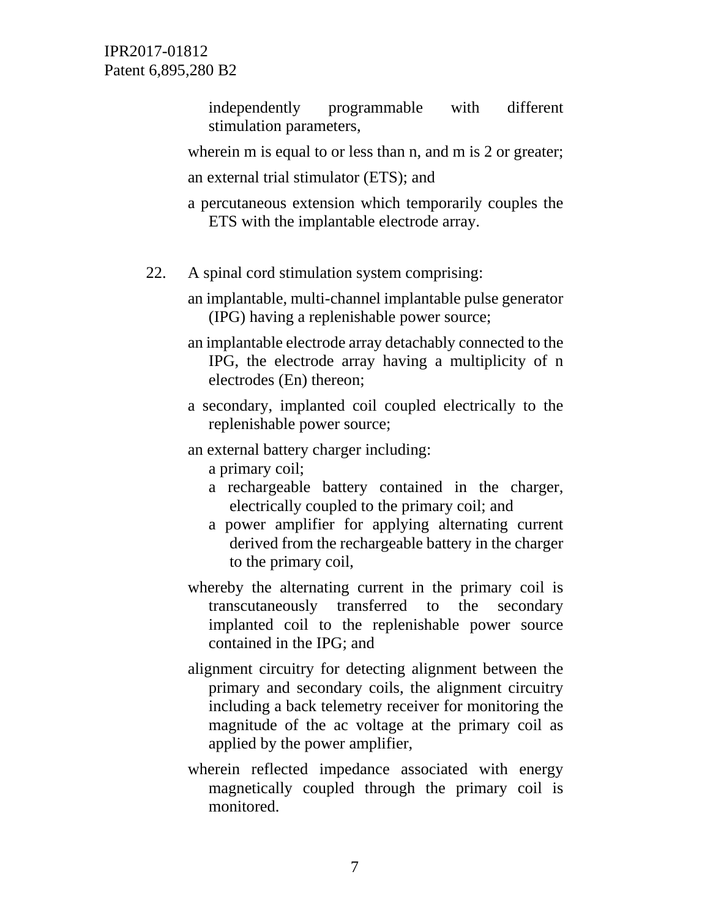independently programmable with different stimulation parameters,

wherein m is equal to or less than n, and m is 2 or greater;

an external trial stimulator (ETS); and

a percutaneous extension which temporarily couples the ETS with the implantable electrode array.

22. A spinal cord stimulation system comprising:

an implantable, multi-channel implantable pulse generator (IPG) having a replenishable power source;

an implantable electrode array detachably connected to the IPG, the electrode array having a multiplicity of n electrodes (En) thereon;

a secondary, implanted coil coupled electrically to the replenishable power source;

an external battery charger including:

a primary coil;

a rechargeable battery contained in the charger, electrically coupled to the primary coil; and

a power amplifier for applying alternating current derived from the rechargeable battery in the charger to the primary coil,

whereby the alternating current in the primary coil is transcutaneously transferred to the secondary implanted coil to the replenishable power source contained in the IPG; and

alignment circuitry for detecting alignment between the primary and secondary coils, the alignment circuitry including a back telemetry receiver for monitoring the magnitude of the ac voltage at the primary coil as applied by the power amplifier,

wherein reflected impedance associated with energy magnetically coupled through the primary coil is monitored.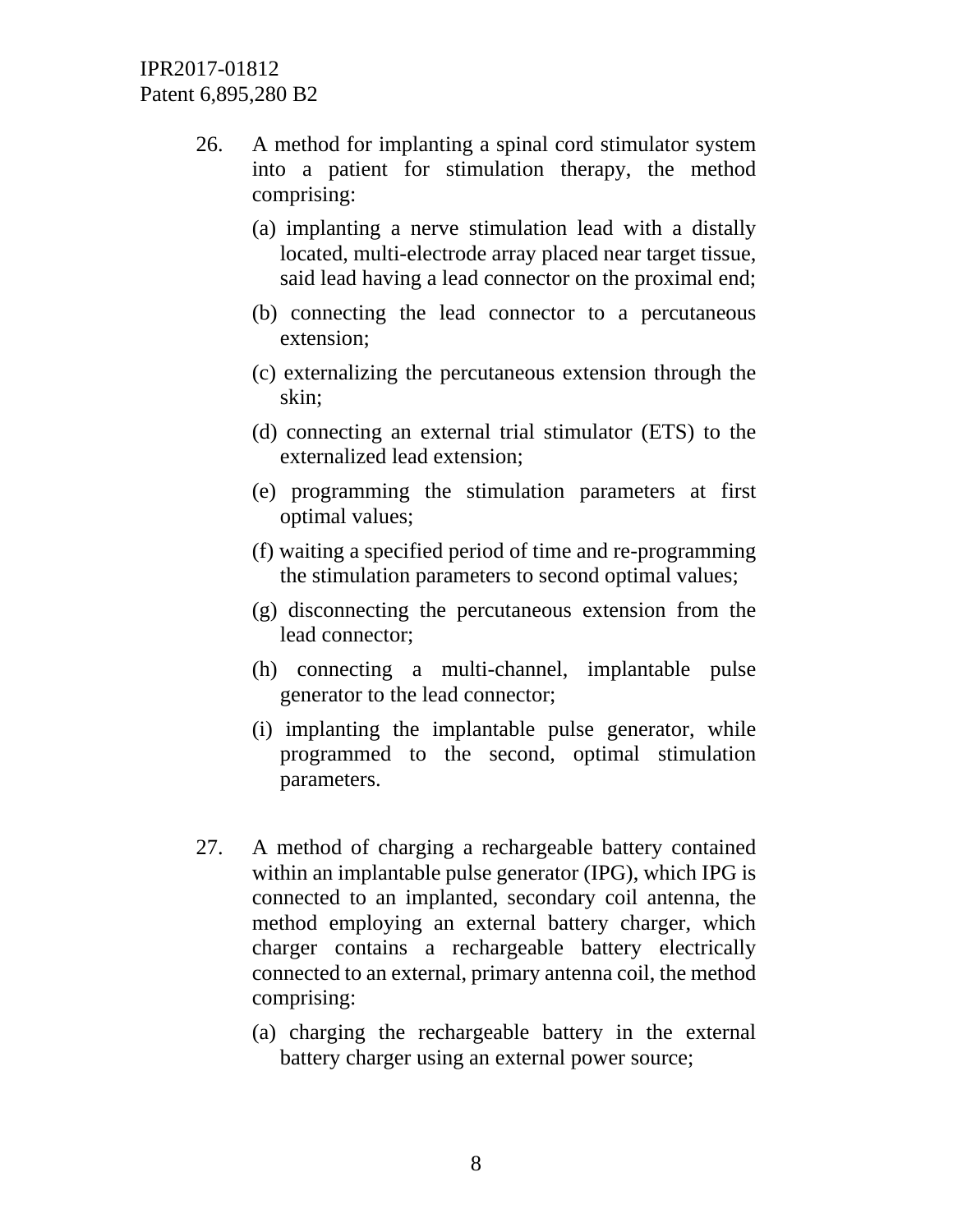26. A method for implanting a spinal cord stimulator system into a patient for stimulation therapy, the method comprising:

    (a) implanting a nerve stimulation lead with a distally located, multi-electrode array placed near target tissue, said lead having a lead connector on the proximal end;

    (b) connecting the lead connector to a percutaneous extension;

    (c) externalizing the percutaneous extension through the skin;

    (d) connecting an external trial stimulator (ETS) to the externalized lead extension;

    (e) programming the stimulation parameters at first optimal values;

    (f) waiting a specified period of time and re-programming the stimulation parameters to second optimal values;

    (g) disconnecting the percutaneous extension from the lead connector;

    (h) connecting a multi-channel, implantable pulse generator to the lead connector;

    (i) implanting the implantable pulse generator, while programmed to the second, optimal stimulation parameters.

27. A method of charging a rechargeable battery contained within an implantable pulse generator (IPG), which IPG is connected to an implanted, secondary coil antenna, the method employing an external battery charger, which charger contains a rechargeable battery electrically connected to an external, primary antenna coil, the method comprising:

    (a) charging the rechargeable battery in the external battery charger using an external power source;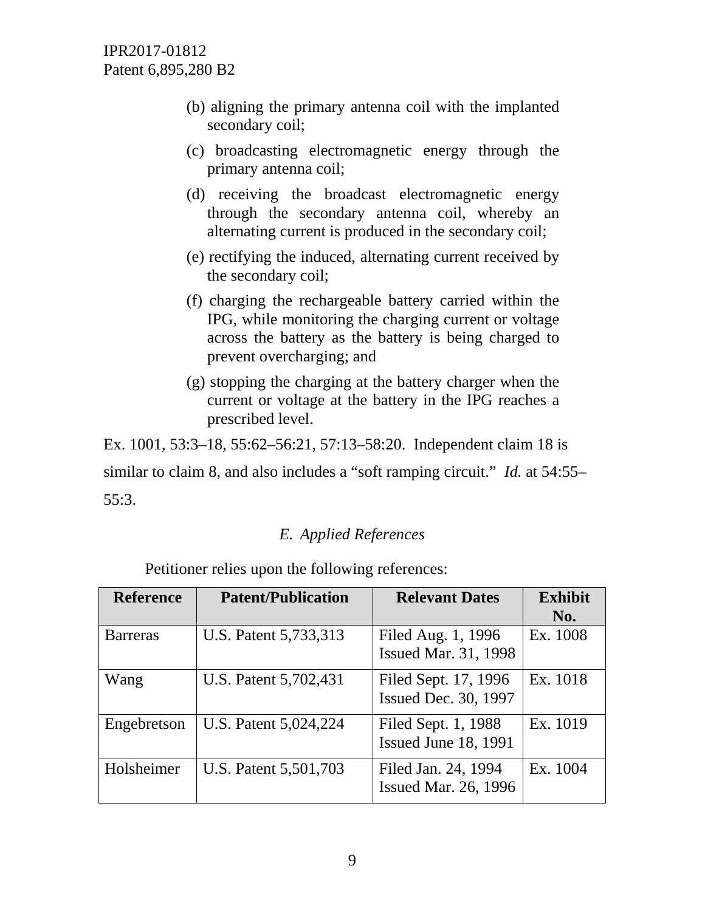(b) aligning the primary antenna coil with the implanted secondary coil;

(c) broadcasting electromagnetic energy through the primary antenna coil;

(d) receiving the broadcast electromagnetic energy through the secondary antenna coil, whereby an alternating current is produced in the secondary coil;

(e) rectifying the induced, alternating current received by the secondary coil;

(f) charging the rechargeable battery carried within the IPG, while monitoring the charging current or voltage across the battery as the battery is being charged to prevent overcharging; and

(g) stopping the charging at the battery charger when the current or voltage at the battery in the IPG reaches a prescribed level.

Ex. 1001, 53:3–18, 55:62–56:21, 57:13–58:20. Independent claim 18 is similar to claim 8, and also includes a "soft ramping circuit." *Id.* at 54:55–55:3.

### *E. Applied References*

Petitioner relies upon the following references:

| Reference | Patent/Publication | Relevant Dates | Exhibit No. |
|---|---|---|---|
| Barreras | U.S. Patent 5,733,313 | Filed Aug. 1, 1996<br>Issued Mar. 31, 1998 | Ex. 1008 |
| Wang | U.S. Patent 5,702,431 | Filed Sept. 17, 1996<br>Issued Dec. 30, 1997 | Ex. 1018 |
| Engebretson | U.S. Patent 5,024,224 | Filed Sept. 1, 1988<br>Issued June 18, 1991 | Ex. 1019 |
| Holsheimer | U.S. Patent 5,501,703 | Filed Jan. 24, 1994<br>Issued Mar. 26, 1996 | Ex. 1004 |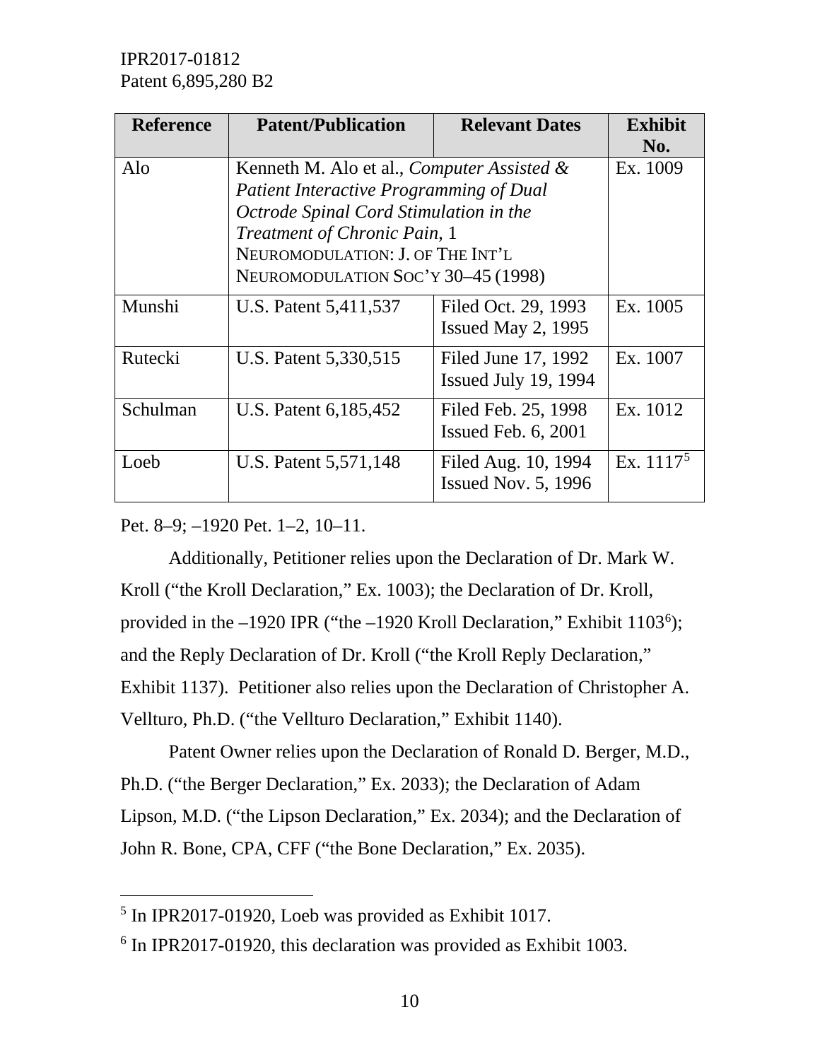| Reference | Patent/Publication | Relevant Dates | Exhibit No. |
|---|---|---|---|
| Alo | Kenneth M. Alo et al., *Computer Assisted & Patient Interactive Programming of Dual Octrode Spinal Cord Stimulation in the Treatment of Chronic Pain*, 1 NEUROMODULATION: J. OF THE INT'L NEUROMODULATION SOC'Y 30–45 (1998) | | Ex. 1009 |
| Munshi | U.S. Patent 5,411,537 | Filed Oct. 29, 1993<br>Issued May 2, 1995 | Ex. 1005 |
| Rutecki | U.S. Patent 5,330,515 | Filed June 17, 1992<br>Issued July 19, 1994 | Ex. 1007 |
| Schulman | U.S. Patent 6,185,452 | Filed Feb. 25, 1998<br>Issued Feb. 6, 2001 | Ex. 1012 |
| Loeb | U.S. Patent 5,571,148 | Filed Aug. 10, 1994<br>Issued Nov. 5, 1996 | Ex. 1117[5] |

Pet. 8–9; –1920 Pet. 1–2, 10–11.

Additionally, Petitioner relies upon the Declaration of Dr. Mark W. Kroll ("the Kroll Declaration," Ex. 1003); the Declaration of Dr. Kroll, provided in the –1920 IPR ("the –1920 Kroll Declaration," Exhibit 1103[6]); and the Reply Declaration of Dr. Kroll ("the Kroll Reply Declaration," Exhibit 1137). Petitioner also relies upon the Declaration of Christopher A. Vellturo, Ph.D. ("the Vellturo Declaration," Exhibit 1140).

Patent Owner relies upon the Declaration of Ronald D. Berger, M.D., Ph.D. ("the Berger Declaration," Ex. 2033); the Declaration of Adam Lipson, M.D. ("the Lipson Declaration," Ex. 2034); and the Declaration of John R. Bone, CPA, CFF ("the Bone Declaration," Ex. 2035).

[5] In IPR2017-01920, Loeb was provided as Exhibit 1017.

[6] In IPR2017-01920, this declaration was provided as Exhibit 1003.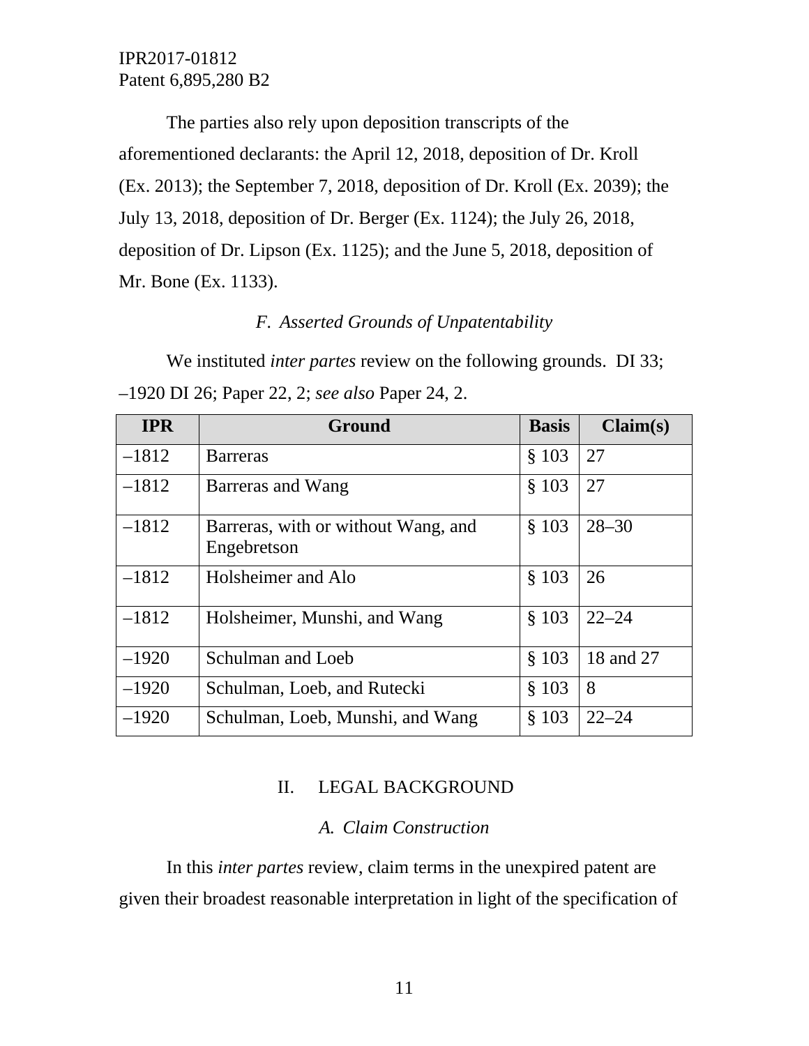The parties also rely upon deposition transcripts of the aforementioned declarants: the April 12, 2018, deposition of Dr. Kroll (Ex. 2013); the September 7, 2018, deposition of Dr. Kroll (Ex. 2039); the July 13, 2018, deposition of Dr. Berger (Ex. 1124); the July 26, 2018, deposition of Dr. Lipson (Ex. 1125); and the June 5, 2018, deposition of Mr. Bone (Ex. 1133).

### *F. Asserted Grounds of Unpatentability*

We instituted *inter partes* review on the following grounds. DI 33; –1920 DI 26; Paper 22, 2; *see also* Paper 24, 2.

| IPR | Ground | Basis | Claim(s) |
|---|---|---|---|
| –1812 | Barreras | § 103 | 27 |
| –1812 | Barreras and Wang | § 103 | 27 |
| –1812 | Barreras, with or without Wang, and Engebretson | § 103 | 28–30 |
| –1812 | Holsheimer and Alo | § 103 | 26 |
| –1812 | Holsheimer, Munshi, and Wang | § 103 | 22–24 |
| –1920 | Schulman and Loeb | § 103 | 18 and 27 |
| –1920 | Schulman, Loeb, and Rutecki | § 103 | 8 |
| –1920 | Schulman, Loeb, Munshi, and Wang | § 103 | 22–24 |

## II. LEGAL BACKGROUND

### *A. Claim Construction*

In this *inter partes* review, claim terms in the unexpired patent are given their broadest reasonable interpretation in light of the specification of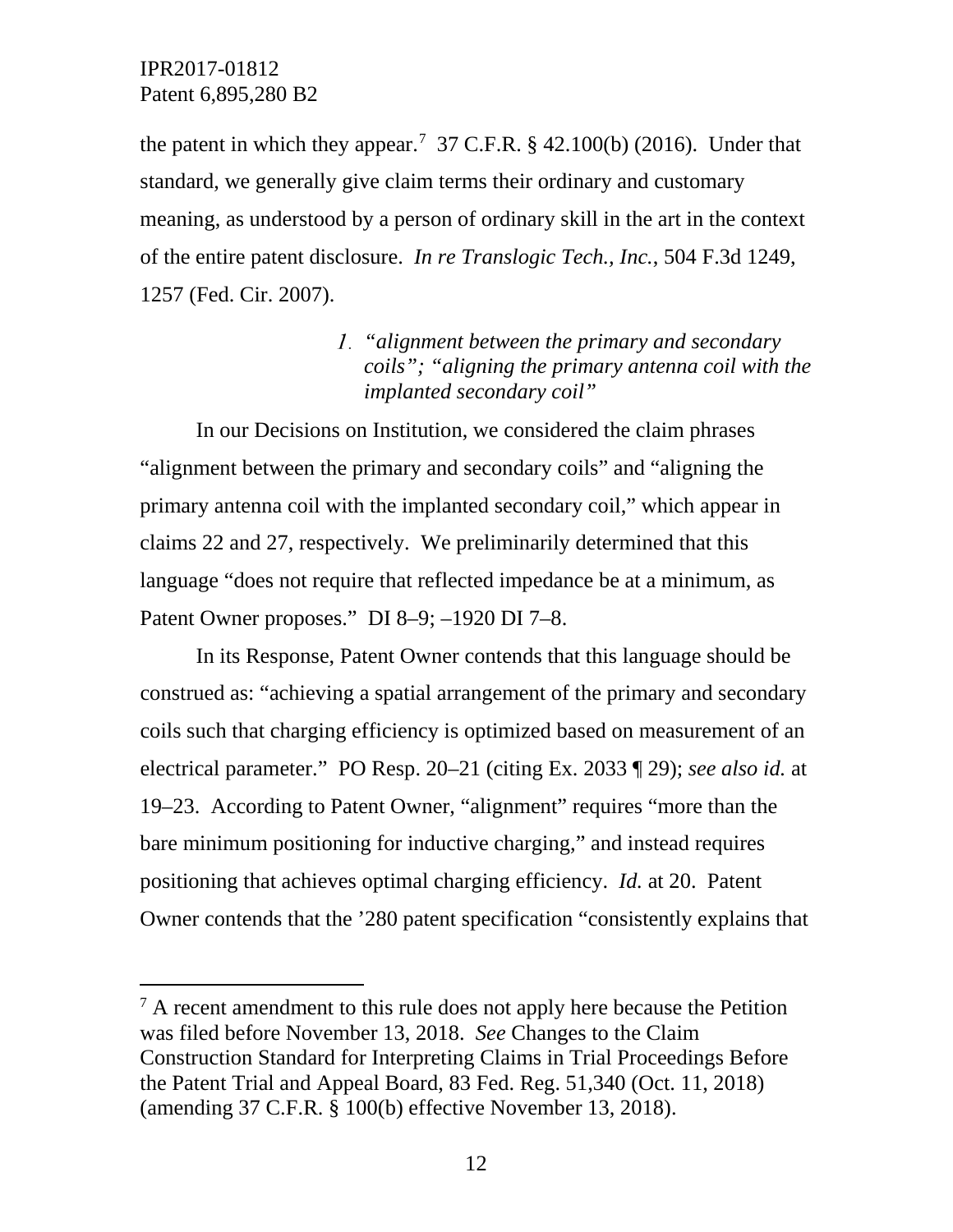the patent in which they appear.[7] 37 C.F.R. § 42.100(b) (2016). Under that standard, we generally give claim terms their ordinary and customary meaning, as understood by a person of ordinary skill in the art in the context of the entire patent disclosure. *In re Translogic Tech., Inc.*, 504 F.3d 1249, 1257 (Fed. Cir. 2007).

### 1. *"alignment between the primary and secondary coils"; "aligning the primary antenna coil with the implanted secondary coil"*

In our Decisions on Institution, we considered the claim phrases "alignment between the primary and secondary coils" and "aligning the primary antenna coil with the implanted secondary coil," which appear in claims 22 and 27, respectively. We preliminarily determined that this language "does not require that reflected impedance be at a minimum, as Patent Owner proposes." DI 8–9; –1920 DI 7–8.

In its Response, Patent Owner contends that this language should be construed as: "achieving a spatial arrangement of the primary and secondary coils such that charging efficiency is optimized based on measurement of an electrical parameter." PO Resp. 20–21 (citing Ex. 2033 ¶ 29); *see also id.* at 19–23. According to Patent Owner, "alignment" requires "more than the bare minimum positioning for inductive charging," and instead requires positioning that achieves optimal charging efficiency. *Id.* at 20. Patent Owner contends that the '280 patent specification "consistently explains that

---

[7] A recent amendment to this rule does not apply here because the Petition was filed before November 13, 2018. *See* Changes to the Claim Construction Standard for Interpreting Claims in Trial Proceedings Before the Patent Trial and Appeal Board, 83 Fed. Reg. 51,340 (Oct. 11, 2018) (amending 37 C.F.R. § 100(b) effective November 13, 2018).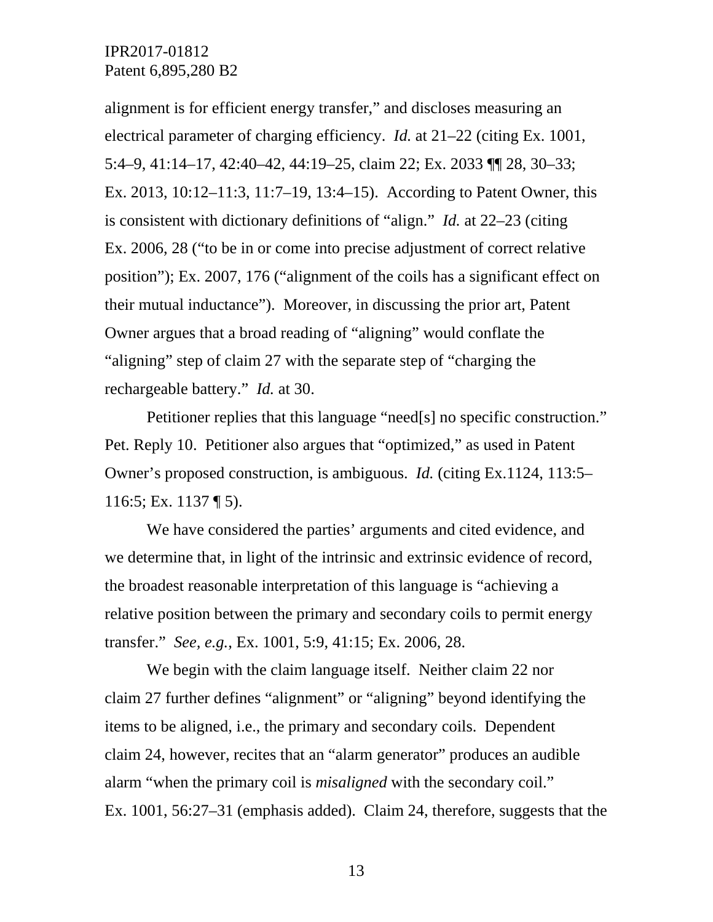alignment is for efficient energy transfer," and discloses measuring an electrical parameter of charging efficiency. *Id.* at 21–22 (citing Ex. 1001, 5:4–9, 41:14–17, 42:40–42, 44:19–25, claim 22; Ex. 2033 ¶¶ 28, 30–33; Ex. 2013, 10:12–11:3, 11:7–19, 13:4–15). According to Patent Owner, this is consistent with dictionary definitions of "align." *Id.* at 22–23 (citing Ex. 2006, 28 ("to be in or come into precise adjustment of correct relative position"); Ex. 2007, 176 ("alignment of the coils has a significant effect on their mutual inductance"). Moreover, in discussing the prior art, Patent Owner argues that a broad reading of "aligning" would conflate the "aligning" step of claim 27 with the separate step of "charging the rechargeable battery." *Id.* at 30.

Petitioner replies that this language "need[s] no specific construction." Pet. Reply 10. Petitioner also argues that "optimized," as used in Patent Owner's proposed construction, is ambiguous. *Id.* (citing Ex.1124, 113:5–116:5; Ex. 1137 ¶ 5).

We have considered the parties' arguments and cited evidence, and we determine that, in light of the intrinsic and extrinsic evidence of record, the broadest reasonable interpretation of this language is "achieving a relative position between the primary and secondary coils to permit energy transfer." *See, e.g.*, Ex. 1001, 5:9, 41:15; Ex. 2006, 28.

We begin with the claim language itself. Neither claim 22 nor claim 27 further defines "alignment" or "aligning" beyond identifying the items to be aligned, i.e., the primary and secondary coils. Dependent claim 24, however, recites that an "alarm generator" produces an audible alarm "when the primary coil is *misaligned* with the secondary coil." Ex. 1001, 56:27–31 (emphasis added). Claim 24, therefore, suggests that the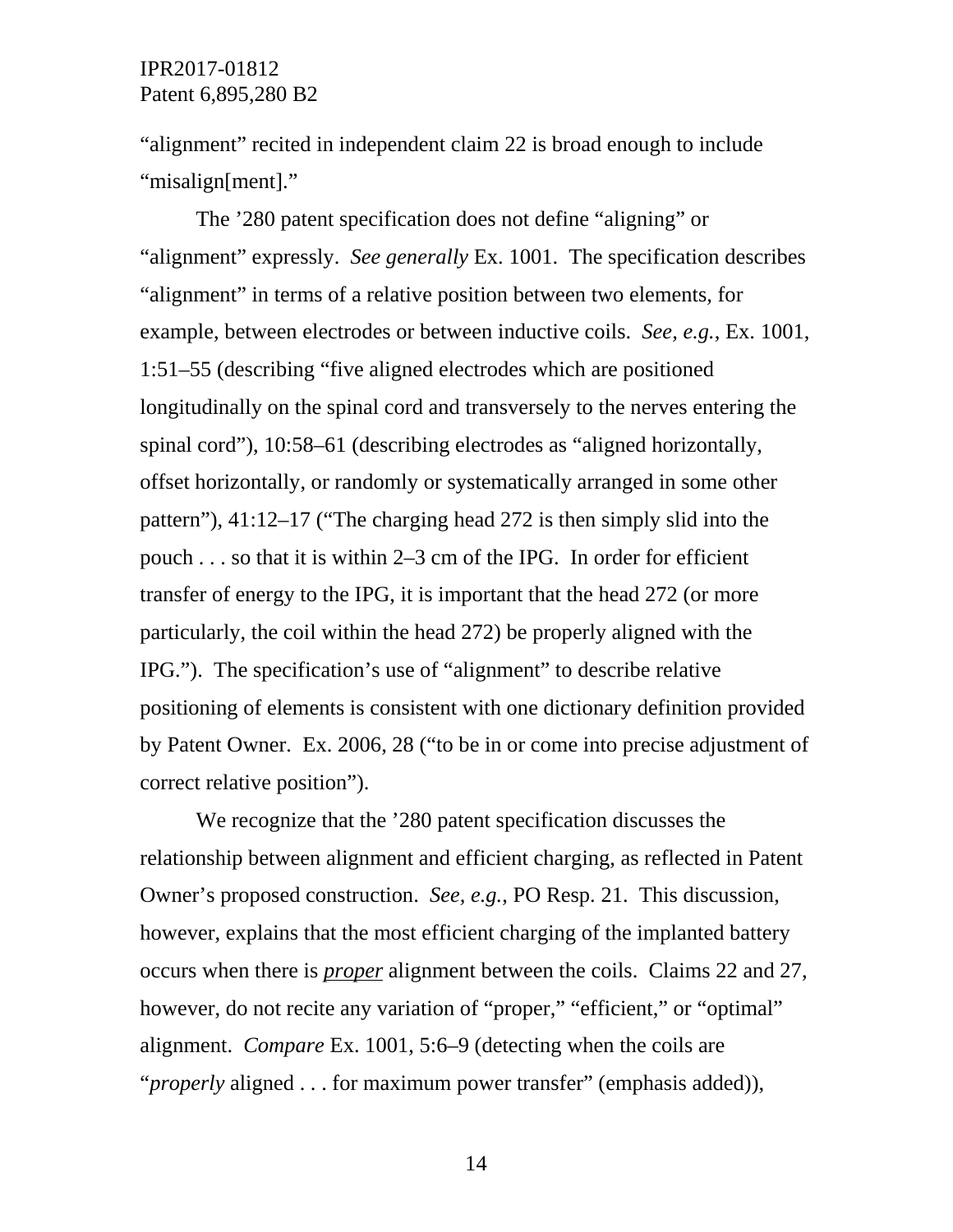"alignment" recited in independent claim 22 is broad enough to include "misalign[ment]."

The '280 patent specification does not define "aligning" or "alignment" expressly. *See generally* Ex. 1001. The specification describes "alignment" in terms of a relative position between two elements, for example, between electrodes or between inductive coils. *See, e.g.*, Ex. 1001, 1:51–55 (describing "five aligned electrodes which are positioned longitudinally on the spinal cord and transversely to the nerves entering the spinal cord"), 10:58–61 (describing electrodes as "aligned horizontally, offset horizontally, or randomly or systematically arranged in some other pattern"), 41:12–17 ("The charging head 272 is then simply slid into the pouch . . . so that it is within 2–3 cm of the IPG. In order for efficient transfer of energy to the IPG, it is important that the head 272 (or more particularly, the coil within the head 272) be properly aligned with the IPG."). The specification's use of "alignment" to describe relative positioning of elements is consistent with one dictionary definition provided by Patent Owner. Ex. 2006, 28 ("to be in or come into precise adjustment of correct relative position").

We recognize that the '280 patent specification discusses the relationship between alignment and efficient charging, as reflected in Patent Owner's proposed construction. *See, e.g.*, PO Resp. 21. This discussion, however, explains that the most efficient charging of the implanted battery occurs when there is ***proper*** alignment between the coils. Claims 22 and 27, however, do not recite any variation of "proper," "efficient," or "optimal" alignment. *Compare* Ex. 1001, 5:6–9 (detecting when the coils are "*properly* aligned . . . for maximum power transfer" (emphasis added)),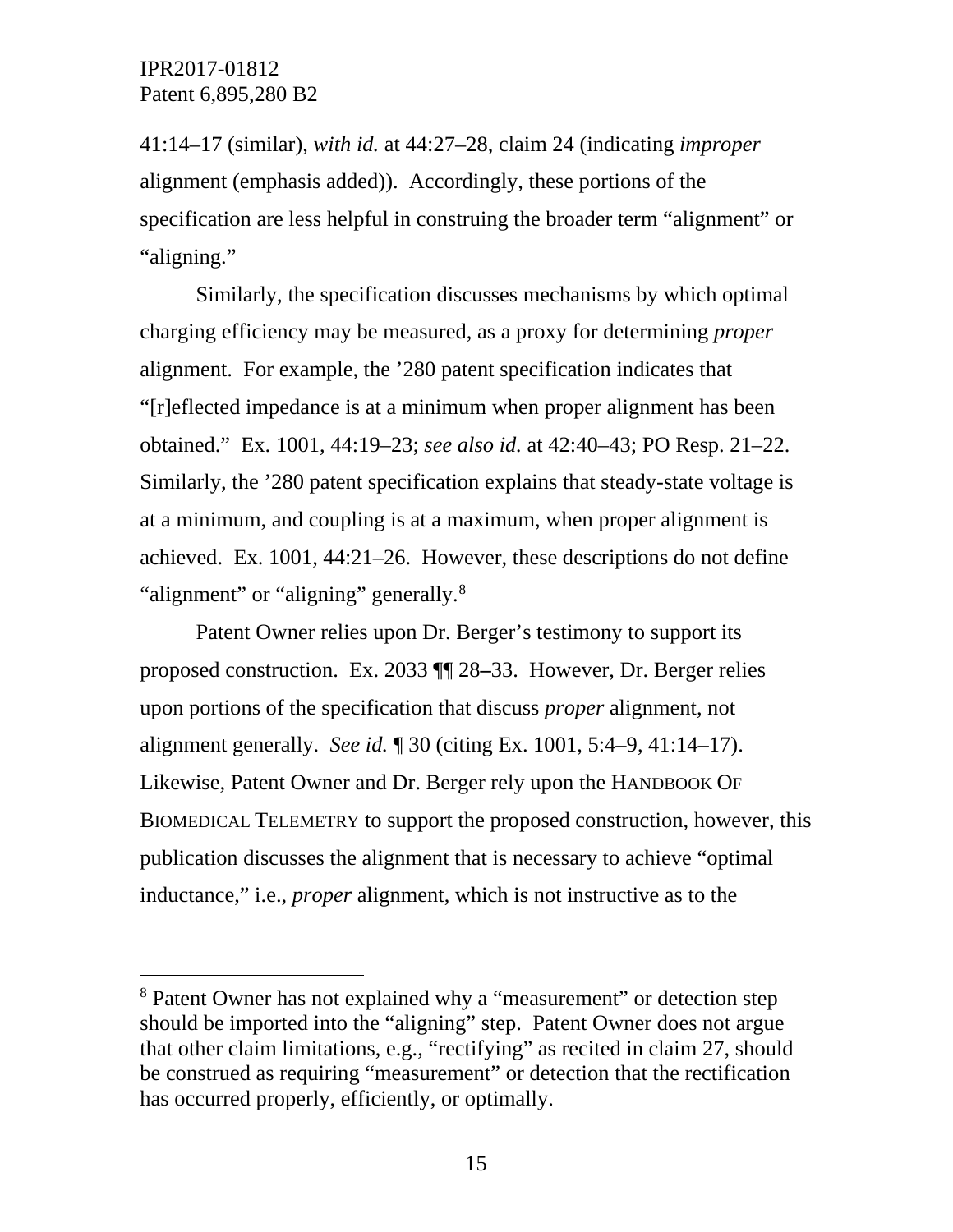41:14–17 (similar), *with id.* at 44:27–28, claim 24 (indicating *improper* alignment (emphasis added)). Accordingly, these portions of the specification are less helpful in construing the broader term "alignment" or "aligning."

Similarly, the specification discusses mechanisms by which optimal charging efficiency may be measured, as a proxy for determining *proper* alignment. For example, the '280 patent specification indicates that "[r]eflected impedance is at a minimum when proper alignment has been obtained." Ex. 1001, 44:19–23; *see also id.* at 42:40–43; PO Resp. 21–22. Similarly, the '280 patent specification explains that steady-state voltage is at a minimum, and coupling is at a maximum, when proper alignment is achieved. Ex. 1001, 44:21–26. However, these descriptions do not define "alignment" or "aligning" generally.[8]

Patent Owner relies upon Dr. Berger's testimony to support its proposed construction. Ex. 2033 ¶¶ 28–33. However, Dr. Berger relies upon portions of the specification that discuss *proper* alignment, not alignment generally. *See id.* ¶ 30 (citing Ex. 1001, 5:4–9, 41:14–17). Likewise, Patent Owner and Dr. Berger rely upon the HANDBOOK OF BIOMEDICAL TELEMETRY to support the proposed construction, however, this publication discusses the alignment that is necessary to achieve "optimal inductance," i.e., *proper* alignment, which is not instructive as to the

---

[8] Patent Owner has not explained why a "measurement" or detection step should be imported into the "aligning" step. Patent Owner does not argue that other claim limitations, e.g., "rectifying" as recited in claim 27, should be construed as requiring "measurement" or detection that the rectification has occurred properly, efficiently, or optimally.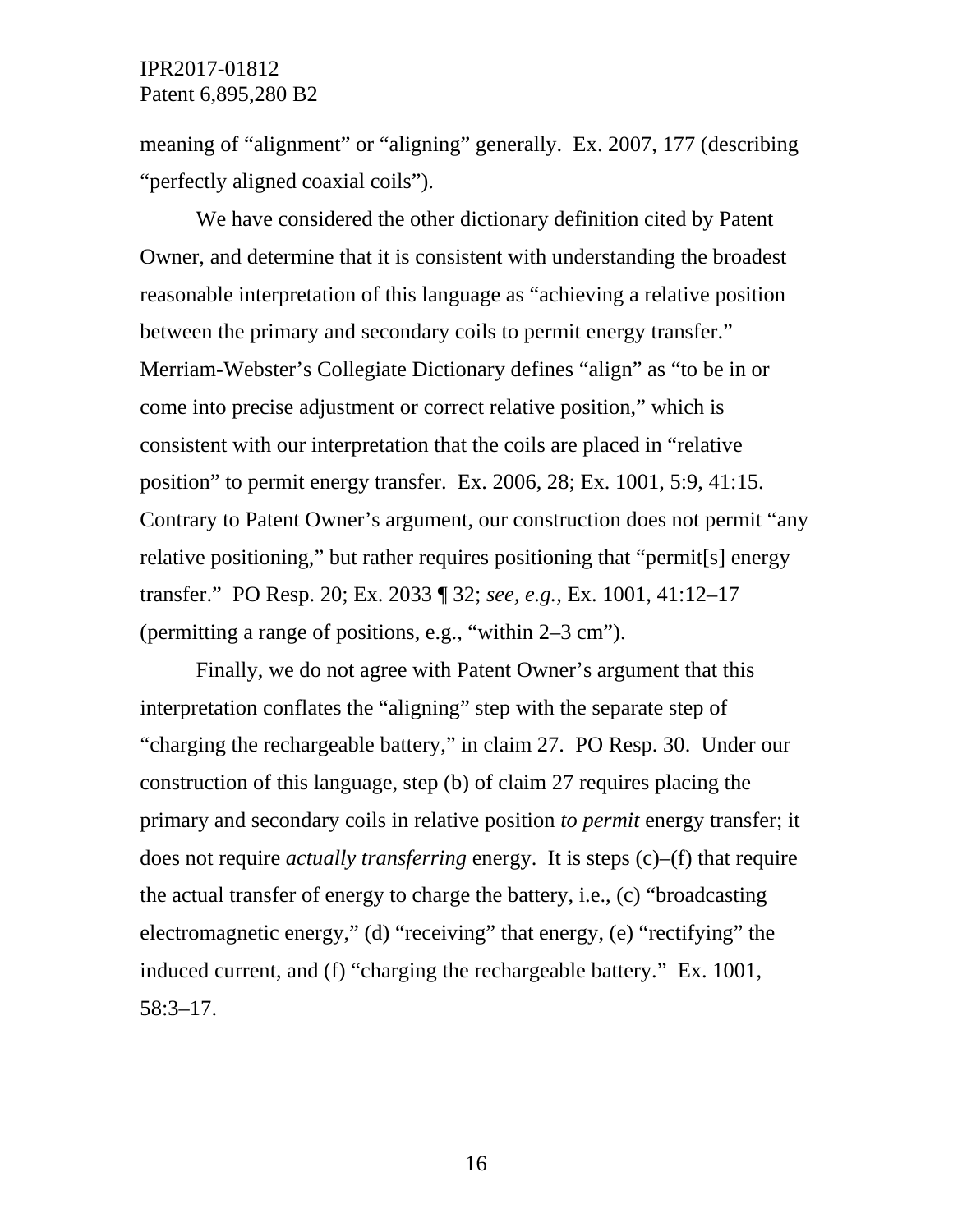meaning of "alignment" or "aligning" generally. Ex. 2007, 177 (describing "perfectly aligned coaxial coils").

We have considered the other dictionary definition cited by Patent Owner, and determine that it is consistent with understanding the broadest reasonable interpretation of this language as "achieving a relative position between the primary and secondary coils to permit energy transfer." Merriam-Webster's Collegiate Dictionary defines "align" as "to be in or come into precise adjustment or correct relative position," which is consistent with our interpretation that the coils are placed in "relative position" to permit energy transfer. Ex. 2006, 28; Ex. 1001, 5:9, 41:15. Contrary to Patent Owner's argument, our construction does not permit "any relative positioning," but rather requires positioning that "permit[s] energy transfer." PO Resp. 20; Ex. 2033 ¶ 32; *see, e.g.*, Ex. 1001, 41:12–17 (permitting a range of positions, e.g., "within 2–3 cm").

Finally, we do not agree with Patent Owner's argument that this interpretation conflates the "aligning" step with the separate step of "charging the rechargeable battery," in claim 27. PO Resp. 30. Under our construction of this language, step (b) of claim 27 requires placing the primary and secondary coils in relative position *to permit* energy transfer; it does not require *actually transferring* energy. It is steps (c)–(f) that require the actual transfer of energy to charge the battery, i.e., (c) "broadcasting electromagnetic energy," (d) "receiving" that energy, (e) "rectifying" the induced current, and (f) "charging the rechargeable battery." Ex. 1001, 58:3–17.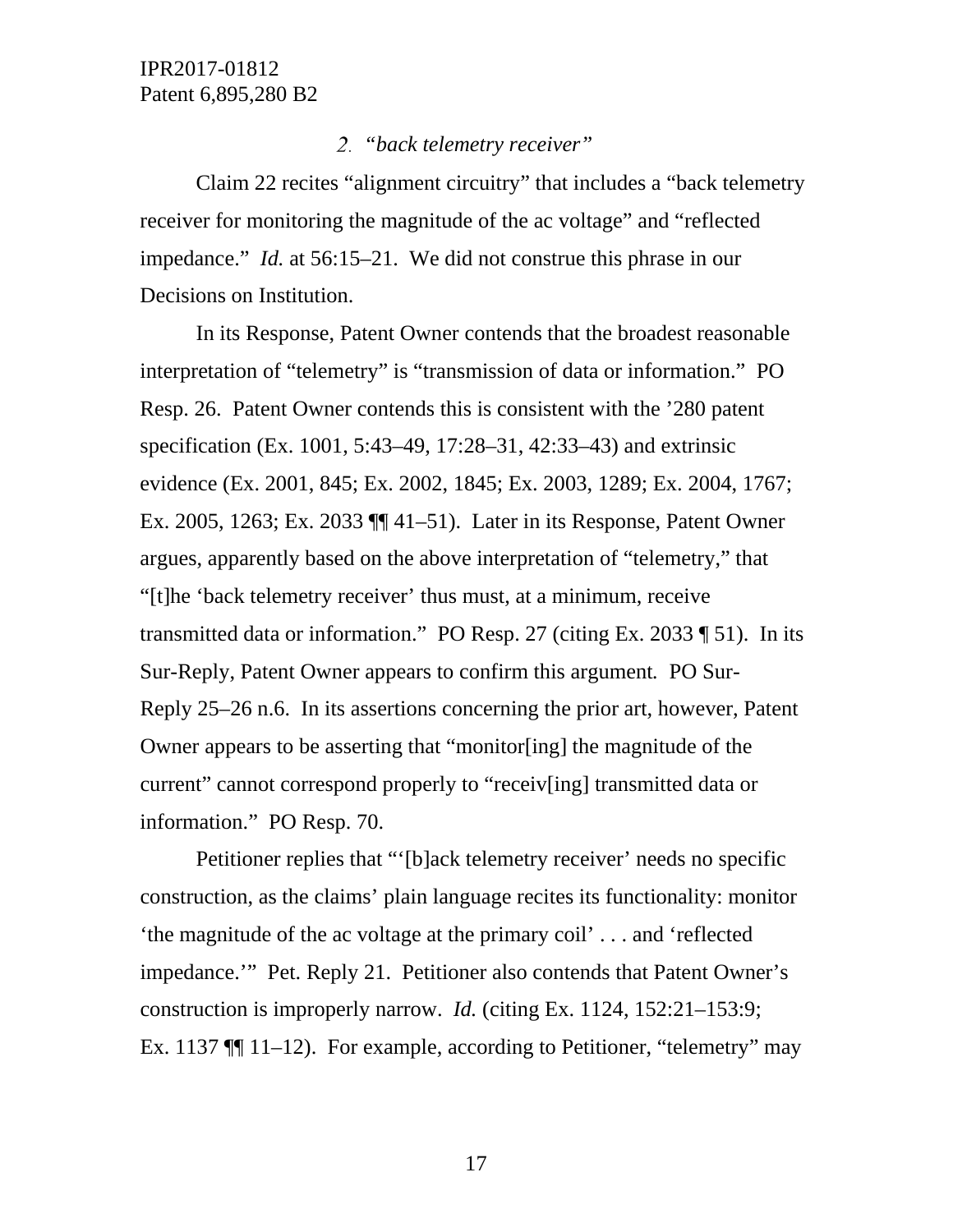### 2. *"back telemetry receiver"*

Claim 22 recites "alignment circuitry" that includes a "back telemetry receiver for monitoring the magnitude of the ac voltage" and "reflected impedance." *Id.* at 56:15–21. We did not construe this phrase in our Decisions on Institution.

In its Response, Patent Owner contends that the broadest reasonable interpretation of "telemetry" is "transmission of data or information." PO Resp. 26. Patent Owner contends this is consistent with the '280 patent specification (Ex. 1001, 5:43–49, 17:28–31, 42:33–43) and extrinsic evidence (Ex. 2001, 845; Ex. 2002, 1845; Ex. 2003, 1289; Ex. 2004, 1767; Ex. 2005, 1263; Ex. 2033 ¶¶ 41–51). Later in its Response, Patent Owner argues, apparently based on the above interpretation of "telemetry," that "[t]he 'back telemetry receiver' thus must, at a minimum, receive transmitted data or information." PO Resp. 27 (citing Ex. 2033 ¶ 51). In its Sur-Reply, Patent Owner appears to confirm this argument. PO Sur-Reply 25–26 n.6. In its assertions concerning the prior art, however, Patent Owner appears to be asserting that "monitor[ing] the magnitude of the current" cannot correspond properly to "receiv[ing] transmitted data or information." PO Resp. 70.

Petitioner replies that "'[b]ack telemetry receiver' needs no specific construction, as the claims' plain language recites its functionality: monitor 'the magnitude of the ac voltage at the primary coil' . . . and 'reflected impedance.'" Pet. Reply 21. Petitioner also contends that Patent Owner's construction is improperly narrow. *Id.* (citing Ex. 1124, 152:21–153:9; Ex. 1137 ¶¶ 11–12). For example, according to Petitioner, "telemetry" may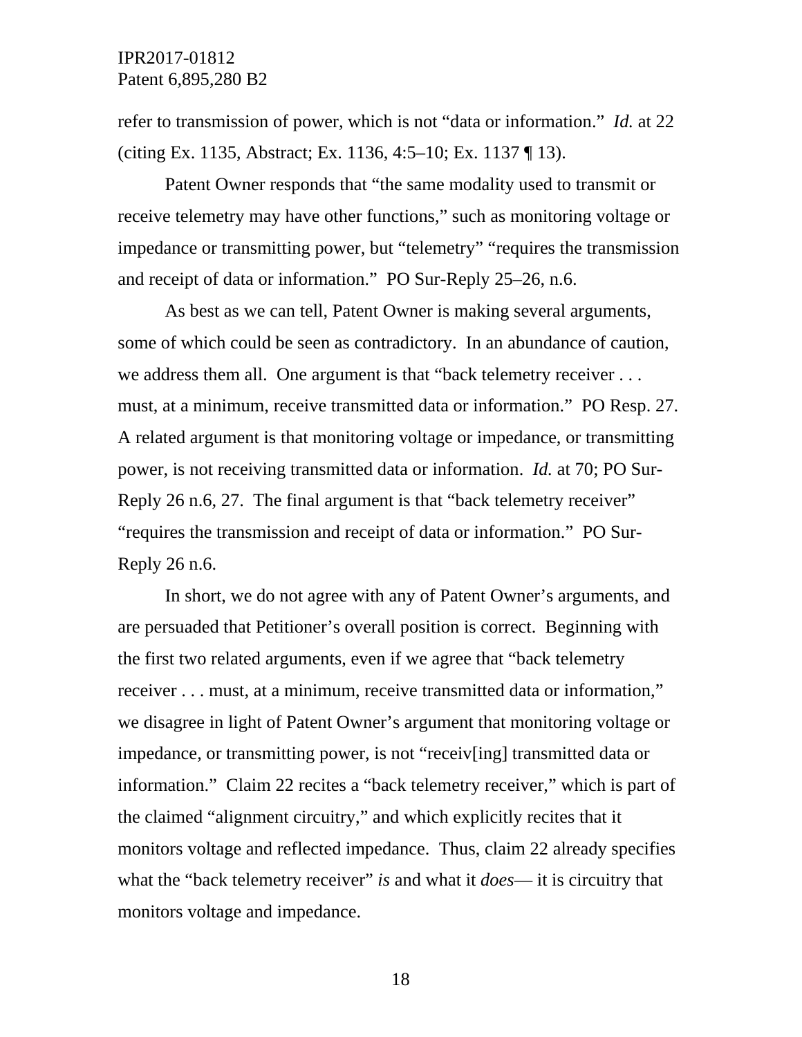refer to transmission of power, which is not "data or information." *Id.* at 22 (citing Ex. 1135, Abstract; Ex. 1136, 4:5–10; Ex. 1137 ¶ 13).

Patent Owner responds that "the same modality used to transmit or receive telemetry may have other functions," such as monitoring voltage or impedance or transmitting power, but "telemetry" "requires the transmission and receipt of data or information." PO Sur-Reply 25–26, n.6.

As best as we can tell, Patent Owner is making several arguments, some of which could be seen as contradictory. In an abundance of caution, we address them all. One argument is that "back telemetry receiver . . . must, at a minimum, receive transmitted data or information." PO Resp. 27. A related argument is that monitoring voltage or impedance, or transmitting power, is not receiving transmitted data or information. *Id.* at 70; PO Sur-Reply 26 n.6, 27. The final argument is that "back telemetry receiver" "requires the transmission and receipt of data or information." PO Sur-Reply 26 n.6.

In short, we do not agree with any of Patent Owner's arguments, and are persuaded that Petitioner's overall position is correct. Beginning with the first two related arguments, even if we agree that "back telemetry receiver . . . must, at a minimum, receive transmitted data or information," we disagree in light of Patent Owner's argument that monitoring voltage or impedance, or transmitting power, is not "receiv[ing] transmitted data or information." Claim 22 recites a "back telemetry receiver," which is part of the claimed "alignment circuitry," and which explicitly recites that it monitors voltage and reflected impedance. Thus, claim 22 already specifies what the "back telemetry receiver" *is* and what it *does*— it is circuitry that monitors voltage and impedance.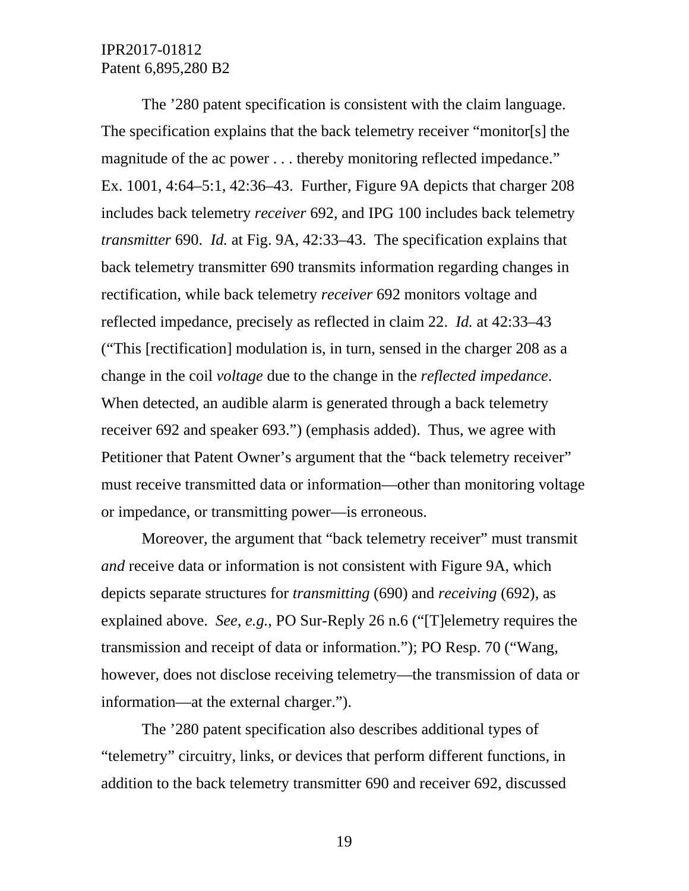The ’280 patent specification is consistent with the claim language. The specification explains that the back telemetry receiver “monitor[s] the magnitude of the ac power . . . thereby monitoring reflected impedance.” Ex. 1001, 4:64–5:1, 42:36–43. Further, Figure 9A depicts that charger 208 includes back telemetry *receiver* 692, and IPG 100 includes back telemetry *transmitter* 690. *Id.* at Fig. 9A, 42:33–43. The specification explains that back telemetry transmitter 690 transmits information regarding changes in rectification, while back telemetry *receiver* 692 monitors voltage and reflected impedance, precisely as reflected in claim 22. *Id.* at 42:33–43 (“This [rectification] modulation is, in turn, sensed in the charger 208 as a change in the coil *voltage* due to the change in the *reflected impedance*. When detected, an audible alarm is generated through a back telemetry receiver 692 and speaker 693.”) (emphasis added). Thus, we agree with Petitioner that Patent Owner’s argument that the “back telemetry receiver” must receive transmitted data or information—other than monitoring voltage or impedance, or transmitting power—is erroneous.

Moreover, the argument that “back telemetry receiver” must transmit *and* receive data or information is not consistent with Figure 9A, which depicts separate structures for *transmitting* (690) and *receiving* (692), as explained above. *See, e.g.*, PO Sur-Reply 26 n.6 (“[T]elemetry requires the transmission and receipt of data or information.”); PO Resp. 70 (“Wang, however, does not disclose receiving telemetry—the transmission of data or information—at the external charger.”).

The ’280 patent specification also describes additional types of “telemetry” circuitry, links, or devices that perform different functions, in addition to the back telemetry transmitter 690 and receiver 692, discussed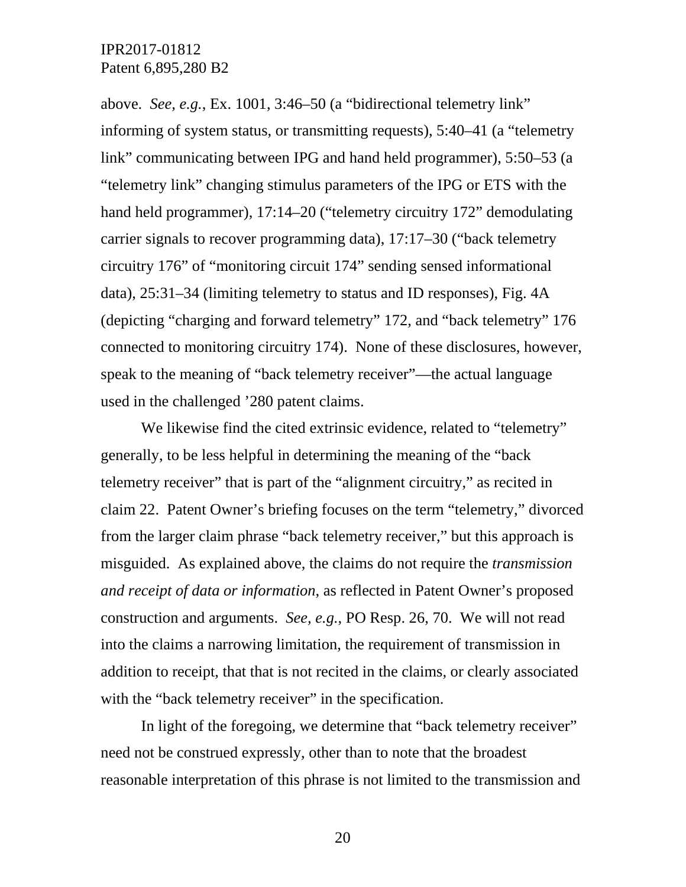above. *See, e.g.*, Ex. 1001, 3:46–50 (a "bidirectional telemetry link" informing of system status, or transmitting requests), 5:40–41 (a "telemetry link" communicating between IPG and hand held programmer), 5:50–53 (a "telemetry link" changing stimulus parameters of the IPG or ETS with the hand held programmer), 17:14–20 ("telemetry circuitry 172" demodulating carrier signals to recover programming data), 17:17–30 ("back telemetry circuitry 176" of "monitoring circuit 174" sending sensed informational data), 25:31–34 (limiting telemetry to status and ID responses), Fig. 4A (depicting "charging and forward telemetry" 172, and "back telemetry" 176 connected to monitoring circuitry 174). None of these disclosures, however, speak to the meaning of "back telemetry receiver"—the actual language used in the challenged '280 patent claims.

We likewise find the cited extrinsic evidence, related to "telemetry" generally, to be less helpful in determining the meaning of the "back telemetry receiver" that is part of the "alignment circuitry," as recited in claim 22. Patent Owner's briefing focuses on the term "telemetry," divorced from the larger claim phrase "back telemetry receiver," but this approach is misguided. As explained above, the claims do not require the *transmission and receipt of data or information*, as reflected in Patent Owner's proposed construction and arguments. *See, e.g.*, PO Resp. 26, 70. We will not read into the claims a narrowing limitation, the requirement of transmission in addition to receipt, that that is not recited in the claims, or clearly associated with the "back telemetry receiver" in the specification.

In light of the foregoing, we determine that "back telemetry receiver" need not be construed expressly, other than to note that the broadest reasonable interpretation of this phrase is not limited to the transmission and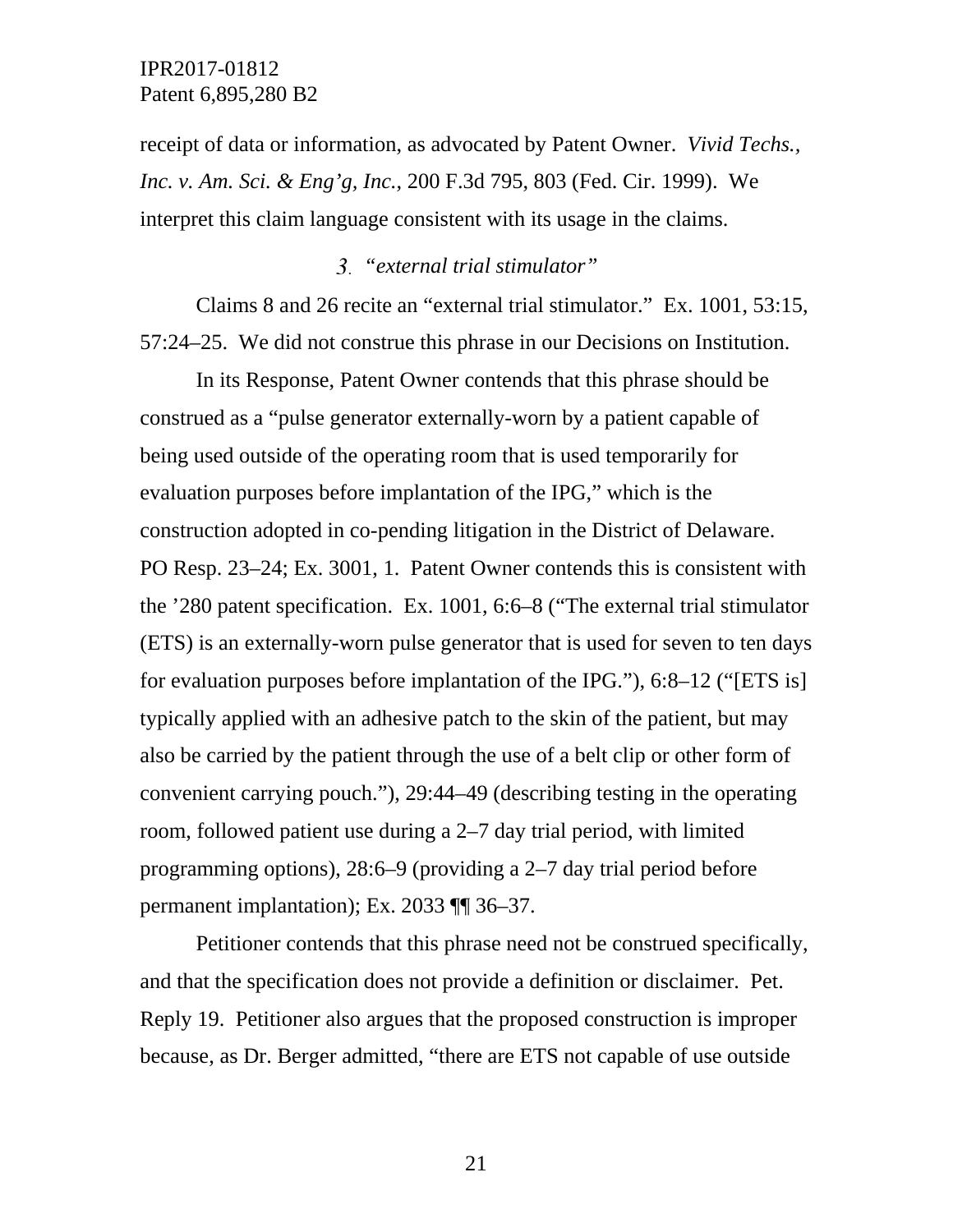receipt of data or information, as advocated by Patent Owner. *Vivid Techs., Inc. v. Am. Sci. & Eng'g, Inc.*, 200 F.3d 795, 803 (Fed. Cir. 1999). We interpret this claim language consistent with its usage in the claims.

### 3. *"external trial stimulator"*

Claims 8 and 26 recite an "external trial stimulator." Ex. 1001, 53:15, 57:24–25. We did not construe this phrase in our Decisions on Institution.

In its Response, Patent Owner contends that this phrase should be construed as a "pulse generator externally-worn by a patient capable of being used outside of the operating room that is used temporarily for evaluation purposes before implantation of the IPG," which is the construction adopted in co-pending litigation in the District of Delaware. PO Resp. 23–24; Ex. 3001, 1. Patent Owner contends this is consistent with the '280 patent specification. Ex. 1001, 6:6–8 ("The external trial stimulator (ETS) is an externally-worn pulse generator that is used for seven to ten days for evaluation purposes before implantation of the IPG."), 6:8–12 ("[ETS is] typically applied with an adhesive patch to the skin of the patient, but may also be carried by the patient through the use of a belt clip or other form of convenient carrying pouch."), 29:44–49 (describing testing in the operating room, followed patient use during a 2–7 day trial period, with limited programming options), 28:6–9 (providing a 2–7 day trial period before permanent implantation); Ex. 2033 ¶¶ 36–37.

Petitioner contends that this phrase need not be construed specifically, and that the specification does not provide a definition or disclaimer. Pet. Reply 19. Petitioner also argues that the proposed construction is improper because, as Dr. Berger admitted, "there are ETS not capable of use outside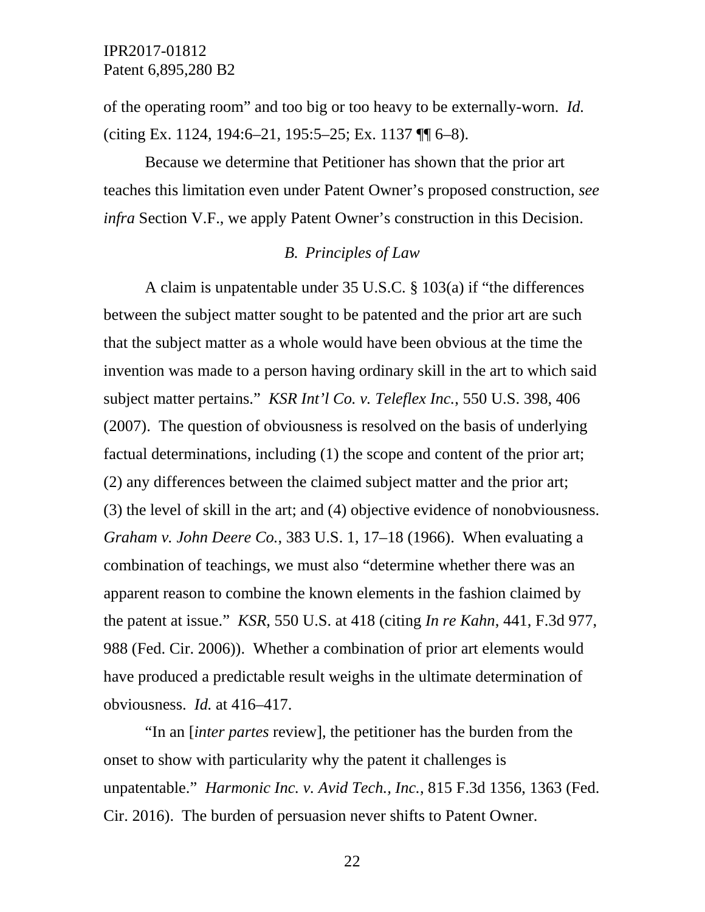of the operating room" and too big or too heavy to be externally-worn. *Id.* (citing Ex. 1124, 194:6–21, 195:5–25; Ex. 1137 ¶¶ 6–8).

Because we determine that Petitioner has shown that the prior art teaches this limitation even under Patent Owner's proposed construction, *see infra* Section V.F., we apply Patent Owner's construction in this Decision.

### *B. Principles of Law*

A claim is unpatentable under 35 U.S.C. § 103(a) if "the differences between the subject matter sought to be patented and the prior art are such that the subject matter as a whole would have been obvious at the time the invention was made to a person having ordinary skill in the art to which said subject matter pertains." *KSR Int'l Co. v. Teleflex Inc.*, 550 U.S. 398, 406 (2007). The question of obviousness is resolved on the basis of underlying factual determinations, including (1) the scope and content of the prior art; (2) any differences between the claimed subject matter and the prior art; (3) the level of skill in the art; and (4) objective evidence of nonobviousness. *Graham v. John Deere Co.*, 383 U.S. 1, 17–18 (1966). When evaluating a combination of teachings, we must also "determine whether there was an apparent reason to combine the known elements in the fashion claimed by the patent at issue." *KSR*, 550 U.S. at 418 (citing *In re Kahn*, 441, F.3d 977, 988 (Fed. Cir. 2006)). Whether a combination of prior art elements would have produced a predictable result weighs in the ultimate determination of obviousness. *Id.* at 416–417.

"In an [*inter partes* review], the petitioner has the burden from the onset to show with particularity why the patent it challenges is unpatentable." *Harmonic Inc. v. Avid Tech., Inc.*, 815 F.3d 1356, 1363 (Fed. Cir. 2016). The burden of persuasion never shifts to Patent Owner.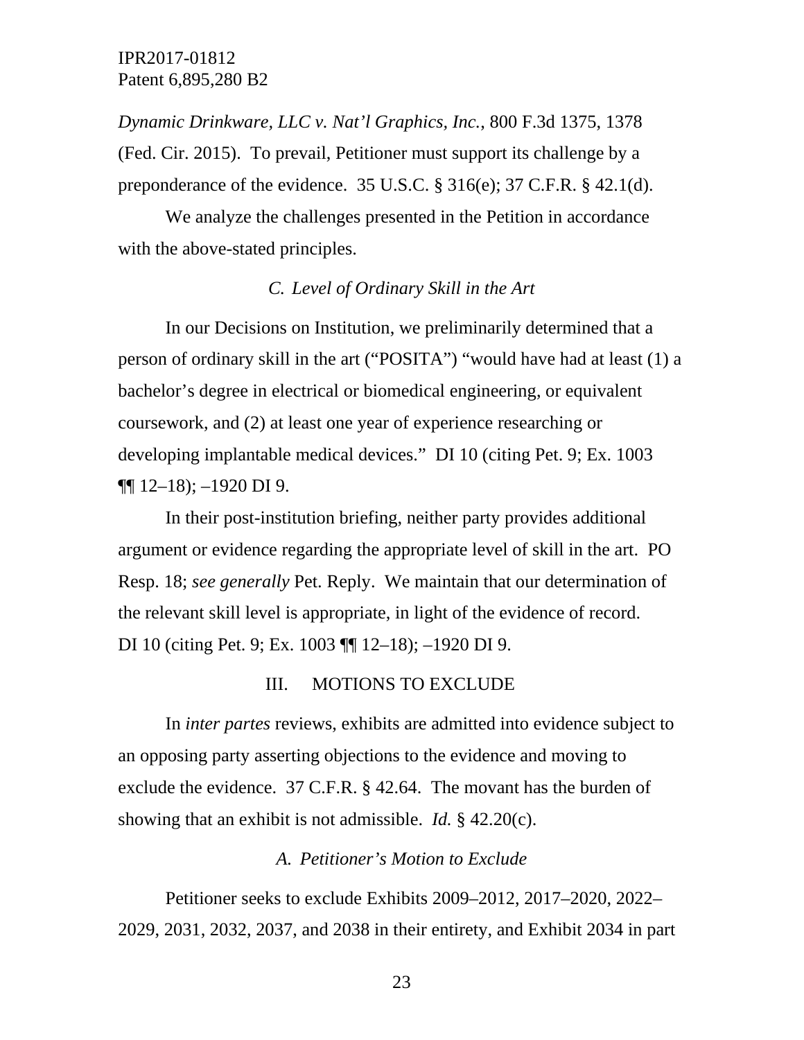*Dynamic Drinkware, LLC v. Nat'l Graphics, Inc.*, 800 F.3d 1375, 1378 (Fed. Cir. 2015). To prevail, Petitioner must support its challenge by a preponderance of the evidence. 35 U.S.C. § 316(e); 37 C.F.R. § 42.1(d).

We analyze the challenges presented in the Petition in accordance with the above-stated principles.

### *C. Level of Ordinary Skill in the Art*

In our Decisions on Institution, we preliminarily determined that a person of ordinary skill in the art ("POSITA") "would have had at least (1) a bachelor's degree in electrical or biomedical engineering, or equivalent coursework, and (2) at least one year of experience researching or developing implantable medical devices." DI 10 (citing Pet. 9; Ex. 1003 ¶¶ 12–18); –1920 DI 9.

In their post-institution briefing, neither party provides additional argument or evidence regarding the appropriate level of skill in the art. PO Resp. 18; *see generally* Pet. Reply. We maintain that our determination of the relevant skill level is appropriate, in light of the evidence of record. DI 10 (citing Pet. 9; Ex. 1003 ¶¶ 12–18); –1920 DI 9.

## III. MOTIONS TO EXCLUDE

In *inter partes* reviews, exhibits are admitted into evidence subject to an opposing party asserting objections to the evidence and moving to exclude the evidence. 37 C.F.R. § 42.64. The movant has the burden of showing that an exhibit is not admissible. *Id.* § 42.20(c).

### *A. Petitioner's Motion to Exclude*

Petitioner seeks to exclude Exhibits 2009–2012, 2017–2020, 2022–2029, 2031, 2032, 2037, and 2038 in their entirety, and Exhibit 2034 in part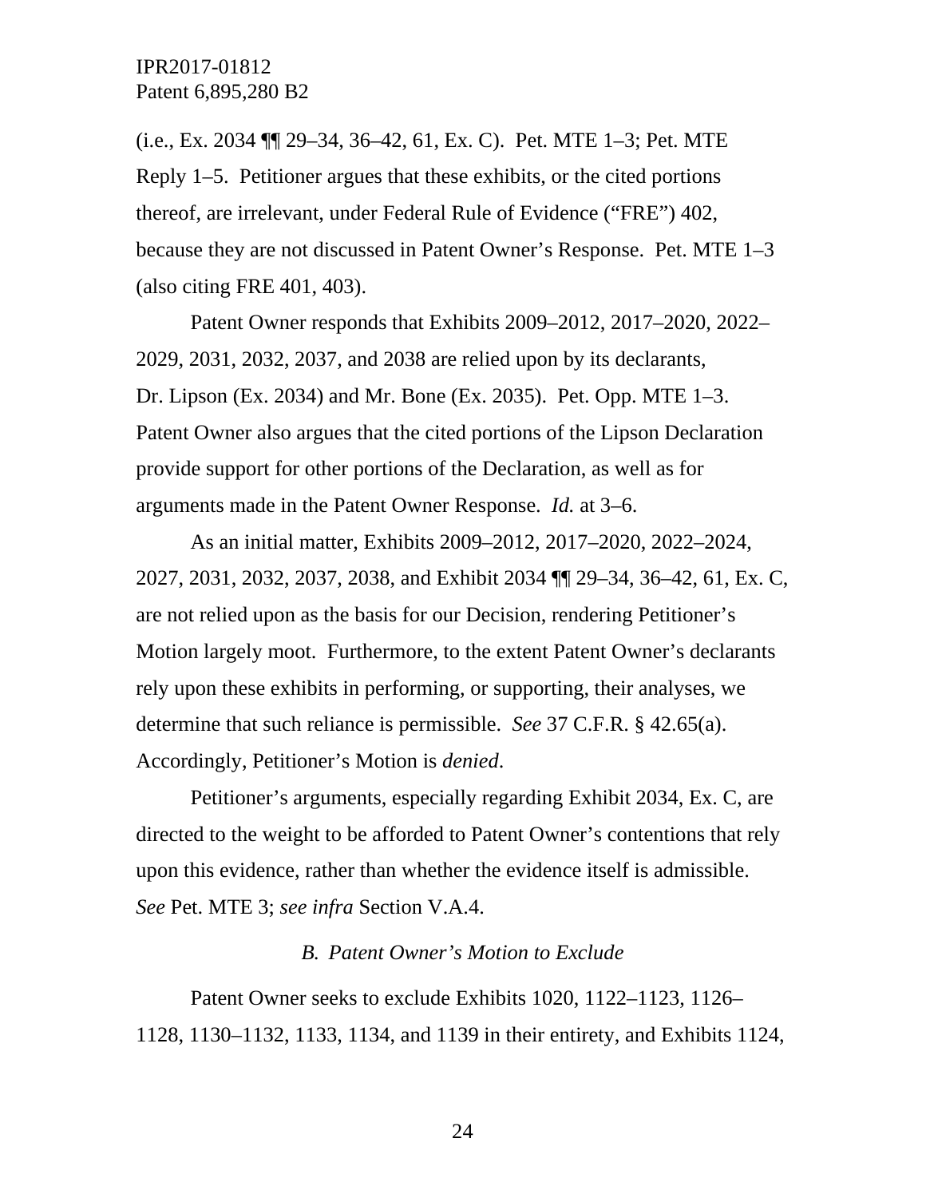(i.e., Ex. 2034 ¶¶ 29–34, 36–42, 61, Ex. C). Pet. MTE 1–3; Pet. MTE Reply 1–5. Petitioner argues that these exhibits, or the cited portions thereof, are irrelevant, under Federal Rule of Evidence ("FRE") 402, because they are not discussed in Patent Owner's Response. Pet. MTE 1–3 (also citing FRE 401, 403).

Patent Owner responds that Exhibits 2009–2012, 2017–2020, 2022–2029, 2031, 2032, 2037, and 2038 are relied upon by its declarants, Dr. Lipson (Ex. 2034) and Mr. Bone (Ex. 2035). Pet. Opp. MTE 1–3. Patent Owner also argues that the cited portions of the Lipson Declaration provide support for other portions of the Declaration, as well as for arguments made in the Patent Owner Response. *Id.* at 3–6.

As an initial matter, Exhibits 2009–2012, 2017–2020, 2022–2024, 2027, 2031, 2032, 2037, 2038, and Exhibit 2034 ¶¶ 29–34, 36–42, 61, Ex. C, are not relied upon as the basis for our Decision, rendering Petitioner's Motion largely moot. Furthermore, to the extent Patent Owner's declarants rely upon these exhibits in performing, or supporting, their analyses, we determine that such reliance is permissible. *See* 37 C.F.R. § 42.65(a). Accordingly, Petitioner's Motion is *denied*.

Petitioner's arguments, especially regarding Exhibit 2034, Ex. C, are directed to the weight to be afforded to Patent Owner's contentions that rely upon this evidence, rather than whether the evidence itself is admissible. *See* Pet. MTE 3; *see infra* Section V.A.4.

### *B. Patent Owner's Motion to Exclude*

Patent Owner seeks to exclude Exhibits 1020, 1122–1123, 1126–1128, 1130–1132, 1133, 1134, and 1139 in their entirety, and Exhibits 1124,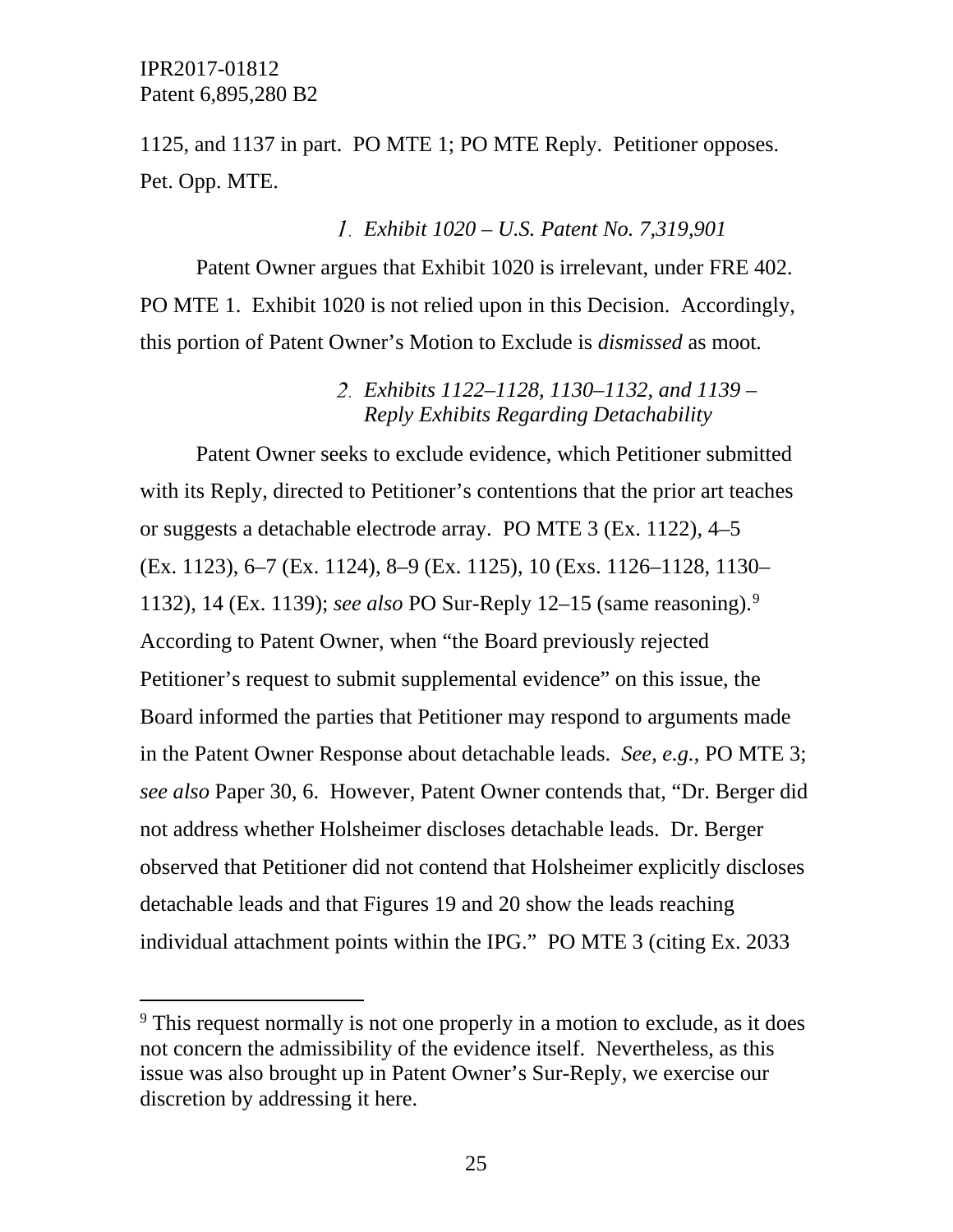1125, and 1137 in part. PO MTE 1; PO MTE Reply. Petitioner opposes. Pet. Opp. MTE.

1. *Exhibit 1020 – U.S. Patent No. 7,319,901*

Patent Owner argues that Exhibit 1020 is irrelevant, under FRE 402. PO MTE 1. Exhibit 1020 is not relied upon in this Decision. Accordingly, this portion of Patent Owner's Motion to Exclude is *dismissed* as moot.

2. *Exhibits 1122–1128, 1130–1132, and 1139 – Reply Exhibits Regarding Detachability*

Patent Owner seeks to exclude evidence, which Petitioner submitted with its Reply, directed to Petitioner's contentions that the prior art teaches or suggests a detachable electrode array. PO MTE 3 (Ex. 1122), 4–5 (Ex. 1123), 6–7 (Ex. 1124), 8–9 (Ex. 1125), 10 (Exs. 1126–1128, 1130–1132), 14 (Ex. 1139); *see also* PO Sur-Reply 12–15 (same reasoning).[9] According to Patent Owner, when "the Board previously rejected Petitioner's request to submit supplemental evidence" on this issue, the Board informed the parties that Petitioner may respond to arguments made in the Patent Owner Response about detachable leads. *See, e.g.*, PO MTE 3; *see also* Paper 30, 6. However, Patent Owner contends that, "Dr. Berger did not address whether Holsheimer discloses detachable leads. Dr. Berger observed that Petitioner did not contend that Holsheimer explicitly discloses detachable leads and that Figures 19 and 20 show the leads reaching individual attachment points within the IPG." PO MTE 3 (citing Ex. 2033

[9] This request normally is not one properly in a motion to exclude, as it does not concern the admissibility of the evidence itself. Nevertheless, as this issue was also brought up in Patent Owner's Sur-Reply, we exercise our discretion by addressing it here.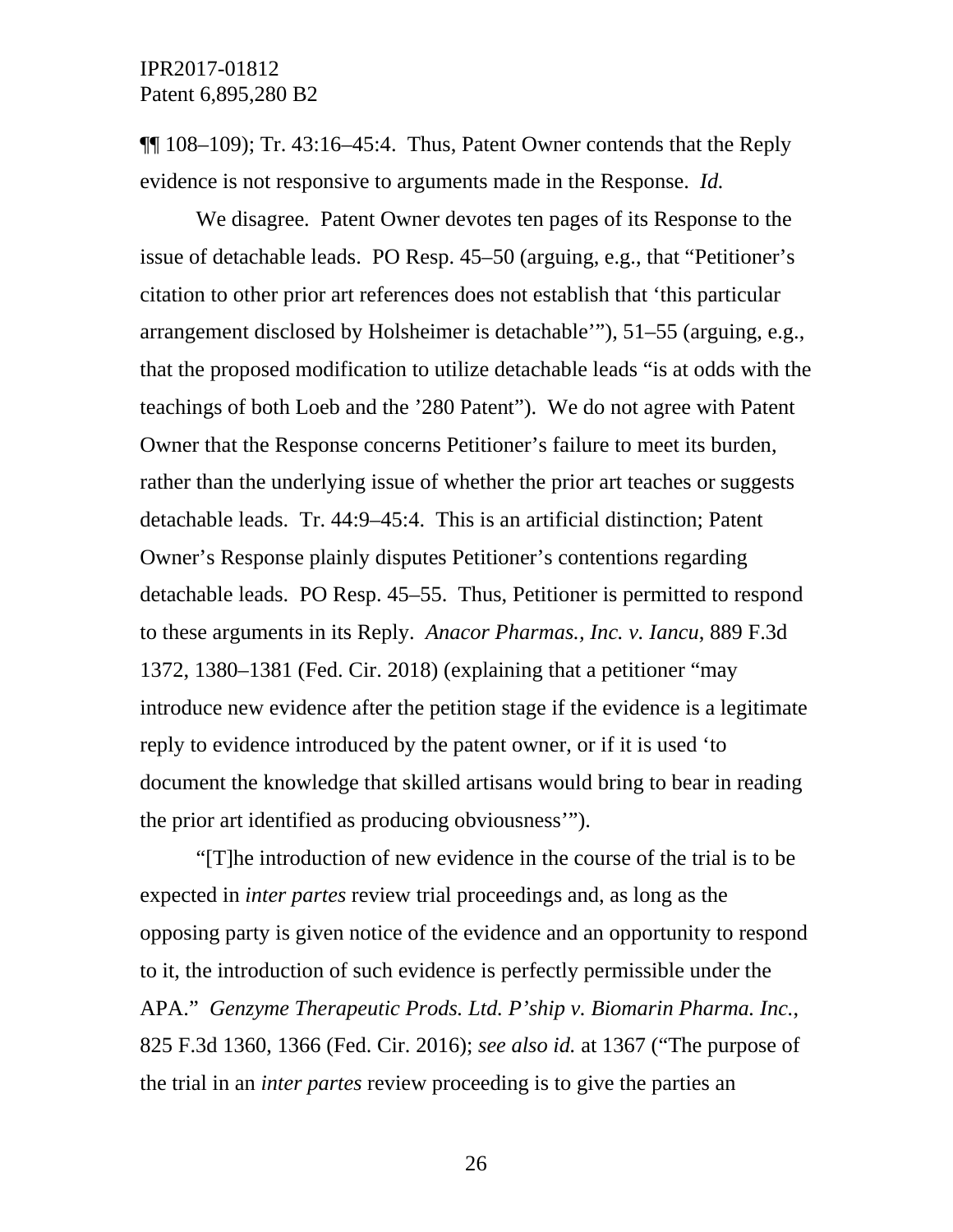¶¶ 108–109); Tr. 43:16–45:4. Thus, Patent Owner contends that the Reply evidence is not responsive to arguments made in the Response. *Id.*

We disagree. Patent Owner devotes ten pages of its Response to the issue of detachable leads. PO Resp. 45–50 (arguing, e.g., that "Petitioner's citation to other prior art references does not establish that 'this particular arrangement disclosed by Holsheimer is detachable'"), 51–55 (arguing, e.g., that the proposed modification to utilize detachable leads "is at odds with the teachings of both Loeb and the '280 Patent"). We do not agree with Patent Owner that the Response concerns Petitioner's failure to meet its burden, rather than the underlying issue of whether the prior art teaches or suggests detachable leads. Tr. 44:9–45:4. This is an artificial distinction; Patent Owner's Response plainly disputes Petitioner's contentions regarding detachable leads. PO Resp. 45–55. Thus, Petitioner is permitted to respond to these arguments in its Reply. *Anacor Pharmas., Inc. v. Iancu*, 889 F.3d 1372, 1380–1381 (Fed. Cir. 2018) (explaining that a petitioner "may introduce new evidence after the petition stage if the evidence is a legitimate reply to evidence introduced by the patent owner, or if it is used 'to document the knowledge that skilled artisans would bring to bear in reading the prior art identified as producing obviousness'").

"[T]he introduction of new evidence in the course of the trial is to be expected in *inter partes* review trial proceedings and, as long as the opposing party is given notice of the evidence and an opportunity to respond to it, the introduction of such evidence is perfectly permissible under the APA." *Genzyme Therapeutic Prods. Ltd. P'ship v. Biomarin Pharma. Inc.*, 825 F.3d 1360, 1366 (Fed. Cir. 2016); *see also id.* at 1367 ("The purpose of the trial in an *inter partes* review proceeding is to give the parties an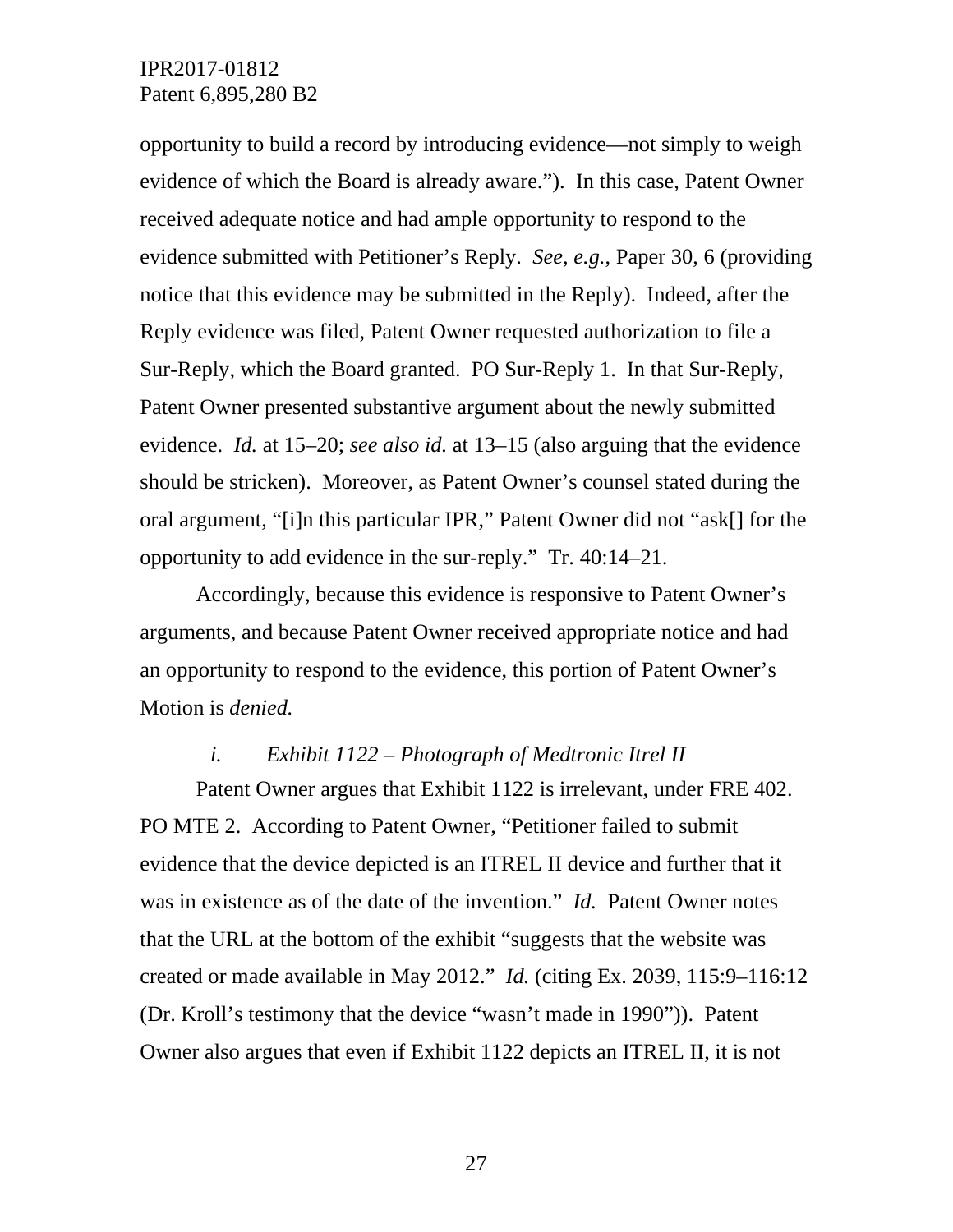opportunity to build a record by introducing evidence—not simply to weigh evidence of which the Board is already aware."). In this case, Patent Owner received adequate notice and had ample opportunity to respond to the evidence submitted with Petitioner's Reply. *See, e.g.*, Paper 30, 6 (providing notice that this evidence may be submitted in the Reply). Indeed, after the Reply evidence was filed, Patent Owner requested authorization to file a Sur-Reply, which the Board granted. PO Sur-Reply 1. In that Sur-Reply, Patent Owner presented substantive argument about the newly submitted evidence. *Id.* at 15–20; *see also id.* at 13–15 (also arguing that the evidence should be stricken). Moreover, as Patent Owner's counsel stated during the oral argument, "[i]n this particular IPR," Patent Owner did not "ask[] for the opportunity to add evidence in the sur-reply." Tr. 40:14–21.

Accordingly, because this evidence is responsive to Patent Owner's arguments, and because Patent Owner received appropriate notice and had an opportunity to respond to the evidence, this portion of Patent Owner's Motion is *denied.*

*i. Exhibit 1122 – Photograph of Medtronic Itrel II*

Patent Owner argues that Exhibit 1122 is irrelevant, under FRE 402. PO MTE 2. According to Patent Owner, "Petitioner failed to submit evidence that the device depicted is an ITREL II device and further that it was in existence as of the date of the invention." *Id.* Patent Owner notes that the URL at the bottom of the exhibit "suggests that the website was created or made available in May 2012." *Id.* (citing Ex. 2039, 115:9–116:12 (Dr. Kroll's testimony that the device "wasn't made in 1990")). Patent Owner also argues that even if Exhibit 1122 depicts an ITREL II, it is not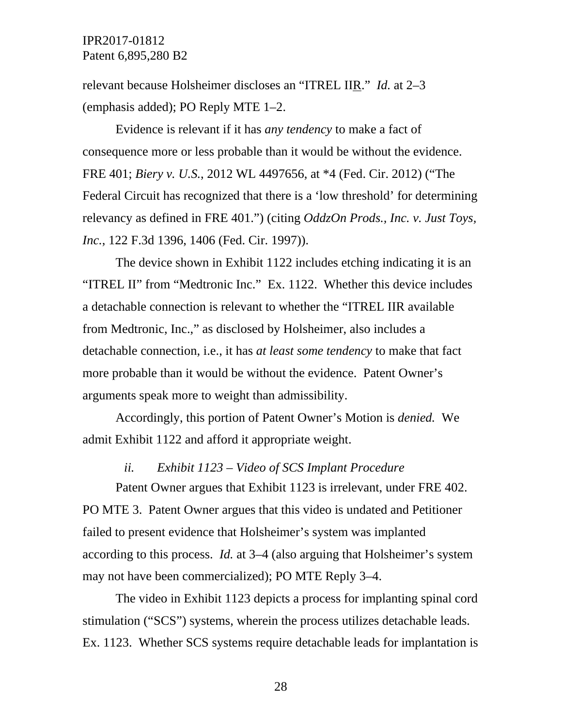relevant because Holsheimer discloses an "ITREL II<u>R</u>." *Id.* at 2–3 (emphasis added); PO Reply MTE 1–2.

Evidence is relevant if it has *any tendency* to make a fact of consequence more or less probable than it would be without the evidence. FRE 401; *Biery v. U.S.*, 2012 WL 4497656, at *4 (Fed. Cir. 2012) ("The Federal Circuit has recognized that there is a 'low threshold' for determining relevancy as defined in FRE 401.") (citing *OddzOn Prods., Inc. v. Just Toys, Inc.*, 122 F.3d 1396, 1406 (Fed. Cir. 1997)).

The device shown in Exhibit 1122 includes etching indicating it is an "ITREL II" from "Medtronic Inc." Ex. 1122. Whether this device includes a detachable connection is relevant to whether the "ITREL IIR available from Medtronic, Inc.," as disclosed by Holsheimer, also includes a detachable connection, i.e., it has *at least some tendency* to make that fact more probable than it would be without the evidence. Patent Owner's arguments speak more to weight than admissibility.

Accordingly, this portion of Patent Owner's Motion is *denied.* We admit Exhibit 1122 and afford it appropriate weight.

*ii. Exhibit 1123 – Video of SCS Implant Procedure*

Patent Owner argues that Exhibit 1123 is irrelevant, under FRE 402. PO MTE 3. Patent Owner argues that this video is undated and Petitioner failed to present evidence that Holsheimer's system was implanted according to this process. *Id.* at 3–4 (also arguing that Holsheimer's system may not have been commercialized); PO MTE Reply 3–4.

The video in Exhibit 1123 depicts a process for implanting spinal cord stimulation ("SCS") systems, wherein the process utilizes detachable leads. Ex. 1123. Whether SCS systems require detachable leads for implantation is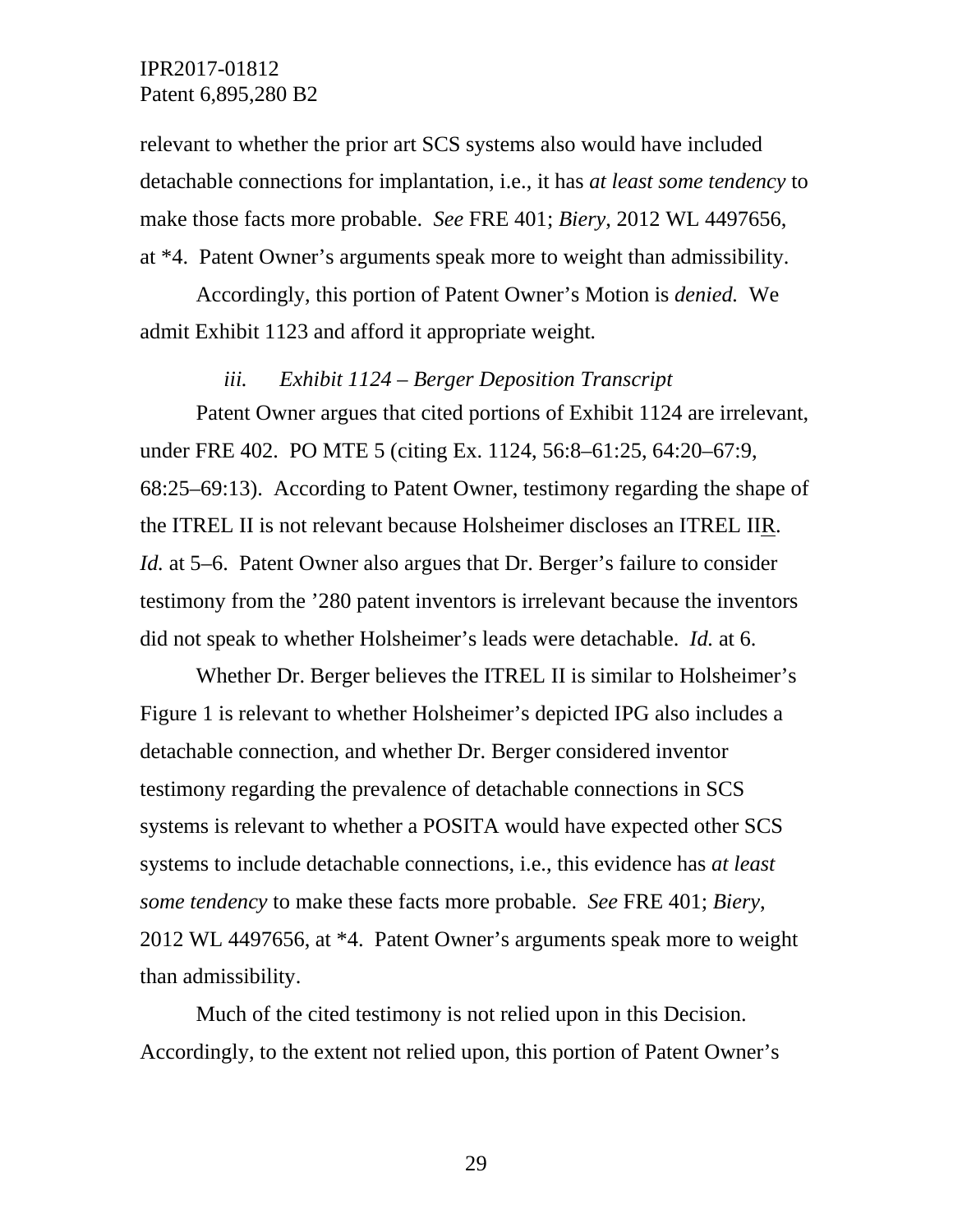relevant to whether the prior art SCS systems also would have included detachable connections for implantation, i.e., it has *at least some tendency* to make those facts more probable. *See* FRE 401; *Biery*, 2012 WL 4497656, at *4. Patent Owner's arguments speak more to weight than admissibility.

Accordingly, this portion of Patent Owner's Motion is *denied.* We admit Exhibit 1123 and afford it appropriate weight.

*iii. Exhibit 1124 – Berger Deposition Transcript*

Patent Owner argues that cited portions of Exhibit 1124 are irrelevant, under FRE 402. PO MTE 5 (citing Ex. 1124, 56:8–61:25, 64:20–67:9, 68:25–69:13). According to Patent Owner, testimony regarding the shape of the ITREL II is not relevant because Holsheimer discloses an ITREL II<u>R</u>. *Id.* at 5–6. Patent Owner also argues that Dr. Berger's failure to consider testimony from the '280 patent inventors is irrelevant because the inventors did not speak to whether Holsheimer's leads were detachable. *Id.* at 6.

Whether Dr. Berger believes the ITREL II is similar to Holsheimer's Figure 1 is relevant to whether Holsheimer's depicted IPG also includes a detachable connection, and whether Dr. Berger considered inventor testimony regarding the prevalence of detachable connections in SCS systems is relevant to whether a POSITA would have expected other SCS systems to include detachable connections, i.e., this evidence has *at least some tendency* to make these facts more probable. *See* FRE 401; *Biery*, 2012 WL 4497656, at *4. Patent Owner's arguments speak more to weight than admissibility.

Much of the cited testimony is not relied upon in this Decision. Accordingly, to the extent not relied upon, this portion of Patent Owner's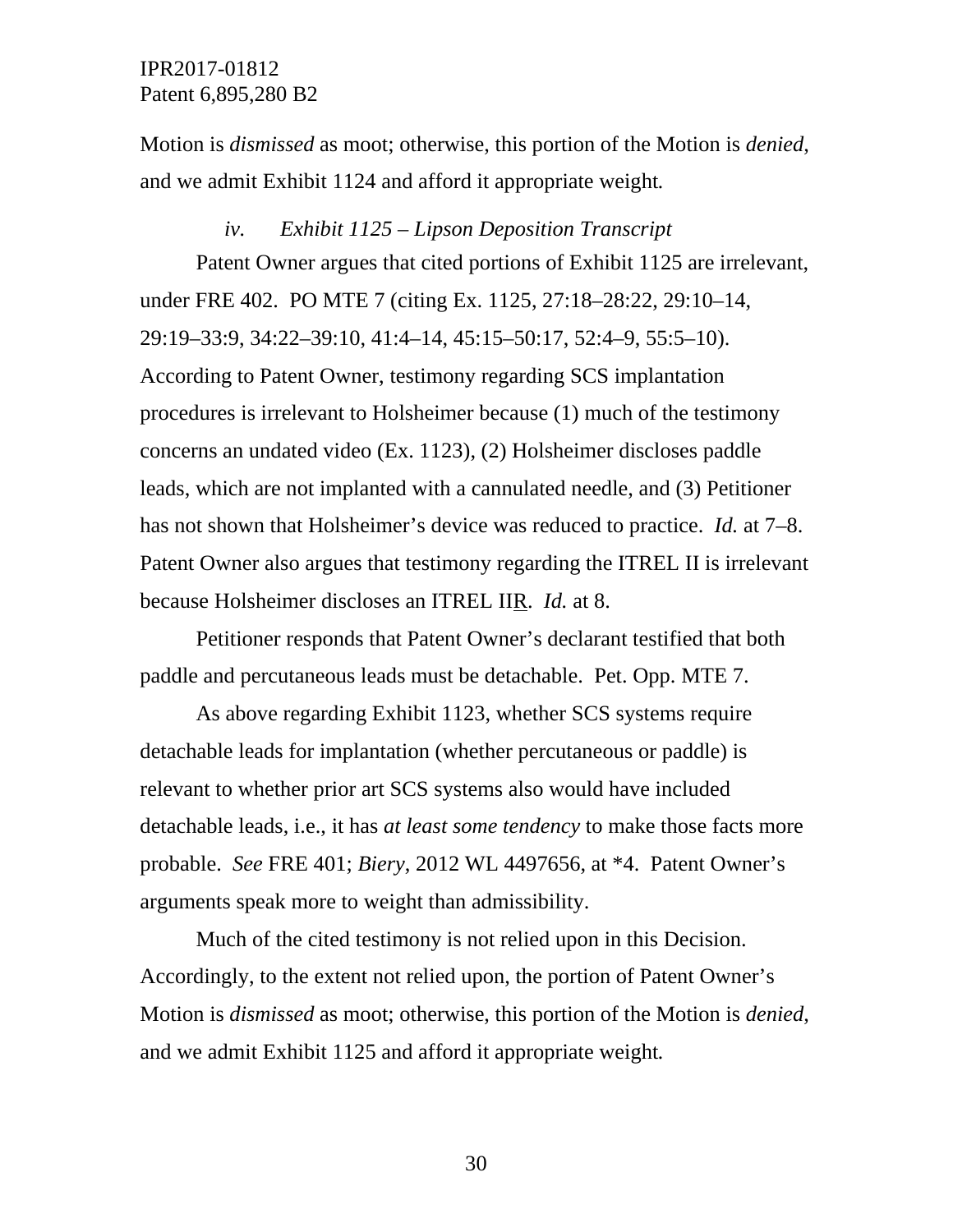Motion is *dismissed* as moot; otherwise, this portion of the Motion is *denied*, and we admit Exhibit 1124 and afford it appropriate weight.

*iv. Exhibit 1125 – Lipson Deposition Transcript*

Patent Owner argues that cited portions of Exhibit 1125 are irrelevant, under FRE 402. PO MTE 7 (citing Ex. 1125, 27:18–28:22, 29:10–14, 29:19–33:9, 34:22–39:10, 41:4–14, 45:15–50:17, 52:4–9, 55:5–10). According to Patent Owner, testimony regarding SCS implantation procedures is irrelevant to Holsheimer because (1) much of the testimony concerns an undated video (Ex. 1123), (2) Holsheimer discloses paddle leads, which are not implanted with a cannulated needle, and (3) Petitioner has not shown that Holsheimer's device was reduced to practice. *Id.* at 7–8. Patent Owner also argues that testimony regarding the ITREL II is irrelevant because Holsheimer discloses an ITREL II<u>R</u>. *Id.* at 8.

Petitioner responds that Patent Owner's declarant testified that both paddle and percutaneous leads must be detachable. Pet. Opp. MTE 7.

As above regarding Exhibit 1123, whether SCS systems require detachable leads for implantation (whether percutaneous or paddle) is relevant to whether prior art SCS systems also would have included detachable leads, i.e., it has *at least some tendency* to make those facts more probable. *See* FRE 401; *Biery*, 2012 WL 4497656, at *4. Patent Owner's arguments speak more to weight than admissibility.

Much of the cited testimony is not relied upon in this Decision. Accordingly, to the extent not relied upon, the portion of Patent Owner's Motion is *dismissed* as moot; otherwise, this portion of the Motion is *denied*, and we admit Exhibit 1125 and afford it appropriate weight.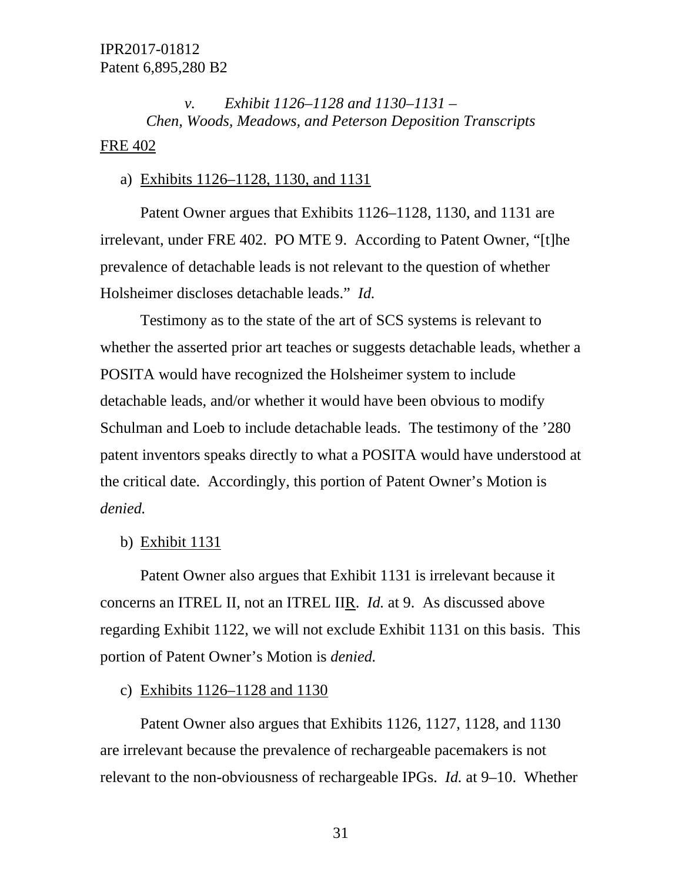*v. Exhibit 1126–1128 and 1130–1131 – Chen, Woods, Meadows, and Peterson Deposition Transcripts*

<u>FRE 402</u>

a) <u>Exhibits 1126–1128, 1130, and 1131</u>

Patent Owner argues that Exhibits 1126–1128, 1130, and 1131 are irrelevant, under FRE 402. PO MTE 9. According to Patent Owner, "[t]he prevalence of detachable leads is not relevant to the question of whether Holsheimer discloses detachable leads." *Id.*

Testimony as to the state of the art of SCS systems is relevant to whether the asserted prior art teaches or suggests detachable leads, whether a POSITA would have recognized the Holsheimer system to include detachable leads, and/or whether it would have been obvious to modify Schulman and Loeb to include detachable leads. The testimony of the '280 patent inventors speaks directly to what a POSITA would have understood at the critical date. Accordingly, this portion of Patent Owner's Motion is *denied.*

b) <u>Exhibit 1131</u>

Patent Owner also argues that Exhibit 1131 is irrelevant because it concerns an ITREL II, not an ITREL II<u>R</u>. *Id.* at 9. As discussed above regarding Exhibit 1122, we will not exclude Exhibit 1131 on this basis. This portion of Patent Owner's Motion is *denied.*

c) <u>Exhibits 1126–1128 and 1130</u>

Patent Owner also argues that Exhibits 1126, 1127, 1128, and 1130 are irrelevant because the prevalence of rechargeable pacemakers is not relevant to the non-obviousness of rechargeable IPGs. *Id.* at 9–10. Whether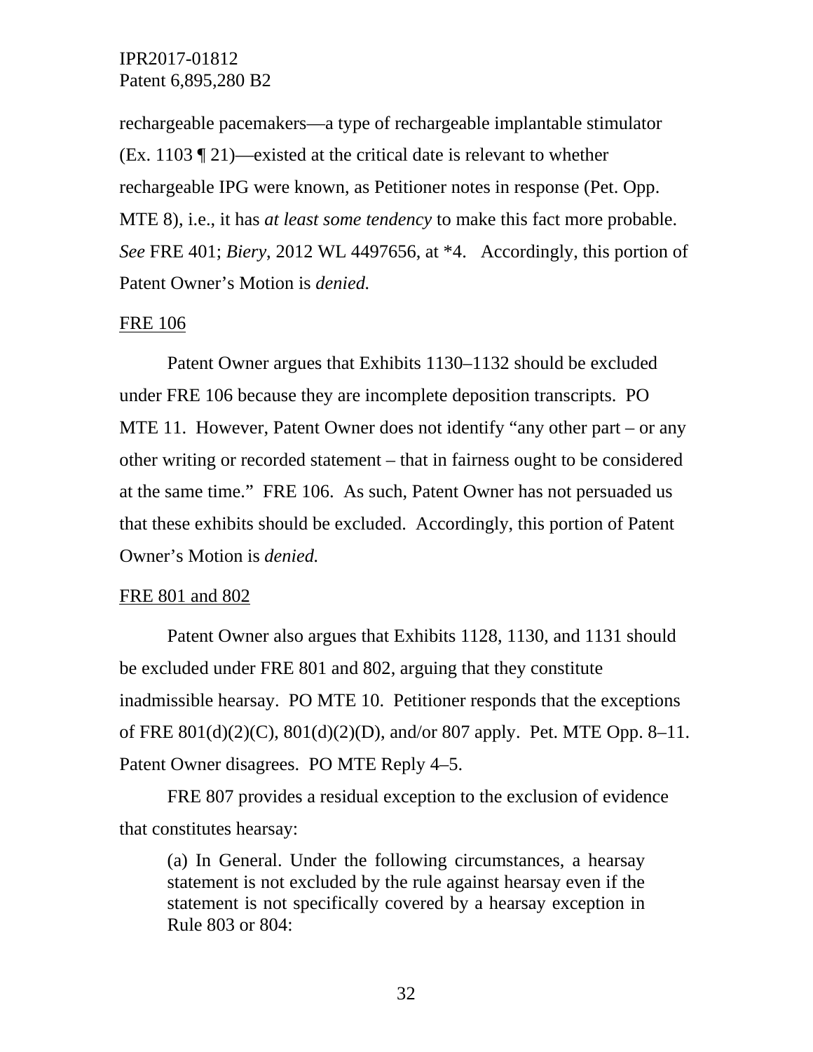rechargeable pacemakers—a type of rechargeable implantable stimulator (Ex. 1103 ¶ 21)—existed at the critical date is relevant to whether rechargeable IPG were known, as Petitioner notes in response (Pet. Opp. MTE 8), i.e., it has *at least some tendency* to make this fact more probable. *See* FRE 401; *Biery*, 2012 WL 4497656, at *4. Accordingly, this portion of Patent Owner's Motion is *denied.*

<u>FRE 106</u>

Patent Owner argues that Exhibits 1130–1132 should be excluded under FRE 106 because they are incomplete deposition transcripts. PO MTE 11. However, Patent Owner does not identify "any other part – or any other writing or recorded statement – that in fairness ought to be considered at the same time." FRE 106. As such, Patent Owner has not persuaded us that these exhibits should be excluded. Accordingly, this portion of Patent Owner's Motion is *denied.*

<u>FRE 801 and 802</u>

Patent Owner also argues that Exhibits 1128, 1130, and 1131 should be excluded under FRE 801 and 802, arguing that they constitute inadmissible hearsay. PO MTE 10. Petitioner responds that the exceptions of FRE 801(d)(2)(C), 801(d)(2)(D), and/or 807 apply. Pet. MTE Opp. 8–11. Patent Owner disagrees. PO MTE Reply 4–5.

FRE 807 provides a residual exception to the exclusion of evidence that constitutes hearsay:

> (a) In General. Under the following circumstances, a hearsay statement is not excluded by the rule against hearsay even if the statement is not specifically covered by a hearsay exception in Rule 803 or 804: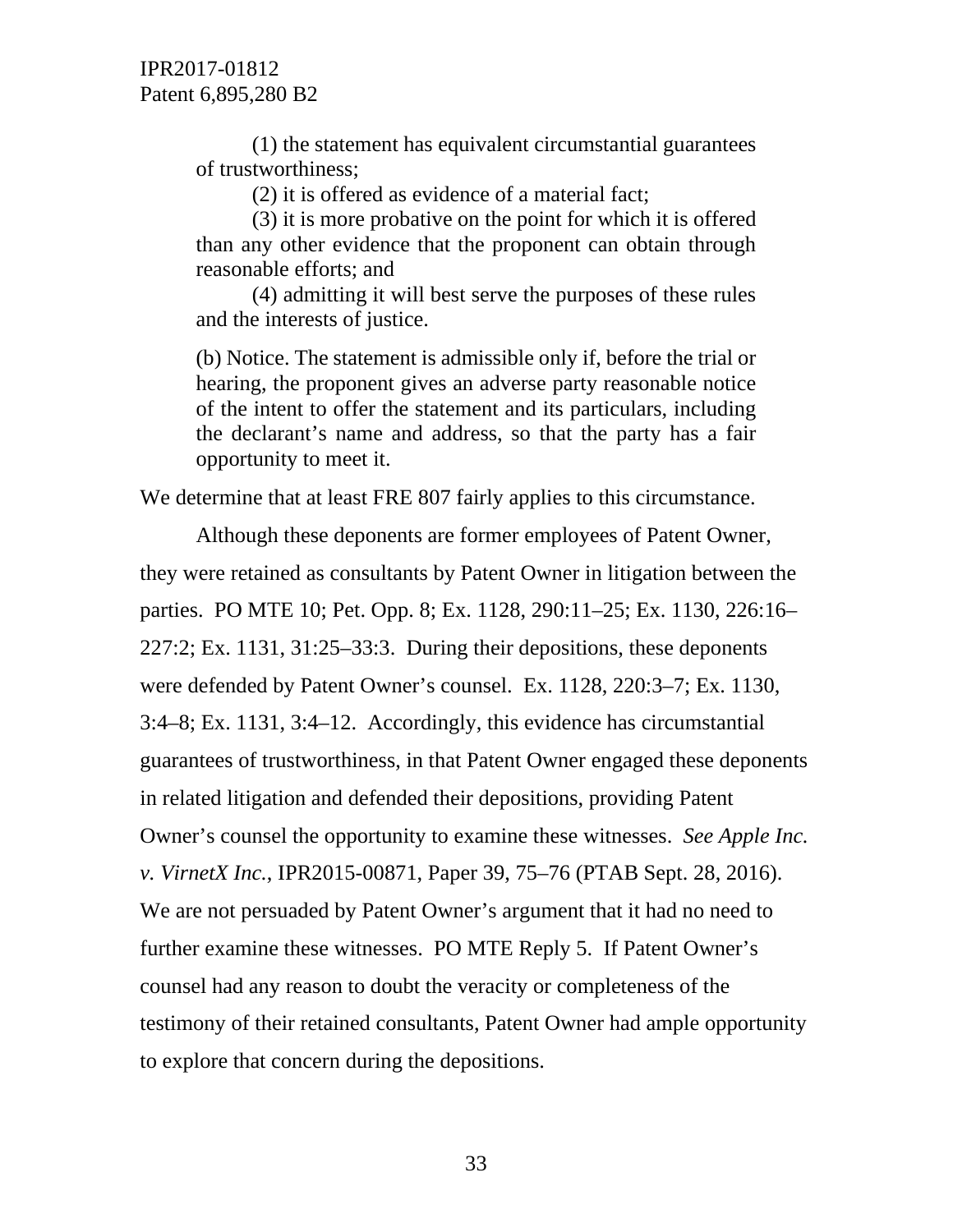> (1) the statement has equivalent circumstantial guarantees of trustworthiness;
>
> (2) it is offered as evidence of a material fact;
>
> (3) it is more probative on the point for which it is offered than any other evidence that the proponent can obtain through reasonable efforts; and
>
> (4) admitting it will best serve the purposes of these rules and the interests of justice.
>
> (b) Notice. The statement is admissible only if, before the trial or hearing, the proponent gives an adverse party reasonable notice of the intent to offer the statement and its particulars, including the declarant's name and address, so that the party has a fair opportunity to meet it.

We determine that at least FRE 807 fairly applies to this circumstance.

Although these deponents are former employees of Patent Owner, they were retained as consultants by Patent Owner in litigation between the parties. PO MTE 10; Pet. Opp. 8; Ex. 1128, 290:11–25; Ex. 1130, 226:16–227:2; Ex. 1131, 31:25–33:3. During their depositions, these deponents were defended by Patent Owner's counsel. Ex. 1128, 220:3–7; Ex. 1130, 3:4–8; Ex. 1131, 3:4–12. Accordingly, this evidence has circumstantial guarantees of trustworthiness, in that Patent Owner engaged these deponents in related litigation and defended their depositions, providing Patent Owner's counsel the opportunity to examine these witnesses. *See Apple Inc. v. VirnetX Inc.*, IPR2015-00871, Paper 39, 75–76 (PTAB Sept. 28, 2016). We are not persuaded by Patent Owner's argument that it had no need to further examine these witnesses. PO MTE Reply 5. If Patent Owner's counsel had any reason to doubt the veracity or completeness of the testimony of their retained consultants, Patent Owner had ample opportunity to explore that concern during the depositions.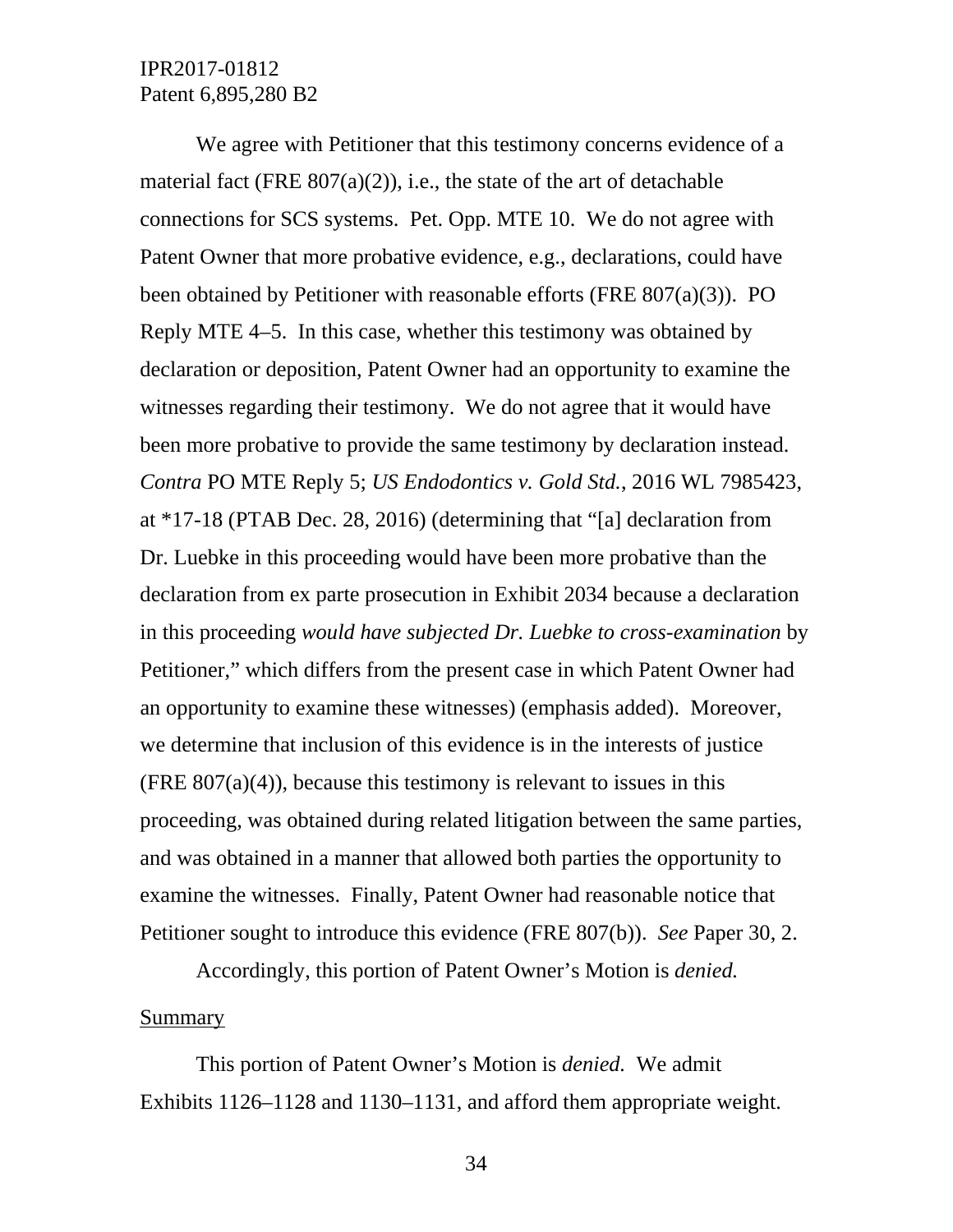We agree with Petitioner that this testimony concerns evidence of a material fact (FRE 807(a)(2)), i.e., the state of the art of detachable connections for SCS systems. Pet. Opp. MTE 10. We do not agree with Patent Owner that more probative evidence, e.g., declarations, could have been obtained by Petitioner with reasonable efforts (FRE 807(a)(3)). PO Reply MTE 4–5. In this case, whether this testimony was obtained by declaration or deposition, Patent Owner had an opportunity to examine the witnesses regarding their testimony. We do not agree that it would have been more probative to provide the same testimony by declaration instead. *Contra* PO MTE Reply 5; *US Endodontics v. Gold Std.*, 2016 WL 7985423, at *17-18 (PTAB Dec. 28, 2016) (determining that "[a] declaration from Dr. Luebke in this proceeding would have been more probative than the declaration from ex parte prosecution in Exhibit 2034 because a declaration in this proceeding *would have subjected Dr. Luebke to cross-examination* by Petitioner," which differs from the present case in which Patent Owner had an opportunity to examine these witnesses) (emphasis added). Moreover, we determine that inclusion of this evidence is in the interests of justice (FRE 807(a)(4)), because this testimony is relevant to issues in this proceeding, was obtained during related litigation between the same parties, and was obtained in a manner that allowed both parties the opportunity to examine the witnesses. Finally, Patent Owner had reasonable notice that Petitioner sought to introduce this evidence (FRE 807(b)). *See* Paper 30, 2.

Accordingly, this portion of Patent Owner's Motion is *denied.*

Summary

This portion of Patent Owner's Motion is *denied.* We admit Exhibits 1126–1128 and 1130–1131, and afford them appropriate weight.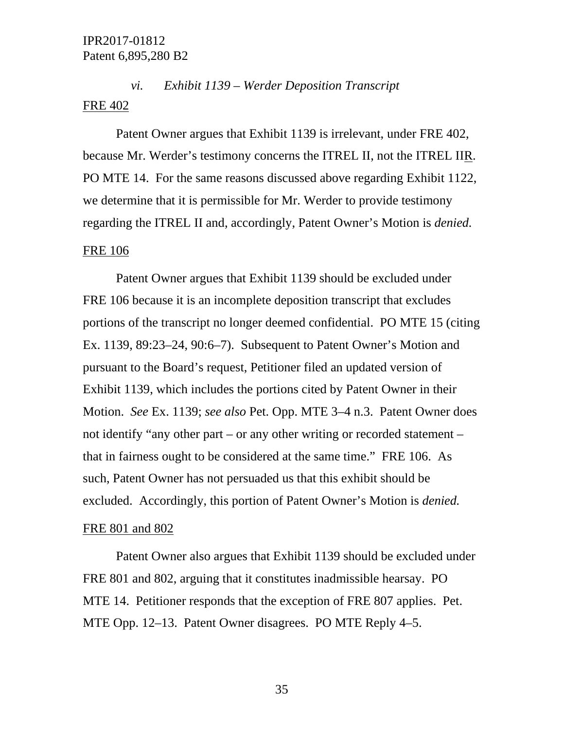*vi. Exhibit 1139 – Werder Deposition Transcript*

<u>FRE 402</u>

Patent Owner argues that Exhibit 1139 is irrelevant, under FRE 402, because Mr. Werder's testimony concerns the ITREL II, not the ITREL II<u>R</u>. PO MTE 14. For the same reasons discussed above regarding Exhibit 1122, we determine that it is permissible for Mr. Werder to provide testimony regarding the ITREL II and, accordingly, Patent Owner's Motion is *denied.*

<u>FRE 106</u>

Patent Owner argues that Exhibit 1139 should be excluded under FRE 106 because it is an incomplete deposition transcript that excludes portions of the transcript no longer deemed confidential. PO MTE 15 (citing Ex. 1139, 89:23–24, 90:6–7). Subsequent to Patent Owner's Motion and pursuant to the Board's request, Petitioner filed an updated version of Exhibit 1139, which includes the portions cited by Patent Owner in their Motion. *See* Ex. 1139; *see also* Pet. Opp. MTE 3–4 n.3. Patent Owner does not identify "any other part – or any other writing or recorded statement – that in fairness ought to be considered at the same time." FRE 106. As such, Patent Owner has not persuaded us that this exhibit should be excluded. Accordingly, this portion of Patent Owner's Motion is *denied.*

<u>FRE 801 and 802</u>

Patent Owner also argues that Exhibit 1139 should be excluded under FRE 801 and 802, arguing that it constitutes inadmissible hearsay. PO MTE 14. Petitioner responds that the exception of FRE 807 applies. Pet. MTE Opp. 12–13. Patent Owner disagrees. PO MTE Reply 4–5.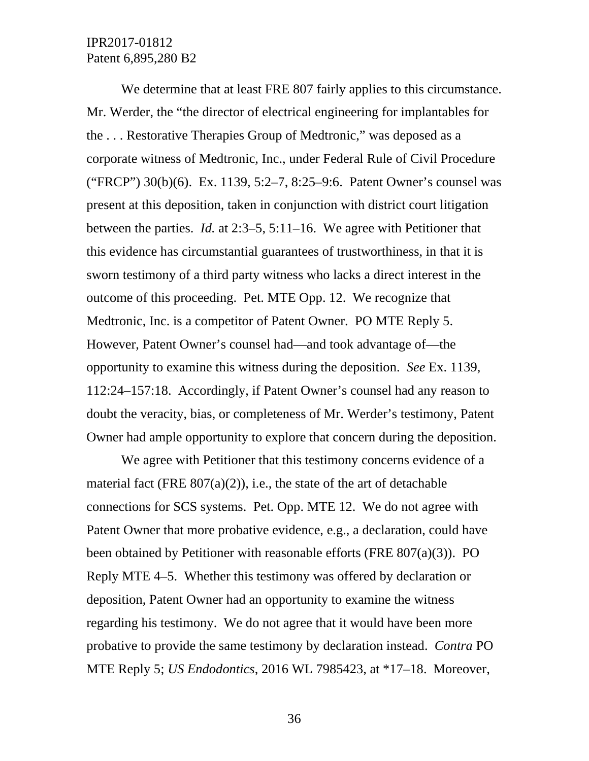We determine that at least FRE 807 fairly applies to this circumstance. Mr. Werder, the "the director of electrical engineering for implantables for the . . . Restorative Therapies Group of Medtronic," was deposed as a corporate witness of Medtronic, Inc., under Federal Rule of Civil Procedure ("FRCP") 30(b)(6). Ex. 1139, 5:2–7, 8:25–9:6. Patent Owner's counsel was present at this deposition, taken in conjunction with district court litigation between the parties. *Id.* at 2:3–5, 5:11–16. We agree with Petitioner that this evidence has circumstantial guarantees of trustworthiness, in that it is sworn testimony of a third party witness who lacks a direct interest in the outcome of this proceeding. Pet. MTE Opp. 12. We recognize that Medtronic, Inc. is a competitor of Patent Owner. PO MTE Reply 5. However, Patent Owner's counsel had—and took advantage of—the opportunity to examine this witness during the deposition. *See* Ex. 1139, 112:24–157:18. Accordingly, if Patent Owner's counsel had any reason to doubt the veracity, bias, or completeness of Mr. Werder's testimony, Patent Owner had ample opportunity to explore that concern during the deposition.

We agree with Petitioner that this testimony concerns evidence of a material fact (FRE 807(a)(2)), i.e., the state of the art of detachable connections for SCS systems. Pet. Opp. MTE 12. We do not agree with Patent Owner that more probative evidence, e.g., a declaration, could have been obtained by Petitioner with reasonable efforts (FRE 807(a)(3)). PO Reply MTE 4–5. Whether this testimony was offered by declaration or deposition, Patent Owner had an opportunity to examine the witness regarding his testimony. We do not agree that it would have been more probative to provide the same testimony by declaration instead. *Contra* PO MTE Reply 5; *US Endodontics*, 2016 WL 7985423, at *17–18. Moreover,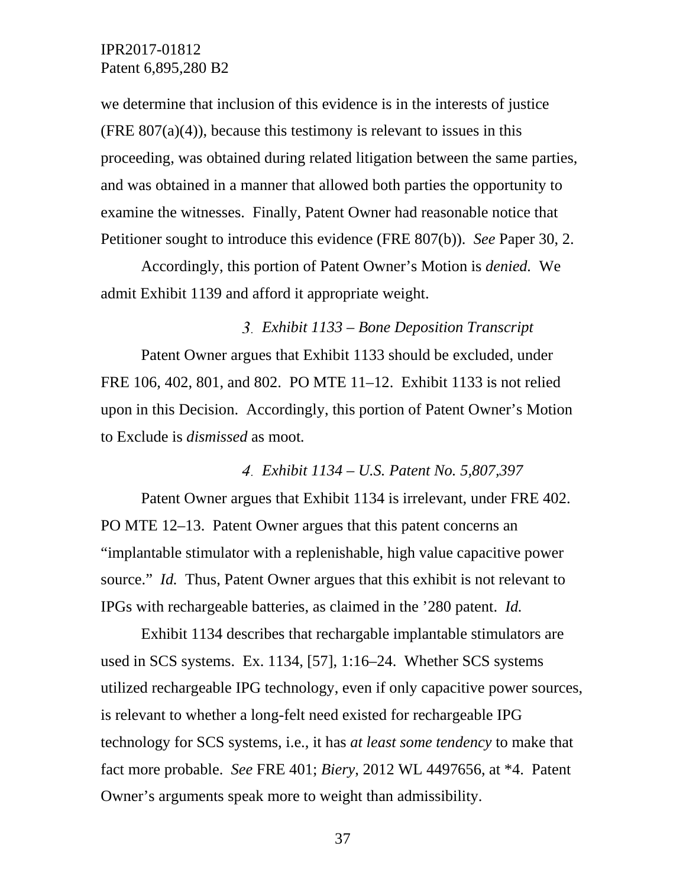we determine that inclusion of this evidence is in the interests of justice (FRE 807(a)(4)), because this testimony is relevant to issues in this proceeding, was obtained during related litigation between the same parties, and was obtained in a manner that allowed both parties the opportunity to examine the witnesses. Finally, Patent Owner had reasonable notice that Petitioner sought to introduce this evidence (FRE 807(b)). *See* Paper 30, 2.

Accordingly, this portion of Patent Owner's Motion is *denied.* We admit Exhibit 1139 and afford it appropriate weight.

#### *3. Exhibit 1133 – Bone Deposition Transcript*

Patent Owner argues that Exhibit 1133 should be excluded, under FRE 106, 402, 801, and 802. PO MTE 11–12. Exhibit 1133 is not relied upon in this Decision. Accordingly, this portion of Patent Owner's Motion to Exclude is *dismissed* as moot.

#### *4. Exhibit 1134 – U.S. Patent No. 5,807,397*

Patent Owner argues that Exhibit 1134 is irrelevant, under FRE 402. PO MTE 12–13. Patent Owner argues that this patent concerns an "implantable stimulator with a replenishable, high value capacitive power source." *Id.* Thus, Patent Owner argues that this exhibit is not relevant to IPGs with rechargeable batteries, as claimed in the '280 patent. *Id.*

Exhibit 1134 describes that rechargable implantable stimulators are used in SCS systems. Ex. 1134, [57], 1:16–24. Whether SCS systems utilized rechargeable IPG technology, even if only capacitive power sources, is relevant to whether a long-felt need existed for rechargeable IPG technology for SCS systems, i.e., it has *at least some tendency* to make that fact more probable. *See* FRE 401; *Biery*, 2012 WL 4497656, at *4. Patent Owner's arguments speak more to weight than admissibility.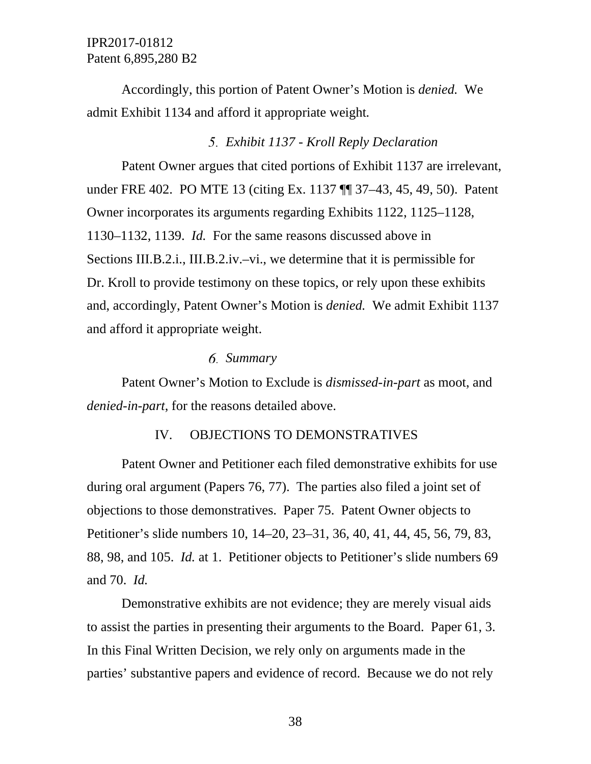Accordingly, this portion of Patent Owner's Motion is *denied.* We admit Exhibit 1134 and afford it appropriate weight.

#### 5. *Exhibit 1137 - Kroll Reply Declaration*

Patent Owner argues that cited portions of Exhibit 1137 are irrelevant, under FRE 402. PO MTE 13 (citing Ex. 1137 ¶¶ 37–43, 45, 49, 50). Patent Owner incorporates its arguments regarding Exhibits 1122, 1125–1128, 1130–1132, 1139. *Id.* For the same reasons discussed above in Sections III.B.2.i., III.B.2.iv.–vi., we determine that it is permissible for Dr. Kroll to provide testimony on these topics, or rely upon these exhibits and, accordingly, Patent Owner's Motion is *denied.* We admit Exhibit 1137 and afford it appropriate weight.

#### 6. *Summary*

Patent Owner's Motion to Exclude is *dismissed-in-part* as moot, and *denied-in-part*, for the reasons detailed above.

## IV. OBJECTIONS TO DEMONSTRATIVES

Patent Owner and Petitioner each filed demonstrative exhibits for use during oral argument (Papers 76, 77). The parties also filed a joint set of objections to those demonstratives. Paper 75. Patent Owner objects to Petitioner's slide numbers 10, 14–20, 23–31, 36, 40, 41, 44, 45, 56, 79, 83, 88, 98, and 105. *Id.* at 1. Petitioner objects to Petitioner's slide numbers 69 and 70. *Id.*

Demonstrative exhibits are not evidence; they are merely visual aids to assist the parties in presenting their arguments to the Board. Paper 61, 3. In this Final Written Decision, we rely only on arguments made in the parties' substantive papers and evidence of record. Because we do not rely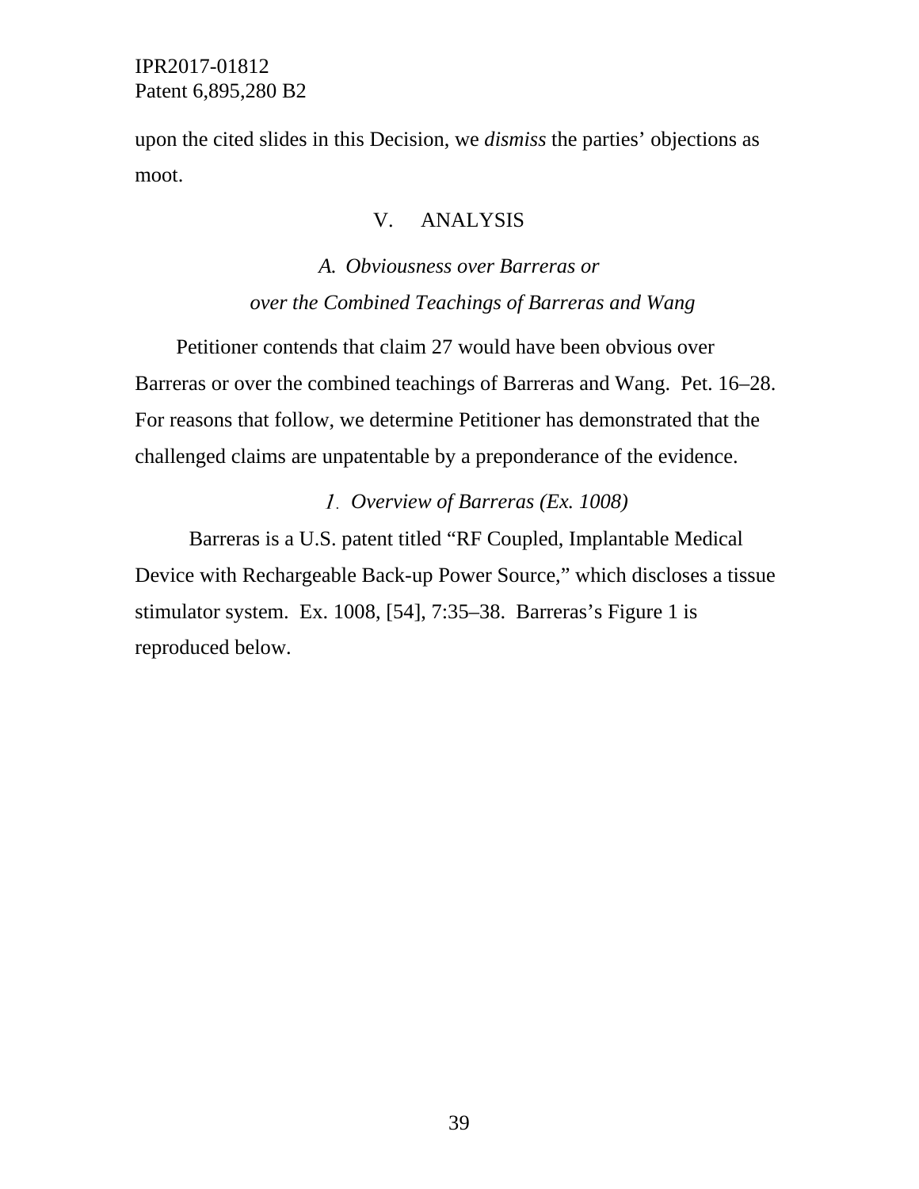upon the cited slides in this Decision, we *dismiss* the parties' objections as moot.

## V. ANALYSIS

### *A. Obviousness over Barreras or over the Combined Teachings of Barreras and Wang*

Petitioner contends that claim 27 would have been obvious over Barreras or over the combined teachings of Barreras and Wang. Pet. 16–28. For reasons that follow, we determine Petitioner has demonstrated that the challenged claims are unpatentable by a preponderance of the evidence.

#### *1. Overview of Barreras (Ex. 1008)*

Barreras is a U.S. patent titled "RF Coupled, Implantable Medical Device with Rechargeable Back-up Power Source," which discloses a tissue stimulator system. Ex. 1008, [54], 7:35–38. Barreras's Figure 1 is reproduced below.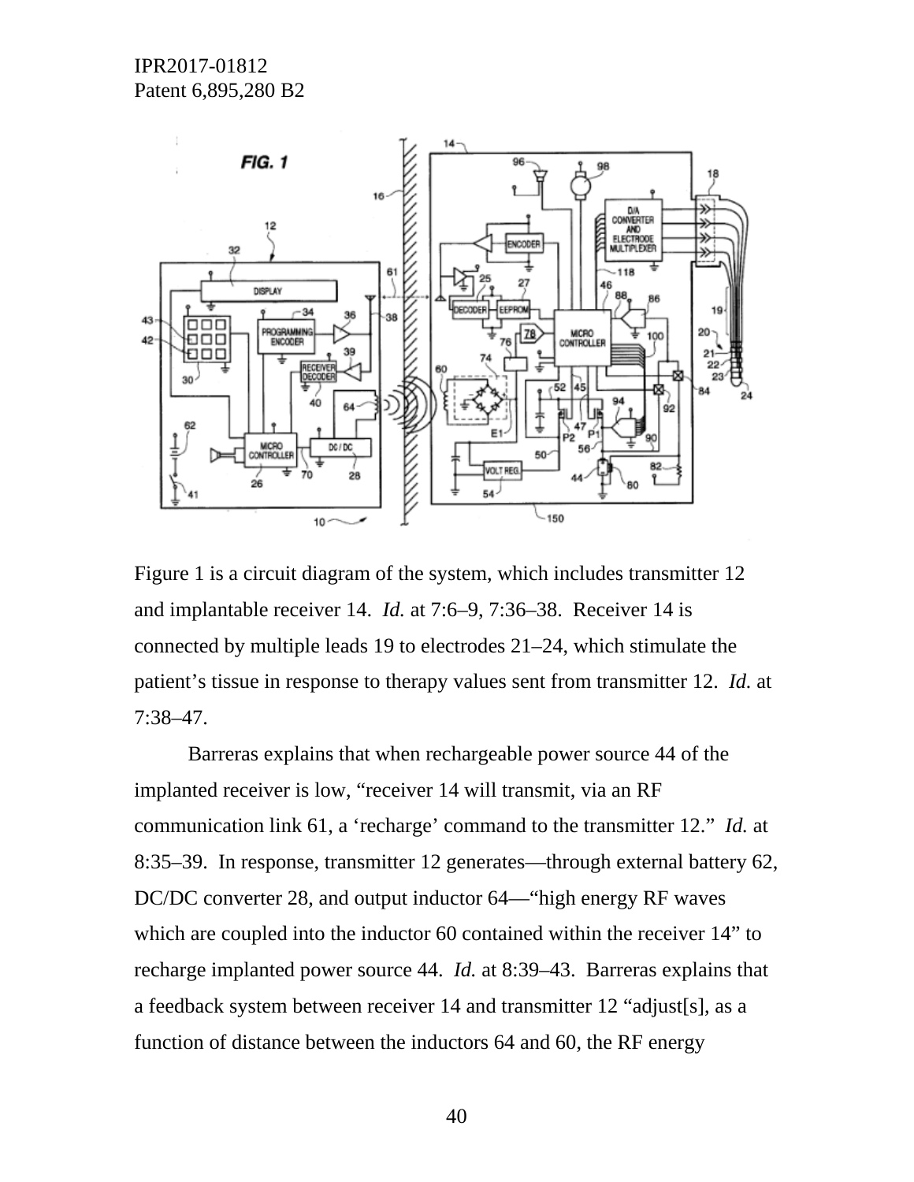Figure 1 is a circuit diagram of the system, which includes transmitter 12 and implantable receiver 14. *Id.* at 7:6–9, 7:36–38. Receiver 14 is connected by multiple leads 19 to electrodes 21–24, which stimulate the patient's tissue in response to therapy values sent from transmitter 12. *Id.* at 7:38–47.

Barreras explains that when rechargeable power source 44 of the implanted receiver is low, "receiver 14 will transmit, via an RF communication link 61, a 'recharge' command to the transmitter 12." *Id.* at 8:35–39. In response, transmitter 12 generates—through external battery 62, DC/DC converter 28, and output inductor 64—"high energy RF waves which are coupled into the inductor 60 contained within the receiver 14" to recharge implanted power source 44. *Id.* at 8:39–43. Barreras explains that a feedback system between receiver 14 and transmitter 12 "adjust[s], as a function of distance between the inductors 64 and 60, the RF energy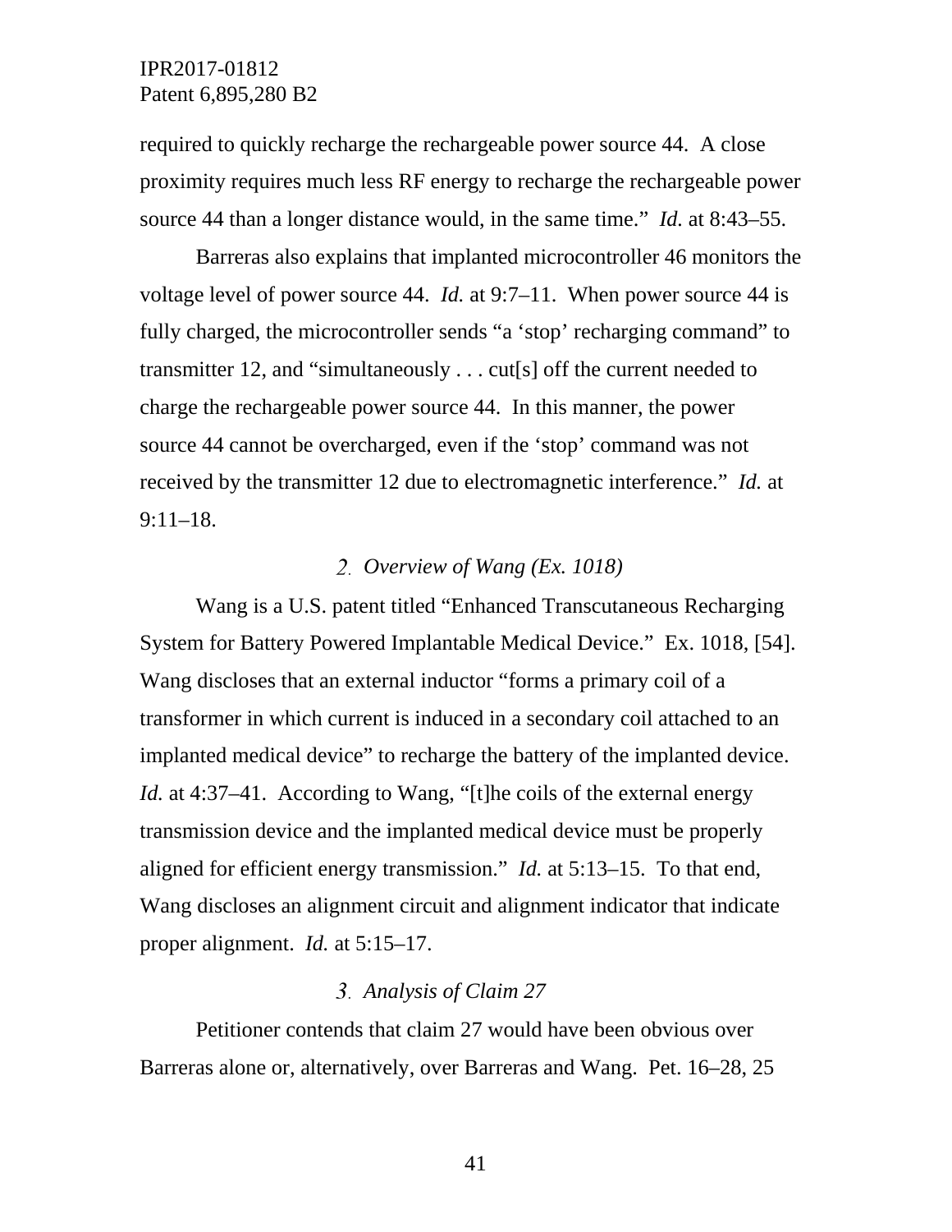required to quickly recharge the rechargeable power source 44. A close proximity requires much less RF energy to recharge the rechargeable power source 44 than a longer distance would, in the same time." *Id.* at 8:43–55.

Barreras also explains that implanted microcontroller 46 monitors the voltage level of power source 44. *Id.* at 9:7–11. When power source 44 is fully charged, the microcontroller sends "a 'stop' recharging command" to transmitter 12, and "simultaneously . . . cut[s] off the current needed to charge the rechargeable power source 44. In this manner, the power source 44 cannot be overcharged, even if the 'stop' command was not received by the transmitter 12 due to electromagnetic interference." *Id.* at 9:11–18.

### 2. *Overview of Wang (Ex. 1018)*

Wang is a U.S. patent titled "Enhanced Transcutaneous Recharging System for Battery Powered Implantable Medical Device." Ex. 1018, [54]. Wang discloses that an external inductor "forms a primary coil of a transformer in which current is induced in a secondary coil attached to an implanted medical device" to recharge the battery of the implanted device. *Id.* at 4:37–41. According to Wang, "[t]he coils of the external energy transmission device and the implanted medical device must be properly aligned for efficient energy transmission." *Id.* at 5:13–15. To that end, Wang discloses an alignment circuit and alignment indicator that indicate proper alignment. *Id.* at 5:15–17.

### 3. *Analysis of Claim 27*

Petitioner contends that claim 27 would have been obvious over Barreras alone or, alternatively, over Barreras and Wang. Pet. 16–28, 25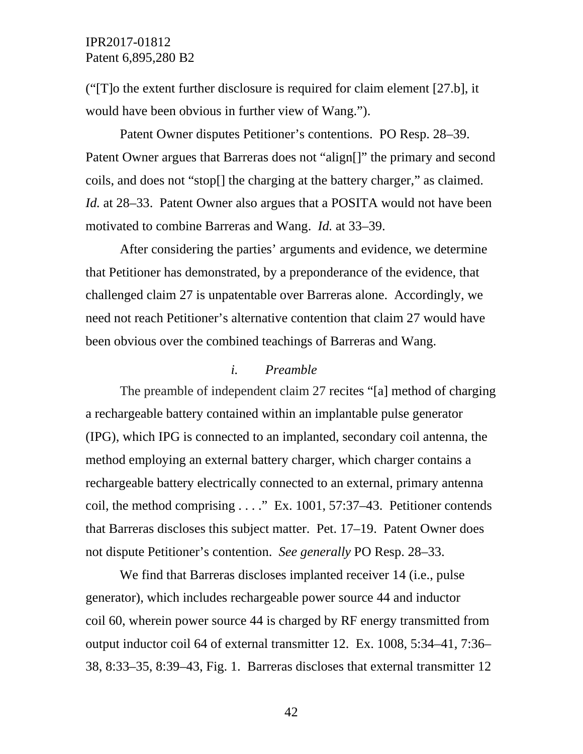("[T]o the extent further disclosure is required for claim element [27.b], it would have been obvious in further view of Wang.").

Patent Owner disputes Petitioner's contentions. PO Resp. 28–39. Patent Owner argues that Barreras does not "align[]" the primary and second coils, and does not "stop[] the charging at the battery charger," as claimed. *Id.* at 28–33. Patent Owner also argues that a POSITA would not have been motivated to combine Barreras and Wang. *Id.* at 33–39.

After considering the parties' arguments and evidence, we determine that Petitioner has demonstrated, by a preponderance of the evidence, that challenged claim 27 is unpatentable over Barreras alone. Accordingly, we need not reach Petitioner's alternative contention that claim 27 would have been obvious over the combined teachings of Barreras and Wang.

*i. Preamble*

The preamble of independent claim 27 recites "[a] method of charging a rechargeable battery contained within an implantable pulse generator (IPG), which IPG is connected to an implanted, secondary coil antenna, the method employing an external battery charger, which charger contains a rechargeable battery electrically connected to an external, primary antenna coil, the method comprising . . . ." Ex. 1001, 57:37–43. Petitioner contends that Barreras discloses this subject matter. Pet. 17–19. Patent Owner does not dispute Petitioner's contention. *See generally* PO Resp. 28–33.

We find that Barreras discloses implanted receiver 14 (i.e., pulse generator), which includes rechargeable power source 44 and inductor coil 60, wherein power source 44 is charged by RF energy transmitted from output inductor coil 64 of external transmitter 12. Ex. 1008, 5:34–41, 7:36–38, 8:33–35, 8:39–43, Fig. 1. Barreras discloses that external transmitter 12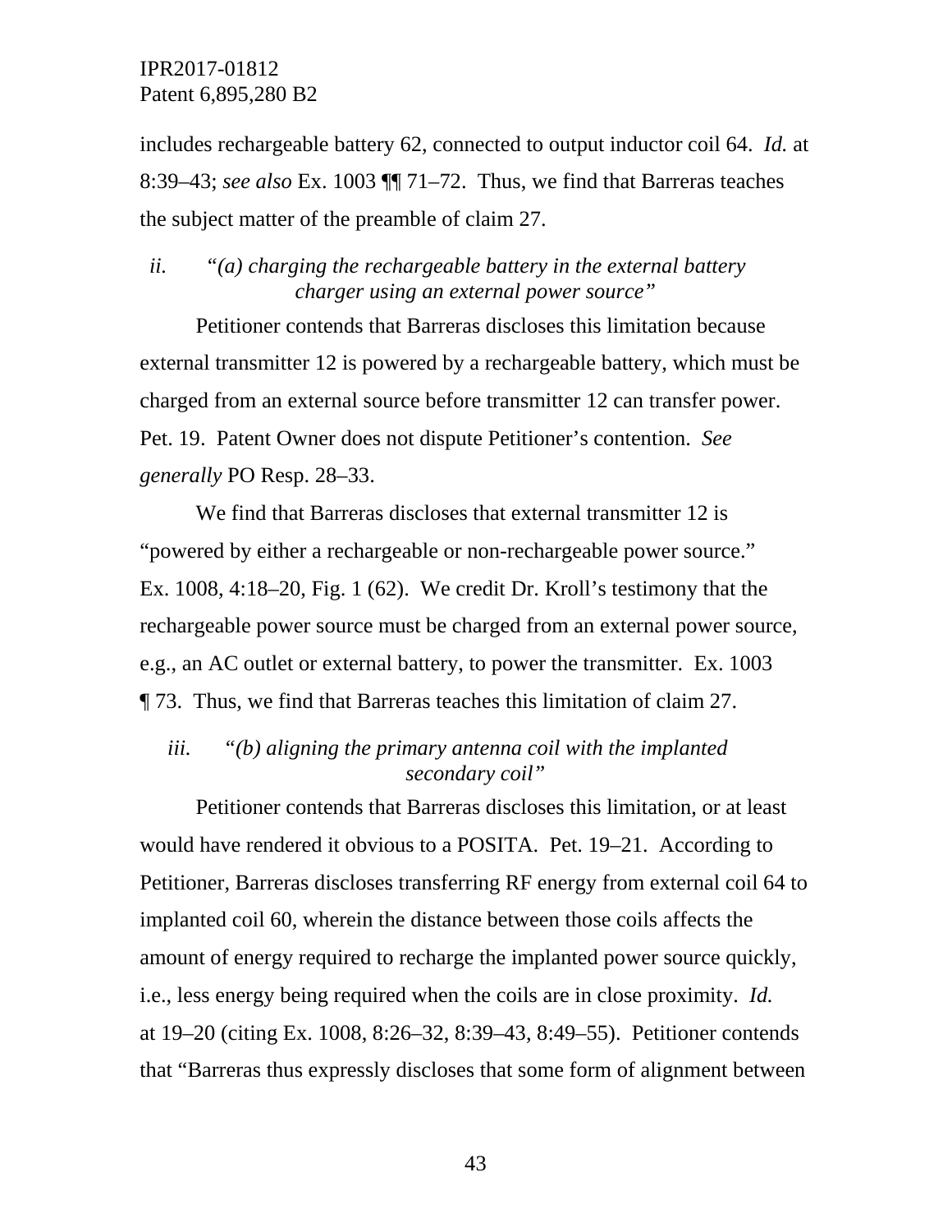includes rechargeable battery 62, connected to output inductor coil 64. *Id.* at 8:39–43; *see also* Ex. 1003 ¶¶ 71–72. Thus, we find that Barreras teaches the subject matter of the preamble of claim 27.

*ii. "(a) charging the rechargeable battery in the external battery charger using an external power source"*

Petitioner contends that Barreras discloses this limitation because external transmitter 12 is powered by a rechargeable battery, which must be charged from an external source before transmitter 12 can transfer power. Pet. 19. Patent Owner does not dispute Petitioner's contention. *See generally* PO Resp. 28–33.

We find that Barreras discloses that external transmitter 12 is "powered by either a rechargeable or non-rechargeable power source." Ex. 1008, 4:18–20, Fig. 1 (62). We credit Dr. Kroll's testimony that the rechargeable power source must be charged from an external power source, e.g., an AC outlet or external battery, to power the transmitter. Ex. 1003 ¶ 73. Thus, we find that Barreras teaches this limitation of claim 27.

*iii. "(b) aligning the primary antenna coil with the implanted secondary coil"*

Petitioner contends that Barreras discloses this limitation, or at least would have rendered it obvious to a POSITA. Pet. 19–21. According to Petitioner, Barreras discloses transferring RF energy from external coil 64 to implanted coil 60, wherein the distance between those coils affects the amount of energy required to recharge the implanted power source quickly, i.e., less energy being required when the coils are in close proximity. *Id.* at 19–20 (citing Ex. 1008, 8:26–32, 8:39–43, 8:49–55). Petitioner contends that "Barreras thus expressly discloses that some form of alignment between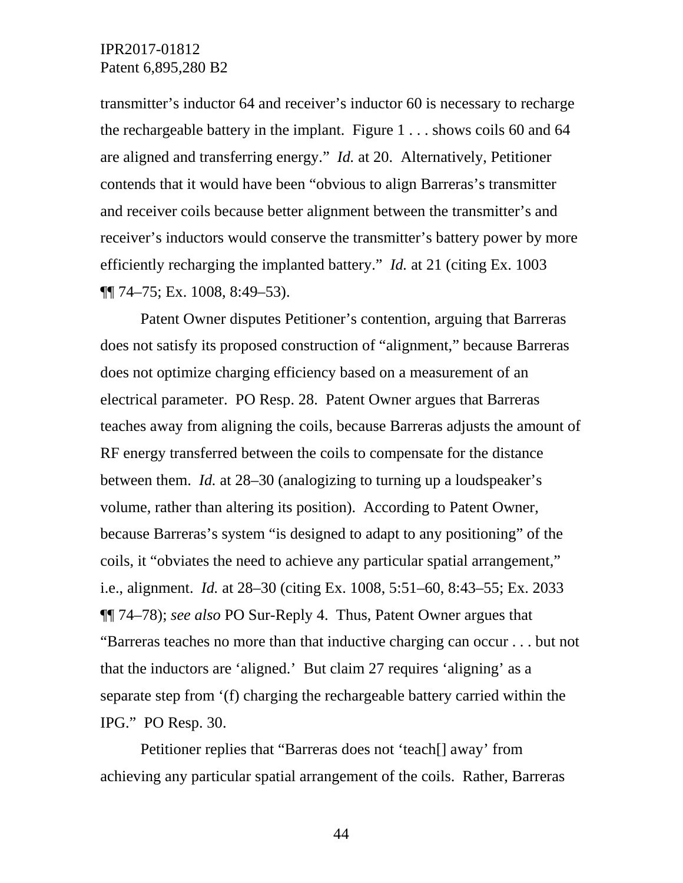transmitter's inductor 64 and receiver's inductor 60 is necessary to recharge the rechargeable battery in the implant. Figure 1 . . . shows coils 60 and 64 are aligned and transferring energy." *Id.* at 20. Alternatively, Petitioner contends that it would have been "obvious to align Barreras's transmitter and receiver coils because better alignment between the transmitter's and receiver's inductors would conserve the transmitter's battery power by more efficiently recharging the implanted battery." *Id.* at 21 (citing Ex. 1003 ¶¶ 74–75; Ex. 1008, 8:49–53).

Patent Owner disputes Petitioner's contention, arguing that Barreras does not satisfy its proposed construction of "alignment," because Barreras does not optimize charging efficiency based on a measurement of an electrical parameter. PO Resp. 28. Patent Owner argues that Barreras teaches away from aligning the coils, because Barreras adjusts the amount of RF energy transferred between the coils to compensate for the distance between them. *Id.* at 28–30 (analogizing to turning up a loudspeaker's volume, rather than altering its position). According to Patent Owner, because Barreras's system "is designed to adapt to any positioning" of the coils, it "obviates the need to achieve any particular spatial arrangement," i.e., alignment. *Id.* at 28–30 (citing Ex. 1008, 5:51–60, 8:43–55; Ex. 2033 ¶¶ 74–78); *see also* PO Sur-Reply 4. Thus, Patent Owner argues that "Barreras teaches no more than that inductive charging can occur . . . but not that the inductors are 'aligned.' But claim 27 requires 'aligning' as a separate step from '(f) charging the rechargeable battery carried within the IPG." PO Resp. 30.

Petitioner replies that "Barreras does not 'teach[] away' from achieving any particular spatial arrangement of the coils. Rather, Barreras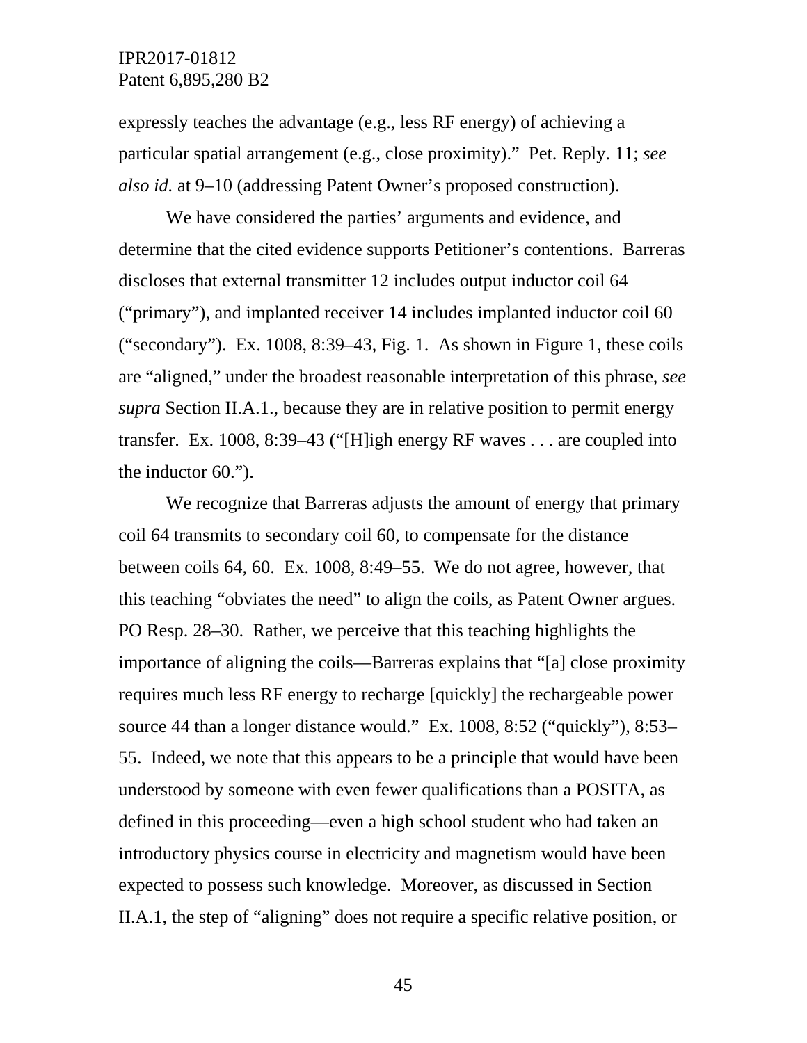expressly teaches the advantage (e.g., less RF energy) of achieving a particular spatial arrangement (e.g., close proximity)." Pet. Reply. 11; *see also id.* at 9–10 (addressing Patent Owner's proposed construction).

We have considered the parties' arguments and evidence, and determine that the cited evidence supports Petitioner's contentions. Barreras discloses that external transmitter 12 includes output inductor coil 64 ("primary"), and implanted receiver 14 includes implanted inductor coil 60 ("secondary"). Ex. 1008, 8:39–43, Fig. 1. As shown in Figure 1, these coils are "aligned," under the broadest reasonable interpretation of this phrase, *see supra* Section II.A.1., because they are in relative position to permit energy transfer. Ex. 1008, 8:39–43 ("[H]igh energy RF waves . . . are coupled into the inductor 60.").

We recognize that Barreras adjusts the amount of energy that primary coil 64 transmits to secondary coil 60, to compensate for the distance between coils 64, 60. Ex. 1008, 8:49–55. We do not agree, however, that this teaching "obviates the need" to align the coils, as Patent Owner argues. PO Resp. 28–30. Rather, we perceive that this teaching highlights the importance of aligning the coils—Barreras explains that "[a] close proximity requires much less RF energy to recharge [quickly] the rechargeable power source 44 than a longer distance would." Ex. 1008, 8:52 ("quickly"), 8:53–55. Indeed, we note that this appears to be a principle that would have been understood by someone with even fewer qualifications than a POSITA, as defined in this proceeding—even a high school student who had taken an introductory physics course in electricity and magnetism would have been expected to possess such knowledge. Moreover, as discussed in Section II.A.1, the step of "aligning" does not require a specific relative position, or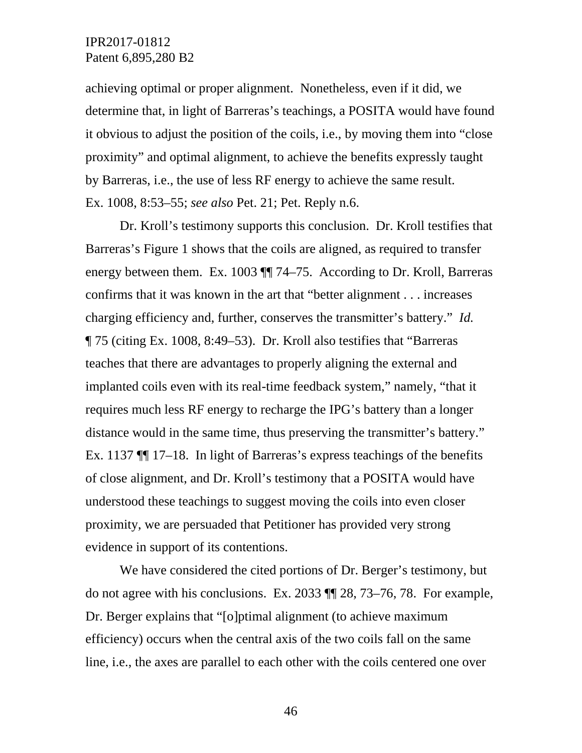achieving optimal or proper alignment. Nonetheless, even if it did, we determine that, in light of Barreras's teachings, a POSITA would have found it obvious to adjust the position of the coils, i.e., by moving them into "close proximity" and optimal alignment, to achieve the benefits expressly taught by Barreras, i.e., the use of less RF energy to achieve the same result. Ex. 1008, 8:53–55; *see also* Pet. 21; Pet. Reply n.6.

Dr. Kroll's testimony supports this conclusion. Dr. Kroll testifies that Barreras's Figure 1 shows that the coils are aligned, as required to transfer energy between them. Ex. 1003 ¶¶ 74–75. According to Dr. Kroll, Barreras confirms that it was known in the art that "better alignment . . . increases charging efficiency and, further, conserves the transmitter's battery." *Id.* ¶ 75 (citing Ex. 1008, 8:49–53). Dr. Kroll also testifies that "Barreras teaches that there are advantages to properly aligning the external and implanted coils even with its real-time feedback system," namely, "that it requires much less RF energy to recharge the IPG's battery than a longer distance would in the same time, thus preserving the transmitter's battery." Ex. 1137 ¶¶ 17–18. In light of Barreras's express teachings of the benefits of close alignment, and Dr. Kroll's testimony that a POSITA would have understood these teachings to suggest moving the coils into even closer proximity, we are persuaded that Petitioner has provided very strong evidence in support of its contentions.

We have considered the cited portions of Dr. Berger's testimony, but do not agree with his conclusions. Ex. 2033 ¶¶ 28, 73–76, 78. For example, Dr. Berger explains that "[o]ptimal alignment (to achieve maximum efficiency) occurs when the central axis of the two coils fall on the same line, i.e., the axes are parallel to each other with the coils centered one over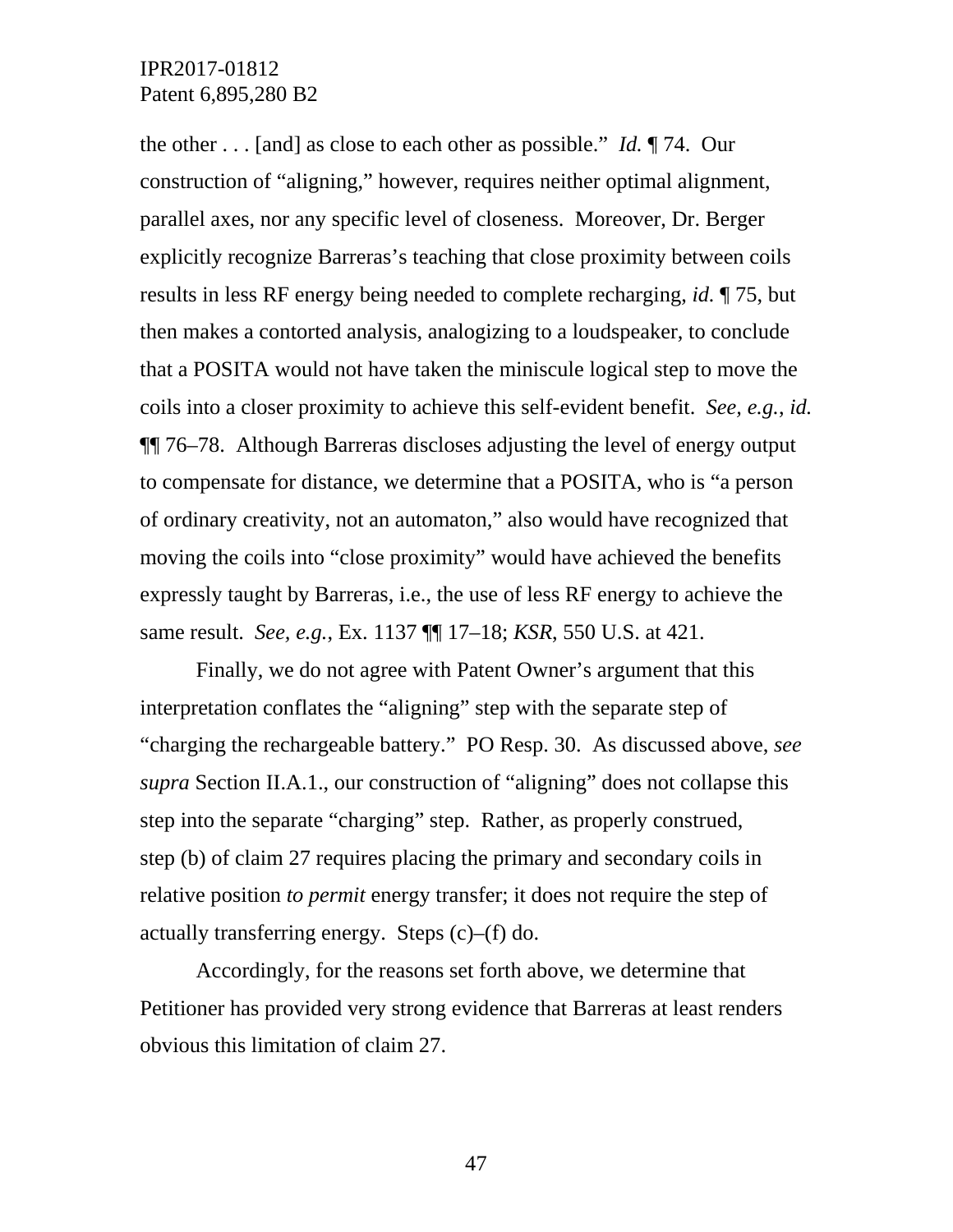the other . . . [and] as close to each other as possible." *Id.* ¶ 74. Our construction of "aligning," however, requires neither optimal alignment, parallel axes, nor any specific level of closeness. Moreover, Dr. Berger explicitly recognize Barreras's teaching that close proximity between coils results in less RF energy being needed to complete recharging, *id.* ¶ 75, but then makes a contorted analysis, analogizing to a loudspeaker, to conclude that a POSITA would not have taken the miniscule logical step to move the coils into a closer proximity to achieve this self-evident benefit. *See, e.g.*, *id.* ¶¶ 76–78. Although Barreras discloses adjusting the level of energy output to compensate for distance, we determine that a POSITA, who is "a person of ordinary creativity, not an automaton," also would have recognized that moving the coils into "close proximity" would have achieved the benefits expressly taught by Barreras, i.e., the use of less RF energy to achieve the same result. *See, e.g.*, Ex. 1137 ¶¶ 17–18; *KSR*, 550 U.S. at 421.

Finally, we do not agree with Patent Owner's argument that this interpretation conflates the "aligning" step with the separate step of "charging the rechargeable battery." PO Resp. 30. As discussed above, *see supra* Section II.A.1., our construction of "aligning" does not collapse this step into the separate "charging" step. Rather, as properly construed, step (b) of claim 27 requires placing the primary and secondary coils in relative position *to permit* energy transfer; it does not require the step of actually transferring energy. Steps (c)–(f) do.

Accordingly, for the reasons set forth above, we determine that Petitioner has provided very strong evidence that Barreras at least renders obvious this limitation of claim 27.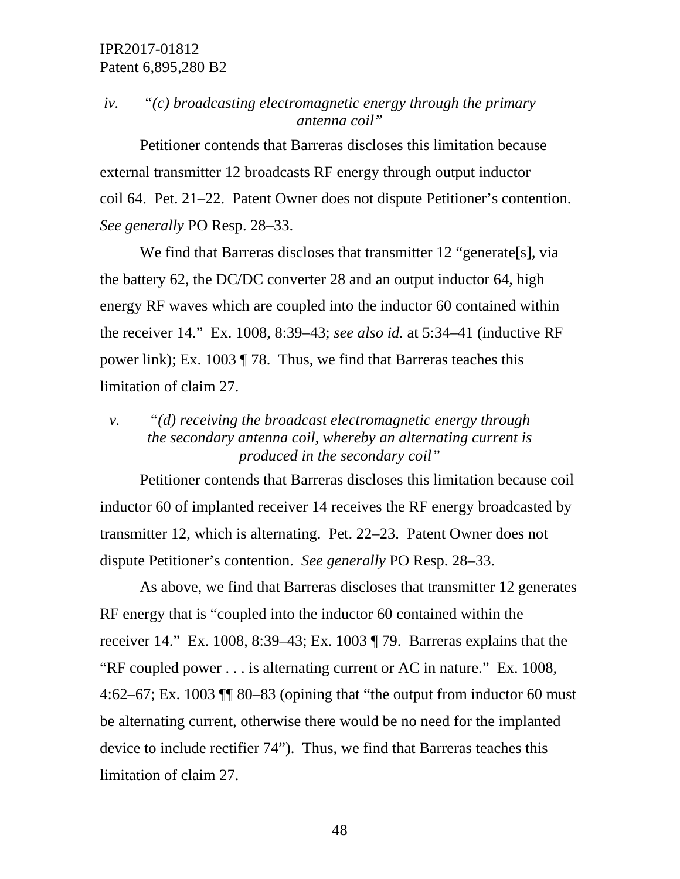#### *iv. "(c) broadcasting electromagnetic energy through the primary antenna coil"*

Petitioner contends that Barreras discloses this limitation because external transmitter 12 broadcasts RF energy through output inductor coil 64. Pet. 21–22. Patent Owner does not dispute Petitioner's contention. *See generally* PO Resp. 28–33.

We find that Barreras discloses that transmitter 12 "generate[s], via the battery 62, the DC/DC converter 28 and an output inductor 64, high energy RF waves which are coupled into the inductor 60 contained within the receiver 14." Ex. 1008, 8:39–43; *see also id.* at 5:34–41 (inductive RF power link); Ex. 1003 ¶ 78. Thus, we find that Barreras teaches this limitation of claim 27.

#### *v. "(d) receiving the broadcast electromagnetic energy through the secondary antenna coil, whereby an alternating current is produced in the secondary coil"*

Petitioner contends that Barreras discloses this limitation because coil inductor 60 of implanted receiver 14 receives the RF energy broadcasted by transmitter 12, which is alternating. Pet. 22–23. Patent Owner does not dispute Petitioner's contention. *See generally* PO Resp. 28–33.

As above, we find that Barreras discloses that transmitter 12 generates RF energy that is "coupled into the inductor 60 contained within the receiver 14." Ex. 1008, 8:39–43; Ex. 1003 ¶ 79. Barreras explains that the "RF coupled power . . . is alternating current or AC in nature." Ex. 1008, 4:62–67; Ex. 1003 ¶¶ 80–83 (opining that "the output from inductor 60 must be alternating current, otherwise there would be no need for the implanted device to include rectifier 74"). Thus, we find that Barreras teaches this limitation of claim 27.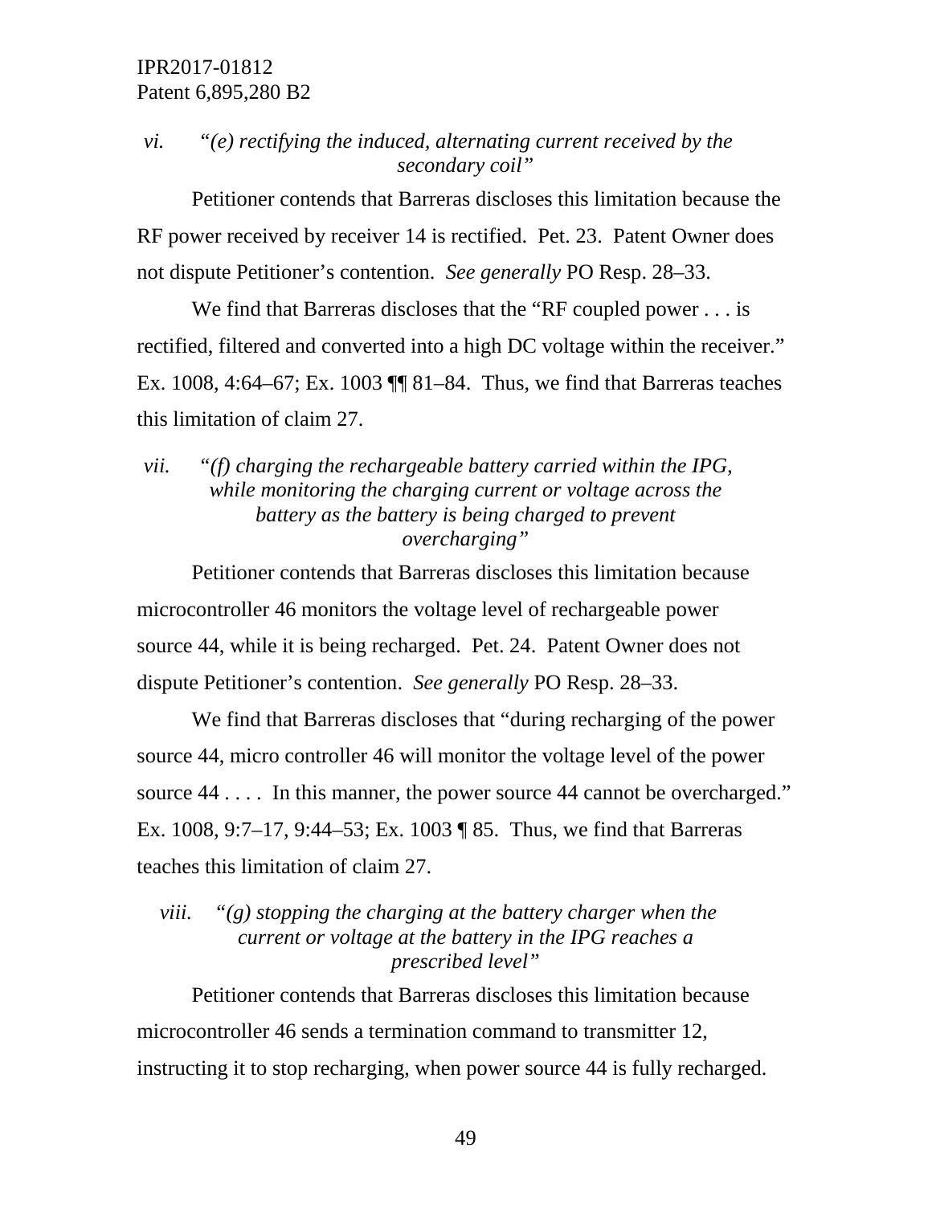*vi. "(e) rectifying the induced, alternating current received by the secondary coil"*

Petitioner contends that Barreras discloses this limitation because the RF power received by receiver 14 is rectified. Pet. 23. Patent Owner does not dispute Petitioner's contention. *See generally* PO Resp. 28–33.

We find that Barreras discloses that the "RF coupled power . . . is rectified, filtered and converted into a high DC voltage within the receiver." Ex. 1008, 4:64–67; Ex. 1003 ¶¶ 81–84. Thus, we find that Barreras teaches this limitation of claim 27.

*vii. "(f) charging the rechargeable battery carried within the IPG, while monitoring the charging current or voltage across the battery as the battery is being charged to prevent overcharging"*

Petitioner contends that Barreras discloses this limitation because microcontroller 46 monitors the voltage level of rechargeable power source 44, while it is being recharged. Pet. 24. Patent Owner does not dispute Petitioner's contention. *See generally* PO Resp. 28–33.

We find that Barreras discloses that "during recharging of the power source 44, micro controller 46 will monitor the voltage level of the power source 44 . . . . In this manner, the power source 44 cannot be overcharged." Ex. 1008, 9:7–17, 9:44–53; Ex. 1003 ¶ 85. Thus, we find that Barreras teaches this limitation of claim 27.

*viii. "(g) stopping the charging at the battery charger when the current or voltage at the battery in the IPG reaches a prescribed level"*

Petitioner contends that Barreras discloses this limitation because microcontroller 46 sends a termination command to transmitter 12, instructing it to stop recharging, when power source 44 is fully recharged.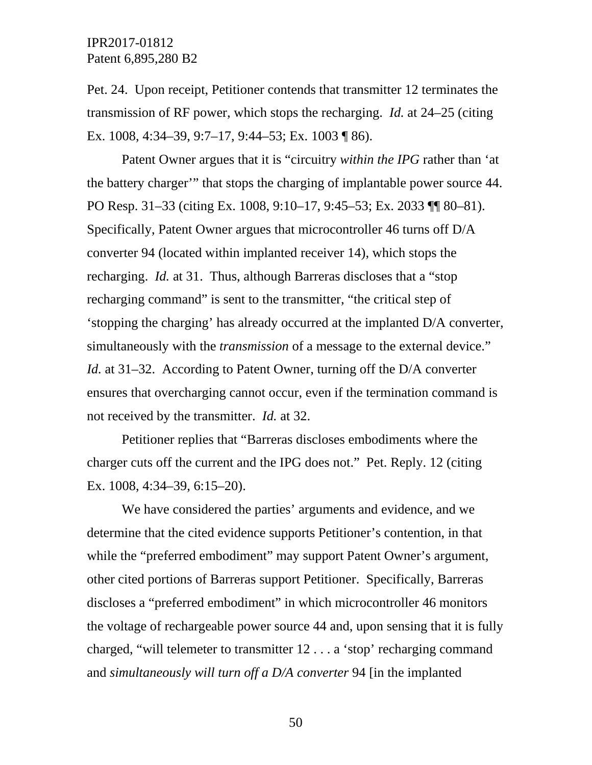Pet. 24. Upon receipt, Petitioner contends that transmitter 12 terminates the transmission of RF power, which stops the recharging. *Id.* at 24–25 (citing Ex. 1008, 4:34–39, 9:7–17, 9:44–53; Ex. 1003 ¶ 86).

Patent Owner argues that it is "circuitry *within the IPG* rather than 'at the battery charger'" that stops the charging of implantable power source 44. PO Resp. 31–33 (citing Ex. 1008, 9:10–17, 9:45–53; Ex. 2033 ¶¶ 80–81). Specifically, Patent Owner argues that microcontroller 46 turns off D/A converter 94 (located within implanted receiver 14), which stops the recharging. *Id.* at 31. Thus, although Barreras discloses that a "stop recharging command" is sent to the transmitter, "the critical step of 'stopping the charging' has already occurred at the implanted D/A converter, simultaneously with the *transmission* of a message to the external device." *Id.* at 31–32. According to Patent Owner, turning off the D/A converter ensures that overcharging cannot occur, even if the termination command is not received by the transmitter. *Id.* at 32.

Petitioner replies that "Barreras discloses embodiments where the charger cuts off the current and the IPG does not." Pet. Reply. 12 (citing Ex. 1008, 4:34–39, 6:15–20).

We have considered the parties' arguments and evidence, and we determine that the cited evidence supports Petitioner's contention, in that while the "preferred embodiment" may support Patent Owner's argument, other cited portions of Barreras support Petitioner. Specifically, Barreras discloses a "preferred embodiment" in which microcontroller 46 monitors the voltage of rechargeable power source 44 and, upon sensing that it is fully charged, "will telemeter to transmitter 12 . . . a 'stop' recharging command and *simultaneously will turn off a D/A converter* 94 [in the implanted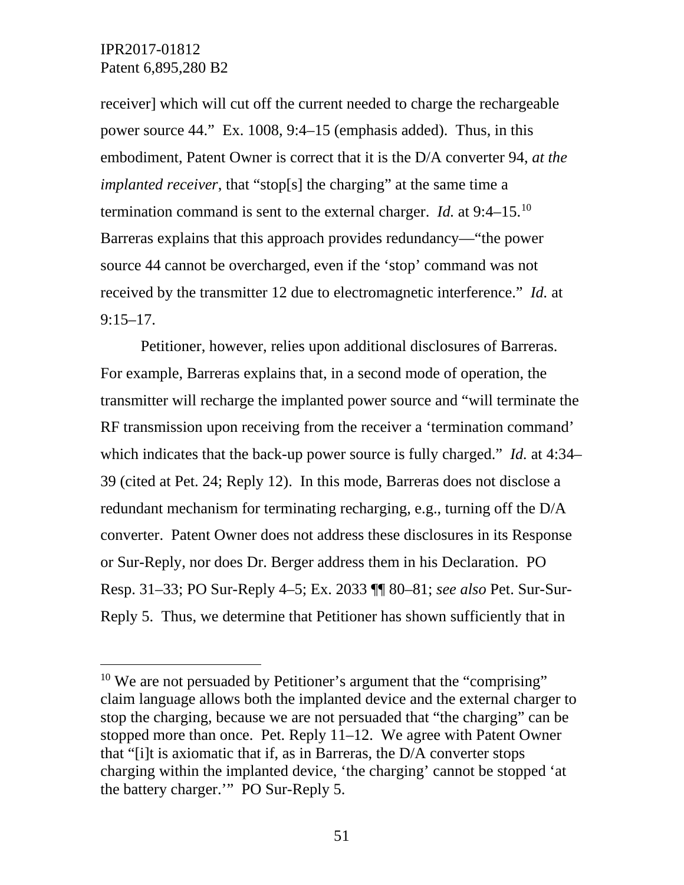receiver] which will cut off the current needed to charge the rechargeable power source 44." Ex. 1008, 9:4–15 (emphasis added). Thus, in this embodiment, Patent Owner is correct that it is the D/A converter 94, *at the implanted receiver*, that "stop[s] the charging" at the same time a termination command is sent to the external charger. *Id.* at 9:4–15.[10] Barreras explains that this approach provides redundancy—"the power source 44 cannot be overcharged, even if the 'stop' command was not received by the transmitter 12 due to electromagnetic interference." *Id.* at 9:15–17.

Petitioner, however, relies upon additional disclosures of Barreras. For example, Barreras explains that, in a second mode of operation, the transmitter will recharge the implanted power source and "will terminate the RF transmission upon receiving from the receiver a 'termination command' which indicates that the back-up power source is fully charged." *Id.* at 4:34–39 (cited at Pet. 24; Reply 12). In this mode, Barreras does not disclose a redundant mechanism for terminating recharging, e.g., turning off the D/A converter. Patent Owner does not address these disclosures in its Response or Sur-Reply, nor does Dr. Berger address them in his Declaration. PO Resp. 31–33; PO Sur-Reply 4–5; Ex. 2033 ¶¶ 80–81; *see also* Pet. Sur-Sur-Reply 5. Thus, we determine that Petitioner has shown sufficiently that in

---

[10] We are not persuaded by Petitioner's argument that the "comprising" claim language allows both the implanted device and the external charger to stop the charging, because we are not persuaded that "the charging" can be stopped more than once. Pet. Reply 11–12. We agree with Patent Owner that "[i]t is axiomatic that if, as in Barreras, the D/A converter stops charging within the implanted device, 'the charging' cannot be stopped 'at the battery charger.'" PO Sur-Reply 5.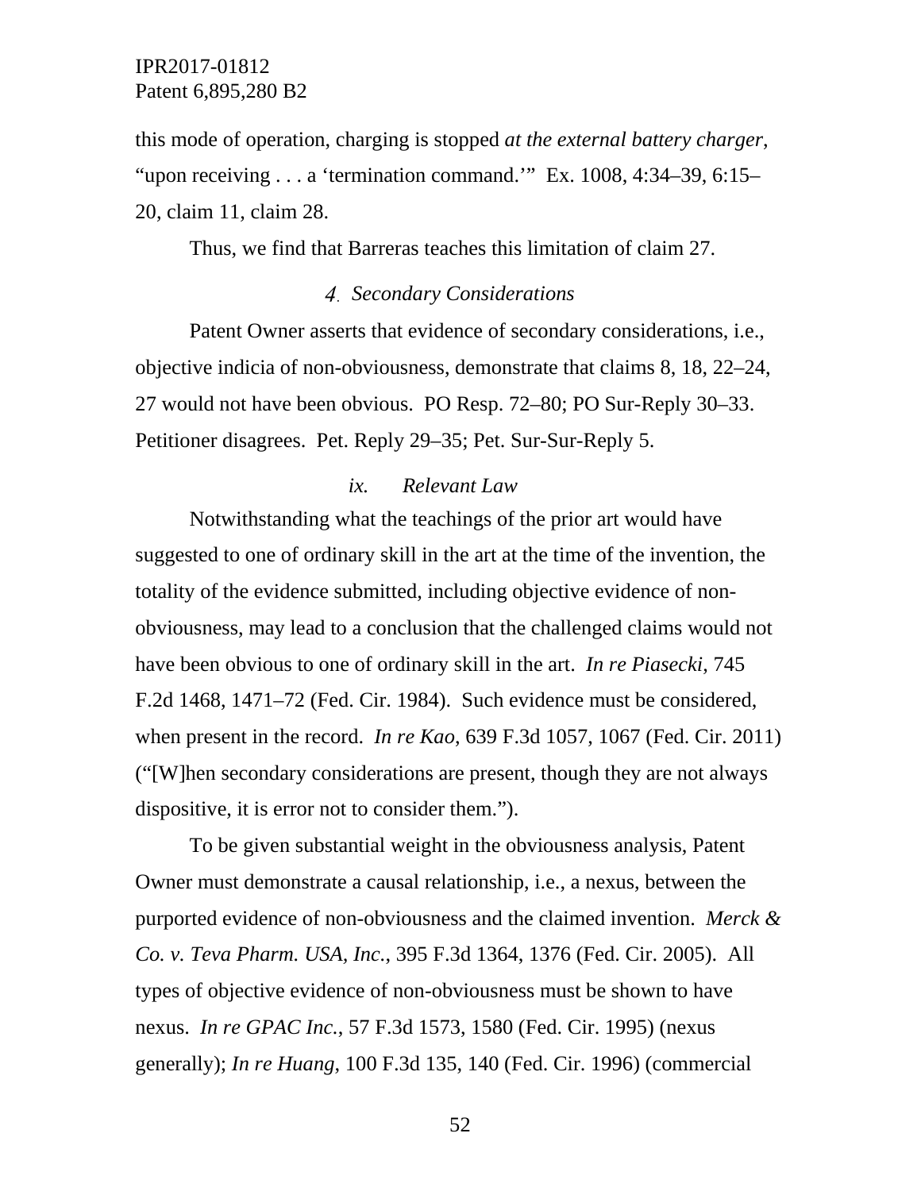this mode of operation, charging is stopped *at the external battery charger*, "upon receiving . . . a 'termination command.'" Ex. 1008, 4:34–39, 6:15–20, claim 11, claim 28.

Thus, we find that Barreras teaches this limitation of claim 27.

### 4. Secondary Considerations

Patent Owner asserts that evidence of secondary considerations, i.e., objective indicia of non-obviousness, demonstrate that claims 8, 18, 22–24, 27 would not have been obvious. PO Resp. 72–80; PO Sur-Reply 30–33. Petitioner disagrees. Pet. Reply 29–35; Pet. Sur-Sur-Reply 5.

#### *ix. Relevant Law*

Notwithstanding what the teachings of the prior art would have suggested to one of ordinary skill in the art at the time of the invention, the totality of the evidence submitted, including objective evidence of non-obviousness, may lead to a conclusion that the challenged claims would not have been obvious to one of ordinary skill in the art. *In re Piasecki*, 745 F.2d 1468, 1471–72 (Fed. Cir. 1984). Such evidence must be considered, when present in the record. *In re Kao*, 639 F.3d 1057, 1067 (Fed. Cir. 2011) ("[W]hen secondary considerations are present, though they are not always dispositive, it is error not to consider them.").

To be given substantial weight in the obviousness analysis, Patent Owner must demonstrate a causal relationship, i.e., a nexus, between the purported evidence of non-obviousness and the claimed invention. *Merck & Co. v. Teva Pharm. USA, Inc.*, 395 F.3d 1364, 1376 (Fed. Cir. 2005). All types of objective evidence of non-obviousness must be shown to have nexus. *In re GPAC Inc.*, 57 F.3d 1573, 1580 (Fed. Cir. 1995) (nexus generally); *In re Huang*, 100 F.3d 135, 140 (Fed. Cir. 1996) (commercial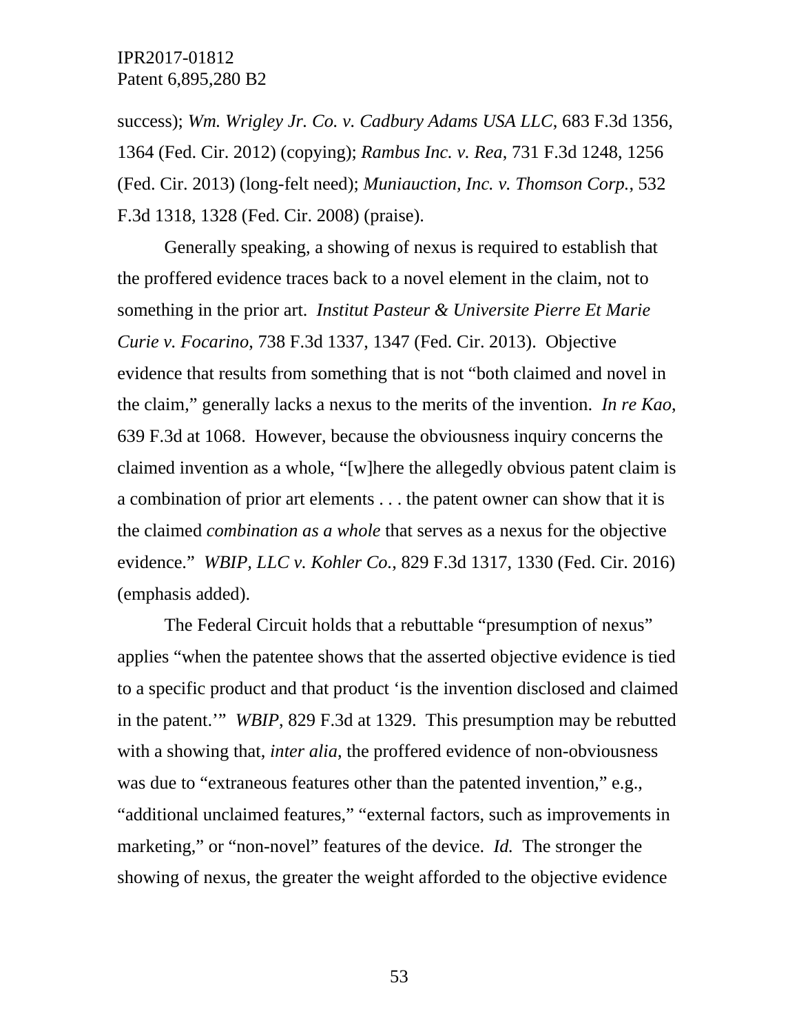success); *Wm. Wrigley Jr. Co. v. Cadbury Adams USA LLC*, 683 F.3d 1356, 1364 (Fed. Cir. 2012) (copying); *Rambus Inc. v. Rea*, 731 F.3d 1248, 1256 (Fed. Cir. 2013) (long-felt need); *Muniauction, Inc. v. Thomson Corp.*, 532 F.3d 1318, 1328 (Fed. Cir. 2008) (praise).

Generally speaking, a showing of nexus is required to establish that the proffered evidence traces back to a novel element in the claim, not to something in the prior art. *Institut Pasteur & Universite Pierre Et Marie Curie v. Focarino*, 738 F.3d 1337, 1347 (Fed. Cir. 2013). Objective evidence that results from something that is not "both claimed and novel in the claim," generally lacks a nexus to the merits of the invention. *In re Kao*, 639 F.3d at 1068. However, because the obviousness inquiry concerns the claimed invention as a whole, "[w]here the allegedly obvious patent claim is a combination of prior art elements . . . the patent owner can show that it is the claimed *combination as a whole* that serves as a nexus for the objective evidence." *WBIP, LLC v. Kohler Co.*, 829 F.3d 1317, 1330 (Fed. Cir. 2016) (emphasis added).

The Federal Circuit holds that a rebuttable "presumption of nexus" applies "when the patentee shows that the asserted objective evidence is tied to a specific product and that product 'is the invention disclosed and claimed in the patent.'" *WBIP*, 829 F.3d at 1329. This presumption may be rebutted with a showing that, *inter alia*, the proffered evidence of non-obviousness was due to "extraneous features other than the patented invention," e.g., "additional unclaimed features," "external factors, such as improvements in marketing," or "non-novel" features of the device. *Id.* The stronger the showing of nexus, the greater the weight afforded to the objective evidence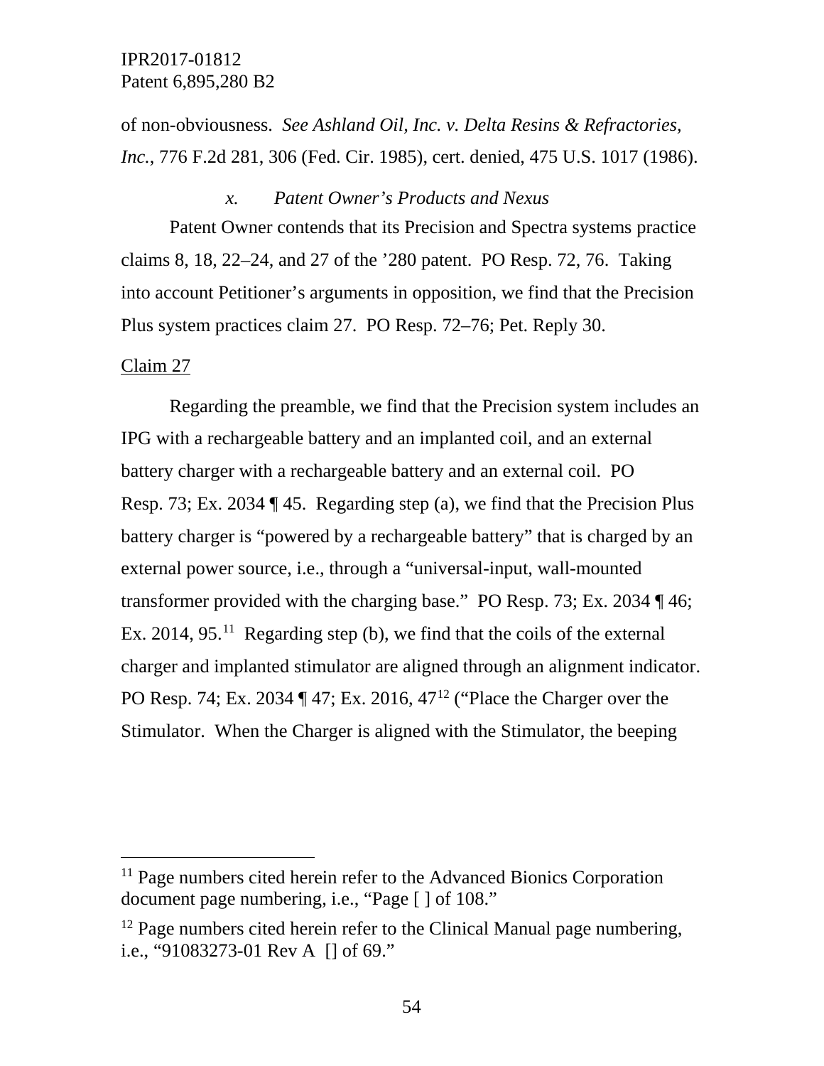of non-obviousness. *See Ashland Oil, Inc. v. Delta Resins & Refractories, Inc.*, 776 F.2d 281, 306 (Fed. Cir. 1985), cert. denied, 475 U.S. 1017 (1986).

*x. Patent Owner's Products and Nexus*

Patent Owner contends that its Precision and Spectra systems practice claims 8, 18, 22–24, and 27 of the '280 patent. PO Resp. 72, 76. Taking into account Petitioner's arguments in opposition, we find that the Precision Plus system practices claim 27. PO Resp. 72–76; Pet. Reply 30.

<u>Claim 27</u>

Regarding the preamble, we find that the Precision system includes an IPG with a rechargeable battery and an implanted coil, and an external battery charger with a rechargeable battery and an external coil. PO Resp. 73; Ex. 2034 ¶ 45. Regarding step (a), we find that the Precision Plus battery charger is "powered by a rechargeable battery" that is charged by an external power source, i.e., through a "universal-input, wall-mounted transformer provided with the charging base." PO Resp. 73; Ex. 2034 ¶ 46; Ex. 2014, 95.[11] Regarding step (b), we find that the coils of the external charger and implanted stimulator are aligned through an alignment indicator. PO Resp. 74; Ex. 2034 ¶ 47; Ex. 2016, 47[12] ("Place the Charger over the Stimulator. When the Charger is aligned with the Stimulator, the beeping

---

[11] Page numbers cited herein refer to the Advanced Bionics Corporation document page numbering, i.e., "Page [ ] of 108."

[12] Page numbers cited herein refer to the Clinical Manual page numbering, i.e., "91083273-01 Rev A [] of 69."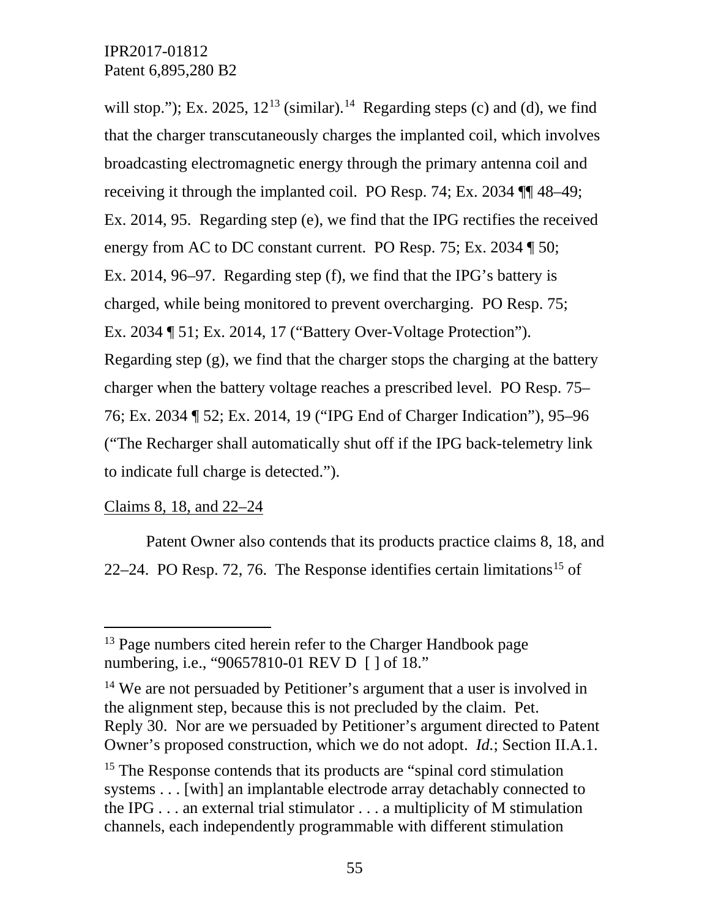will stop."); Ex. 2025, 12[13] (similar).[14] Regarding steps (c) and (d), we find that the charger transcutaneously charges the implanted coil, which involves broadcasting electromagnetic energy through the primary antenna coil and receiving it through the implanted coil. PO Resp. 74; Ex. 2034 ¶¶ 48–49; Ex. 2014, 95. Regarding step (e), we find that the IPG rectifies the received energy from AC to DC constant current. PO Resp. 75; Ex. 2034 ¶ 50; Ex. 2014, 96–97. Regarding step (f), we find that the IPG's battery is charged, while being monitored to prevent overcharging. PO Resp. 75; Ex. 2034 ¶ 51; Ex. 2014, 17 ("Battery Over-Voltage Protection"). Regarding step (g), we find that the charger stops the charging at the battery charger when the battery voltage reaches a prescribed level. PO Resp. 75–76; Ex. 2034 ¶ 52; Ex. 2014, 19 ("IPG End of Charger Indication"), 95–96 ("The Recharger shall automatically shut off if the IPG back-telemetry link to indicate full charge is detected.").

<u>Claims 8, 18, and 22–24</u>

Patent Owner also contends that its products practice claims 8, 18, and 22–24. PO Resp. 72, 76. The Response identifies certain limitations[15] of

---

[13] Page numbers cited herein refer to the Charger Handbook page numbering, i.e., "90657810-01 REV D [ ] of 18."

[14] We are not persuaded by Petitioner's argument that a user is involved in the alignment step, because this is not precluded by the claim. Pet. Reply 30. Nor are we persuaded by Petitioner's argument directed to Patent Owner's proposed construction, which we do not adopt. *Id.*; Section II.A.1.

[15] The Response contends that its products are "spinal cord stimulation systems . . . [with] an implantable electrode array detachably connected to the IPG . . . an external trial stimulator . . . a multiplicity of M stimulation channels, each independently programmable with different stimulation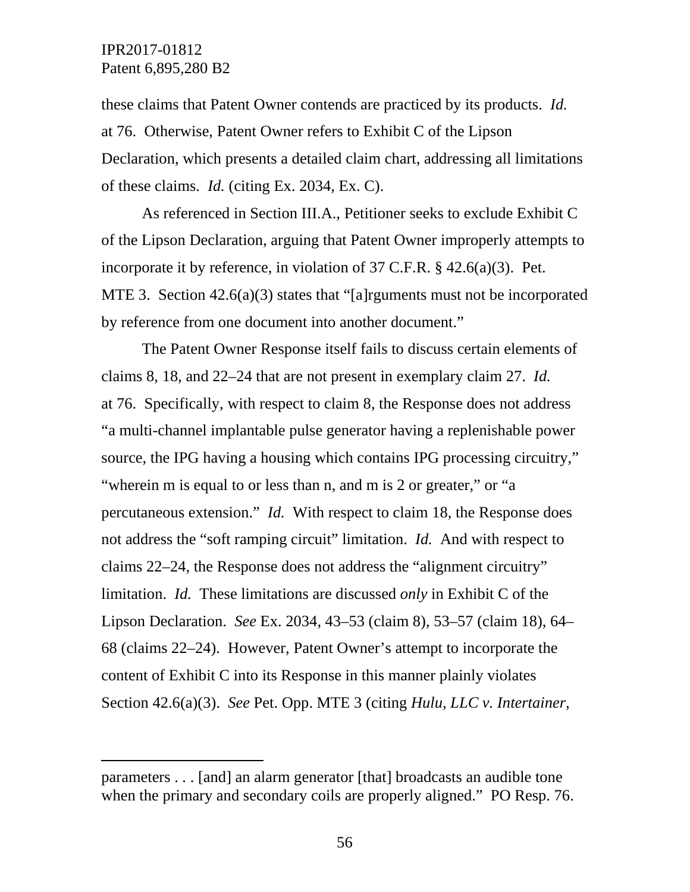these claims that Patent Owner contends are practiced by its products. *Id.* at 76. Otherwise, Patent Owner refers to Exhibit C of the Lipson Declaration, which presents a detailed claim chart, addressing all limitations of these claims. *Id.* (citing Ex. 2034, Ex. C).

As referenced in Section III.A., Petitioner seeks to exclude Exhibit C of the Lipson Declaration, arguing that Patent Owner improperly attempts to incorporate it by reference, in violation of 37 C.F.R. § 42.6(a)(3). Pet. MTE 3. Section 42.6(a)(3) states that "[a]rguments must not be incorporated by reference from one document into another document."

The Patent Owner Response itself fails to discuss certain elements of claims 8, 18, and 22–24 that are not present in exemplary claim 27. *Id.* at 76. Specifically, with respect to claim 8, the Response does not address "a multi-channel implantable pulse generator having a replenishable power source, the IPG having a housing which contains IPG processing circuitry," "wherein m is equal to or less than n, and m is 2 or greater," or "a percutaneous extension." *Id.* With respect to claim 18, the Response does not address the "soft ramping circuit" limitation. *Id.* And with respect to claims 22–24, the Response does not address the "alignment circuitry" limitation. *Id.* These limitations are discussed *only* in Exhibit C of the Lipson Declaration. *See* Ex. 2034, 43–53 (claim 8), 53–57 (claim 18), 64–68 (claims 22–24). However, Patent Owner's attempt to incorporate the content of Exhibit C into its Response in this manner plainly violates Section 42.6(a)(3). *See* Pet. Opp. MTE 3 (citing *Hulu, LLC v. Intertainer,*

---

parameters . . . [and] an alarm generator [that] broadcasts an audible tone when the primary and secondary coils are properly aligned." PO Resp. 76.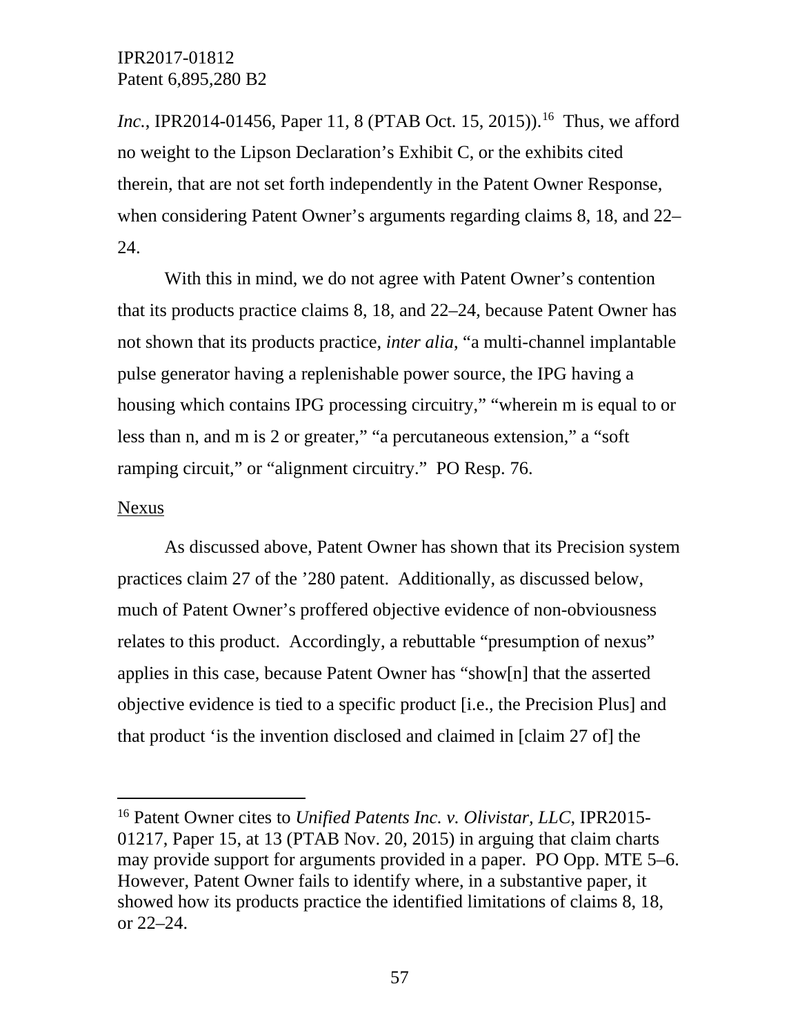*Inc.*, IPR2014-01456, Paper 11, 8 (PTAB Oct. 15, 2015)).[16] Thus, we afford no weight to the Lipson Declaration's Exhibit C, or the exhibits cited therein, that are not set forth independently in the Patent Owner Response, when considering Patent Owner's arguments regarding claims 8, 18, and 22–24.

With this in mind, we do not agree with Patent Owner's contention that its products practice claims 8, 18, and 22–24, because Patent Owner has not shown that its products practice, *inter alia*, "a multi-channel implantable pulse generator having a replenishable power source, the IPG having a housing which contains IPG processing circuitry," "wherein m is equal to or less than n, and m is 2 or greater," "a percutaneous extension," a "soft ramping circuit," or "alignment circuitry." PO Resp. 76.

Nexus

As discussed above, Patent Owner has shown that its Precision system practices claim 27 of the '280 patent. Additionally, as discussed below, much of Patent Owner's proffered objective evidence of non-obviousness relates to this product. Accordingly, a rebuttable "presumption of nexus" applies in this case, because Patent Owner has "show[n] that the asserted objective evidence is tied to a specific product [i.e., the Precision Plus] and that product 'is the invention disclosed and claimed in [claim 27 of] the

---

[16] Patent Owner cites to *Unified Patents Inc. v. Olivistar, LLC*, IPR2015-01217, Paper 15, at 13 (PTAB Nov. 20, 2015) in arguing that claim charts may provide support for arguments provided in a paper. PO Opp. MTE 5–6. However, Patent Owner fails to identify where, in a substantive paper, it showed how its products practice the identified limitations of claims 8, 18, or 22–24.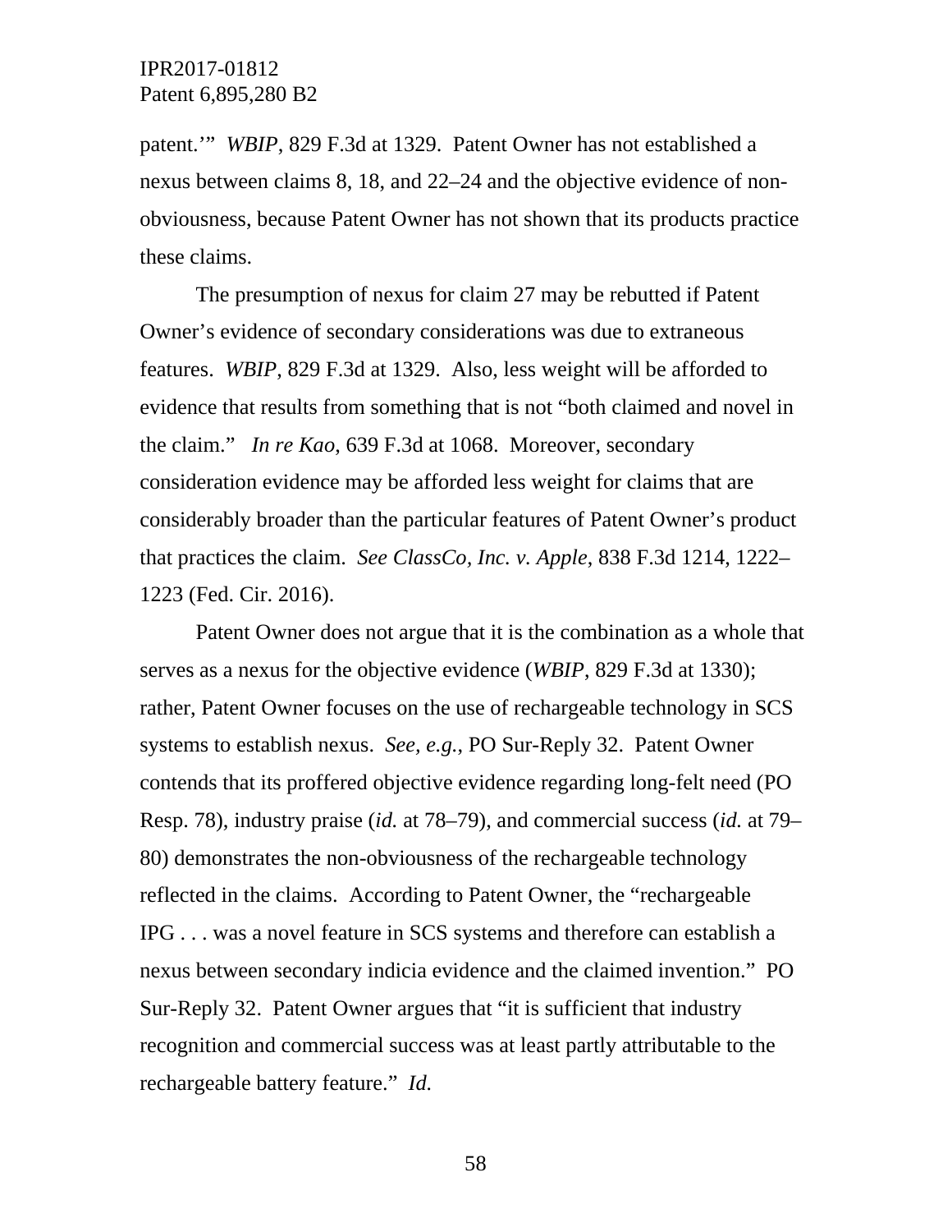patent.'" *WBIP*, 829 F.3d at 1329. Patent Owner has not established a nexus between claims 8, 18, and 22–24 and the objective evidence of non-obviousness, because Patent Owner has not shown that its products practice these claims.

The presumption of nexus for claim 27 may be rebutted if Patent Owner's evidence of secondary considerations was due to extraneous features. *WBIP*, 829 F.3d at 1329. Also, less weight will be afforded to evidence that results from something that is not "both claimed and novel in the claim." *In re Kao*, 639 F.3d at 1068. Moreover, secondary consideration evidence may be afforded less weight for claims that are considerably broader than the particular features of Patent Owner's product that practices the claim. *See ClassCo, Inc. v. Apple*, 838 F.3d 1214, 1222–1223 (Fed. Cir. 2016).

Patent Owner does not argue that it is the combination as a whole that serves as a nexus for the objective evidence (*WBIP*, 829 F.3d at 1330); rather, Patent Owner focuses on the use of rechargeable technology in SCS systems to establish nexus. *See, e.g.*, PO Sur-Reply 32. Patent Owner contends that its proffered objective evidence regarding long-felt need (PO Resp. 78), industry praise (*id.* at 78–79), and commercial success (*id.* at 79–80) demonstrates the non-obviousness of the rechargeable technology reflected in the claims. According to Patent Owner, the "rechargeable IPG . . . was a novel feature in SCS systems and therefore can establish a nexus between secondary indicia evidence and the claimed invention." PO Sur-Reply 32. Patent Owner argues that "it is sufficient that industry recognition and commercial success was at least partly attributable to the rechargeable battery feature." *Id.*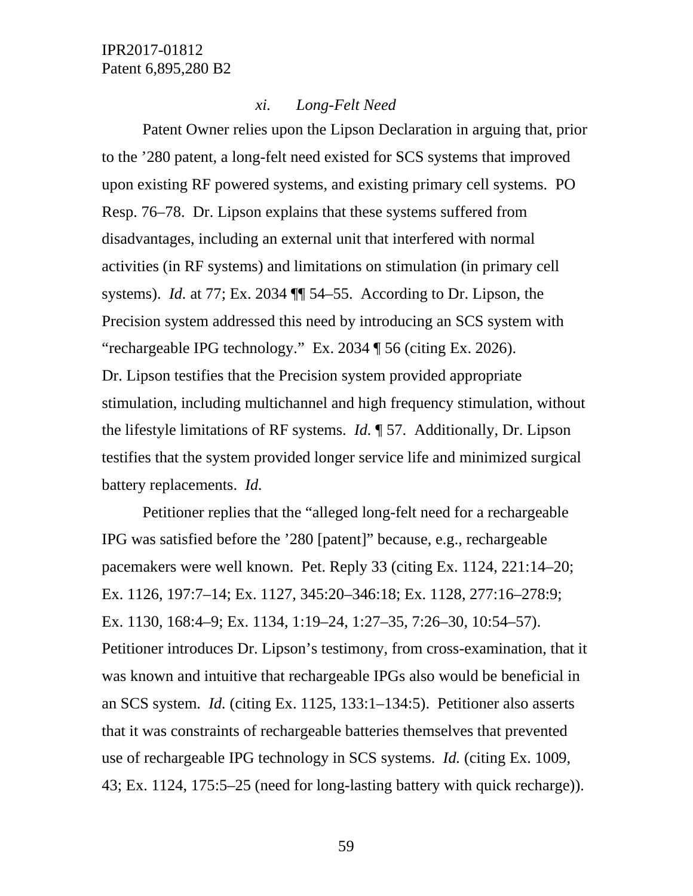#### *xi. Long-Felt Need*

Patent Owner relies upon the Lipson Declaration in arguing that, prior to the ’280 patent, a long-felt need existed for SCS systems that improved upon existing RF powered systems, and existing primary cell systems. PO Resp. 76–78. Dr. Lipson explains that these systems suffered from disadvantages, including an external unit that interfered with normal activities (in RF systems) and limitations on stimulation (in primary cell systems). *Id.* at 77; Ex. 2034 ¶¶ 54–55. According to Dr. Lipson, the Precision system addressed this need by introducing an SCS system with “rechargeable IPG technology.” Ex. 2034 ¶ 56 (citing Ex. 2026). Dr. Lipson testifies that the Precision system provided appropriate stimulation, including multichannel and high frequency stimulation, without the lifestyle limitations of RF systems. *Id.* ¶ 57. Additionally, Dr. Lipson testifies that the system provided longer service life and minimized surgical battery replacements. *Id.*

Petitioner replies that the “alleged long-felt need for a rechargeable IPG was satisfied before the ’280 [patent]” because, e.g., rechargeable pacemakers were well known. Pet. Reply 33 (citing Ex. 1124, 221:14–20; Ex. 1126, 197:7–14; Ex. 1127, 345:20–346:18; Ex. 1128, 277:16–278:9; Ex. 1130, 168:4–9; Ex. 1134, 1:19–24, 1:27–35, 7:26–30, 10:54–57). Petitioner introduces Dr. Lipson’s testimony, from cross-examination, that it was known and intuitive that rechargeable IPGs also would be beneficial in an SCS system. *Id.* (citing Ex. 1125, 133:1–134:5). Petitioner also asserts that it was constraints of rechargeable batteries themselves that prevented use of rechargeable IPG technology in SCS systems. *Id.* (citing Ex. 1009, 43; Ex. 1124, 175:5–25 (need for long-lasting battery with quick recharge)).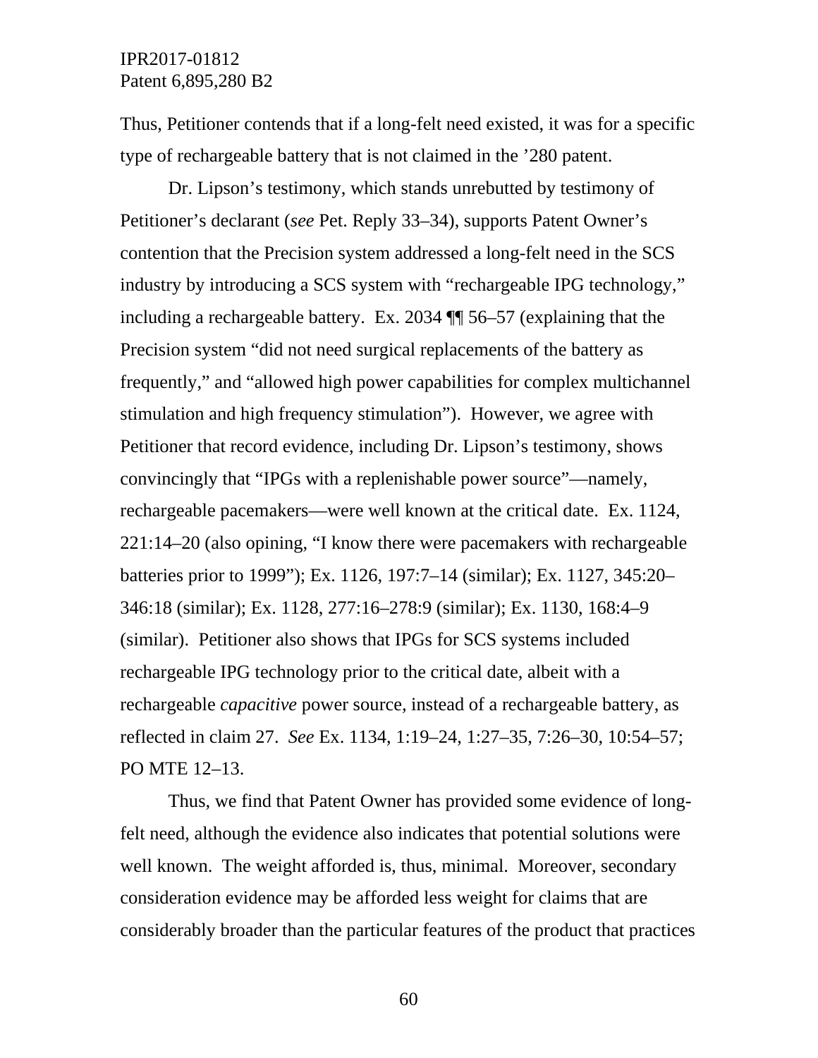Thus, Petitioner contends that if a long-felt need existed, it was for a specific type of rechargeable battery that is not claimed in the ’280 patent.

Dr. Lipson’s testimony, which stands unrebutted by testimony of Petitioner’s declarant (*see* Pet. Reply 33–34), supports Patent Owner’s contention that the Precision system addressed a long-felt need in the SCS industry by introducing a SCS system with “rechargeable IPG technology,” including a rechargeable battery. Ex. 2034 ¶¶ 56–57 (explaining that the Precision system “did not need surgical replacements of the battery as frequently,” and “allowed high power capabilities for complex multichannel stimulation and high frequency stimulation”). However, we agree with Petitioner that record evidence, including Dr. Lipson’s testimony, shows convincingly that “IPGs with a replenishable power source”—namely, rechargeable pacemakers—were well known at the critical date. Ex. 1124, 221:14–20 (also opining, “I know there were pacemakers with rechargeable batteries prior to 1999”); Ex. 1126, 197:7–14 (similar); Ex. 1127, 345:20–346:18 (similar); Ex. 1128, 277:16–278:9 (similar); Ex. 1130, 168:4–9 (similar). Petitioner also shows that IPGs for SCS systems included rechargeable IPG technology prior to the critical date, albeit with a rechargeable *capacitive* power source, instead of a rechargeable battery, as reflected in claim 27. *See* Ex. 1134, 1:19–24, 1:27–35, 7:26–30, 10:54–57; PO MTE 12–13.

Thus, we find that Patent Owner has provided some evidence of long-felt need, although the evidence also indicates that potential solutions were well known. The weight afforded is, thus, minimal. Moreover, secondary consideration evidence may be afforded less weight for claims that are considerably broader than the particular features of the product that practices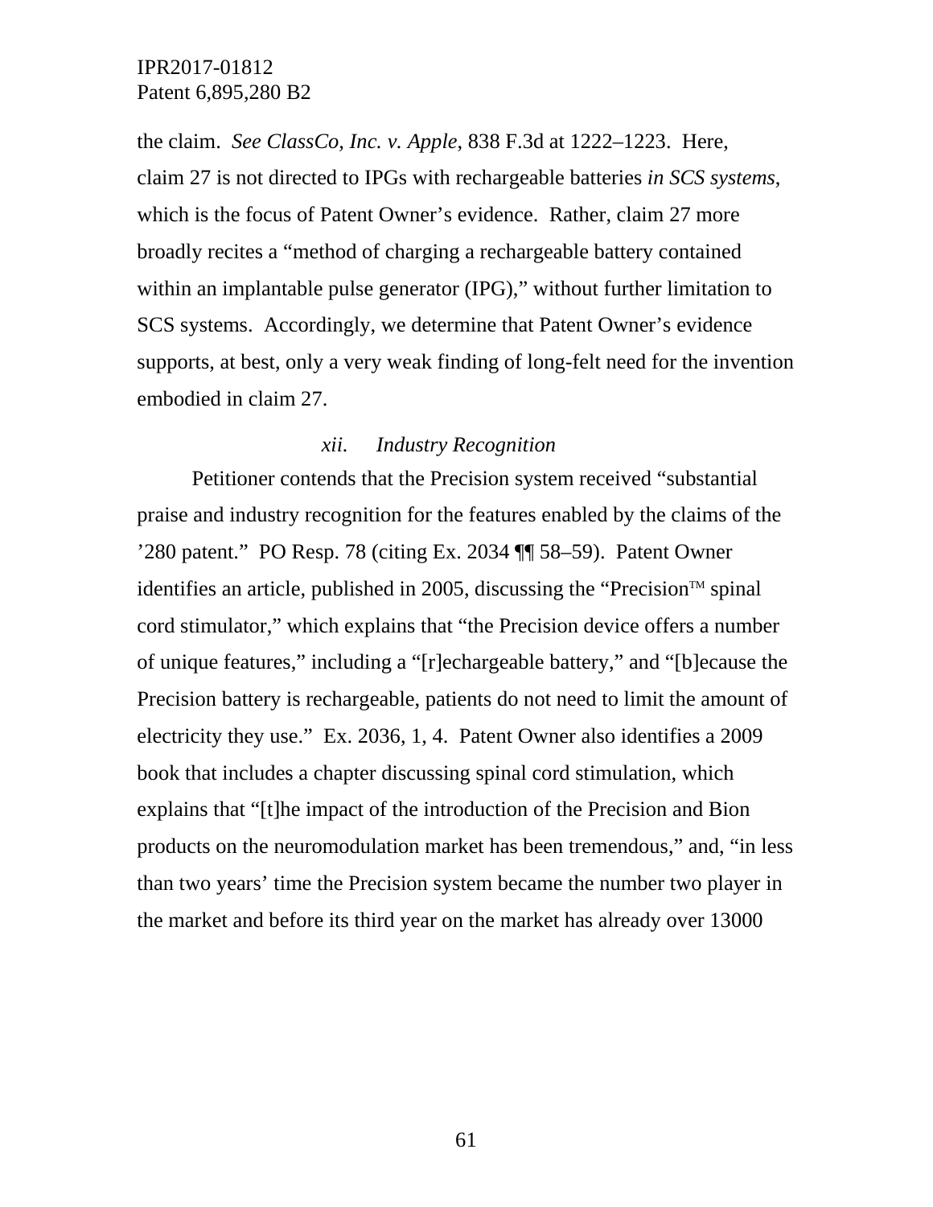the claim. *See ClassCo, Inc. v. Apple*, 838 F.3d at 1222–1223. Here, claim 27 is not directed to IPGs with rechargeable batteries *in SCS systems*, which is the focus of Patent Owner's evidence. Rather, claim 27 more broadly recites a "method of charging a rechargeable battery contained within an implantable pulse generator (IPG)," without further limitation to SCS systems. Accordingly, we determine that Patent Owner's evidence supports, at best, only a very weak finding of long-felt need for the invention embodied in claim 27.

#### *xii. Industry Recognition*

Petitioner contends that the Precision system received "substantial praise and industry recognition for the features enabled by the claims of the '280 patent." PO Resp. 78 (citing Ex. 2034 ¶¶ 58–59). Patent Owner identifies an article, published in 2005, discussing the "Precision™ spinal cord stimulator," which explains that "the Precision device offers a number of unique features," including a "[r]echargeable battery," and "[b]ecause the Precision battery is rechargeable, patients do not need to limit the amount of electricity they use." Ex. 2036, 1, 4. Patent Owner also identifies a 2009 book that includes a chapter discussing spinal cord stimulation, which explains that "[t]he impact of the introduction of the Precision and Bion products on the neuromodulation market has been tremendous," and, "in less than two years' time the Precision system became the number two player in the market and before its third year on the market has already over 13000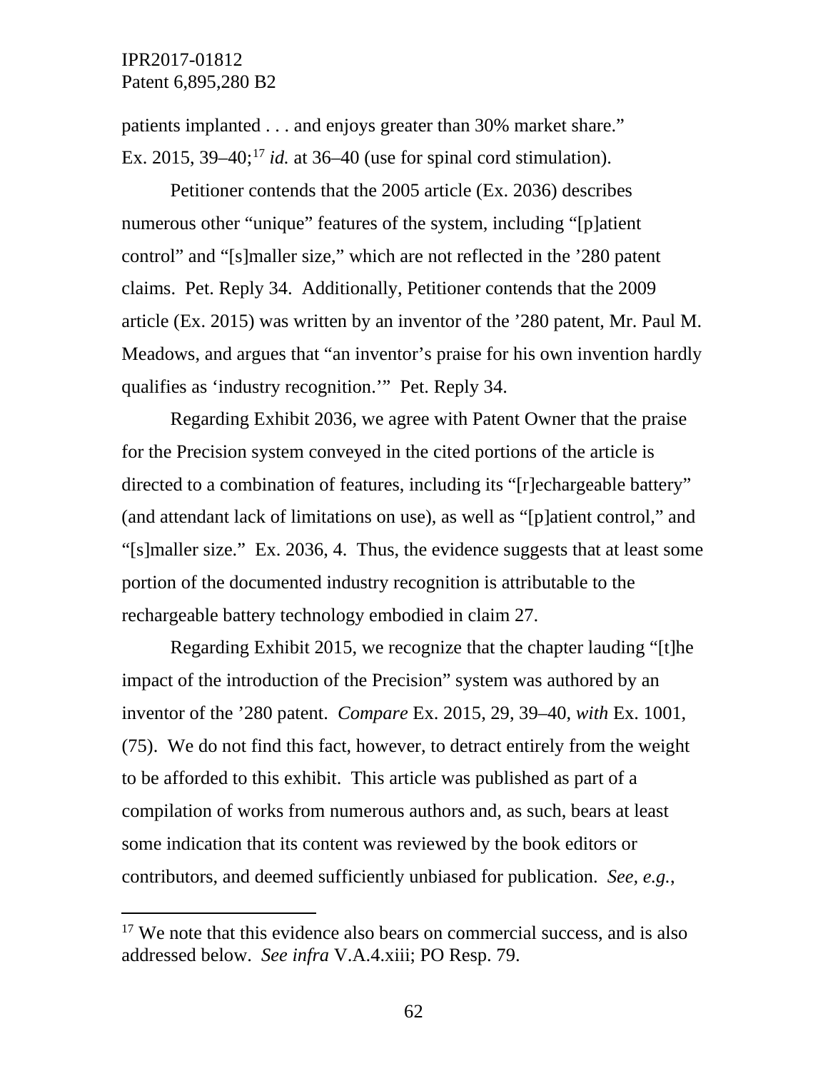patients implanted . . . and enjoys greater than 30% market share." Ex. 2015, 39–40;[17] *id.* at 36–40 (use for spinal cord stimulation).

Petitioner contends that the 2005 article (Ex. 2036) describes numerous other "unique" features of the system, including "[p]atient control" and "[s]maller size," which are not reflected in the '280 patent claims. Pet. Reply 34. Additionally, Petitioner contends that the 2009 article (Ex. 2015) was written by an inventor of the '280 patent, Mr. Paul M. Meadows, and argues that "an inventor's praise for his own invention hardly qualifies as 'industry recognition.'" Pet. Reply 34.

Regarding Exhibit 2036, we agree with Patent Owner that the praise for the Precision system conveyed in the cited portions of the article is directed to a combination of features, including its "[r]echargeable battery" (and attendant lack of limitations on use), as well as "[p]atient control," and "[s]maller size." Ex. 2036, 4. Thus, the evidence suggests that at least some portion of the documented industry recognition is attributable to the rechargeable battery technology embodied in claim 27.

Regarding Exhibit 2015, we recognize that the chapter lauding "[t]he impact of the introduction of the Precision" system was authored by an inventor of the '280 patent. *Compare* Ex. 2015, 29, 39–40, *with* Ex. 1001, (75). We do not find this fact, however, to detract entirely from the weight to be afforded to this exhibit. This article was published as part of a compilation of works from numerous authors and, as such, bears at least some indication that its content was reviewed by the book editors or contributors, and deemed sufficiently unbiased for publication. *See, e.g.*,

---

[17] We note that this evidence also bears on commercial success, and is also addressed below. *See infra* V.A.4.xiii; PO Resp. 79.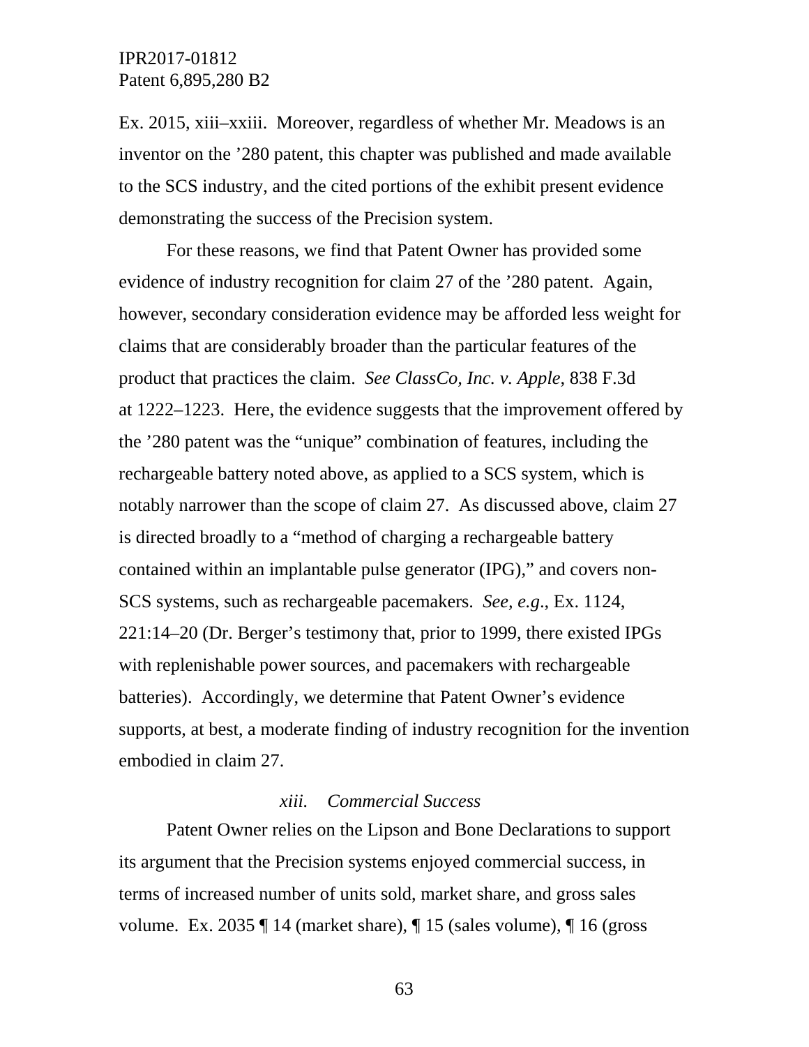Ex. 2015, xiii–xxiii. Moreover, regardless of whether Mr. Meadows is an inventor on the ’280 patent, this chapter was published and made available to the SCS industry, and the cited portions of the exhibit present evidence demonstrating the success of the Precision system.

For these reasons, we find that Patent Owner has provided some evidence of industry recognition for claim 27 of the ’280 patent. Again, however, secondary consideration evidence may be afforded less weight for claims that are considerably broader than the particular features of the product that practices the claim. *See ClassCo, Inc. v. Apple,* 838 F.3d at 1222–1223. Here, the evidence suggests that the improvement offered by the ’280 patent was the “unique” combination of features, including the rechargeable battery noted above, as applied to a SCS system, which is notably narrower than the scope of claim 27. As discussed above, claim 27 is directed broadly to a “method of charging a rechargeable battery contained within an implantable pulse generator (IPG),” and covers non-SCS systems, such as rechargeable pacemakers. *See, e.g*., Ex. 1124, 221:14–20 (Dr. Berger’s testimony that, prior to 1999, there existed IPGs with replenishable power sources, and pacemakers with rechargeable batteries). Accordingly, we determine that Patent Owner’s evidence supports, at best, a moderate finding of industry recognition for the invention embodied in claim 27.

*xiii. Commercial Success*

Patent Owner relies on the Lipson and Bone Declarations to support its argument that the Precision systems enjoyed commercial success, in terms of increased number of units sold, market share, and gross sales volume. Ex. 2035 ¶ 14 (market share), ¶ 15 (sales volume), ¶ 16 (gross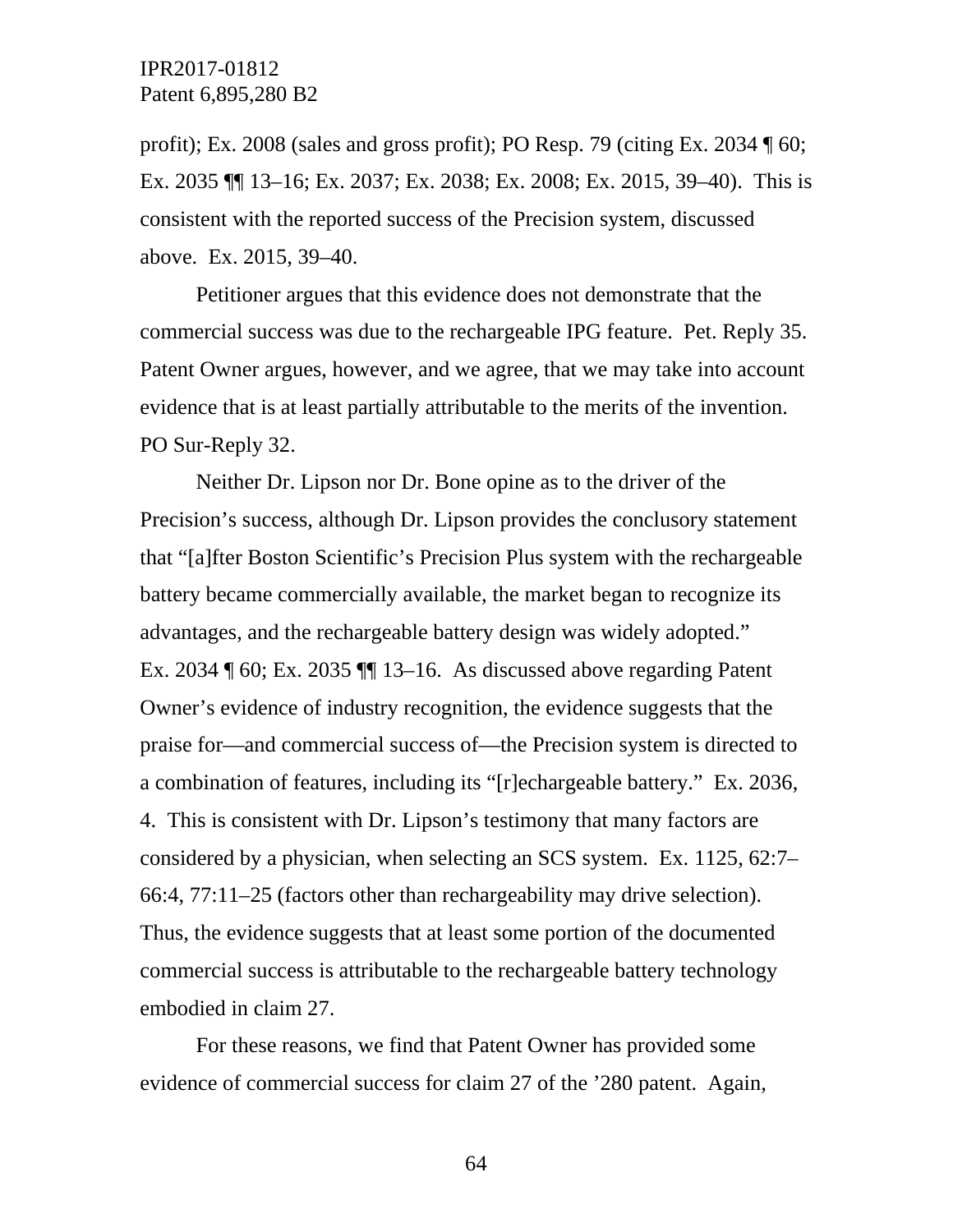profit); Ex. 2008 (sales and gross profit); PO Resp. 79 (citing Ex. 2034 ¶ 60; Ex. 2035 ¶¶ 13–16; Ex. 2037; Ex. 2038; Ex. 2008; Ex. 2015, 39–40). This is consistent with the reported success of the Precision system, discussed above. Ex. 2015, 39–40.

Petitioner argues that this evidence does not demonstrate that the commercial success was due to the rechargeable IPG feature. Pet. Reply 35. Patent Owner argues, however, and we agree, that we may take into account evidence that is at least partially attributable to the merits of the invention. PO Sur-Reply 32.

Neither Dr. Lipson nor Dr. Bone opine as to the driver of the Precision's success, although Dr. Lipson provides the conclusory statement that "[a]fter Boston Scientific's Precision Plus system with the rechargeable battery became commercially available, the market began to recognize its advantages, and the rechargeable battery design was widely adopted." Ex. 2034 ¶ 60; Ex. 2035 ¶¶ 13–16. As discussed above regarding Patent Owner's evidence of industry recognition, the evidence suggests that the praise for—and commercial success of—the Precision system is directed to a combination of features, including its "[r]echargeable battery." Ex. 2036, 4. This is consistent with Dr. Lipson's testimony that many factors are considered by a physician, when selecting an SCS system. Ex. 1125, 62:7–66:4, 77:11–25 (factors other than rechargeability may drive selection). Thus, the evidence suggests that at least some portion of the documented commercial success is attributable to the rechargeable battery technology embodied in claim 27.

For these reasons, we find that Patent Owner has provided some evidence of commercial success for claim 27 of the '280 patent. Again,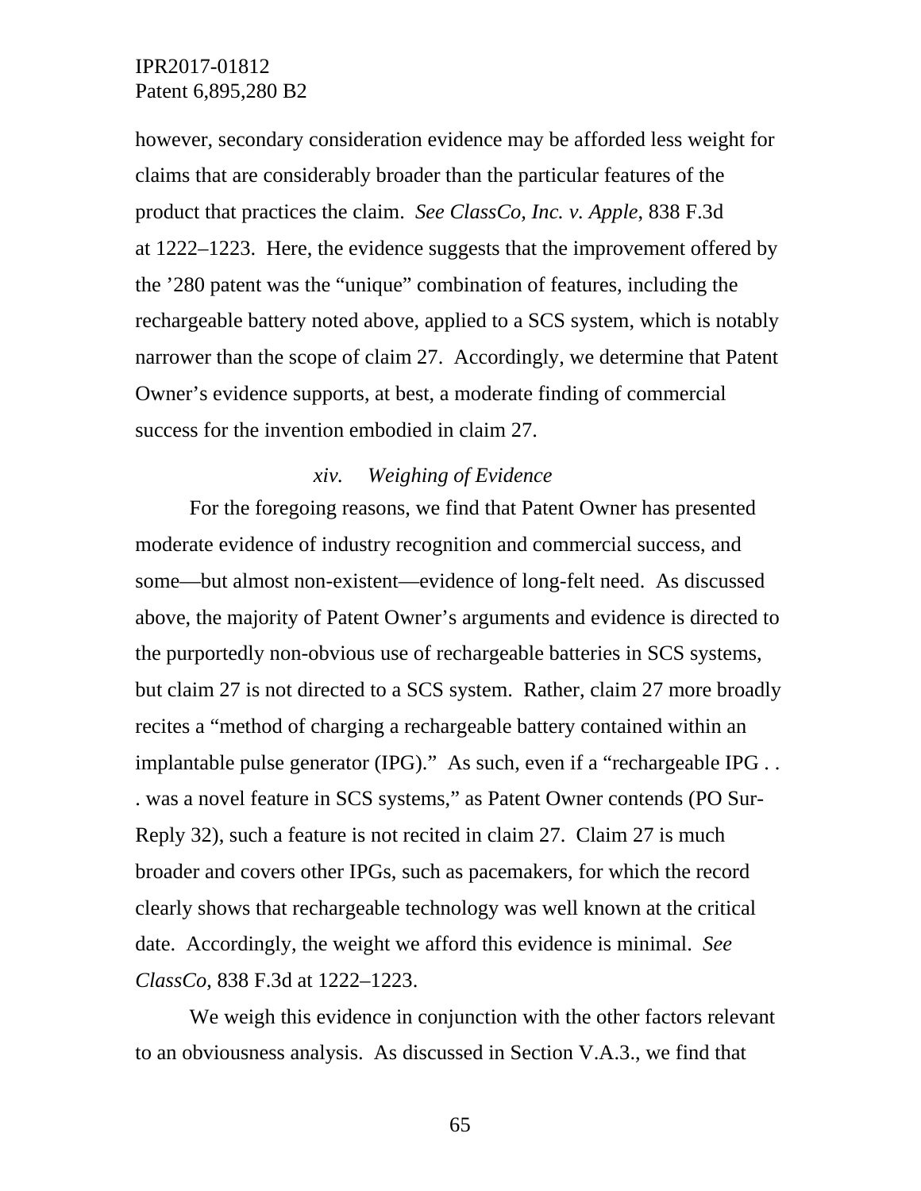however, secondary consideration evidence may be afforded less weight for claims that are considerably broader than the particular features of the product that practices the claim. *See ClassCo, Inc. v. Apple*, 838 F.3d at 1222–1223. Here, the evidence suggests that the improvement offered by the '280 patent was the "unique" combination of features, including the rechargeable battery noted above, applied to a SCS system, which is notably narrower than the scope of claim 27. Accordingly, we determine that Patent Owner's evidence supports, at best, a moderate finding of commercial success for the invention embodied in claim 27.

*xiv. Weighing of Evidence*

For the foregoing reasons, we find that Patent Owner has presented moderate evidence of industry recognition and commercial success, and some—but almost non-existent—evidence of long-felt need. As discussed above, the majority of Patent Owner's arguments and evidence is directed to the purportedly non-obvious use of rechargeable batteries in SCS systems, but claim 27 is not directed to a SCS system. Rather, claim 27 more broadly recites a "method of charging a rechargeable battery contained within an implantable pulse generator (IPG)." As such, even if a "rechargeable IPG . . . was a novel feature in SCS systems," as Patent Owner contends (PO Sur-Reply 32), such a feature is not recited in claim 27. Claim 27 is much broader and covers other IPGs, such as pacemakers, for which the record clearly shows that rechargeable technology was well known at the critical date. Accordingly, the weight we afford this evidence is minimal. *See ClassCo,* 838 F.3d at 1222–1223.

We weigh this evidence in conjunction with the other factors relevant to an obviousness analysis. As discussed in Section V.A.3., we find that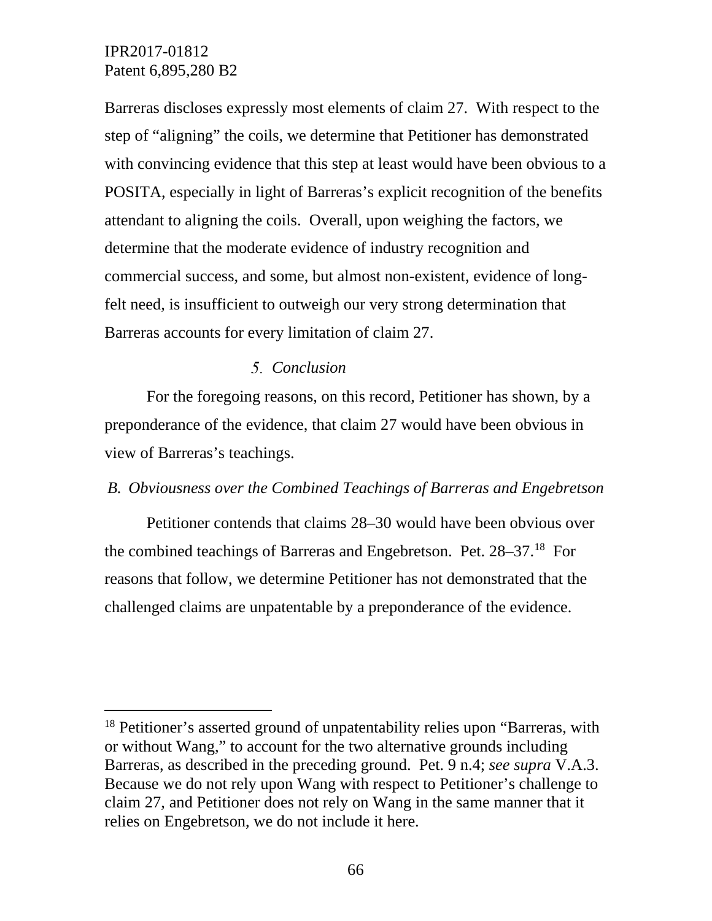Barreras discloses expressly most elements of claim 27. With respect to the step of "aligning" the coils, we determine that Petitioner has demonstrated with convincing evidence that this step at least would have been obvious to a POSITA, especially in light of Barreras's explicit recognition of the benefits attendant to aligning the coils. Overall, upon weighing the factors, we determine that the moderate evidence of industry recognition and commercial success, and some, but almost non-existent, evidence of long-felt need, is insufficient to outweigh our very strong determination that Barreras accounts for every limitation of claim 27.

#### *5. Conclusion*

For the foregoing reasons, on this record, Petitioner has shown, by a preponderance of the evidence, that claim 27 would have been obvious in view of Barreras's teachings.

### *B. Obviousness over the Combined Teachings of Barreras and Engebretson*

Petitioner contends that claims 28–30 would have been obvious over the combined teachings of Barreras and Engebretson. Pet. 28–37.[18] For reasons that follow, we determine Petitioner has not demonstrated that the challenged claims are unpatentable by a preponderance of the evidence.

---

[18] Petitioner's asserted ground of unpatentability relies upon "Barreras, with or without Wang," to account for the two alternative grounds including Barreras, as described in the preceding ground. Pet. 9 n.4; *see supra* V.A.3. Because we do not rely upon Wang with respect to Petitioner's challenge to claim 27, and Petitioner does not rely on Wang in the same manner that it relies on Engebretson, we do not include it here.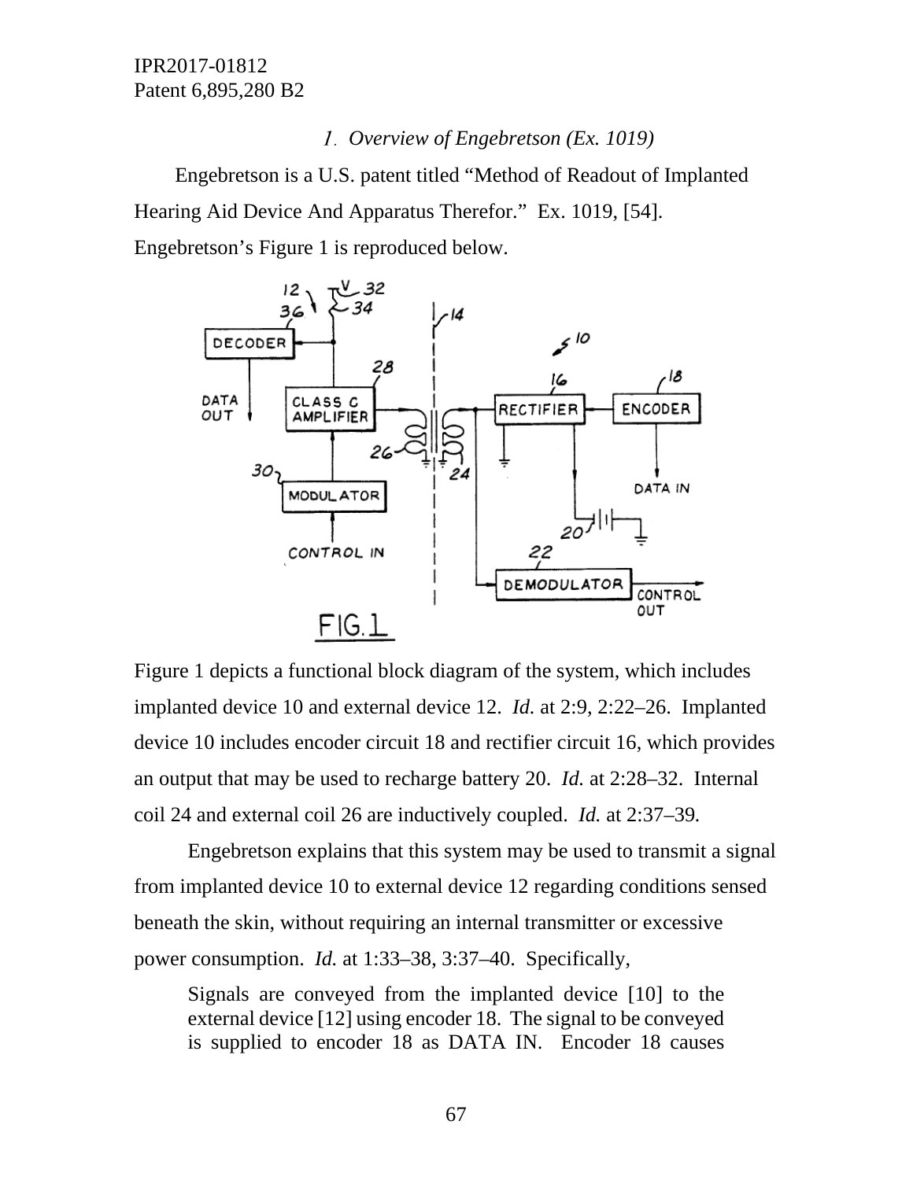### 1. Overview of Engebretson (Ex. 1019)

Engebretson is a U.S. patent titled "Method of Readout of Implanted Hearing Aid Device And Apparatus Therefor." Ex. 1019, [54]. Engebretson's Figure 1 is reproduced below.

Figure 1 depicts a functional block diagram of the system, which includes implanted device 10 and external device 12. *Id.* at 2:9, 2:22–26. Implanted device 10 includes encoder circuit 18 and rectifier circuit 16, which provides an output that may be used to recharge battery 20. *Id.* at 2:28–32. Internal coil 24 and external coil 26 are inductively coupled. *Id.* at 2:37–39.

Engebretson explains that this system may be used to transmit a signal from implanted device 10 to external device 12 regarding conditions sensed beneath the skin, without requiring an internal transmitter or excessive power consumption. *Id.* at 1:33–38, 3:37–40. Specifically,

> Signals are conveyed from the implanted device [10] to the external device [12] using encoder 18. The signal to be conveyed is supplied to encoder 18 as DATA IN. Encoder 18 causes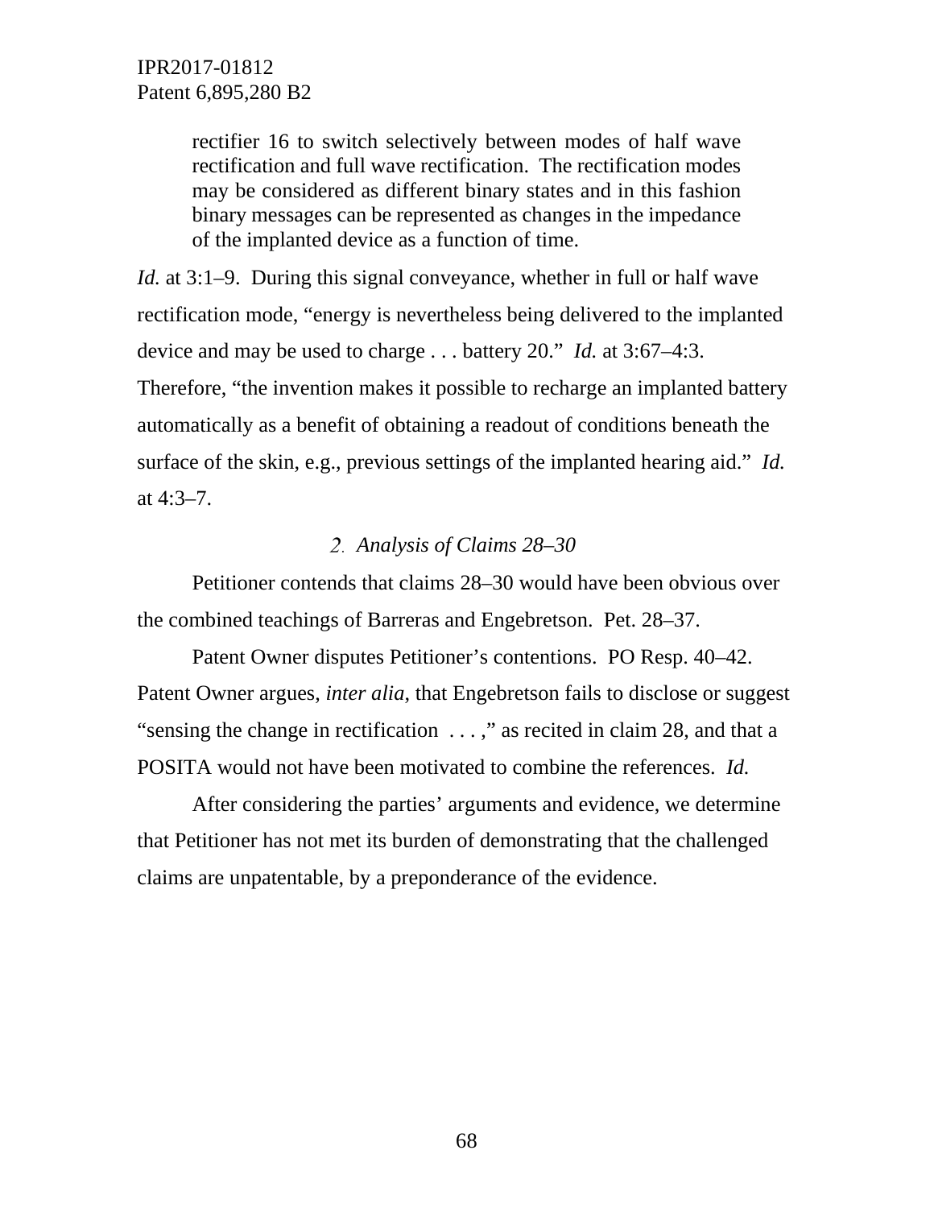> rectifier 16 to switch selectively between modes of half wave rectification and full wave rectification. The rectification modes may be considered as different binary states and in this fashion binary messages can be represented as changes in the impedance of the implanted device as a function of time.

*Id.* at 3:1–9. During this signal conveyance, whether in full or half wave rectification mode, "energy is nevertheless being delivered to the implanted device and may be used to charge . . . battery 20." *Id.* at 3:67–4:3. Therefore, "the invention makes it possible to recharge an implanted battery automatically as a benefit of obtaining a readout of conditions beneath the surface of the skin, e.g., previous settings of the implanted hearing aid." *Id.* at 4:3–7.

### 2. *Analysis of Claims 28–30*

Petitioner contends that claims 28–30 would have been obvious over the combined teachings of Barreras and Engebretson. Pet. 28–37.

Patent Owner disputes Petitioner's contentions. PO Resp. 40–42. Patent Owner argues, *inter alia*, that Engebretson fails to disclose or suggest "sensing the change in rectification . . . ," as recited in claim 28, and that a POSITA would not have been motivated to combine the references. *Id.*

After considering the parties' arguments and evidence, we determine that Petitioner has not met its burden of demonstrating that the challenged claims are unpatentable, by a preponderance of the evidence.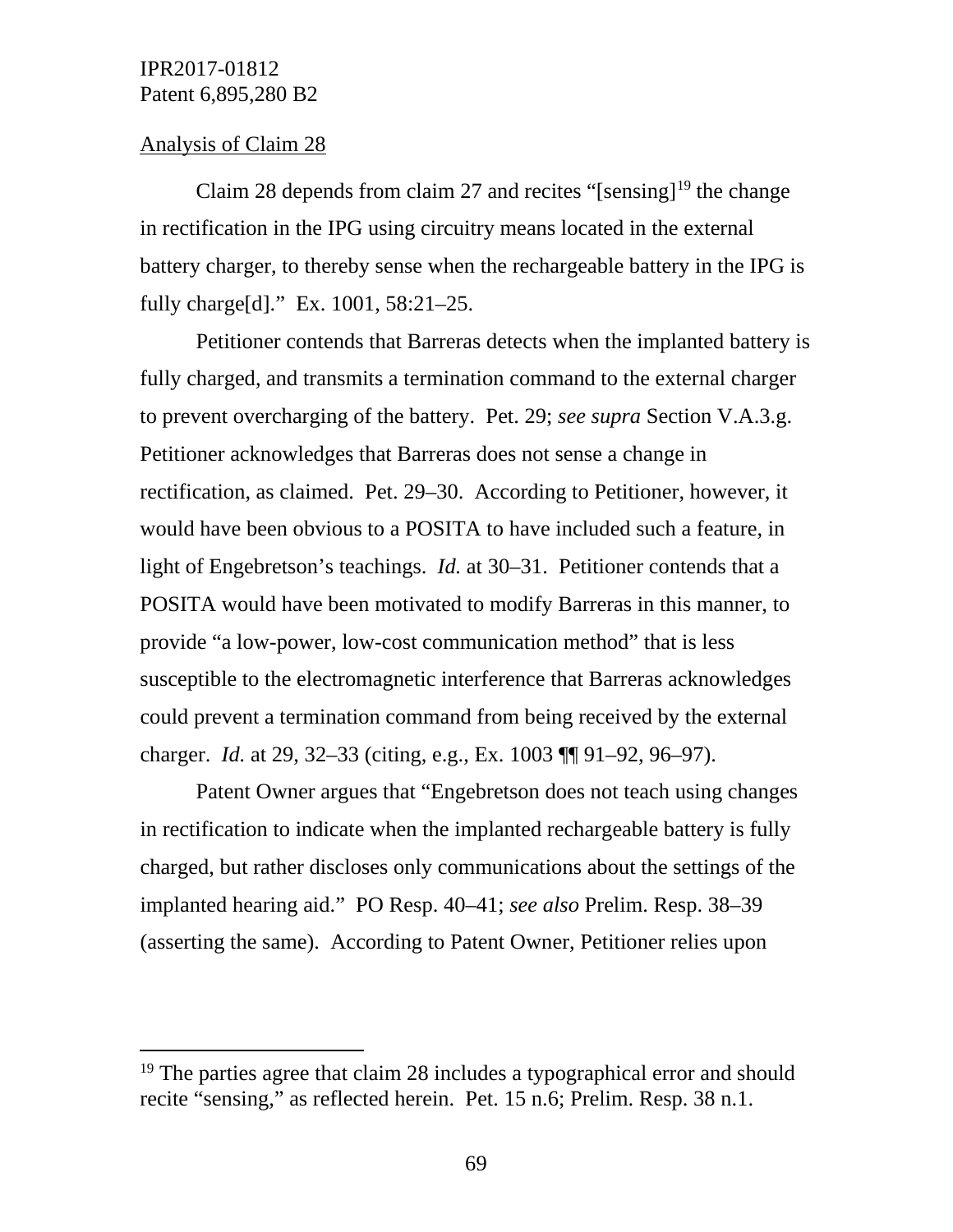Analysis of Claim 28

Claim 28 depends from claim 27 and recites "[sensing][19] the change in rectification in the IPG using circuitry means located in the external battery charger, to thereby sense when the rechargeable battery in the IPG is fully charge[d]." Ex. 1001, 58:21–25.

Petitioner contends that Barreras detects when the implanted battery is fully charged, and transmits a termination command to the external charger to prevent overcharging of the battery. Pet. 29; *see supra* Section V.A.3.g. Petitioner acknowledges that Barreras does not sense a change in rectification, as claimed. Pet. 29–30. According to Petitioner, however, it would have been obvious to a POSITA to have included such a feature, in light of Engebretson's teachings. *Id.* at 30–31. Petitioner contends that a POSITA would have been motivated to modify Barreras in this manner, to provide "a low-power, low-cost communication method" that is less susceptible to the electromagnetic interference that Barreras acknowledges could prevent a termination command from being received by the external charger. *Id.* at 29, 32–33 (citing, e.g., Ex. 1003 ¶¶ 91–92, 96–97).

Patent Owner argues that "Engebretson does not teach using changes in rectification to indicate when the implanted rechargeable battery is fully charged, but rather discloses only communications about the settings of the implanted hearing aid." PO Resp. 40–41; *see also* Prelim. Resp. 38–39 (asserting the same). According to Patent Owner, Petitioner relies upon

---

[19] The parties agree that claim 28 includes a typographical error and should recite "sensing," as reflected herein. Pet. 15 n.6; Prelim. Resp. 38 n.1.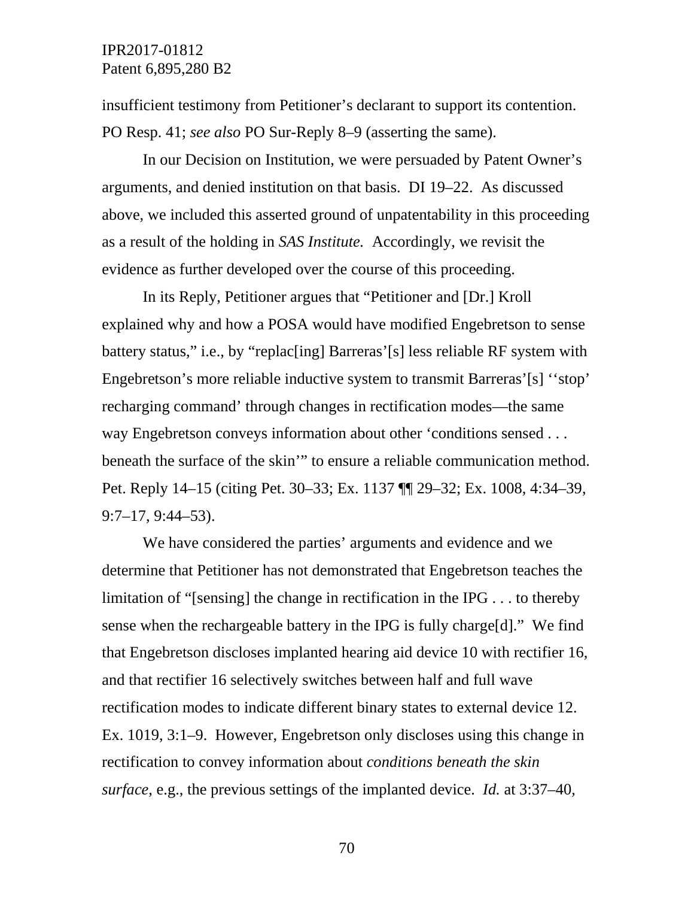insufficient testimony from Petitioner's declarant to support its contention. PO Resp. 41; *see also* PO Sur-Reply 8–9 (asserting the same).

In our Decision on Institution, we were persuaded by Patent Owner's arguments, and denied institution on that basis. DI 19–22. As discussed above, we included this asserted ground of unpatentability in this proceeding as a result of the holding in *SAS Institute.* Accordingly, we revisit the evidence as further developed over the course of this proceeding.

In its Reply, Petitioner argues that "Petitioner and [Dr.] Kroll explained why and how a POSA would have modified Engebretson to sense battery status," i.e., by "replac[ing] Barreras'[s] less reliable RF system with Engebretson's more reliable inductive system to transmit Barreras'[s] ''stop' recharging command' through changes in rectification modes—the same way Engebretson conveys information about other 'conditions sensed . . . beneath the surface of the skin'" to ensure a reliable communication method. Pet. Reply 14–15 (citing Pet. 30–33; Ex. 1137 ¶¶ 29–32; Ex. 1008, 4:34–39, 9:7–17, 9:44–53).

We have considered the parties' arguments and evidence and we determine that Petitioner has not demonstrated that Engebretson teaches the limitation of "[sensing] the change in rectification in the IPG . . . to thereby sense when the rechargeable battery in the IPG is fully charge[d]." We find that Engebretson discloses implanted hearing aid device 10 with rectifier 16, and that rectifier 16 selectively switches between half and full wave rectification modes to indicate different binary states to external device 12. Ex. 1019, 3:1–9. However, Engebretson only discloses using this change in rectification to convey information about *conditions beneath the skin surface*, e.g., the previous settings of the implanted device. *Id.* at 3:37–40,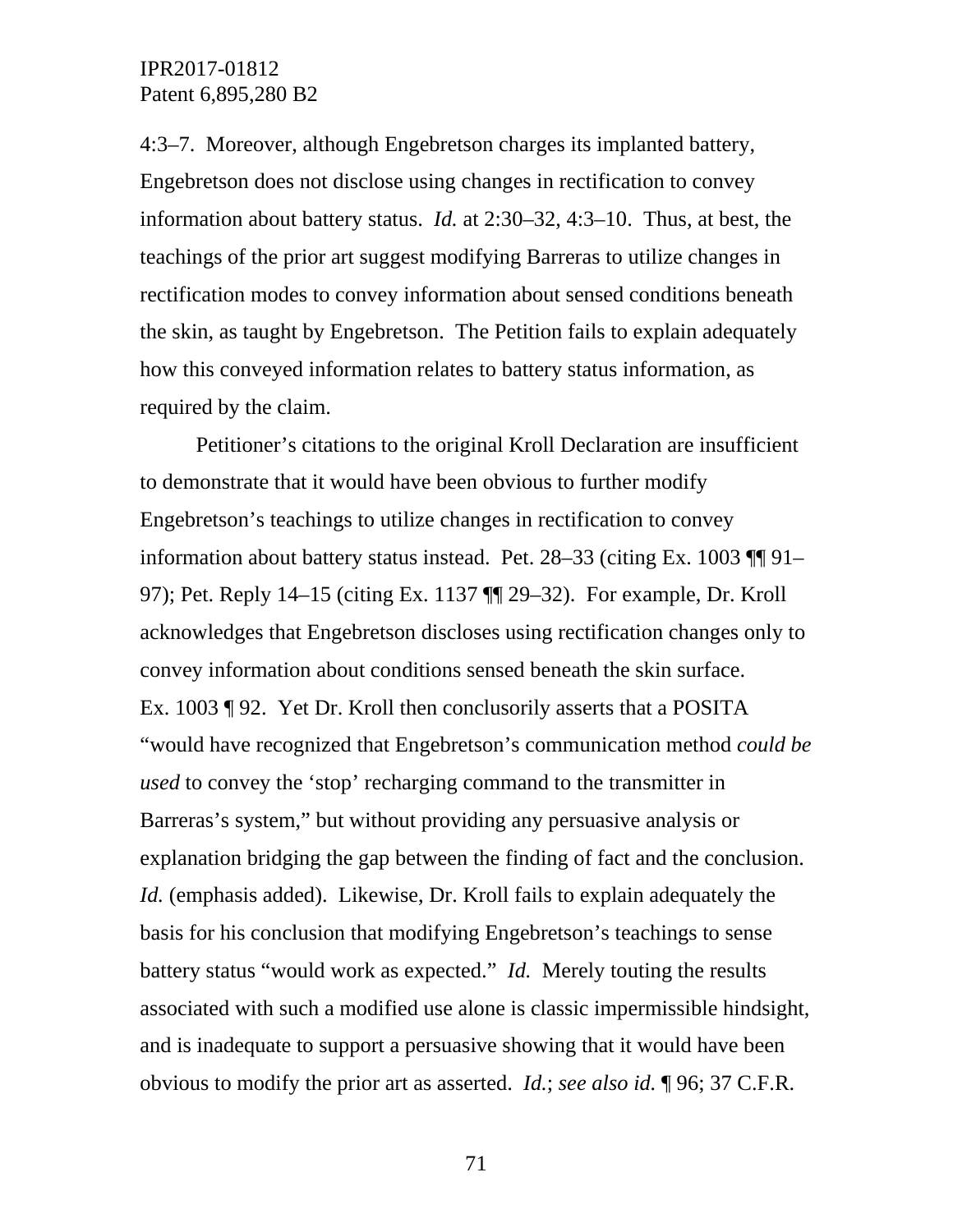4:3–7. Moreover, although Engebretson charges its implanted battery, Engebretson does not disclose using changes in rectification to convey information about battery status. *Id.* at 2:30–32, 4:3–10. Thus, at best, the teachings of the prior art suggest modifying Barreras to utilize changes in rectification modes to convey information about sensed conditions beneath the skin, as taught by Engebretson. The Petition fails to explain adequately how this conveyed information relates to battery status information, as required by the claim.

Petitioner's citations to the original Kroll Declaration are insufficient to demonstrate that it would have been obvious to further modify Engebretson's teachings to utilize changes in rectification to convey information about battery status instead. Pet. 28–33 (citing Ex. 1003 ¶¶ 91–97); Pet. Reply 14–15 (citing Ex. 1137 ¶¶ 29–32). For example, Dr. Kroll acknowledges that Engebretson discloses using rectification changes only to convey information about conditions sensed beneath the skin surface. Ex. 1003 ¶ 92. Yet Dr. Kroll then conclusorily asserts that a POSITA "would have recognized that Engebretson's communication method *could be used* to convey the 'stop' recharging command to the transmitter in Barreras's system," but without providing any persuasive analysis or explanation bridging the gap between the finding of fact and the conclusion. *Id.* (emphasis added). Likewise, Dr. Kroll fails to explain adequately the basis for his conclusion that modifying Engebretson's teachings to sense battery status "would work as expected." *Id.* Merely touting the results associated with such a modified use alone is classic impermissible hindsight, and is inadequate to support a persuasive showing that it would have been obvious to modify the prior art as asserted. *Id.*; *see also id.* ¶ 96; 37 C.F.R.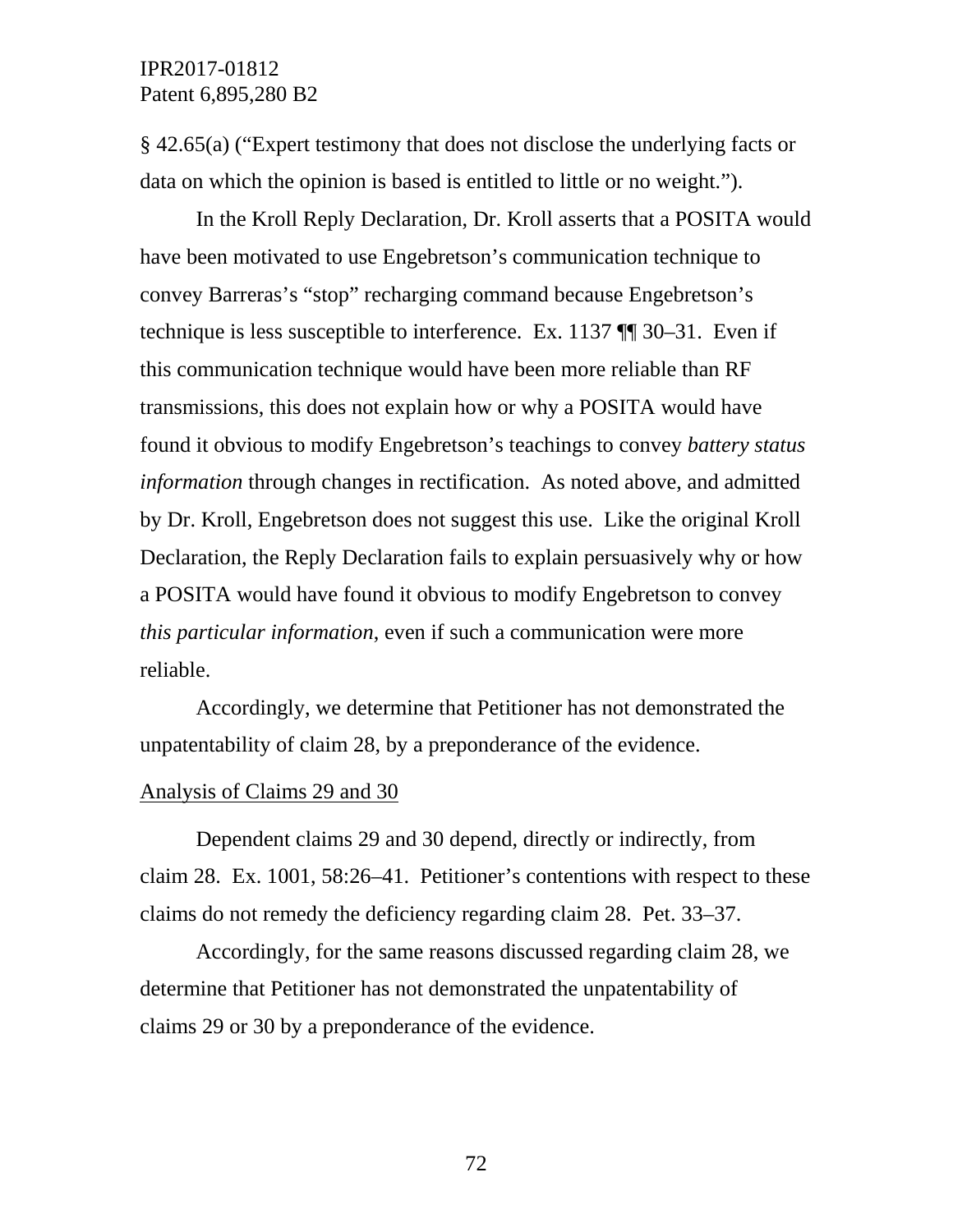§ 42.65(a) ("Expert testimony that does not disclose the underlying facts or data on which the opinion is based is entitled to little or no weight.").

In the Kroll Reply Declaration, Dr. Kroll asserts that a POSITA would have been motivated to use Engebretson's communication technique to convey Barreras's "stop" recharging command because Engebretson's technique is less susceptible to interference. Ex. 1137 ¶¶ 30–31. Even if this communication technique would have been more reliable than RF transmissions, this does not explain how or why a POSITA would have found it obvious to modify Engebretson's teachings to convey *battery status information* through changes in rectification. As noted above, and admitted by Dr. Kroll, Engebretson does not suggest this use. Like the original Kroll Declaration, the Reply Declaration fails to explain persuasively why or how a POSITA would have found it obvious to modify Engebretson to convey *this particular information*, even if such a communication were more reliable.

Accordingly, we determine that Petitioner has not demonstrated the unpatentability of claim 28, by a preponderance of the evidence.

<u>Analysis of Claims 29 and 30</u>

Dependent claims 29 and 30 depend, directly or indirectly, from claim 28. Ex. 1001, 58:26–41. Petitioner's contentions with respect to these claims do not remedy the deficiency regarding claim 28. Pet. 33–37.

Accordingly, for the same reasons discussed regarding claim 28, we determine that Petitioner has not demonstrated the unpatentability of claims 29 or 30 by a preponderance of the evidence.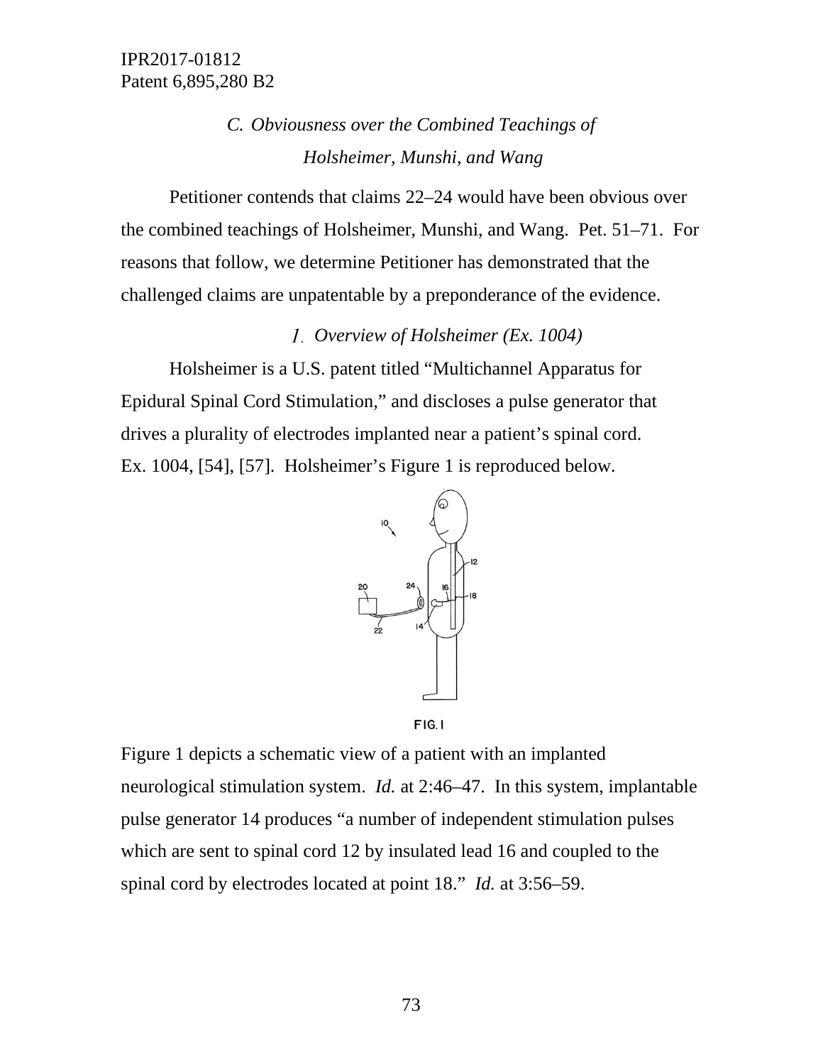### C. *Obviousness over the Combined Teachings of Holsheimer, Munshi, and Wang*

Petitioner contends that claims 22–24 would have been obvious over the combined teachings of Holsheimer, Munshi, and Wang. Pet. 51–71. For reasons that follow, we determine Petitioner has demonstrated that the challenged claims are unpatentable by a preponderance of the evidence.

#### 1. *Overview of Holsheimer (Ex. 1004)*

Holsheimer is a U.S. patent titled "Multichannel Apparatus for Epidural Spinal Cord Stimulation," and discloses a pulse generator that drives a plurality of electrodes implanted near a patient's spinal cord. Ex. 1004, [54], [57]. Holsheimer's Figure 1 is reproduced below.

FIG. 1

Figure 1 depicts a schematic view of a patient with an implanted neurological stimulation system. *Id.* at 2:46–47. In this system, implantable pulse generator 14 produces "a number of independent stimulation pulses which are sent to spinal cord 12 by insulated lead 16 and coupled to the spinal cord by electrodes located at point 18." *Id.* at 3:56–59.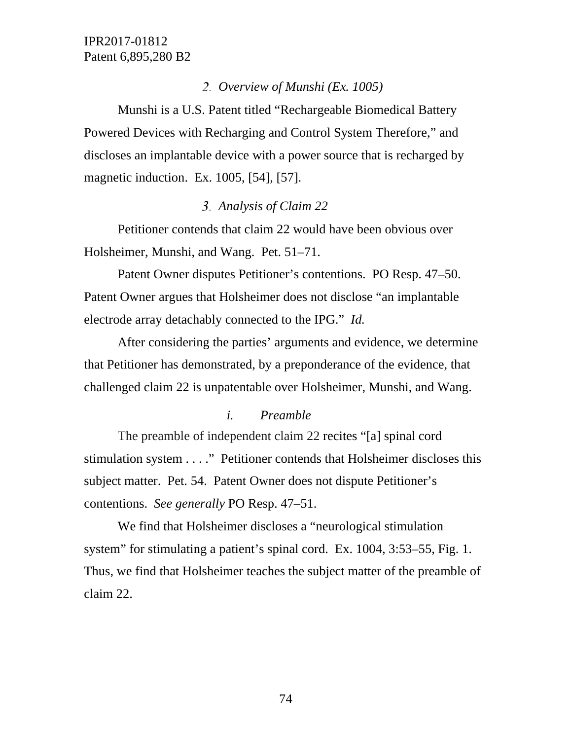### 2. *Overview of Munshi (Ex. 1005)*

Munshi is a U.S. Patent titled "Rechargeable Biomedical Battery Powered Devices with Recharging and Control System Therefore," and discloses an implantable device with a power source that is recharged by magnetic induction. Ex. 1005, [54], [57].

### 3. *Analysis of Claim 22*

Petitioner contends that claim 22 would have been obvious over Holsheimer, Munshi, and Wang. Pet. 51–71.

Patent Owner disputes Petitioner's contentions. PO Resp. 47–50. Patent Owner argues that Holsheimer does not disclose "an implantable electrode array detachably connected to the IPG." *Id.*

After considering the parties' arguments and evidence, we determine that Petitioner has demonstrated, by a preponderance of the evidence, that challenged claim 22 is unpatentable over Holsheimer, Munshi, and Wang.

#### *i. Preamble*

The preamble of independent claim 22 recites "[a] spinal cord stimulation system . . . ." Petitioner contends that Holsheimer discloses this subject matter. Pet. 54. Patent Owner does not dispute Petitioner's contentions. *See generally* PO Resp. 47–51.

We find that Holsheimer discloses a "neurological stimulation system" for stimulating a patient's spinal cord. Ex. 1004, 3:53–55, Fig. 1. Thus, we find that Holsheimer teaches the subject matter of the preamble of claim 22.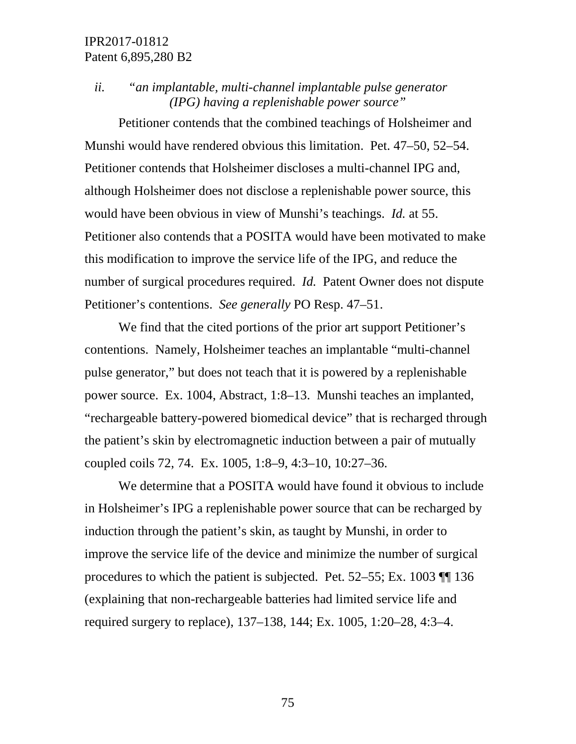*ii. "an implantable, multi-channel implantable pulse generator (IPG) having a replenishable power source"*

Petitioner contends that the combined teachings of Holsheimer and Munshi would have rendered obvious this limitation. Pet. 47–50, 52–54. Petitioner contends that Holsheimer discloses a multi-channel IPG and, although Holsheimer does not disclose a replenishable power source, this would have been obvious in view of Munshi's teachings. *Id.* at 55. Petitioner also contends that a POSITA would have been motivated to make this modification to improve the service life of the IPG, and reduce the number of surgical procedures required. *Id.* Patent Owner does not dispute Petitioner's contentions. *See generally* PO Resp. 47–51.

We find that the cited portions of the prior art support Petitioner's contentions. Namely, Holsheimer teaches an implantable "multi-channel pulse generator," but does not teach that it is powered by a replenishable power source. Ex. 1004, Abstract, 1:8–13. Munshi teaches an implanted, "rechargeable battery-powered biomedical device" that is recharged through the patient's skin by electromagnetic induction between a pair of mutually coupled coils 72, 74. Ex. 1005, 1:8–9, 4:3–10, 10:27–36.

We determine that a POSITA would have found it obvious to include in Holsheimer's IPG a replenishable power source that can be recharged by induction through the patient's skin, as taught by Munshi, in order to improve the service life of the device and minimize the number of surgical procedures to which the patient is subjected. Pet. 52–55; Ex. 1003 ¶¶ 136 (explaining that non-rechargeable batteries had limited service life and required surgery to replace), 137–138, 144; Ex. 1005, 1:20–28, 4:3–4.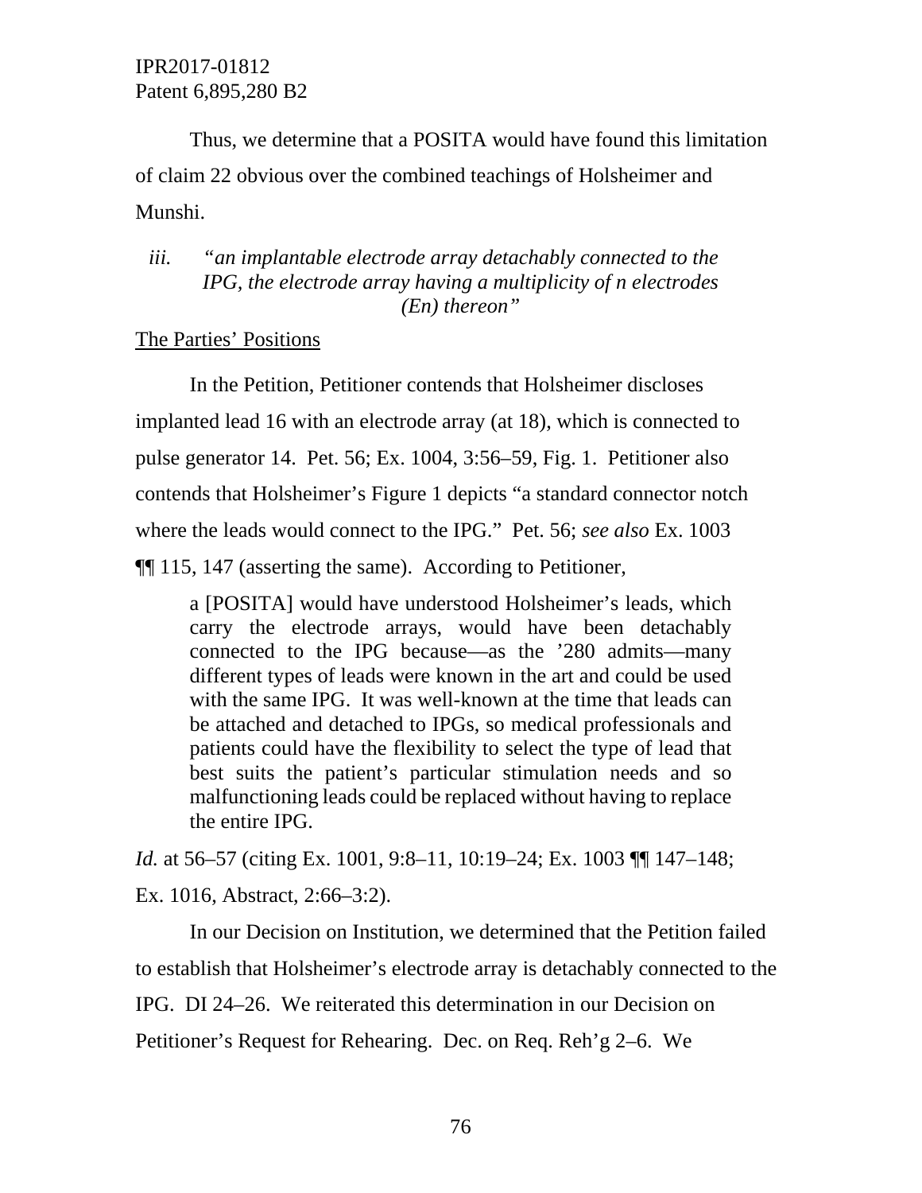Thus, we determine that a POSITA would have found this limitation of claim 22 obvious over the combined teachings of Holsheimer and Munshi.

*iii. "an implantable electrode array detachably connected to the IPG, the electrode array having a multiplicity of n electrodes (En) thereon"*

<u>The Parties' Positions</u>

In the Petition, Petitioner contends that Holsheimer discloses implanted lead 16 with an electrode array (at 18), which is connected to pulse generator 14. Pet. 56; Ex. 1004, 3:56–59, Fig. 1. Petitioner also contends that Holsheimer's Figure 1 depicts "a standard connector notch where the leads would connect to the IPG." Pet. 56; *see also* Ex. 1003 ¶¶ 115, 147 (asserting the same). According to Petitioner,

> a [POSITA] would have understood Holsheimer's leads, which carry the electrode arrays, would have been detachably connected to the IPG because—as the '280 admits—many different types of leads were known in the art and could be used with the same IPG. It was well-known at the time that leads can be attached and detached to IPGs, so medical professionals and patients could have the flexibility to select the type of lead that best suits the patient's particular stimulation needs and so malfunctioning leads could be replaced without having to replace the entire IPG.

*Id.* at 56–57 (citing Ex. 1001, 9:8–11, 10:19–24; Ex. 1003 ¶¶ 147–148; Ex. 1016, Abstract, 2:66–3:2).

In our Decision on Institution, we determined that the Petition failed to establish that Holsheimer's electrode array is detachably connected to the IPG. DI 24–26. We reiterated this determination in our Decision on Petitioner's Request for Rehearing. Dec. on Req. Reh'g 2–6. We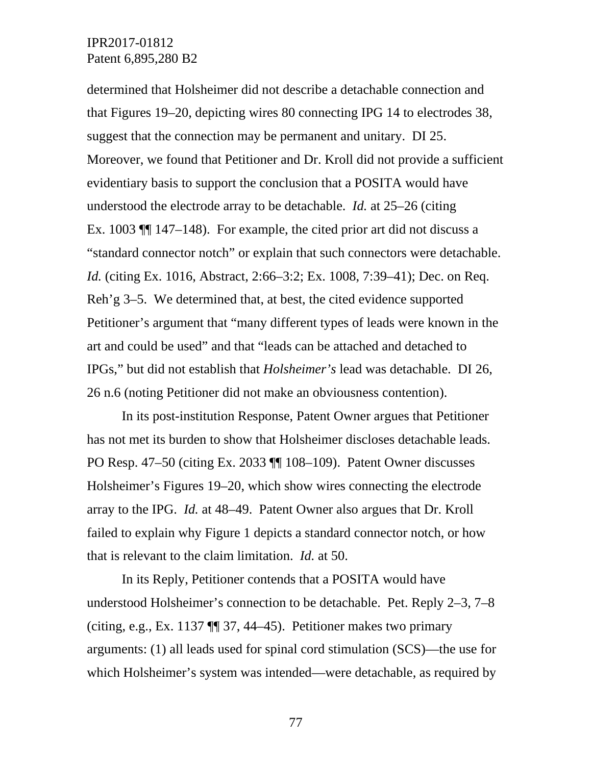determined that Holsheimer did not describe a detachable connection and that Figures 19–20, depicting wires 80 connecting IPG 14 to electrodes 38, suggest that the connection may be permanent and unitary. DI 25. Moreover, we found that Petitioner and Dr. Kroll did not provide a sufficient evidentiary basis to support the conclusion that a POSITA would have understood the electrode array to be detachable. *Id.* at 25–26 (citing Ex. 1003 ¶¶ 147–148). For example, the cited prior art did not discuss a "standard connector notch" or explain that such connectors were detachable. *Id.* (citing Ex. 1016, Abstract, 2:66–3:2; Ex. 1008, 7:39–41); Dec. on Req. Reh'g 3–5. We determined that, at best, the cited evidence supported Petitioner's argument that "many different types of leads were known in the art and could be used" and that "leads can be attached and detached to IPGs," but did not establish that *Holsheimer's* lead was detachable. DI 26, 26 n.6 (noting Petitioner did not make an obviousness contention).

In its post-institution Response, Patent Owner argues that Petitioner has not met its burden to show that Holsheimer discloses detachable leads. PO Resp. 47–50 (citing Ex. 2033 ¶¶ 108–109). Patent Owner discusses Holsheimer's Figures 19–20, which show wires connecting the electrode array to the IPG. *Id.* at 48–49. Patent Owner also argues that Dr. Kroll failed to explain why Figure 1 depicts a standard connector notch, or how that is relevant to the claim limitation. *Id.* at 50.

In its Reply, Petitioner contends that a POSITA would have understood Holsheimer's connection to be detachable. Pet. Reply 2–3, 7–8 (citing, e.g., Ex. 1137 ¶¶ 37, 44–45). Petitioner makes two primary arguments: (1) all leads used for spinal cord stimulation (SCS)—the use for which Holsheimer's system was intended—were detachable, as required by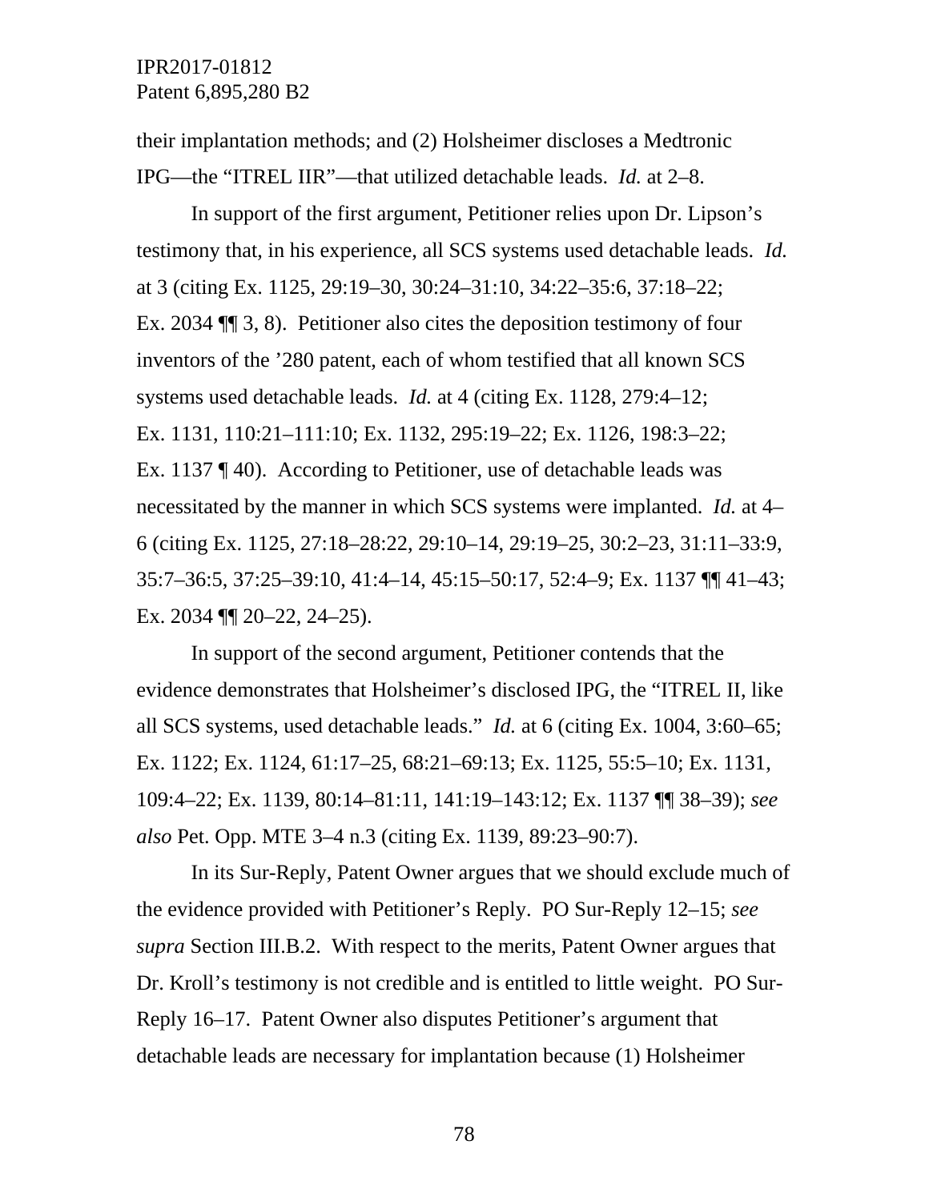their implantation methods; and (2) Holsheimer discloses a Medtronic IPG—the "ITREL IIR"—that utilized detachable leads. *Id.* at 2–8.

In support of the first argument, Petitioner relies upon Dr. Lipson's testimony that, in his experience, all SCS systems used detachable leads. *Id.* at 3 (citing Ex. 1125, 29:19–30, 30:24–31:10, 34:22–35:6, 37:18–22; Ex. 2034 ¶¶ 3, 8). Petitioner also cites the deposition testimony of four inventors of the '280 patent, each of whom testified that all known SCS systems used detachable leads. *Id.* at 4 (citing Ex. 1128, 279:4–12; Ex. 1131, 110:21–111:10; Ex. 1132, 295:19–22; Ex. 1126, 198:3–22; Ex. 1137 ¶ 40). According to Petitioner, use of detachable leads was necessitated by the manner in which SCS systems were implanted. *Id.* at 4–6 (citing Ex. 1125, 27:18–28:22, 29:10–14, 29:19–25, 30:2–23, 31:11–33:9, 35:7–36:5, 37:25–39:10, 41:4–14, 45:15–50:17, 52:4–9; Ex. 1137 ¶¶ 41–43; Ex. 2034 ¶¶ 20–22, 24–25).

In support of the second argument, Petitioner contends that the evidence demonstrates that Holsheimer's disclosed IPG, the "ITREL II, like all SCS systems, used detachable leads." *Id.* at 6 (citing Ex. 1004, 3:60–65; Ex. 1122; Ex. 1124, 61:17–25, 68:21–69:13; Ex. 1125, 55:5–10; Ex. 1131, 109:4–22; Ex. 1139, 80:14–81:11, 141:19–143:12; Ex. 1137 ¶¶ 38–39); *see also* Pet. Opp. MTE 3–4 n.3 (citing Ex. 1139, 89:23–90:7).

In its Sur-Reply, Patent Owner argues that we should exclude much of the evidence provided with Petitioner's Reply. PO Sur-Reply 12–15; *see supra* Section III.B.2. With respect to the merits, Patent Owner argues that Dr. Kroll's testimony is not credible and is entitled to little weight. PO Sur-Reply 16–17. Patent Owner also disputes Petitioner's argument that detachable leads are necessary for implantation because (1) Holsheimer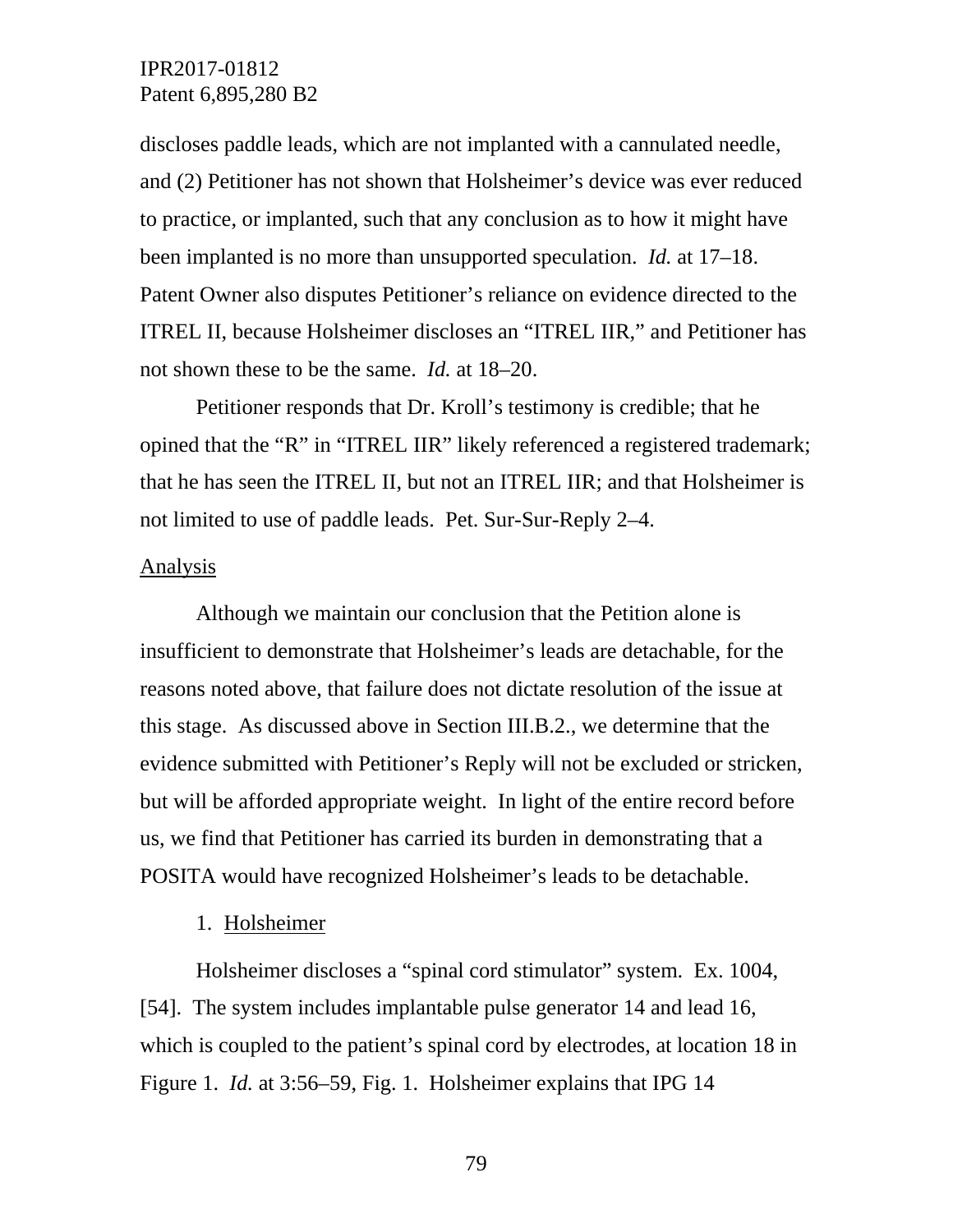discloses paddle leads, which are not implanted with a cannulated needle, and (2) Petitioner has not shown that Holsheimer's device was ever reduced to practice, or implanted, such that any conclusion as to how it might have been implanted is no more than unsupported speculation. *Id.* at 17–18. Patent Owner also disputes Petitioner's reliance on evidence directed to the ITREL II, because Holsheimer discloses an "ITREL IIR," and Petitioner has not shown these to be the same. *Id.* at 18–20.

Petitioner responds that Dr. Kroll's testimony is credible; that he opined that the "R" in "ITREL IIR" likely referenced a registered trademark; that he has seen the ITREL II, but not an ITREL IIR; and that Holsheimer is not limited to use of paddle leads. Pet. Sur-Sur-Reply 2–4.

<u>Analysis</u>

Although we maintain our conclusion that the Petition alone is insufficient to demonstrate that Holsheimer's leads are detachable, for the reasons noted above, that failure does not dictate resolution of the issue at this stage. As discussed above in Section III.B.2., we determine that the evidence submitted with Petitioner's Reply will not be excluded or stricken, but will be afforded appropriate weight. In light of the entire record before us, we find that Petitioner has carried its burden in demonstrating that a POSITA would have recognized Holsheimer's leads to be detachable.

1. <u>Holsheimer</u>

Holsheimer discloses a "spinal cord stimulator" system. Ex. 1004, [54]. The system includes implantable pulse generator 14 and lead 16, which is coupled to the patient's spinal cord by electrodes, at location 18 in Figure 1. *Id.* at 3:56–59, Fig. 1. Holsheimer explains that IPG 14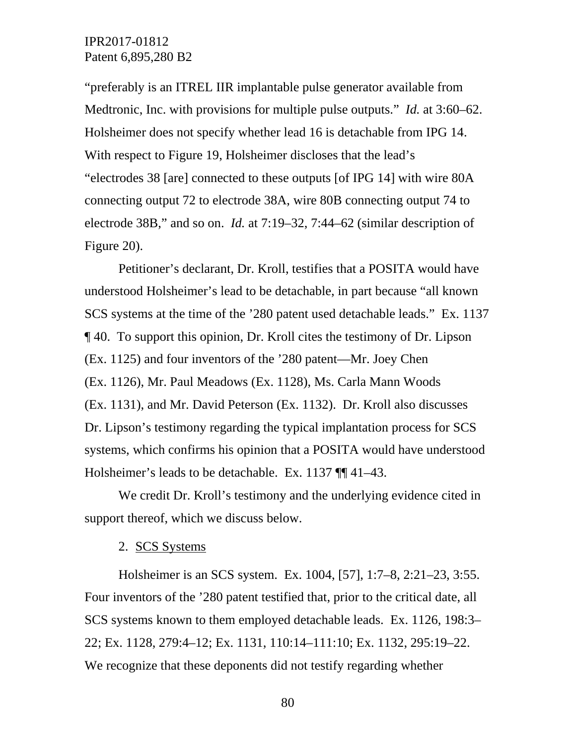"preferably is an ITREL IIR implantable pulse generator available from Medtronic, Inc. with provisions for multiple pulse outputs." *Id.* at 3:60–62. Holsheimer does not specify whether lead 16 is detachable from IPG 14. With respect to Figure 19, Holsheimer discloses that the lead's "electrodes 38 [are] connected to these outputs [of IPG 14] with wire 80A connecting output 72 to electrode 38A, wire 80B connecting output 74 to electrode 38B," and so on. *Id.* at 7:19–32, 7:44–62 (similar description of Figure 20).

Petitioner's declarant, Dr. Kroll, testifies that a POSITA would have understood Holsheimer's lead to be detachable, in part because "all known SCS systems at the time of the '280 patent used detachable leads." Ex. 1137 ¶ 40. To support this opinion, Dr. Kroll cites the testimony of Dr. Lipson (Ex. 1125) and four inventors of the '280 patent—Mr. Joey Chen (Ex. 1126), Mr. Paul Meadows (Ex. 1128), Ms. Carla Mann Woods (Ex. 1131), and Mr. David Peterson (Ex. 1132). Dr. Kroll also discusses Dr. Lipson's testimony regarding the typical implantation process for SCS systems, which confirms his opinion that a POSITA would have understood Holsheimer's leads to be detachable. Ex. 1137 ¶¶ 41–43.

We credit Dr. Kroll's testimony and the underlying evidence cited in support thereof, which we discuss below.

2. SCS Systems

Holsheimer is an SCS system. Ex. 1004, [57], 1:7–8, 2:21–23, 3:55. Four inventors of the '280 patent testified that, prior to the critical date, all SCS systems known to them employed detachable leads. Ex. 1126, 198:3–22; Ex. 1128, 279:4–12; Ex. 1131, 110:14–111:10; Ex. 1132, 295:19–22. We recognize that these deponents did not testify regarding whether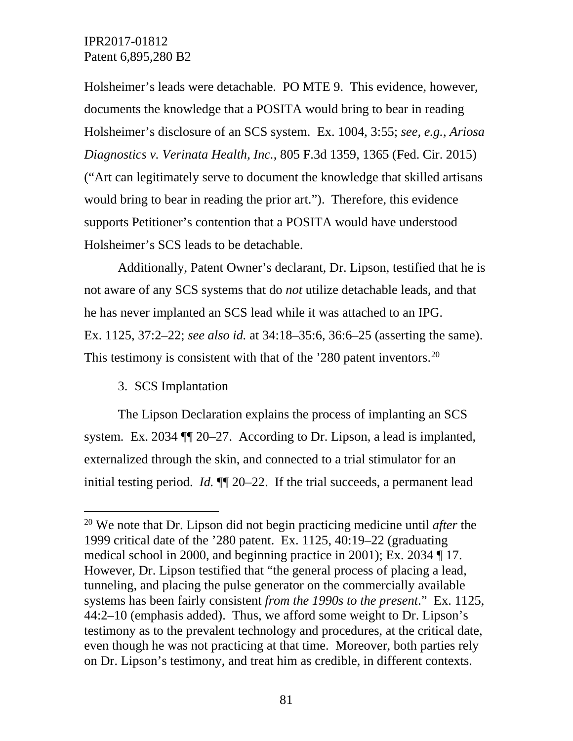Holsheimer's leads were detachable. PO MTE 9. This evidence, however, documents the knowledge that a POSITA would bring to bear in reading Holsheimer's disclosure of an SCS system. Ex. 1004, 3:55; *see, e.g.*, *Ariosa Diagnostics v. Verinata Health, Inc.*, 805 F.3d 1359, 1365 (Fed. Cir. 2015) ("Art can legitimately serve to document the knowledge that skilled artisans would bring to bear in reading the prior art."). Therefore, this evidence supports Petitioner's contention that a POSITA would have understood Holsheimer's SCS leads to be detachable.

Additionally, Patent Owner's declarant, Dr. Lipson, testified that he is not aware of any SCS systems that do *not* utilize detachable leads, and that he has never implanted an SCS lead while it was attached to an IPG. Ex. 1125, 37:2–22; *see also id.* at 34:18–35:6, 36:6–25 (asserting the same). This testimony is consistent with that of the '280 patent inventors.[20]

3. SCS Implantation

The Lipson Declaration explains the process of implanting an SCS system. Ex. 2034 ¶¶ 20–27. According to Dr. Lipson, a lead is implanted, externalized through the skin, and connected to a trial stimulator for an initial testing period. *Id.* ¶¶ 20–22. If the trial succeeds, a permanent lead

---

[20] We note that Dr. Lipson did not begin practicing medicine until *after* the 1999 critical date of the '280 patent. Ex. 1125, 40:19–22 (graduating medical school in 2000, and beginning practice in 2001); Ex. 2034 ¶ 17. However, Dr. Lipson testified that "the general process of placing a lead, tunneling, and placing the pulse generator on the commercially available systems has been fairly consistent *from the 1990s to the present*." Ex. 1125, 44:2–10 (emphasis added). Thus, we afford some weight to Dr. Lipson's testimony as to the prevalent technology and procedures, at the critical date, even though he was not practicing at that time. Moreover, both parties rely on Dr. Lipson's testimony, and treat him as credible, in different contexts.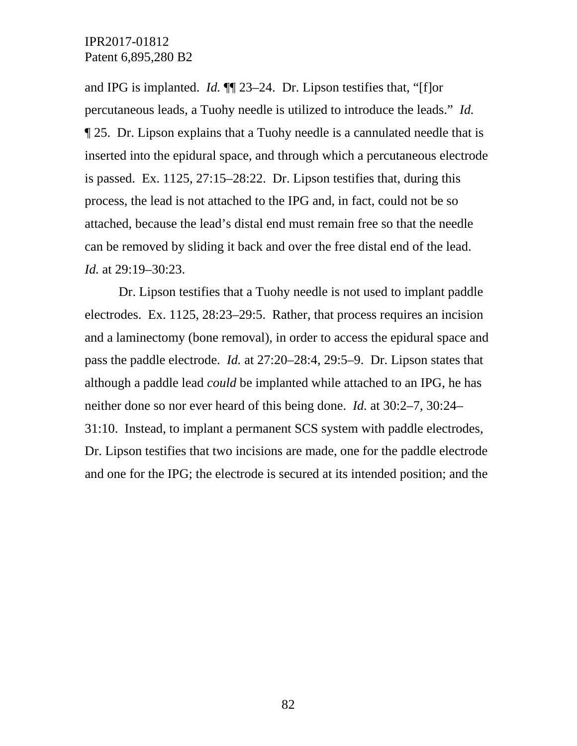and IPG is implanted. *Id.* ¶¶ 23–24. Dr. Lipson testifies that, "[f]or percutaneous leads, a Tuohy needle is utilized to introduce the leads." *Id.* ¶ 25. Dr. Lipson explains that a Tuohy needle is a cannulated needle that is inserted into the epidural space, and through which a percutaneous electrode is passed. Ex. 1125, 27:15–28:22. Dr. Lipson testifies that, during this process, the lead is not attached to the IPG and, in fact, could not be so attached, because the lead's distal end must remain free so that the needle can be removed by sliding it back and over the free distal end of the lead. *Id.* at 29:19–30:23.

Dr. Lipson testifies that a Tuohy needle is not used to implant paddle electrodes. Ex. 1125, 28:23–29:5. Rather, that process requires an incision and a laminectomy (bone removal), in order to access the epidural space and pass the paddle electrode. *Id.* at 27:20–28:4, 29:5–9. Dr. Lipson states that although a paddle lead *could* be implanted while attached to an IPG, he has neither done so nor ever heard of this being done. *Id.* at 30:2–7, 30:24–31:10. Instead, to implant a permanent SCS system with paddle electrodes, Dr. Lipson testifies that two incisions are made, one for the paddle electrode and one for the IPG; the electrode is secured at its intended position; and the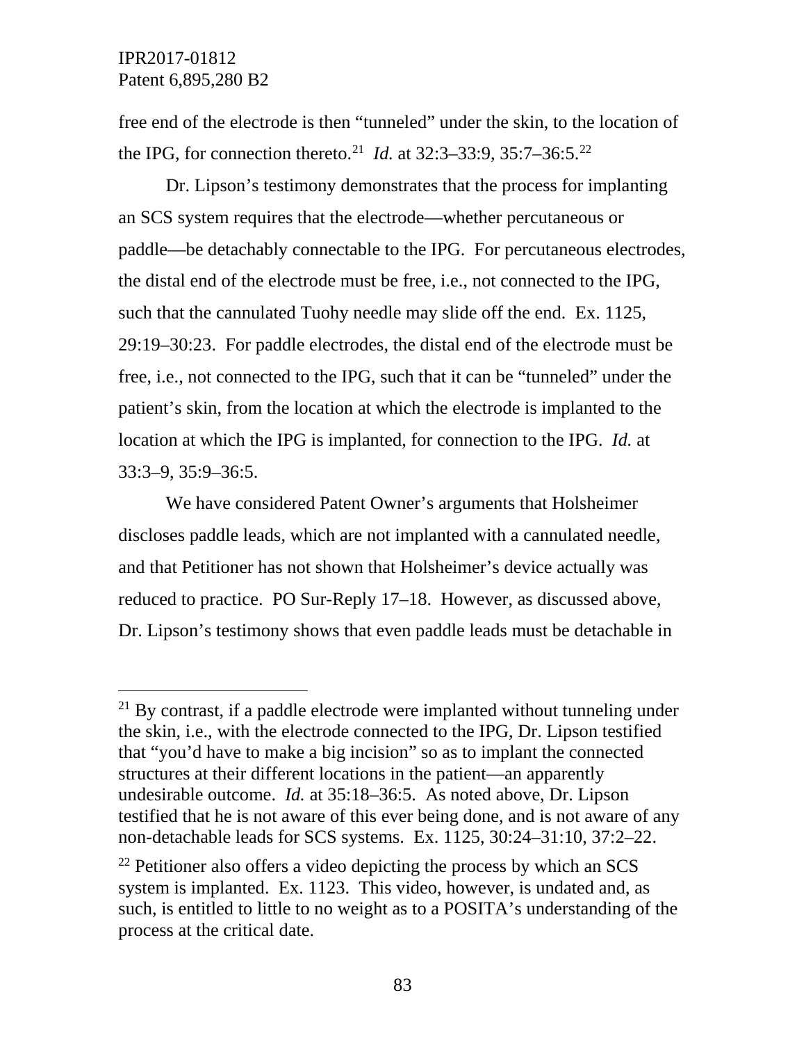free end of the electrode is then "tunneled" under the skin, to the location of the IPG, for connection thereto.[21] *Id.* at 32:3–33:9, 35:7–36:5.[22]

Dr. Lipson's testimony demonstrates that the process for implanting an SCS system requires that the electrode—whether percutaneous or paddle—be detachably connectable to the IPG. For percutaneous electrodes, the distal end of the electrode must be free, i.e., not connected to the IPG, such that the cannulated Tuohy needle may slide off the end. Ex. 1125, 29:19–30:23. For paddle electrodes, the distal end of the electrode must be free, i.e., not connected to the IPG, such that it can be "tunneled" under the patient's skin, from the location at which the electrode is implanted to the location at which the IPG is implanted, for connection to the IPG. *Id.* at 33:3–9, 35:9–36:5.

We have considered Patent Owner's arguments that Holsheimer discloses paddle leads, which are not implanted with a cannulated needle, and that Petitioner has not shown that Holsheimer's device actually was reduced to practice. PO Sur-Reply 17–18. However, as discussed above, Dr. Lipson's testimony shows that even paddle leads must be detachable in

---

[21] By contrast, if a paddle electrode were implanted without tunneling under the skin, i.e., with the electrode connected to the IPG, Dr. Lipson testified that "you'd have to make a big incision" so as to implant the connected structures at their different locations in the patient—an apparently undesirable outcome. *Id.* at 35:18–36:5. As noted above, Dr. Lipson testified that he is not aware of this ever being done, and is not aware of any non-detachable leads for SCS systems. Ex. 1125, 30:24–31:10, 37:2–22.

[22] Petitioner also offers a video depicting the process by which an SCS system is implanted. Ex. 1123. This video, however, is undated and, as such, is entitled to little to no weight as to a POSITA's understanding of the process at the critical date.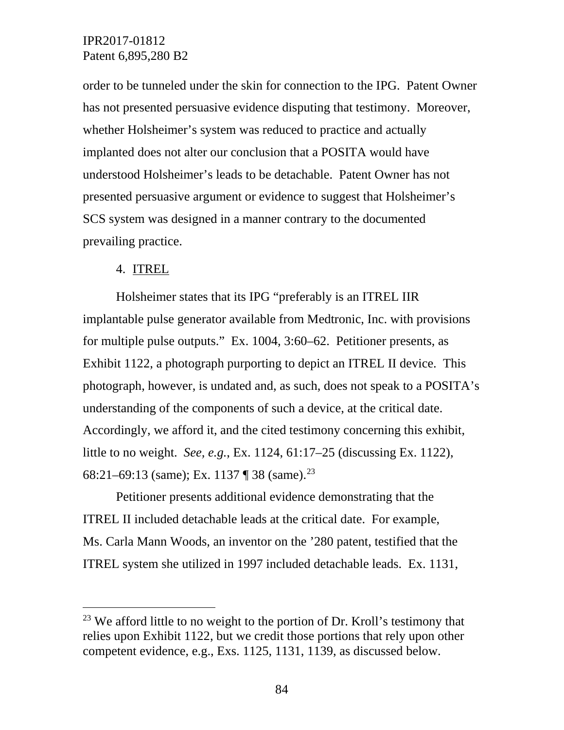order to be tunneled under the skin for connection to the IPG. Patent Owner has not presented persuasive evidence disputing that testimony. Moreover, whether Holsheimer's system was reduced to practice and actually implanted does not alter our conclusion that a POSITA would have understood Holsheimer's leads to be detachable. Patent Owner has not presented persuasive argument or evidence to suggest that Holsheimer's SCS system was designed in a manner contrary to the documented prevailing practice.

4. <u>ITREL</u>

Holsheimer states that its IPG "preferably is an ITREL IIR implantable pulse generator available from Medtronic, Inc. with provisions for multiple pulse outputs." Ex. 1004, 3:60–62. Petitioner presents, as Exhibit 1122, a photograph purporting to depict an ITREL II device. This photograph, however, is undated and, as such, does not speak to a POSITA's understanding of the components of such a device, at the critical date. Accordingly, we afford it, and the cited testimony concerning this exhibit, little to no weight. *See, e.g.*, Ex. 1124, 61:17–25 (discussing Ex. 1122), 68:21–69:13 (same); Ex. 1137 ¶ 38 (same).[23]

Petitioner presents additional evidence demonstrating that the ITREL II included detachable leads at the critical date. For example, Ms. Carla Mann Woods, an inventor on the '280 patent, testified that the ITREL system she utilized in 1997 included detachable leads. Ex. 1131,

---

[23] We afford little to no weight to the portion of Dr. Kroll's testimony that relies upon Exhibit 1122, but we credit those portions that rely upon other competent evidence, e.g., Exs. 1125, 1131, 1139, as discussed below.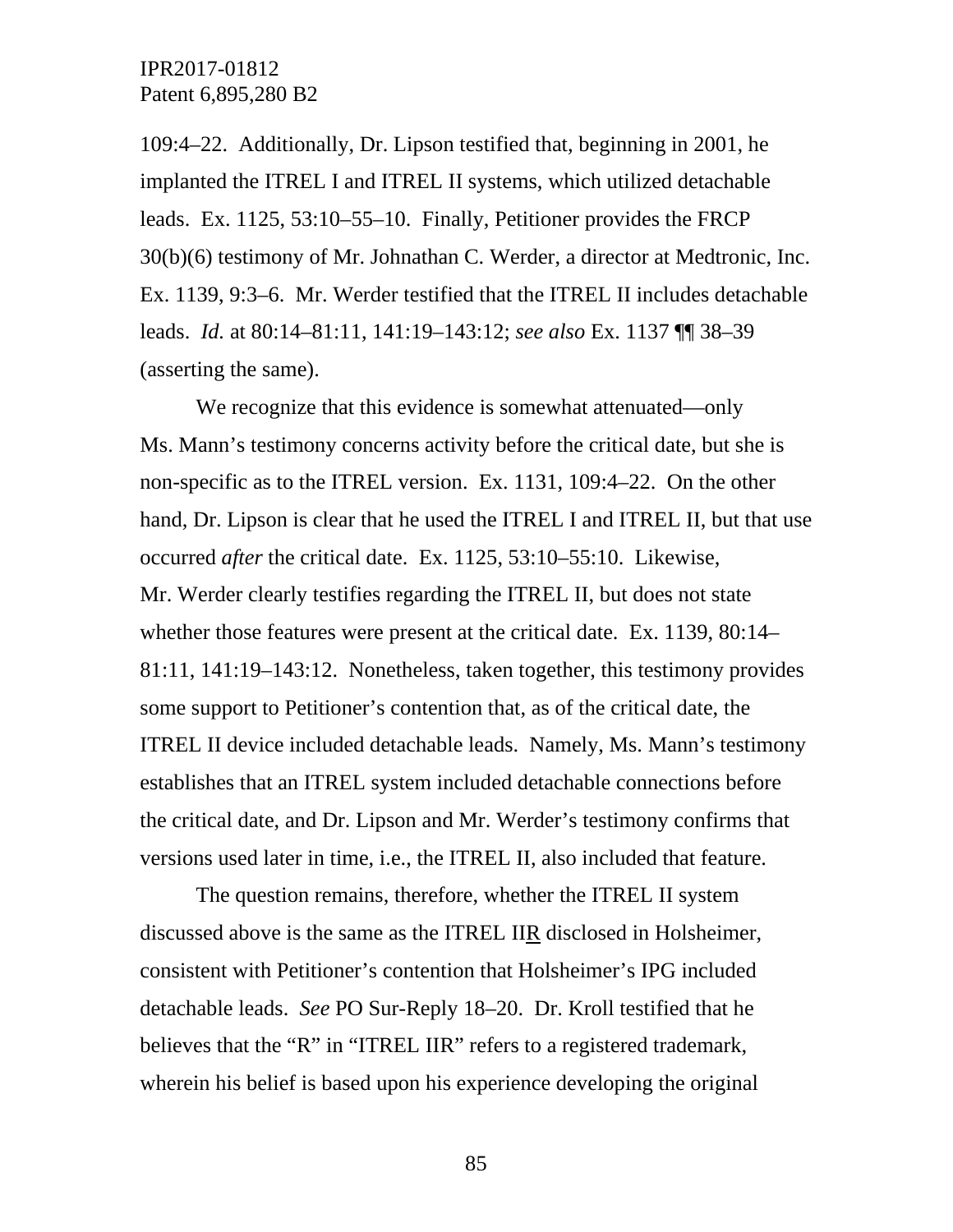109:4–22. Additionally, Dr. Lipson testified that, beginning in 2001, he implanted the ITREL I and ITREL II systems, which utilized detachable leads. Ex. 1125, 53:10–55–10. Finally, Petitioner provides the FRCP 30(b)(6) testimony of Mr. Johnathan C. Werder, a director at Medtronic, Inc. Ex. 1139, 9:3–6. Mr. Werder testified that the ITREL II includes detachable leads. *Id.* at 80:14–81:11, 141:19–143:12; *see also* Ex. 1137 ¶¶ 38–39 (asserting the same).

We recognize that this evidence is somewhat attenuated—only Ms. Mann's testimony concerns activity before the critical date, but she is non-specific as to the ITREL version. Ex. 1131, 109:4–22. On the other hand, Dr. Lipson is clear that he used the ITREL I and ITREL II, but that use occurred *after* the critical date. Ex. 1125, 53:10–55:10. Likewise, Mr. Werder clearly testifies regarding the ITREL II, but does not state whether those features were present at the critical date. Ex. 1139, 80:14–81:11, 141:19–143:12. Nonetheless, taken together, this testimony provides some support to Petitioner's contention that, as of the critical date, the ITREL II device included detachable leads. Namely, Ms. Mann's testimony establishes that an ITREL system included detachable connections before the critical date, and Dr. Lipson and Mr. Werder's testimony confirms that versions used later in time, i.e., the ITREL II, also included that feature.

The question remains, therefore, whether the ITREL II system discussed above is the same as the ITREL II<u>R</u> disclosed in Holsheimer, consistent with Petitioner's contention that Holsheimer's IPG included detachable leads. *See* PO Sur-Reply 18–20. Dr. Kroll testified that he believes that the "R" in "ITREL IIR" refers to a registered trademark, wherein his belief is based upon his experience developing the original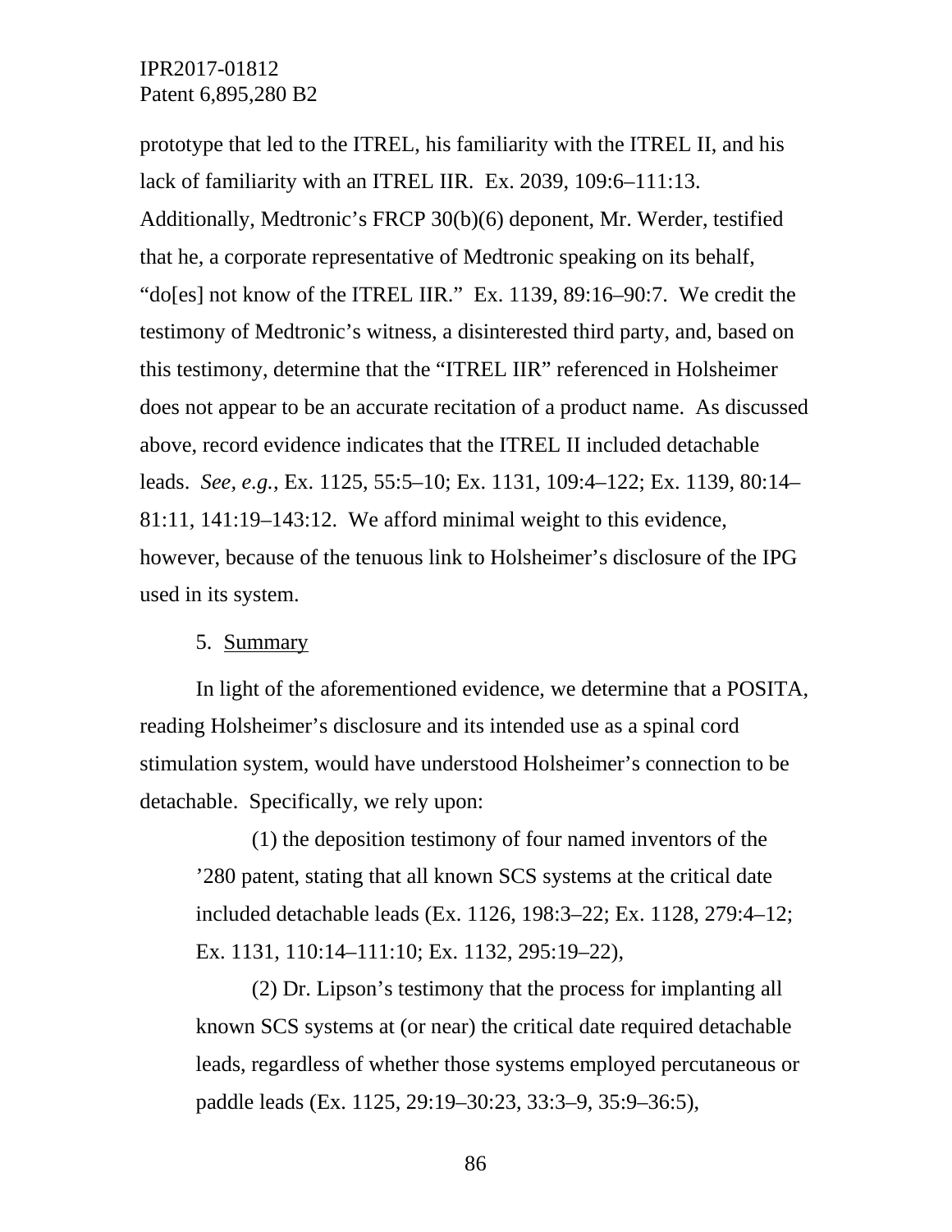prototype that led to the ITREL, his familiarity with the ITREL II, and his lack of familiarity with an ITREL IIR. Ex. 2039, 109:6–111:13. Additionally, Medtronic's FRCP 30(b)(6) deponent, Mr. Werder, testified that he, a corporate representative of Medtronic speaking on its behalf, "do[es] not know of the ITREL IIR." Ex. 1139, 89:16–90:7. We credit the testimony of Medtronic's witness, a disinterested third party, and, based on this testimony, determine that the "ITREL IIR" referenced in Holsheimer does not appear to be an accurate recitation of a product name. As discussed above, record evidence indicates that the ITREL II included detachable leads. *See, e.g.*, Ex. 1125, 55:5–10; Ex. 1131, 109:4–122; Ex. 1139, 80:14–81:11, 141:19–143:12. We afford minimal weight to this evidence, however, because of the tenuous link to Holsheimer's disclosure of the IPG used in its system.

5. Summary

In light of the aforementioned evidence, we determine that a POSITA, reading Holsheimer's disclosure and its intended use as a spinal cord stimulation system, would have understood Holsheimer's connection to be detachable. Specifically, we rely upon:

> (1) the deposition testimony of four named inventors of the '280 patent, stating that all known SCS systems at the critical date included detachable leads (Ex. 1126, 198:3–22; Ex. 1128, 279:4–12; Ex. 1131, 110:14–111:10; Ex. 1132, 295:19–22),
>
> (2) Dr. Lipson's testimony that the process for implanting all known SCS systems at (or near) the critical date required detachable leads, regardless of whether those systems employed percutaneous or paddle leads (Ex. 1125, 29:19–30:23, 33:3–9, 35:9–36:5),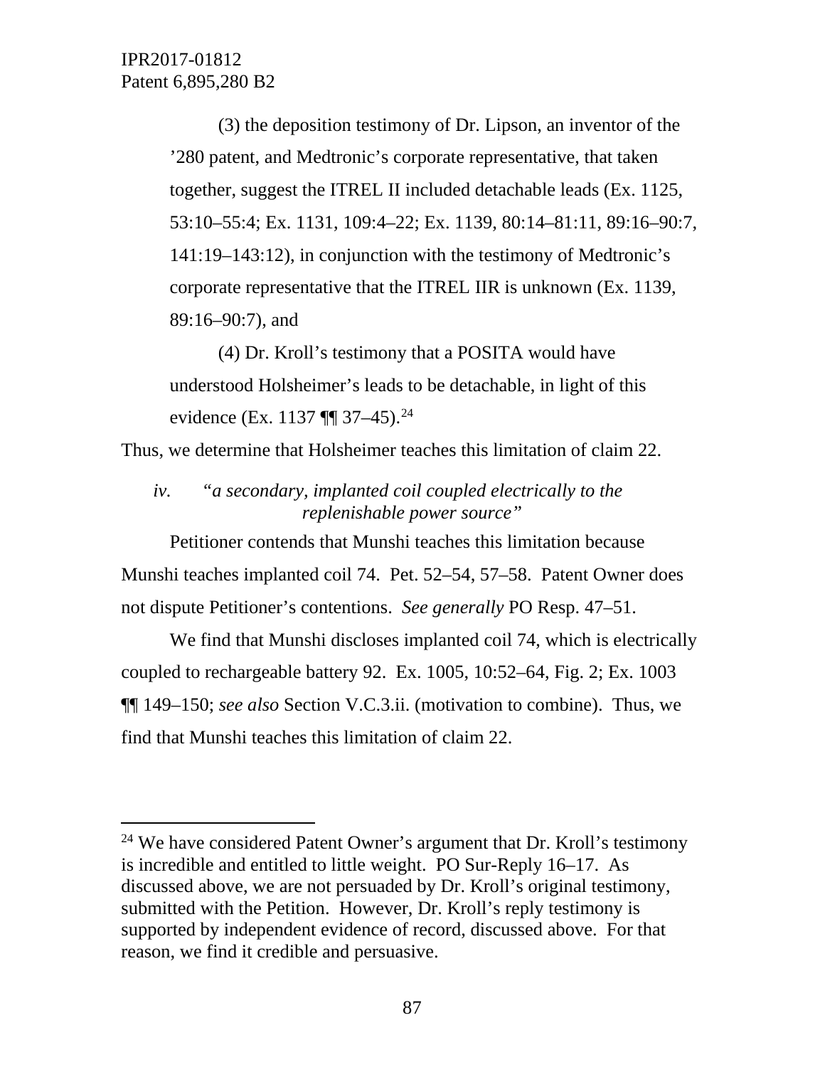(3) the deposition testimony of Dr. Lipson, an inventor of the '280 patent, and Medtronic's corporate representative, that taken together, suggest the ITREL II included detachable leads (Ex. 1125, 53:10–55:4; Ex. 1131, 109:4–22; Ex. 1139, 80:14–81:11, 89:16–90:7, 141:19–143:12), in conjunction with the testimony of Medtronic's corporate representative that the ITREL IIR is unknown (Ex. 1139, 89:16–90:7), and

(4) Dr. Kroll's testimony that a POSITA would have understood Holsheimer's leads to be detachable, in light of this evidence (Ex. 1137 ¶¶ 37–45).[24]

Thus, we determine that Holsheimer teaches this limitation of claim 22.

*iv. "a secondary, implanted coil coupled electrically to the replenishable power source"*

Petitioner contends that Munshi teaches this limitation because Munshi teaches implanted coil 74. Pet. 52–54, 57–58. Patent Owner does not dispute Petitioner's contentions. *See generally* PO Resp. 47–51.

We find that Munshi discloses implanted coil 74, which is electrically coupled to rechargeable battery 92. Ex. 1005, 10:52–64, Fig. 2; Ex. 1003 ¶¶ 149–150; *see also* Section V.C.3.ii. (motivation to combine). Thus, we find that Munshi teaches this limitation of claim 22.

---

[24] We have considered Patent Owner's argument that Dr. Kroll's testimony is incredible and entitled to little weight. PO Sur-Reply 16–17. As discussed above, we are not persuaded by Dr. Kroll's original testimony, submitted with the Petition. However, Dr. Kroll's reply testimony is supported by independent evidence of record, discussed above. For that reason, we find it credible and persuasive.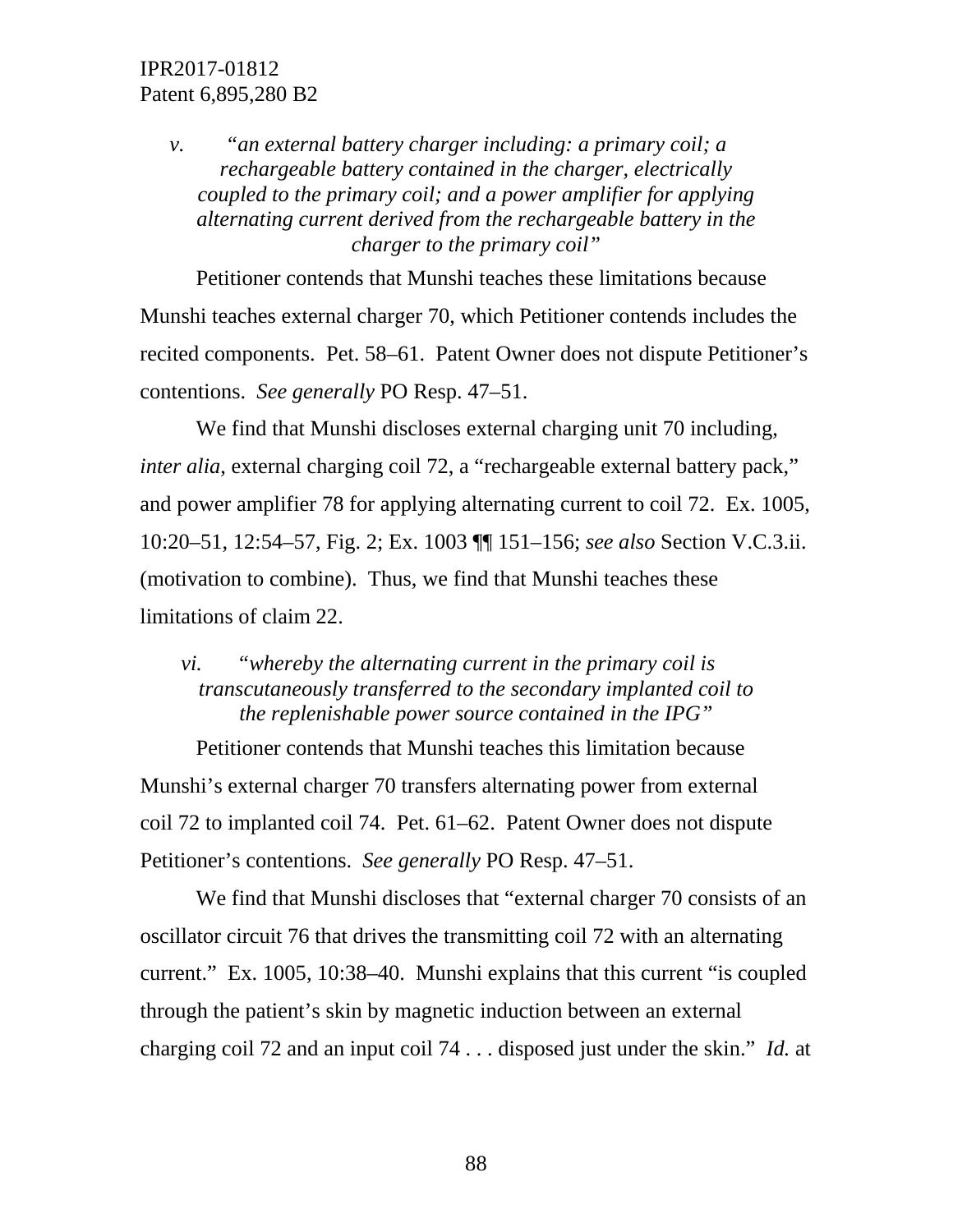*v. "an external battery charger including: a primary coil; a rechargeable battery contained in the charger, electrically coupled to the primary coil; and a power amplifier for applying alternating current derived from the rechargeable battery in the charger to the primary coil"*

Petitioner contends that Munshi teaches these limitations because Munshi teaches external charger 70, which Petitioner contends includes the recited components. Pet. 58–61. Patent Owner does not dispute Petitioner's contentions. *See generally* PO Resp. 47–51.

We find that Munshi discloses external charging unit 70 including, *inter alia*, external charging coil 72, a "rechargeable external battery pack," and power amplifier 78 for applying alternating current to coil 72. Ex. 1005, 10:20–51, 12:54–57, Fig. 2; Ex. 1003 ¶¶ 151–156; *see also* Section V.C.3.ii. (motivation to combine). Thus, we find that Munshi teaches these limitations of claim 22.

*vi. "whereby the alternating current in the primary coil is transcutaneously transferred to the secondary implanted coil to the replenishable power source contained in the IPG"*

Petitioner contends that Munshi teaches this limitation because Munshi's external charger 70 transfers alternating power from external coil 72 to implanted coil 74. Pet. 61–62. Patent Owner does not dispute Petitioner's contentions. *See generally* PO Resp. 47–51.

We find that Munshi discloses that "external charger 70 consists of an oscillator circuit 76 that drives the transmitting coil 72 with an alternating current." Ex. 1005, 10:38–40. Munshi explains that this current "is coupled through the patient's skin by magnetic induction between an external charging coil 72 and an input coil 74 . . . disposed just under the skin." *Id.* at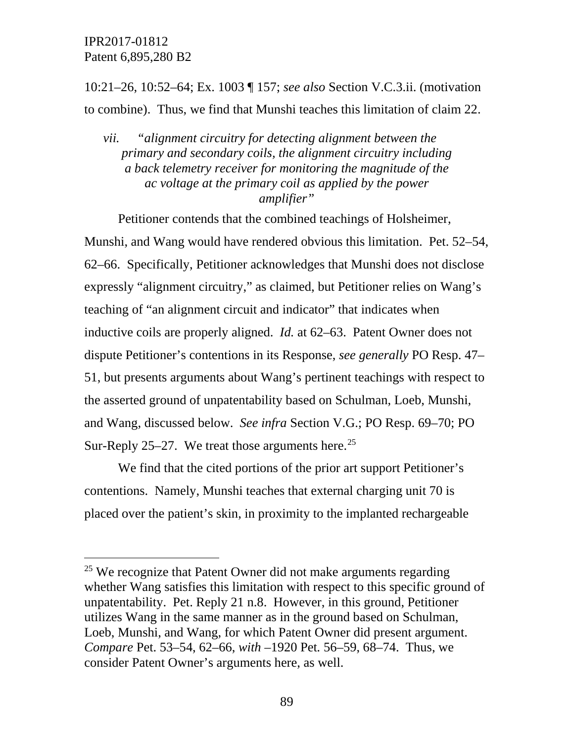10:21–26, 10:52–64; Ex. 1003 ¶ 157; *see also* Section V.C.3.ii. (motivation to combine). Thus, we find that Munshi teaches this limitation of claim 22.

*vii. "alignment circuitry for detecting alignment between the primary and secondary coils, the alignment circuitry including a back telemetry receiver for monitoring the magnitude of the ac voltage at the primary coil as applied by the power amplifier"*

Petitioner contends that the combined teachings of Holsheimer, Munshi, and Wang would have rendered obvious this limitation. Pet. 52–54, 62–66. Specifically, Petitioner acknowledges that Munshi does not disclose expressly "alignment circuitry," as claimed, but Petitioner relies on Wang's teaching of "an alignment circuit and indicator" that indicates when inductive coils are properly aligned. *Id.* at 62–63. Patent Owner does not dispute Petitioner's contentions in its Response, *see generally* PO Resp. 47–51, but presents arguments about Wang's pertinent teachings with respect to the asserted ground of unpatentability based on Schulman, Loeb, Munshi, and Wang, discussed below. *See infra* Section V.G.; PO Resp. 69–70; PO Sur-Reply 25–27. We treat those arguments here.[25]

We find that the cited portions of the prior art support Petitioner's contentions. Namely, Munshi teaches that external charging unit 70 is placed over the patient's skin, in proximity to the implanted rechargeable

[25] We recognize that Patent Owner did not make arguments regarding whether Wang satisfies this limitation with respect to this specific ground of unpatentability. Pet. Reply 21 n.8. However, in this ground, Petitioner utilizes Wang in the same manner as in the ground based on Schulman, Loeb, Munshi, and Wang, for which Patent Owner did present argument. *Compare* Pet. 53–54, 62–66, *with* –1920 Pet. 56–59, 68–74. Thus, we consider Patent Owner's arguments here, as well.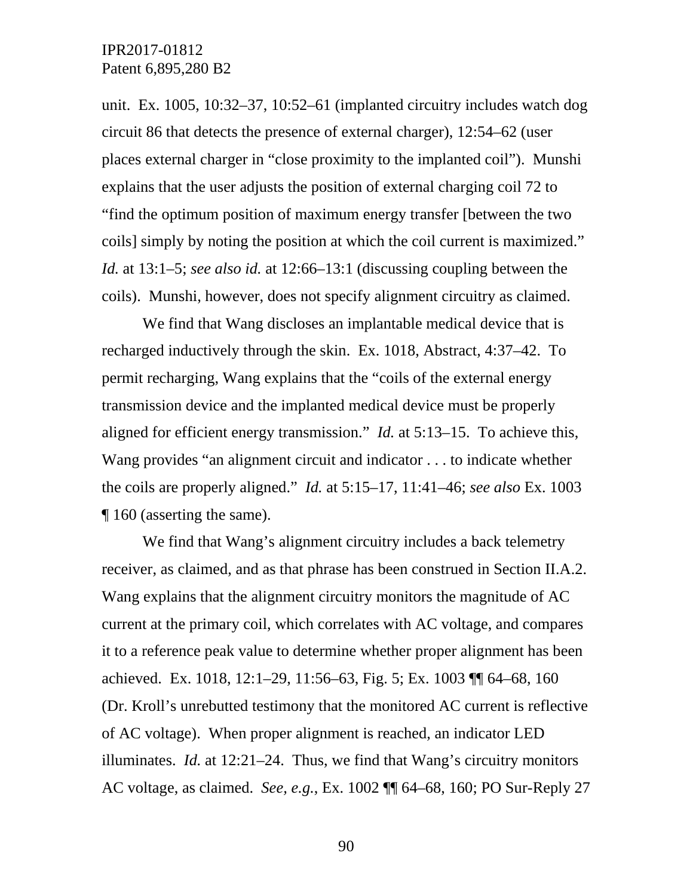unit. Ex. 1005, 10:32–37, 10:52–61 (implanted circuitry includes watch dog circuit 86 that detects the presence of external charger), 12:54–62 (user places external charger in "close proximity to the implanted coil"). Munshi explains that the user adjusts the position of external charging coil 72 to "find the optimum position of maximum energy transfer [between the two coils] simply by noting the position at which the coil current is maximized." *Id.* at 13:1–5; *see also id.* at 12:66–13:1 (discussing coupling between the coils). Munshi, however, does not specify alignment circuitry as claimed.

We find that Wang discloses an implantable medical device that is recharged inductively through the skin. Ex. 1018, Abstract, 4:37–42. To permit recharging, Wang explains that the "coils of the external energy transmission device and the implanted medical device must be properly aligned for efficient energy transmission." *Id.* at 5:13–15. To achieve this, Wang provides "an alignment circuit and indicator . . . to indicate whether the coils are properly aligned." *Id.* at 5:15–17, 11:41–46; *see also* Ex. 1003 ¶ 160 (asserting the same).

We find that Wang's alignment circuitry includes a back telemetry receiver, as claimed, and as that phrase has been construed in Section II.A.2. Wang explains that the alignment circuitry monitors the magnitude of AC current at the primary coil, which correlates with AC voltage, and compares it to a reference peak value to determine whether proper alignment has been achieved. Ex. 1018, 12:1–29, 11:56–63, Fig. 5; Ex. 1003 ¶¶ 64–68, 160 (Dr. Kroll's unrebutted testimony that the monitored AC current is reflective of AC voltage). When proper alignment is reached, an indicator LED illuminates. *Id.* at 12:21–24. Thus, we find that Wang's circuitry monitors AC voltage, as claimed. *See, e.g.*, Ex. 1002 ¶¶ 64–68, 160; PO Sur-Reply 27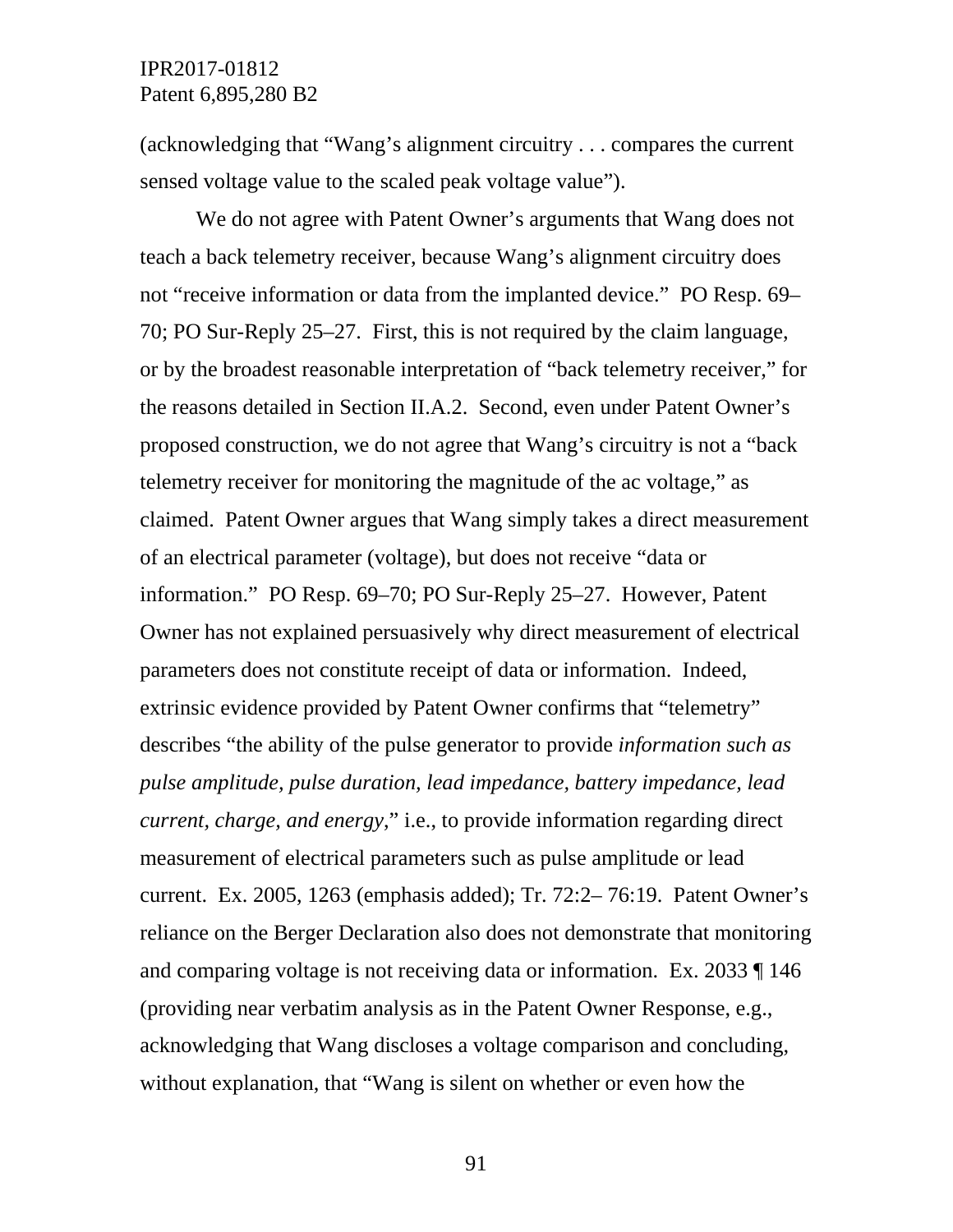(acknowledging that "Wang's alignment circuitry . . . compares the current sensed voltage value to the scaled peak voltage value").

We do not agree with Patent Owner's arguments that Wang does not teach a back telemetry receiver, because Wang's alignment circuitry does not "receive information or data from the implanted device." PO Resp. 69–70; PO Sur-Reply 25–27. First, this is not required by the claim language, or by the broadest reasonable interpretation of "back telemetry receiver," for the reasons detailed in Section II.A.2. Second, even under Patent Owner's proposed construction, we do not agree that Wang's circuitry is not a "back telemetry receiver for monitoring the magnitude of the ac voltage," as claimed. Patent Owner argues that Wang simply takes a direct measurement of an electrical parameter (voltage), but does not receive "data or information." PO Resp. 69–70; PO Sur-Reply 25–27. However, Patent Owner has not explained persuasively why direct measurement of electrical parameters does not constitute receipt of data or information. Indeed, extrinsic evidence provided by Patent Owner confirms that "telemetry" describes "the ability of the pulse generator to provide *information such as pulse amplitude, pulse duration, lead impedance, battery impedance, lead current, charge, and energy*," i.e., to provide information regarding direct measurement of electrical parameters such as pulse amplitude or lead current. Ex. 2005, 1263 (emphasis added); Tr. 72:2– 76:19. Patent Owner's reliance on the Berger Declaration also does not demonstrate that monitoring and comparing voltage is not receiving data or information. Ex. 2033 ¶ 146 (providing near verbatim analysis as in the Patent Owner Response, e.g., acknowledging that Wang discloses a voltage comparison and concluding, without explanation, that "Wang is silent on whether or even how the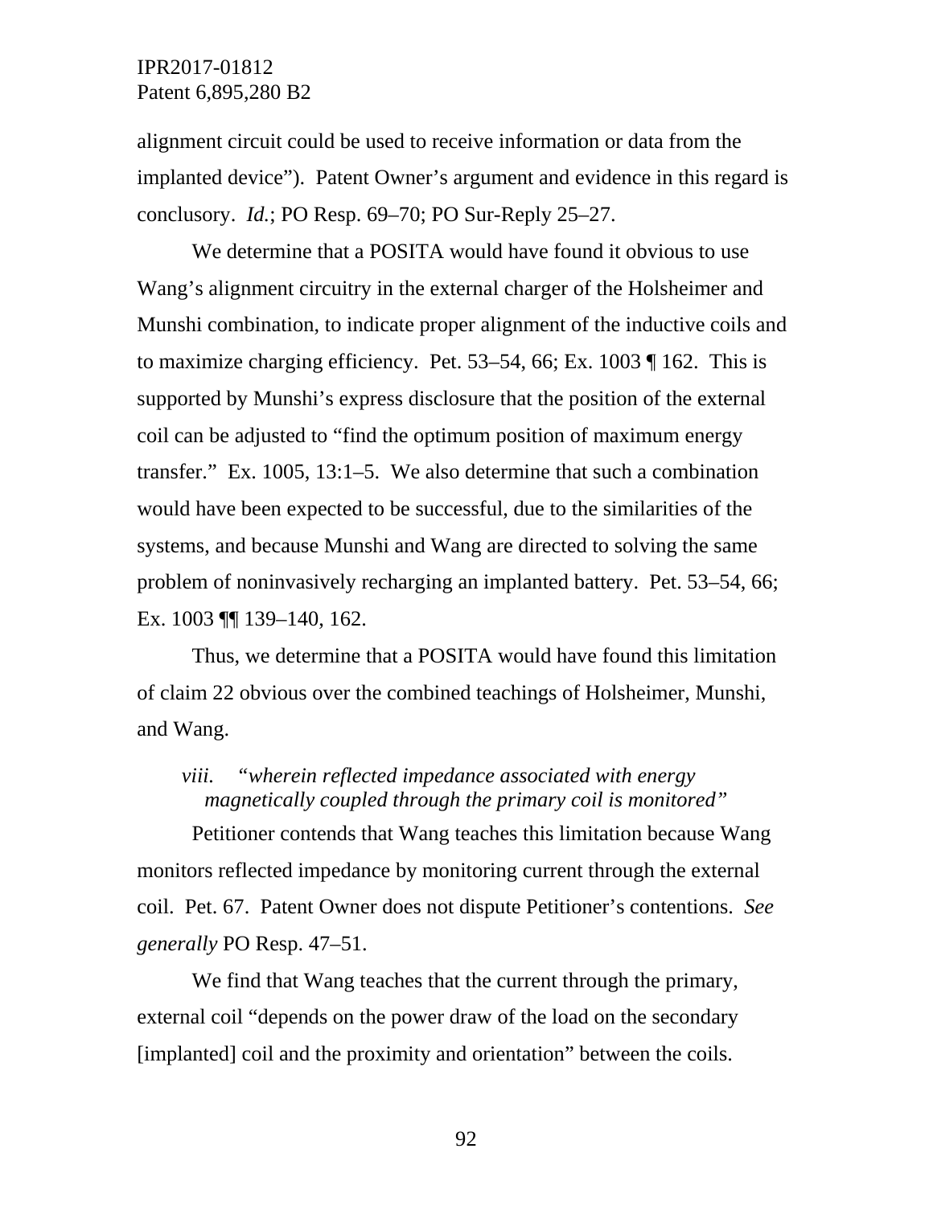alignment circuit could be used to receive information or data from the implanted device"). Patent Owner's argument and evidence in this regard is conclusory. *Id.*; PO Resp. 69–70; PO Sur-Reply 25–27.

We determine that a POSITA would have found it obvious to use Wang's alignment circuitry in the external charger of the Holsheimer and Munshi combination, to indicate proper alignment of the inductive coils and to maximize charging efficiency. Pet. 53–54, 66; Ex. 1003 ¶ 162. This is supported by Munshi's express disclosure that the position of the external coil can be adjusted to "find the optimum position of maximum energy transfer." Ex. 1005, 13:1–5. We also determine that such a combination would have been expected to be successful, due to the similarities of the systems, and because Munshi and Wang are directed to solving the same problem of noninvasively recharging an implanted battery. Pet. 53–54, 66; Ex. 1003 ¶¶ 139–140, 162.

Thus, we determine that a POSITA would have found this limitation of claim 22 obvious over the combined teachings of Holsheimer, Munshi, and Wang.

*viii. "wherein reflected impedance associated with energy magnetically coupled through the primary coil is monitored"*

Petitioner contends that Wang teaches this limitation because Wang monitors reflected impedance by monitoring current through the external coil. Pet. 67. Patent Owner does not dispute Petitioner's contentions. *See generally* PO Resp. 47–51.

We find that Wang teaches that the current through the primary, external coil "depends on the power draw of the load on the secondary [implanted] coil and the proximity and orientation" between the coils.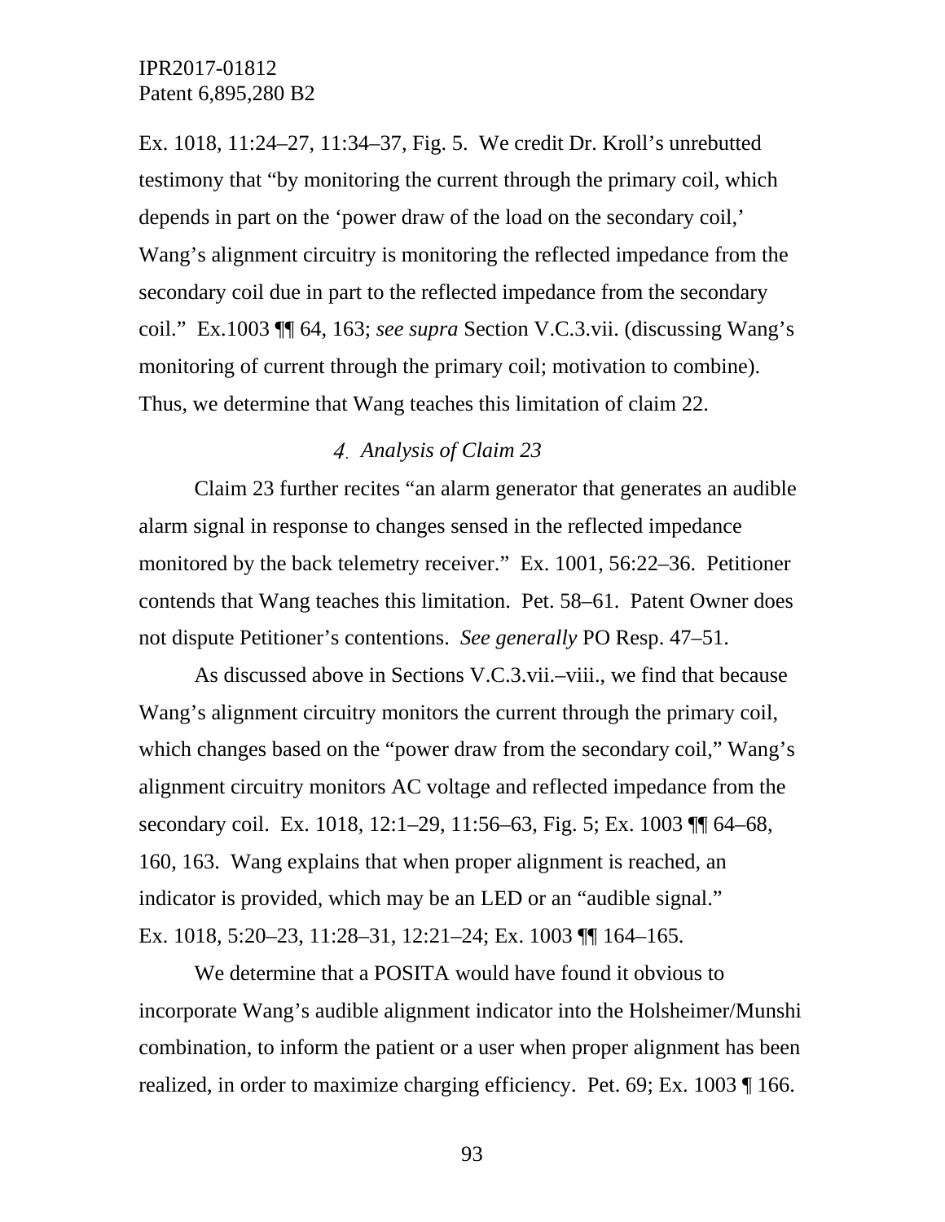Ex. 1018, 11:24–27, 11:34–37, Fig. 5. We credit Dr. Kroll's unrebutted testimony that "by monitoring the current through the primary coil, which depends in part on the 'power draw of the load on the secondary coil,' Wang's alignment circuitry is monitoring the reflected impedance from the secondary coil due in part to the reflected impedance from the secondary coil." Ex.1003 ¶¶ 64, 163; *see supra* Section V.C.3.vii. (discussing Wang's monitoring of current through the primary coil; motivation to combine). Thus, we determine that Wang teaches this limitation of claim 22.

#### *4. Analysis of Claim 23*

Claim 23 further recites "an alarm generator that generates an audible alarm signal in response to changes sensed in the reflected impedance monitored by the back telemetry receiver." Ex. 1001, 56:22–36. Petitioner contends that Wang teaches this limitation. Pet. 58–61. Patent Owner does not dispute Petitioner's contentions. *See generally* PO Resp. 47–51.

As discussed above in Sections V.C.3.vii.–viii., we find that because Wang's alignment circuitry monitors the current through the primary coil, which changes based on the "power draw from the secondary coil," Wang's alignment circuitry monitors AC voltage and reflected impedance from the secondary coil. Ex. 1018, 12:1–29, 11:56–63, Fig. 5; Ex. 1003 ¶¶ 64–68, 160, 163. Wang explains that when proper alignment is reached, an indicator is provided, which may be an LED or an "audible signal." Ex. 1018, 5:20–23, 11:28–31, 12:21–24; Ex. 1003 ¶¶ 164–165.

We determine that a POSITA would have found it obvious to incorporate Wang's audible alignment indicator into the Holsheimer/Munshi combination, to inform the patient or a user when proper alignment has been realized, in order to maximize charging efficiency. Pet. 69; Ex. 1003 ¶ 166.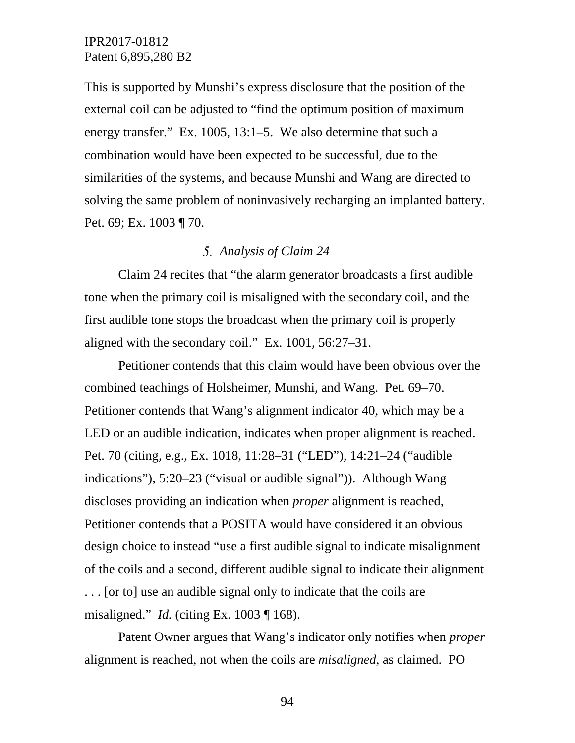This is supported by Munshi's express disclosure that the position of the external coil can be adjusted to "find the optimum position of maximum energy transfer." Ex. 1005, 13:1–5. We also determine that such a combination would have been expected to be successful, due to the similarities of the systems, and because Munshi and Wang are directed to solving the same problem of noninvasively recharging an implanted battery. Pet. 69; Ex. 1003 ¶ 70.

### 5. *Analysis of Claim 24*

Claim 24 recites that "the alarm generator broadcasts a first audible tone when the primary coil is misaligned with the secondary coil, and the first audible tone stops the broadcast when the primary coil is properly aligned with the secondary coil." Ex. 1001, 56:27–31.

Petitioner contends that this claim would have been obvious over the combined teachings of Holsheimer, Munshi, and Wang. Pet. 69–70. Petitioner contends that Wang's alignment indicator 40, which may be a LED or an audible indication, indicates when proper alignment is reached. Pet. 70 (citing, e.g., Ex. 1018, 11:28–31 ("LED"), 14:21–24 ("audible indications"), 5:20–23 ("visual or audible signal")). Although Wang discloses providing an indication when *proper* alignment is reached, Petitioner contends that a POSITA would have considered it an obvious design choice to instead "use a first audible signal to indicate misalignment of the coils and a second, different audible signal to indicate their alignment . . . [or to] use an audible signal only to indicate that the coils are misaligned." *Id.* (citing Ex. 1003 ¶ 168).

Patent Owner argues that Wang's indicator only notifies when *proper* alignment is reached, not when the coils are *misaligned*, as claimed. PO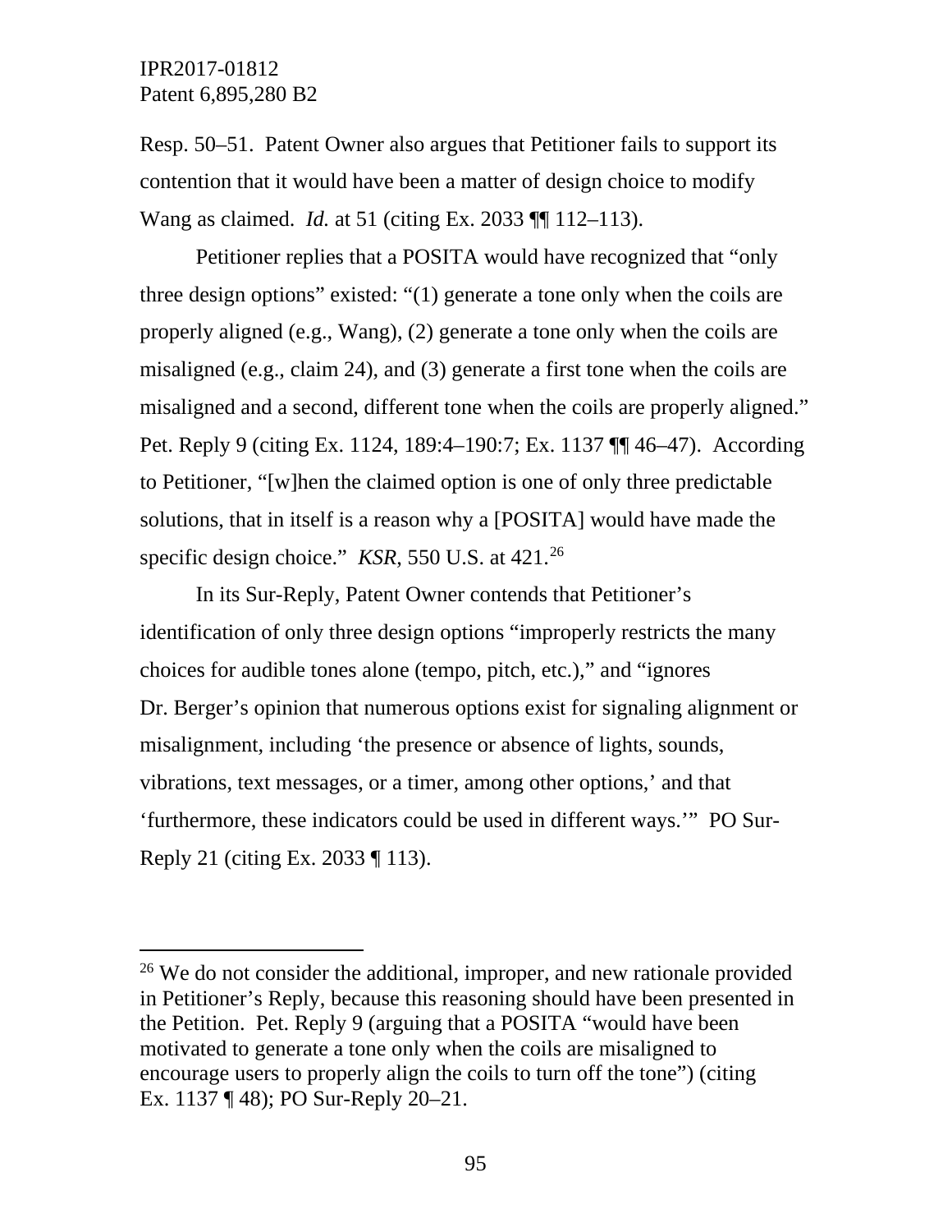Resp. 50–51. Patent Owner also argues that Petitioner fails to support its contention that it would have been a matter of design choice to modify Wang as claimed. *Id.* at 51 (citing Ex. 2033 ¶¶ 112–113).

Petitioner replies that a POSITA would have recognized that "only three design options" existed: "(1) generate a tone only when the coils are properly aligned (e.g., Wang), (2) generate a tone only when the coils are misaligned (e.g., claim 24), and (3) generate a first tone when the coils are misaligned and a second, different tone when the coils are properly aligned." Pet. Reply 9 (citing Ex. 1124, 189:4–190:7; Ex. 1137 ¶¶ 46–47). According to Petitioner, "[w]hen the claimed option is one of only three predictable solutions, that in itself is a reason why a [POSITA] would have made the specific design choice." *KSR*, 550 U.S. at 421.[26]

In its Sur-Reply, Patent Owner contends that Petitioner's identification of only three design options "improperly restricts the many choices for audible tones alone (tempo, pitch, etc.)," and "ignores Dr. Berger's opinion that numerous options exist for signaling alignment or misalignment, including 'the presence or absence of lights, sounds, vibrations, text messages, or a timer, among other options,' and that 'furthermore, these indicators could be used in different ways.'" PO Sur-Reply 21 (citing Ex. 2033 ¶ 113).

---

[26] We do not consider the additional, improper, and new rationale provided in Petitioner's Reply, because this reasoning should have been presented in the Petition. Pet. Reply 9 (arguing that a POSITA "would have been motivated to generate a tone only when the coils are misaligned to encourage users to properly align the coils to turn off the tone") (citing Ex. 1137 ¶ 48); PO Sur-Reply 20–21.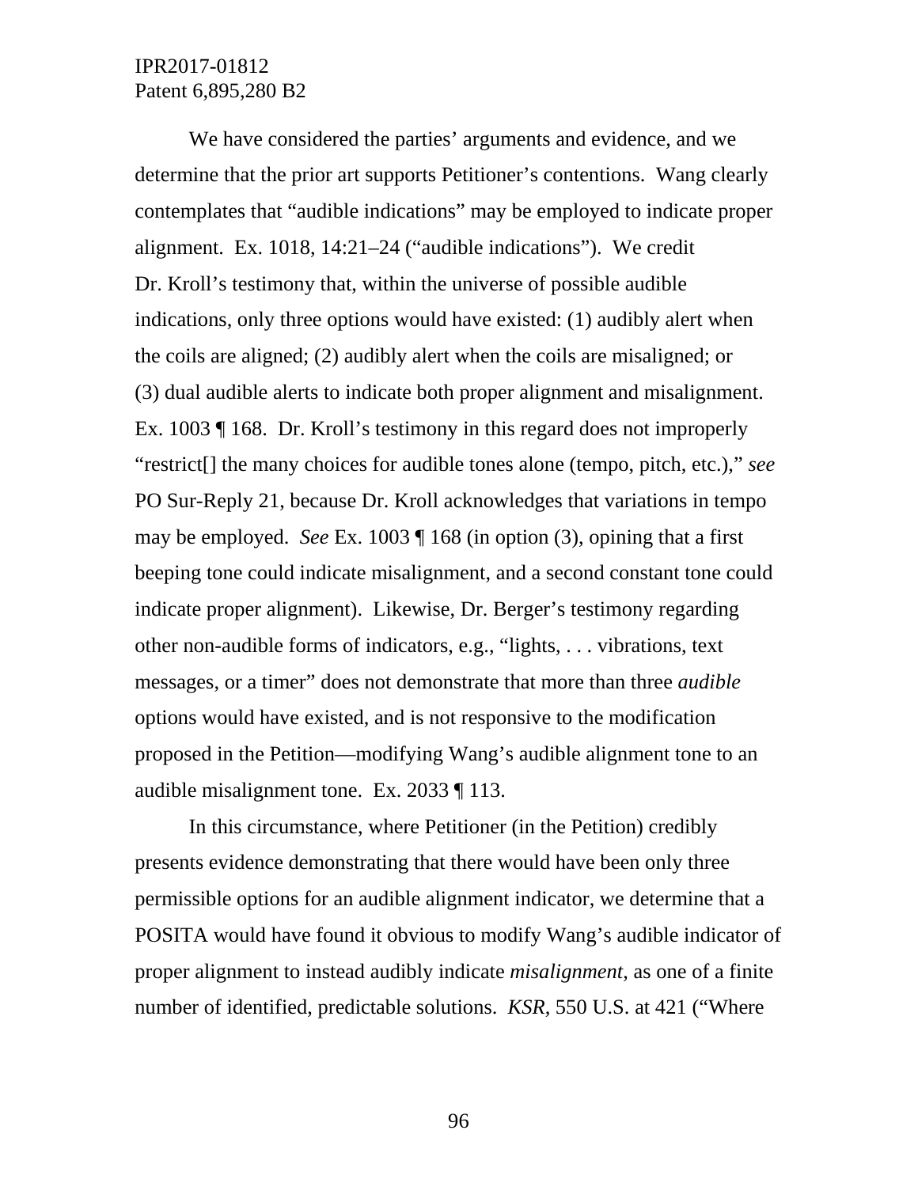We have considered the parties' arguments and evidence, and we determine that the prior art supports Petitioner's contentions. Wang clearly contemplates that "audible indications" may be employed to indicate proper alignment. Ex. 1018, 14:21–24 ("audible indications"). We credit Dr. Kroll's testimony that, within the universe of possible audible indications, only three options would have existed: (1) audibly alert when the coils are aligned; (2) audibly alert when the coils are misaligned; or (3) dual audible alerts to indicate both proper alignment and misalignment. Ex. 1003 ¶ 168. Dr. Kroll's testimony in this regard does not improperly "restrict[] the many choices for audible tones alone (tempo, pitch, etc.)," *see* PO Sur-Reply 21, because Dr. Kroll acknowledges that variations in tempo may be employed. *See* Ex. 1003 ¶ 168 (in option (3), opining that a first beeping tone could indicate misalignment, and a second constant tone could indicate proper alignment). Likewise, Dr. Berger's testimony regarding other non-audible forms of indicators, e.g., "lights, . . . vibrations, text messages, or a timer" does not demonstrate that more than three *audible* options would have existed, and is not responsive to the modification proposed in the Petition—modifying Wang's audible alignment tone to an audible misalignment tone. Ex. 2033 ¶ 113.

In this circumstance, where Petitioner (in the Petition) credibly presents evidence demonstrating that there would have been only three permissible options for an audible alignment indicator, we determine that a POSITA would have found it obvious to modify Wang's audible indicator of proper alignment to instead audibly indicate *misalignment*, as one of a finite number of identified, predictable solutions. *KSR*, 550 U.S. at 421 ("Where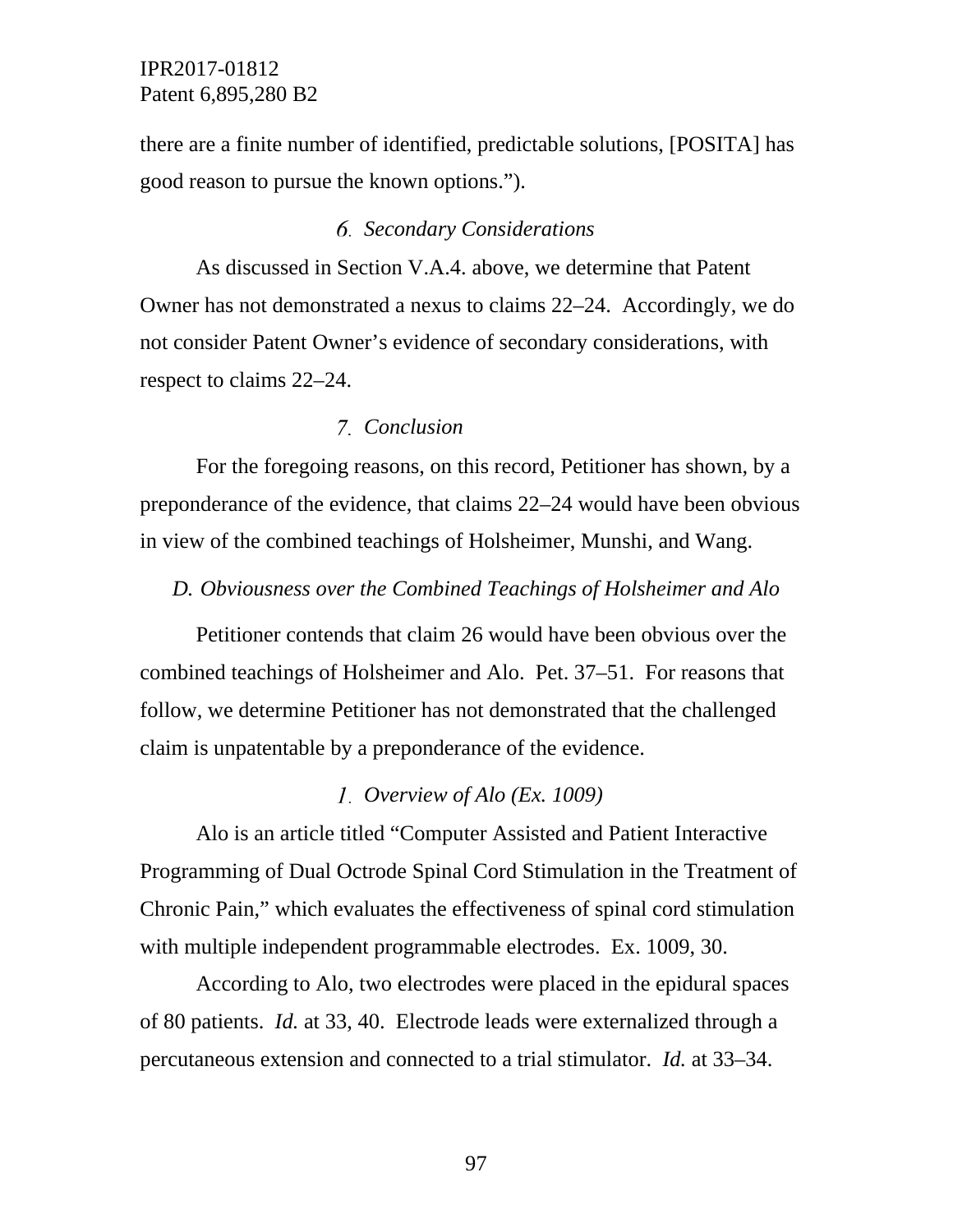there are a finite number of identified, predictable solutions, [POSITA] has good reason to pursue the known options.").

### 6. *Secondary Considerations*

As discussed in Section V.A.4. above, we determine that Patent Owner has not demonstrated a nexus to claims 22–24. Accordingly, we do not consider Patent Owner's evidence of secondary considerations, with respect to claims 22–24.

### 7. *Conclusion*

For the foregoing reasons, on this record, Petitioner has shown, by a preponderance of the evidence, that claims 22–24 would have been obvious in view of the combined teachings of Holsheimer, Munshi, and Wang.

## *D. Obviousness over the Combined Teachings of Holsheimer and Alo*

Petitioner contends that claim 26 would have been obvious over the combined teachings of Holsheimer and Alo. Pet. 37–51. For reasons that follow, we determine Petitioner has not demonstrated that the challenged claim is unpatentable by a preponderance of the evidence.

### 1. *Overview of Alo (Ex. 1009)*

Alo is an article titled "Computer Assisted and Patient Interactive Programming of Dual Octrode Spinal Cord Stimulation in the Treatment of Chronic Pain," which evaluates the effectiveness of spinal cord stimulation with multiple independent programmable electrodes. Ex. 1009, 30.

According to Alo, two electrodes were placed in the epidural spaces of 80 patients. *Id.* at 33, 40. Electrode leads were externalized through a percutaneous extension and connected to a trial stimulator. *Id.* at 33–34.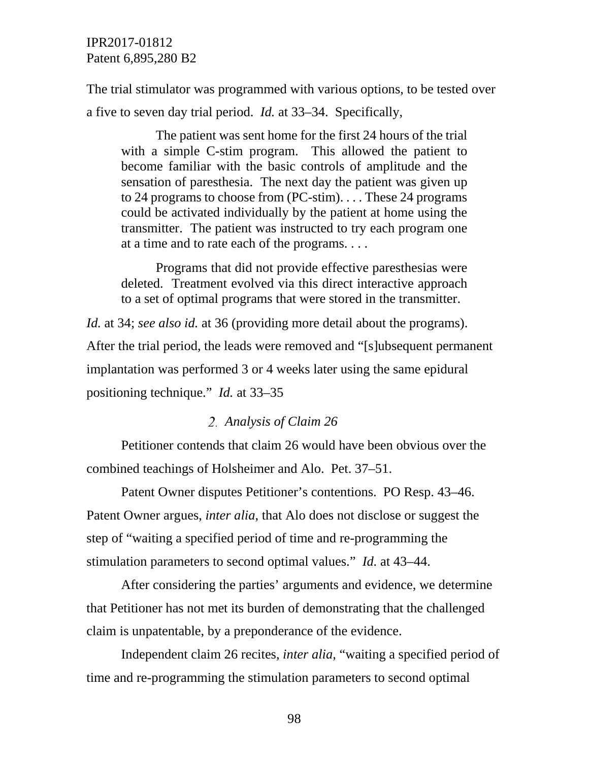The trial stimulator was programmed with various options, to be tested over a five to seven day trial period. *Id.* at 33–34. Specifically,

> The patient was sent home for the first 24 hours of the trial with a simple C-stim program. This allowed the patient to become familiar with the basic controls of amplitude and the sensation of paresthesia. The next day the patient was given up to 24 programs to choose from (PC-stim). . . . These 24 programs could be activated individually by the patient at home using the transmitter. The patient was instructed to try each program one at a time and to rate each of the programs. . . .
>
> Programs that did not provide effective paresthesias were deleted. Treatment evolved via this direct interactive approach to a set of optimal programs that were stored in the transmitter.

*Id.* at 34; *see also id.* at 36 (providing more detail about the programs). After the trial period, the leads were removed and "[s]ubsequent permanent implantation was performed 3 or 4 weeks later using the same epidural positioning technique." *Id.* at 33–35

### 2. *Analysis of Claim 26*

Petitioner contends that claim 26 would have been obvious over the combined teachings of Holsheimer and Alo. Pet. 37–51.

Patent Owner disputes Petitioner's contentions. PO Resp. 43–46. Patent Owner argues, *inter alia*, that Alo does not disclose or suggest the step of "waiting a specified period of time and re-programming the stimulation parameters to second optimal values." *Id.* at 43–44.

After considering the parties' arguments and evidence, we determine that Petitioner has not met its burden of demonstrating that the challenged claim is unpatentable, by a preponderance of the evidence.

Independent claim 26 recites, *inter alia*, "waiting a specified period of time and re-programming the stimulation parameters to second optimal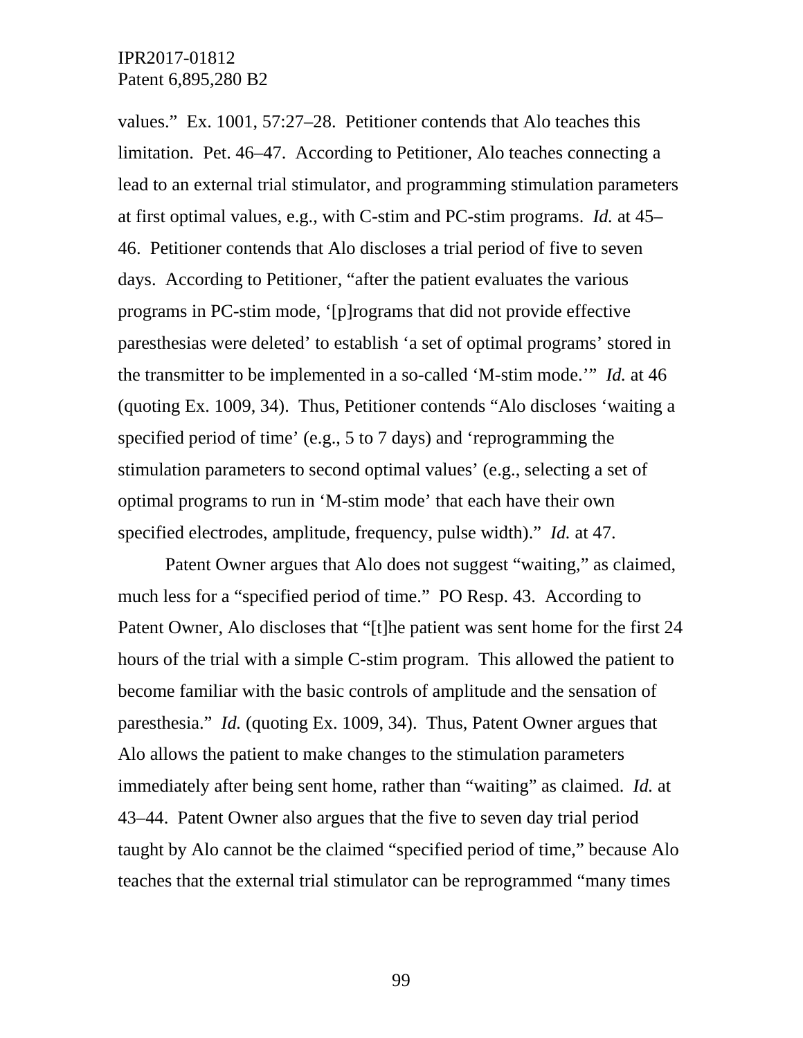values." Ex. 1001, 57:27–28. Petitioner contends that Alo teaches this limitation. Pet. 46–47. According to Petitioner, Alo teaches connecting a lead to an external trial stimulator, and programming stimulation parameters at first optimal values, e.g., with C-stim and PC-stim programs. *Id.* at 45–46. Petitioner contends that Alo discloses a trial period of five to seven days. According to Petitioner, "after the patient evaluates the various programs in PC-stim mode, '[p]rograms that did not provide effective paresthesias were deleted' to establish 'a set of optimal programs' stored in the transmitter to be implemented in a so-called 'M-stim mode.'" *Id.* at 46 (quoting Ex. 1009, 34). Thus, Petitioner contends "Alo discloses 'waiting a specified period of time' (e.g., 5 to 7 days) and 'reprogramming the stimulation parameters to second optimal values' (e.g., selecting a set of optimal programs to run in 'M-stim mode' that each have their own specified electrodes, amplitude, frequency, pulse width)." *Id.* at 47.

Patent Owner argues that Alo does not suggest "waiting," as claimed, much less for a "specified period of time." PO Resp. 43. According to Patent Owner, Alo discloses that "[t]he patient was sent home for the first 24 hours of the trial with a simple C-stim program. This allowed the patient to become familiar with the basic controls of amplitude and the sensation of paresthesia." *Id.* (quoting Ex. 1009, 34). Thus, Patent Owner argues that Alo allows the patient to make changes to the stimulation parameters immediately after being sent home, rather than "waiting" as claimed. *Id.* at 43–44. Patent Owner also argues that the five to seven day trial period taught by Alo cannot be the claimed "specified period of time," because Alo teaches that the external trial stimulator can be reprogrammed "many times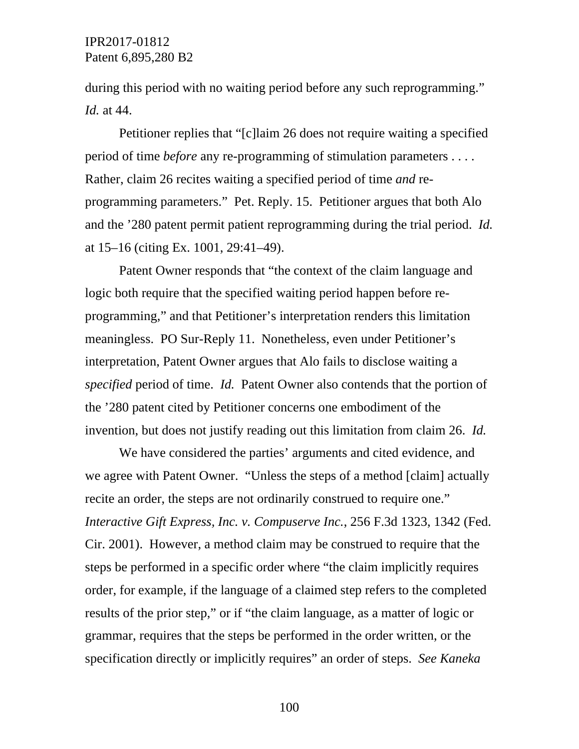during this period with no waiting period before any such reprogramming." *Id.* at 44.

Petitioner replies that "[c]laim 26 does not require waiting a specified period of time *before* any re-programming of stimulation parameters . . . . Rather, claim 26 recites waiting a specified period of time *and* re-programming parameters." Pet. Reply. 15. Petitioner argues that both Alo and the '280 patent permit patient reprogramming during the trial period. *Id.* at 15–16 (citing Ex. 1001, 29:41–49).

Patent Owner responds that "the context of the claim language and logic both require that the specified waiting period happen before re-programming," and that Petitioner's interpretation renders this limitation meaningless. PO Sur-Reply 11. Nonetheless, even under Petitioner's interpretation, Patent Owner argues that Alo fails to disclose waiting a *specified* period of time. *Id.* Patent Owner also contends that the portion of the '280 patent cited by Petitioner concerns one embodiment of the invention, but does not justify reading out this limitation from claim 26. *Id.*

We have considered the parties' arguments and cited evidence, and we agree with Patent Owner. "Unless the steps of a method [claim] actually recite an order, the steps are not ordinarily construed to require one." *Interactive Gift Express, Inc. v. Compuserve Inc.*, 256 F.3d 1323, 1342 (Fed. Cir. 2001). However, a method claim may be construed to require that the steps be performed in a specific order where "the claim implicitly requires order, for example, if the language of a claimed step refers to the completed results of the prior step," or if "the claim language, as a matter of logic or grammar, requires that the steps be performed in the order written, or the specification directly or implicitly requires" an order of steps. *See Kaneka*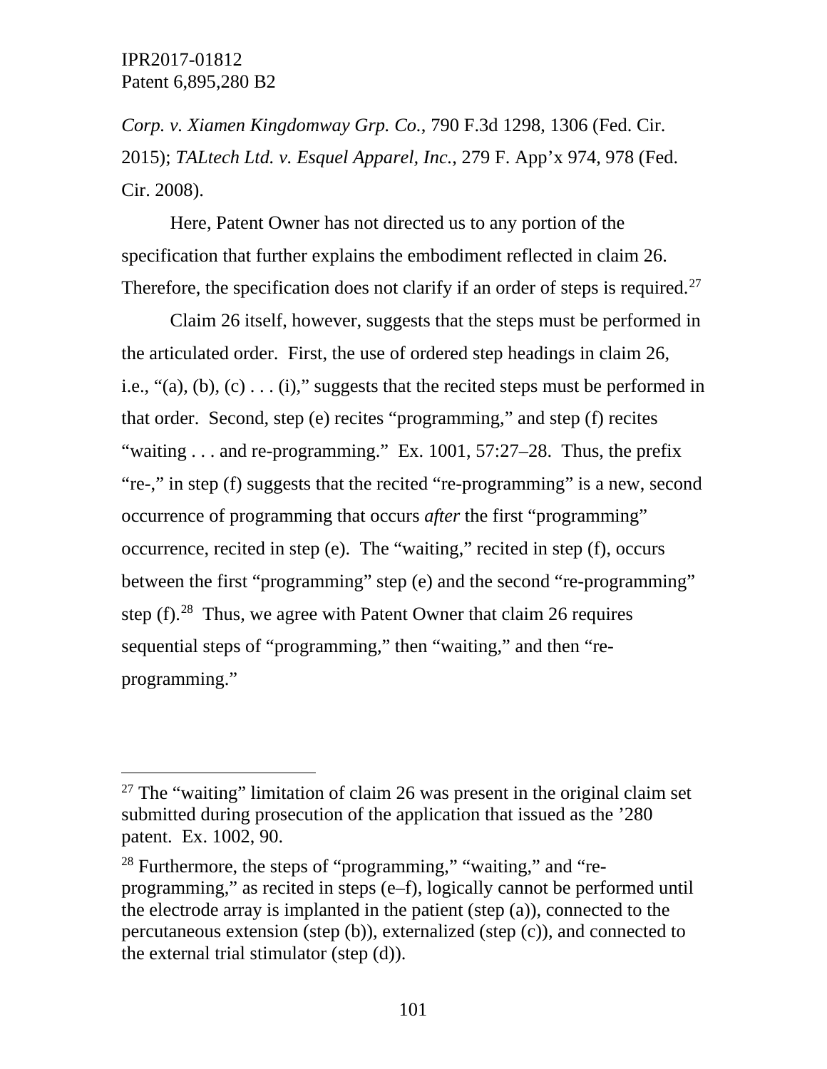*Corp. v. Xiamen Kingdomway Grp. Co.*, 790 F.3d 1298, 1306 (Fed. Cir. 2015); *TALtech Ltd. v. Esquel Apparel, Inc.*, 279 F. App'x 974, 978 (Fed. Cir. 2008).

Here, Patent Owner has not directed us to any portion of the specification that further explains the embodiment reflected in claim 26. Therefore, the specification does not clarify if an order of steps is required.[27]

Claim 26 itself, however, suggests that the steps must be performed in the articulated order. First, the use of ordered step headings in claim 26, i.e., "(a), (b), (c) . . . (i)," suggests that the recited steps must be performed in that order. Second, step (e) recites "programming," and step (f) recites "waiting . . . and re-programming." Ex. 1001, 57:27–28. Thus, the prefix "re-," in step (f) suggests that the recited "re-programming" is a new, second occurrence of programming that occurs *after* the first "programming" occurrence, recited in step (e). The "waiting," recited in step (f), occurs between the first "programming" step (e) and the second "re-programming" step (f).[28] Thus, we agree with Patent Owner that claim 26 requires sequential steps of "programming," then "waiting," and then "re-programming."

---

[27] The "waiting" limitation of claim 26 was present in the original claim set submitted during prosecution of the application that issued as the '280 patent. Ex. 1002, 90.

[28] Furthermore, the steps of "programming," "waiting," and "re-programming," as recited in steps (e–f), logically cannot be performed until the electrode array is implanted in the patient (step (a)), connected to the percutaneous extension (step (b)), externalized (step (c)), and connected to the external trial stimulator (step (d)).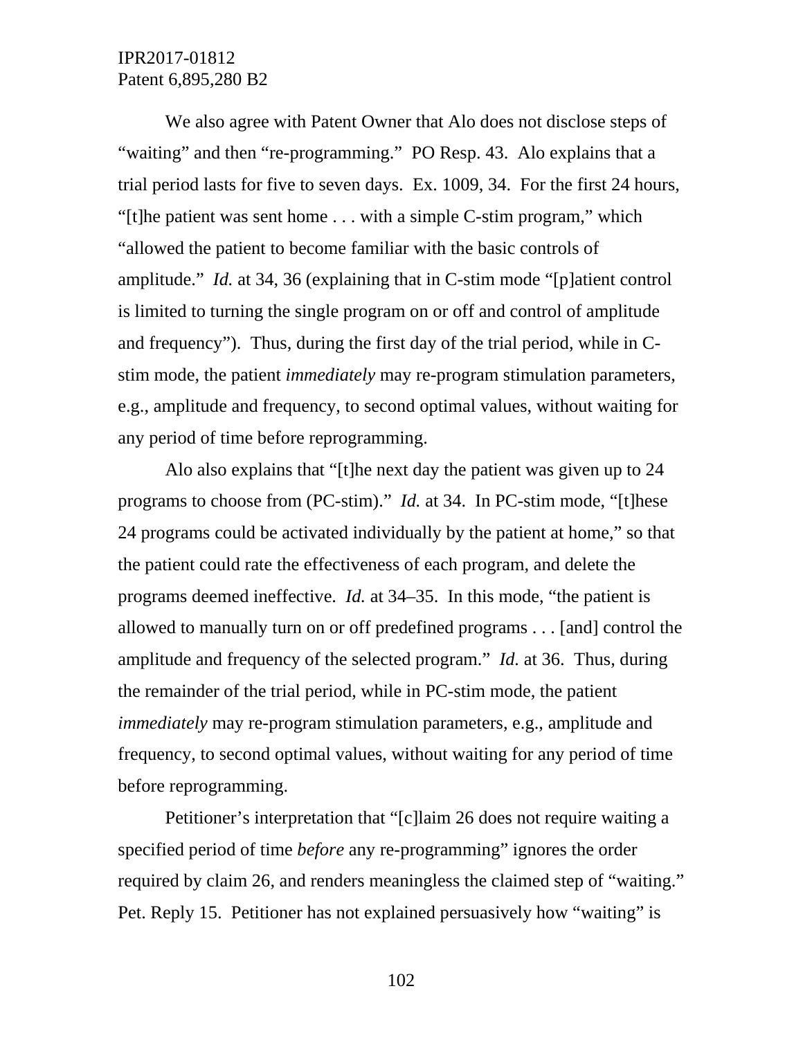We also agree with Patent Owner that Alo does not disclose steps of "waiting" and then "re-programming." PO Resp. 43. Alo explains that a trial period lasts for five to seven days. Ex. 1009, 34. For the first 24 hours, "[t]he patient was sent home . . . with a simple C-stim program," which "allowed the patient to become familiar with the basic controls of amplitude." *Id.* at 34, 36 (explaining that in C-stim mode "[p]atient control is limited to turning the single program on or off and control of amplitude and frequency"). Thus, during the first day of the trial period, while in C-stim mode, the patient *immediately* may re-program stimulation parameters, e.g., amplitude and frequency, to second optimal values, without waiting for any period of time before reprogramming.

Alo also explains that "[t]he next day the patient was given up to 24 programs to choose from (PC-stim)." *Id.* at 34. In PC-stim mode, "[t]hese 24 programs could be activated individually by the patient at home," so that the patient could rate the effectiveness of each program, and delete the programs deemed ineffective. *Id.* at 34–35. In this mode, "the patient is allowed to manually turn on or off predefined programs . . . [and] control the amplitude and frequency of the selected program." *Id.* at 36. Thus, during the remainder of the trial period, while in PC-stim mode, the patient *immediately* may re-program stimulation parameters, e.g., amplitude and frequency, to second optimal values, without waiting for any period of time before reprogramming.

Petitioner's interpretation that "[c]laim 26 does not require waiting a specified period of time *before* any re-programming" ignores the order required by claim 26, and renders meaningless the claimed step of "waiting." Pet. Reply 15. Petitioner has not explained persuasively how "waiting" is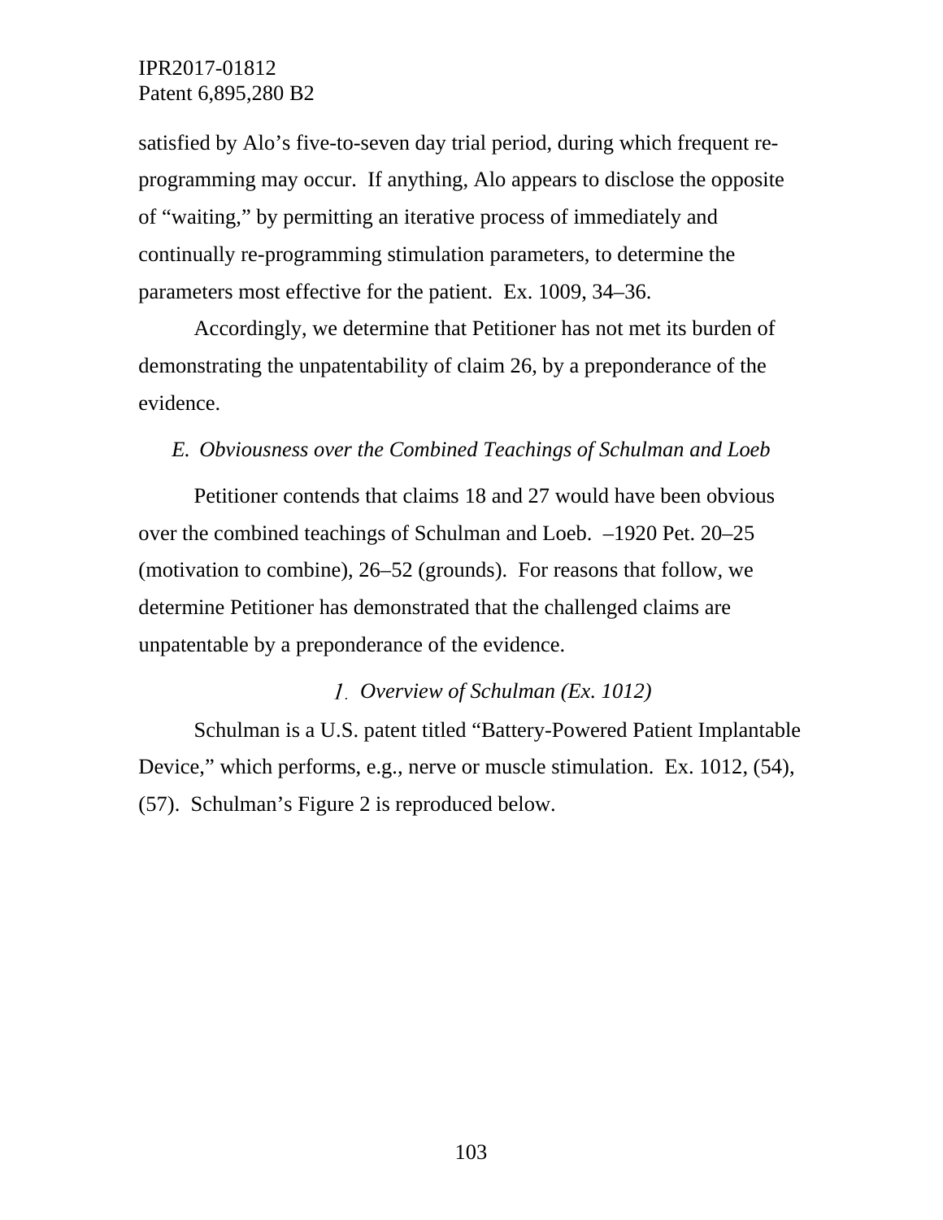satisfied by Alo's five-to-seven day trial period, during which frequent re-programming may occur. If anything, Alo appears to disclose the opposite of "waiting," by permitting an iterative process of immediately and continually re-programming stimulation parameters, to determine the parameters most effective for the patient. Ex. 1009, 34–36.

Accordingly, we determine that Petitioner has not met its burden of demonstrating the unpatentability of claim 26, by a preponderance of the evidence.

### *E. Obviousness over the Combined Teachings of Schulman and Loeb*

Petitioner contends that claims 18 and 27 would have been obvious over the combined teachings of Schulman and Loeb. –1920 Pet. 20–25 (motivation to combine), 26–52 (grounds). For reasons that follow, we determine Petitioner has demonstrated that the challenged claims are unpatentable by a preponderance of the evidence.

#### *1. Overview of Schulman (Ex. 1012)*

Schulman is a U.S. patent titled "Battery-Powered Patient Implantable Device," which performs, e.g., nerve or muscle stimulation. Ex. 1012, (54), (57). Schulman's Figure 2 is reproduced below.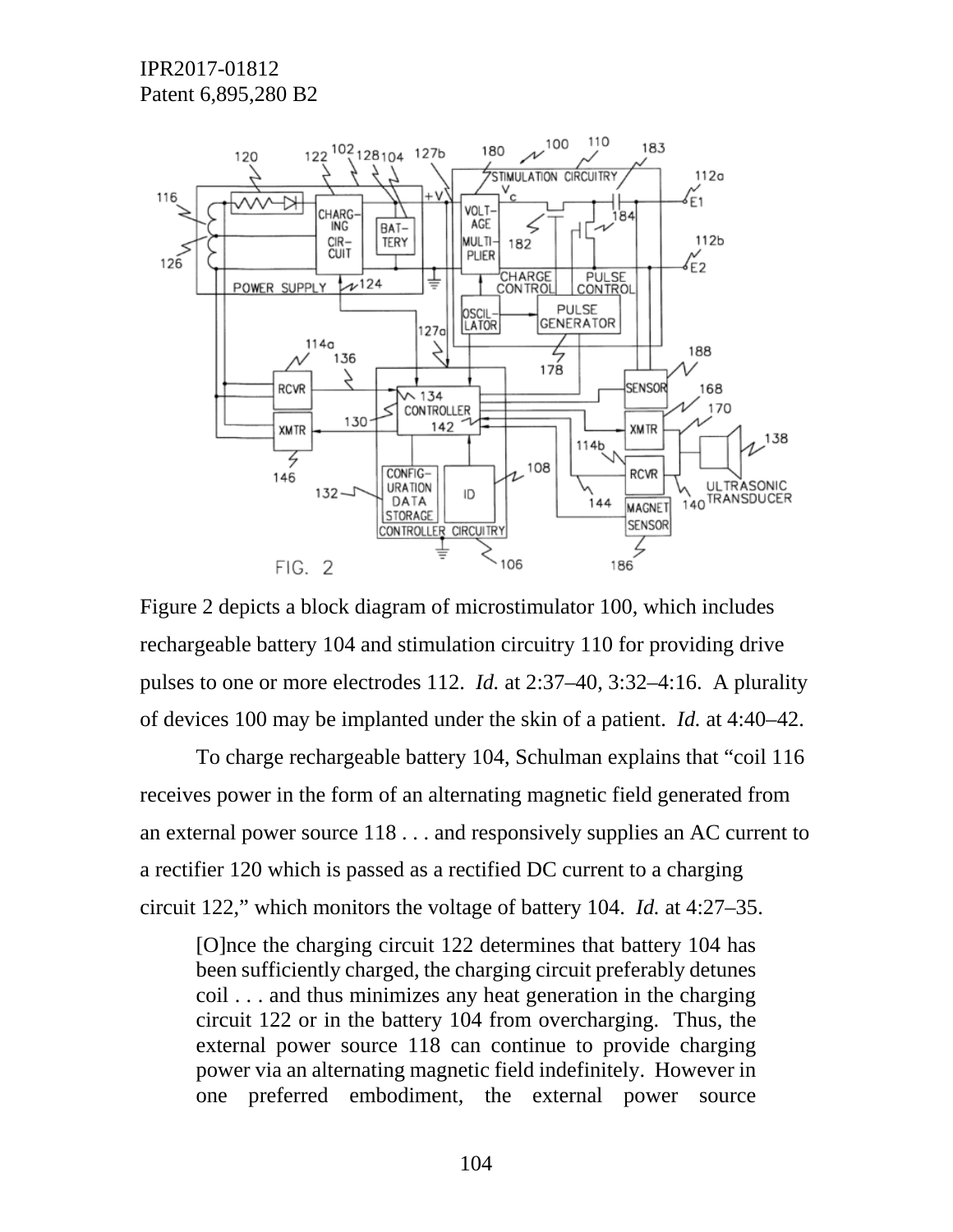Figure 2 depicts a block diagram of microstimulator 100, which includes rechargeable battery 104 and stimulation circuitry 110 for providing drive pulses to one or more electrodes 112. *Id.* at 2:37–40, 3:32–4:16. A plurality of devices 100 may be implanted under the skin of a patient. *Id.* at 4:40–42.

To charge rechargeable battery 104, Schulman explains that "coil 116 receives power in the form of an alternating magnetic field generated from an external power source 118 . . . and responsively supplies an AC current to a rectifier 120 which is passed as a rectified DC current to a charging circuit 122," which monitors the voltage of battery 104. *Id.* at 4:27–35.

> [O]nce the charging circuit 122 determines that battery 104 has been sufficiently charged, the charging circuit preferably detunes coil . . . and thus minimizes any heat generation in the charging circuit 122 or in the battery 104 from overcharging. Thus, the external power source 118 can continue to provide charging power via an alternating magnetic field indefinitely. However in one preferred embodiment, the external power source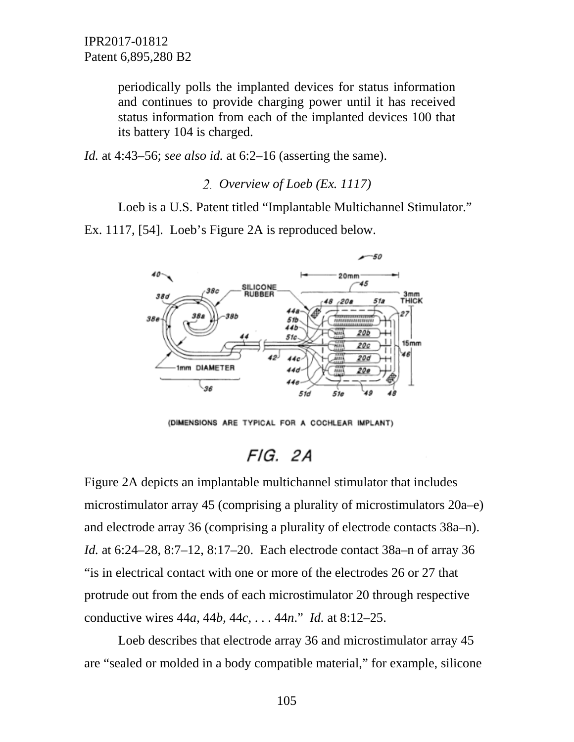periodically polls the implanted devices for status information and continues to provide charging power until it has received status information from each of the implanted devices 100 that its battery 104 is charged.

*Id.* at 4:43–56; *see also id.* at 6:2–16 (asserting the same).

### 2. *Overview of Loeb (Ex. 1117)*

Loeb is a U.S. Patent titled "Implantable Multichannel Stimulator." Ex. 1117, [54]. Loeb's Figure 2A is reproduced below.

Figure 2A depicts an implantable multichannel stimulator that includes microstimulator array 45 (comprising a plurality of microstimulators 20a–e) and electrode array 36 (comprising a plurality of electrode contacts 38a–n). *Id.* at 6:24–28, 8:7–12, 8:17–20. Each electrode contact 38a–n of array 36 "is in electrical contact with one or more of the electrodes 26 or 27 that protrude out from the ends of each microstimulator 20 through respective conductive wires 44*a*, 44*b*, 44*c*, . . . 44*n*." *Id.* at 8:12–25.

Loeb describes that electrode array 36 and microstimulator array 45 are "sealed or molded in a body compatible material," for example, silicone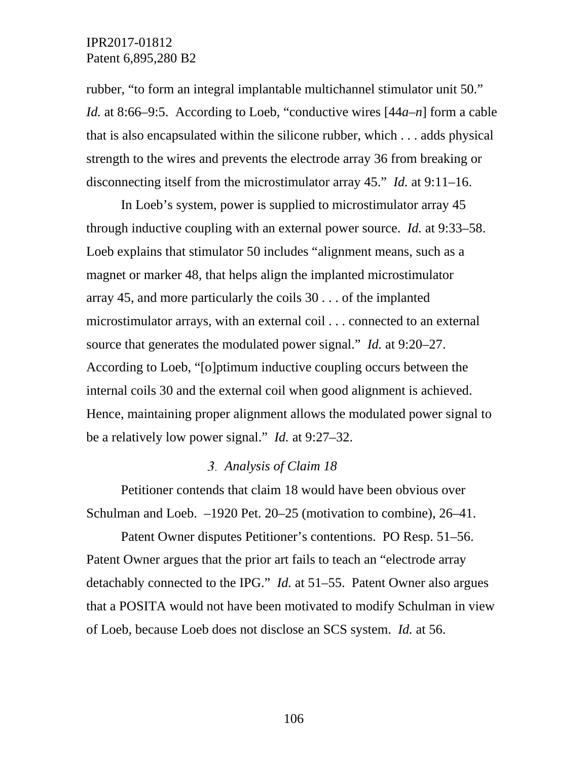rubber, "to form an integral implantable multichannel stimulator unit 50." *Id.* at 8:66–9:5. According to Loeb, "conductive wires [44*a*–*n*] form a cable that is also encapsulated within the silicone rubber, which . . . adds physical strength to the wires and prevents the electrode array 36 from breaking or disconnecting itself from the microstimulator array 45." *Id.* at 9:11–16.

In Loeb's system, power is supplied to microstimulator array 45 through inductive coupling with an external power source. *Id.* at 9:33–58. Loeb explains that stimulator 50 includes "alignment means, such as a magnet or marker 48, that helps align the implanted microstimulator array 45, and more particularly the coils 30 . . . of the implanted microstimulator arrays, with an external coil . . . connected to an external source that generates the modulated power signal." *Id.* at 9:20–27. According to Loeb, "[o]ptimum inductive coupling occurs between the internal coils 30 and the external coil when good alignment is achieved. Hence, maintaining proper alignment allows the modulated power signal to be a relatively low power signal." *Id.* at 9:27–32.

### *3. Analysis of Claim 18*

Petitioner contends that claim 18 would have been obvious over Schulman and Loeb. –1920 Pet. 20–25 (motivation to combine), 26–41.

Patent Owner disputes Petitioner's contentions. PO Resp. 51–56. Patent Owner argues that the prior art fails to teach an "electrode array detachably connected to the IPG." *Id.* at 51–55. Patent Owner also argues that a POSITA would not have been motivated to modify Schulman in view of Loeb, because Loeb does not disclose an SCS system. *Id.* at 56.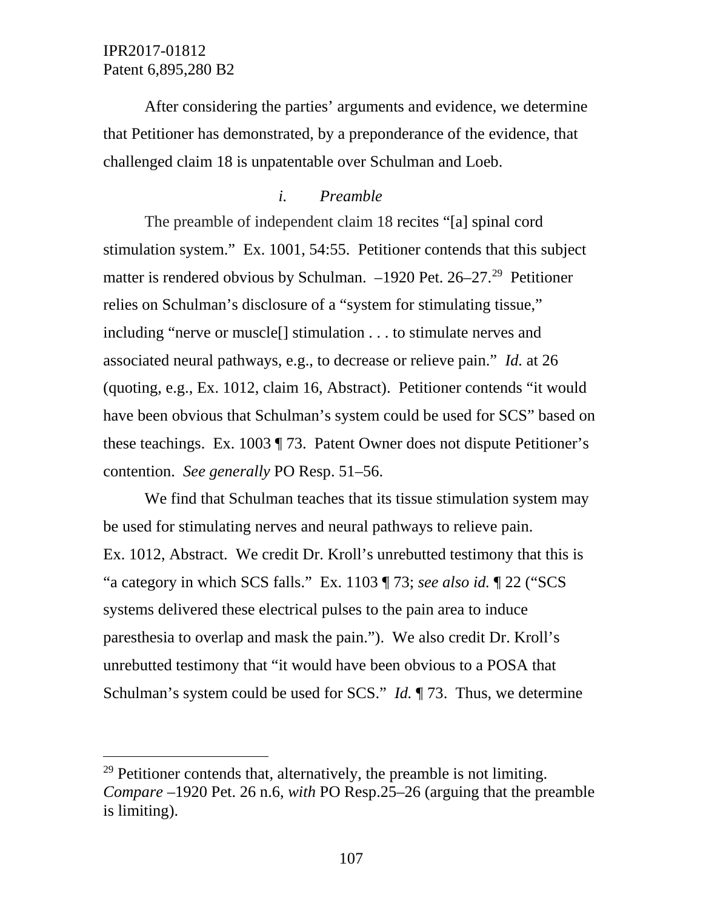After considering the parties' arguments and evidence, we determine that Petitioner has demonstrated, by a preponderance of the evidence, that challenged claim 18 is unpatentable over Schulman and Loeb.

*i. Preamble*

The preamble of independent claim 18 recites "[a] spinal cord stimulation system." Ex. 1001, 54:55. Petitioner contends that this subject matter is rendered obvious by Schulman. –1920 Pet. 26–27.[29] Petitioner relies on Schulman's disclosure of a "system for stimulating tissue," including "nerve or muscle[] stimulation . . . to stimulate nerves and associated neural pathways, e.g., to decrease or relieve pain." *Id.* at 26 (quoting, e.g., Ex. 1012, claim 16, Abstract). Petitioner contends "it would have been obvious that Schulman's system could be used for SCS" based on these teachings. Ex. 1003 ¶ 73. Patent Owner does not dispute Petitioner's contention. *See generally* PO Resp. 51–56.

We find that Schulman teaches that its tissue stimulation system may be used for stimulating nerves and neural pathways to relieve pain. Ex. 1012, Abstract. We credit Dr. Kroll's unrebutted testimony that this is "a category in which SCS falls." Ex. 1103 ¶ 73; *see also id.* ¶ 22 ("SCS systems delivered these electrical pulses to the pain area to induce paresthesia to overlap and mask the pain."). We also credit Dr. Kroll's unrebutted testimony that "it would have been obvious to a POSA that Schulman's system could be used for SCS." *Id.* ¶ 73. Thus, we determine

---

[29] Petitioner contends that, alternatively, the preamble is not limiting. *Compare* –1920 Pet. 26 n.6, *with* PO Resp.25–26 (arguing that the preamble is limiting).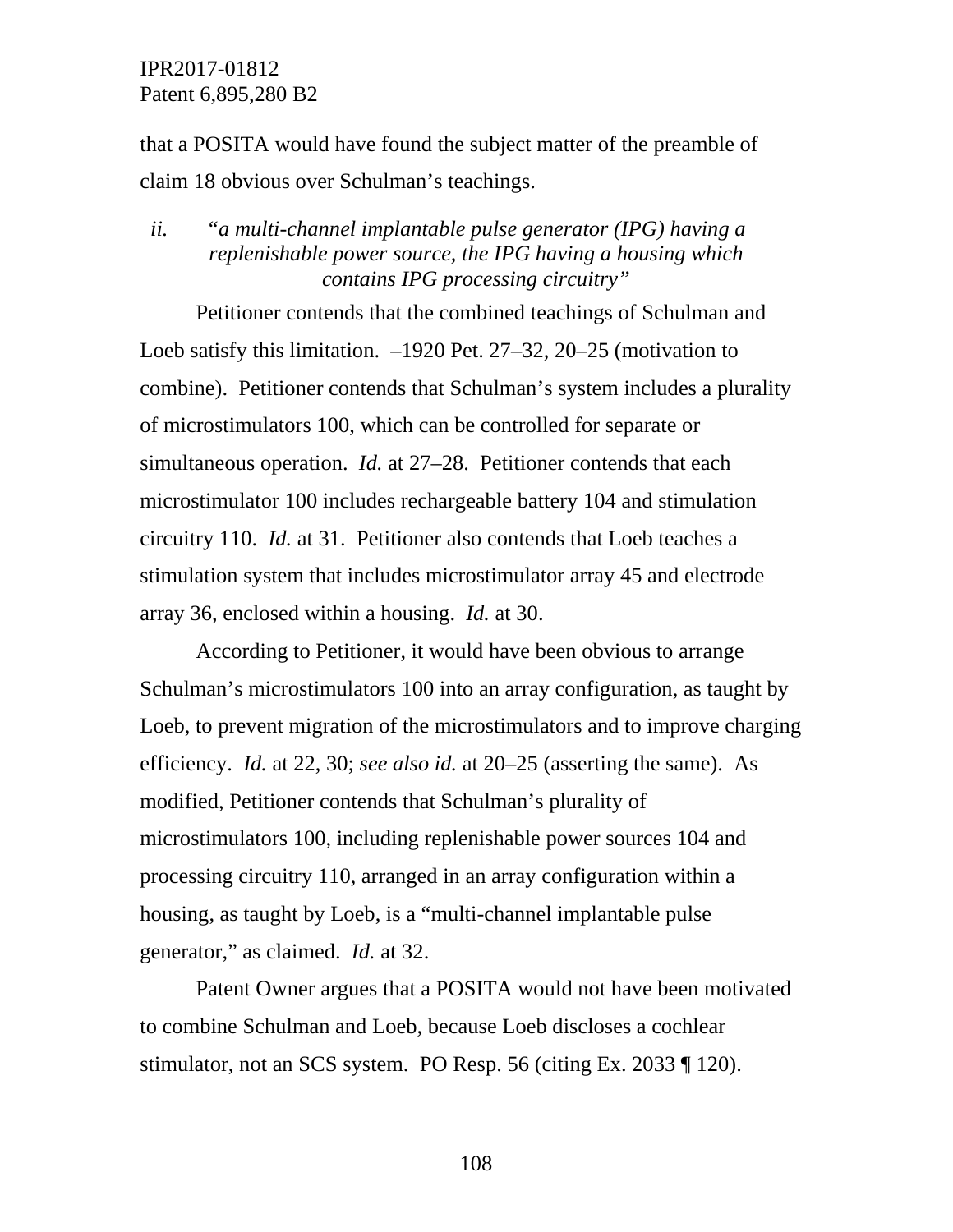that a POSITA would have found the subject matter of the preamble of claim 18 obvious over Schulman's teachings.

*ii. "a multi-channel implantable pulse generator (IPG) having a replenishable power source, the IPG having a housing which contains IPG processing circuitry"*

Petitioner contends that the combined teachings of Schulman and Loeb satisfy this limitation. –1920 Pet. 27–32, 20–25 (motivation to combine). Petitioner contends that Schulman's system includes a plurality of microstimulators 100, which can be controlled for separate or simultaneous operation. *Id.* at 27–28. Petitioner contends that each microstimulator 100 includes rechargeable battery 104 and stimulation circuitry 110. *Id.* at 31. Petitioner also contends that Loeb teaches a stimulation system that includes microstimulator array 45 and electrode array 36, enclosed within a housing. *Id.* at 30.

According to Petitioner, it would have been obvious to arrange Schulman's microstimulators 100 into an array configuration, as taught by Loeb, to prevent migration of the microstimulators and to improve charging efficiency. *Id.* at 22, 30; *see also id.* at 20–25 (asserting the same). As modified, Petitioner contends that Schulman's plurality of microstimulators 100, including replenishable power sources 104 and processing circuitry 110, arranged in an array configuration within a housing, as taught by Loeb, is a "multi-channel implantable pulse generator," as claimed. *Id.* at 32.

Patent Owner argues that a POSITA would not have been motivated to combine Schulman and Loeb, because Loeb discloses a cochlear stimulator, not an SCS system. PO Resp. 56 (citing Ex. 2033 ¶ 120).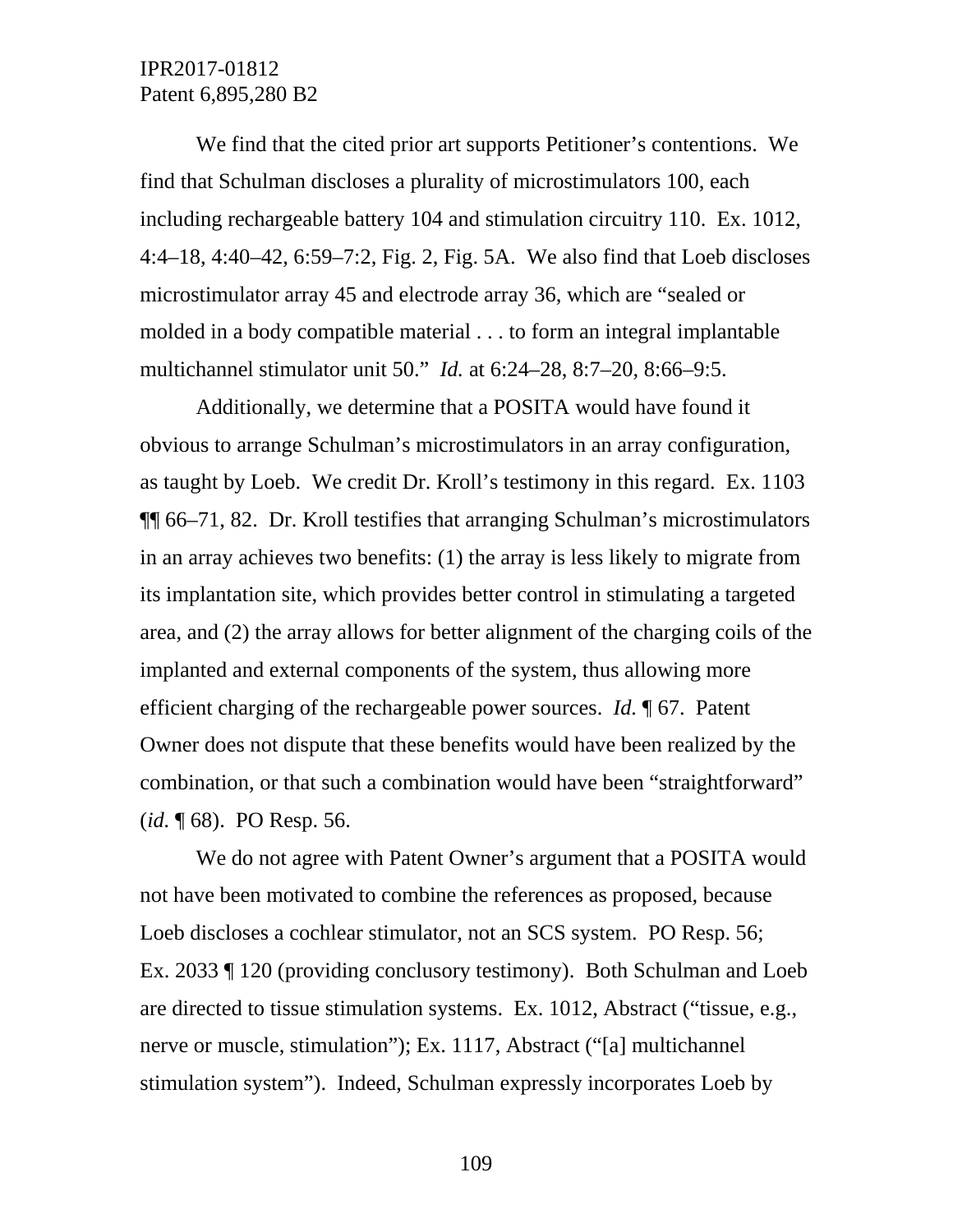We find that the cited prior art supports Petitioner's contentions. We find that Schulman discloses a plurality of microstimulators 100, each including rechargeable battery 104 and stimulation circuitry 110. Ex. 1012, 4:4–18, 4:40–42, 6:59–7:2, Fig. 2, Fig. 5A. We also find that Loeb discloses microstimulator array 45 and electrode array 36, which are "sealed or molded in a body compatible material . . . to form an integral implantable multichannel stimulator unit 50." *Id.* at 6:24–28, 8:7–20, 8:66–9:5.

Additionally, we determine that a POSITA would have found it obvious to arrange Schulman's microstimulators in an array configuration, as taught by Loeb. We credit Dr. Kroll's testimony in this regard. Ex. 1103 ¶¶ 66–71, 82. Dr. Kroll testifies that arranging Schulman's microstimulators in an array achieves two benefits: (1) the array is less likely to migrate from its implantation site, which provides better control in stimulating a targeted area, and (2) the array allows for better alignment of the charging coils of the implanted and external components of the system, thus allowing more efficient charging of the rechargeable power sources. *Id.* ¶ 67. Patent Owner does not dispute that these benefits would have been realized by the combination, or that such a combination would have been "straightforward" (*id.* ¶ 68). PO Resp. 56.

We do not agree with Patent Owner's argument that a POSITA would not have been motivated to combine the references as proposed, because Loeb discloses a cochlear stimulator, not an SCS system. PO Resp. 56; Ex. 2033 ¶ 120 (providing conclusory testimony). Both Schulman and Loeb are directed to tissue stimulation systems. Ex. 1012, Abstract ("tissue, e.g., nerve or muscle, stimulation"); Ex. 1117, Abstract ("[a] multichannel stimulation system"). Indeed, Schulman expressly incorporates Loeb by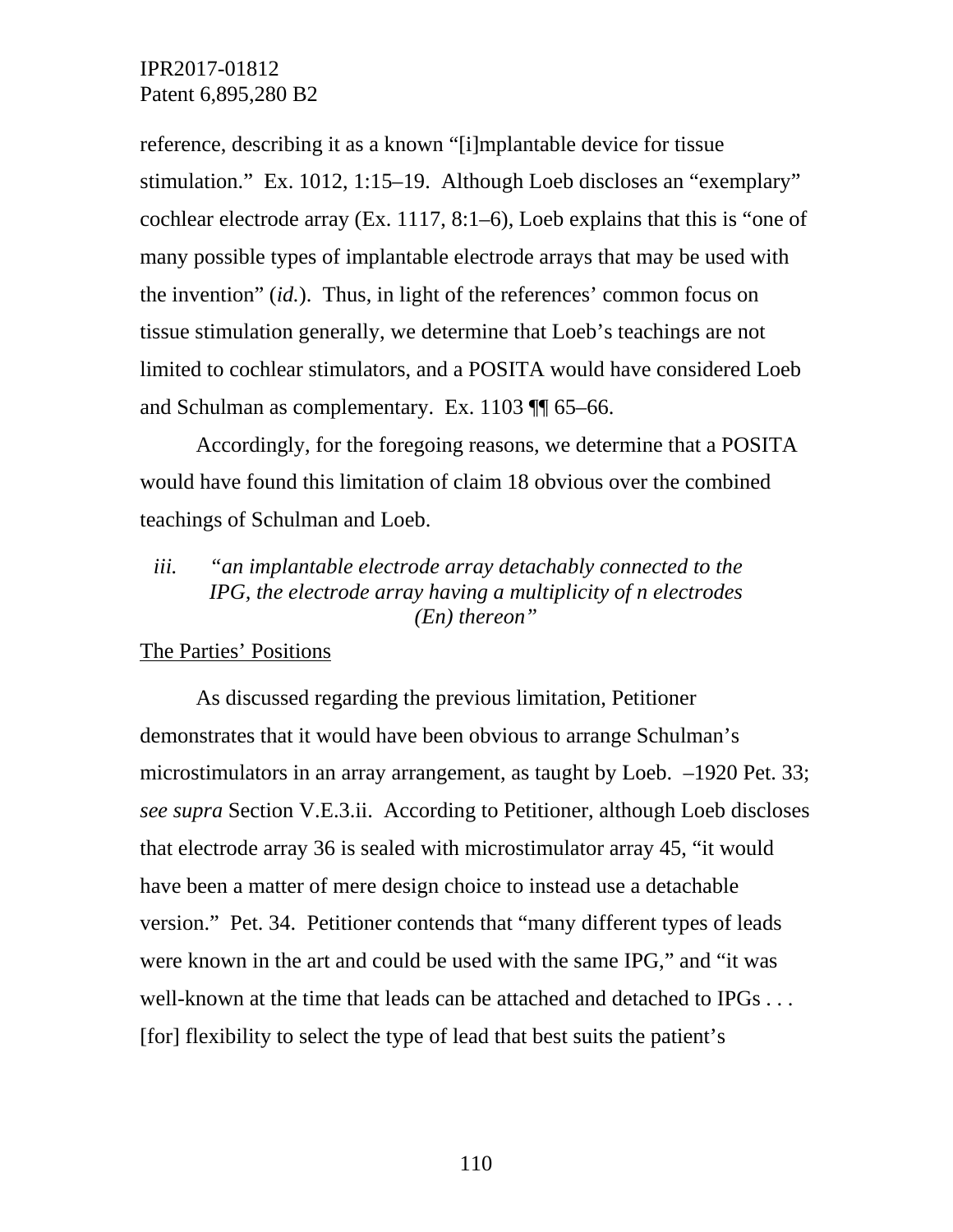reference, describing it as a known "[i]mplantable device for tissue stimulation." Ex. 1012, 1:15–19. Although Loeb discloses an "exemplary" cochlear electrode array (Ex. 1117, 8:1–6), Loeb explains that this is "one of many possible types of implantable electrode arrays that may be used with the invention" (*id.*). Thus, in light of the references' common focus on tissue stimulation generally, we determine that Loeb's teachings are not limited to cochlear stimulators, and a POSITA would have considered Loeb and Schulman as complementary. Ex. 1103 ¶¶ 65–66.

Accordingly, for the foregoing reasons, we determine that a POSITA would have found this limitation of claim 18 obvious over the combined teachings of Schulman and Loeb.

*iii. "an implantable electrode array detachably connected to the IPG, the electrode array having a multiplicity of n electrodes (En) thereon"*

The Parties' Positions

As discussed regarding the previous limitation, Petitioner demonstrates that it would have been obvious to arrange Schulman's microstimulators in an array arrangement, as taught by Loeb. –1920 Pet. 33; *see supra* Section V.E.3.ii. According to Petitioner, although Loeb discloses that electrode array 36 is sealed with microstimulator array 45, "it would have been a matter of mere design choice to instead use a detachable version." Pet. 34. Petitioner contends that "many different types of leads were known in the art and could be used with the same IPG," and "it was well-known at the time that leads can be attached and detached to IPGs . . . [for] flexibility to select the type of lead that best suits the patient's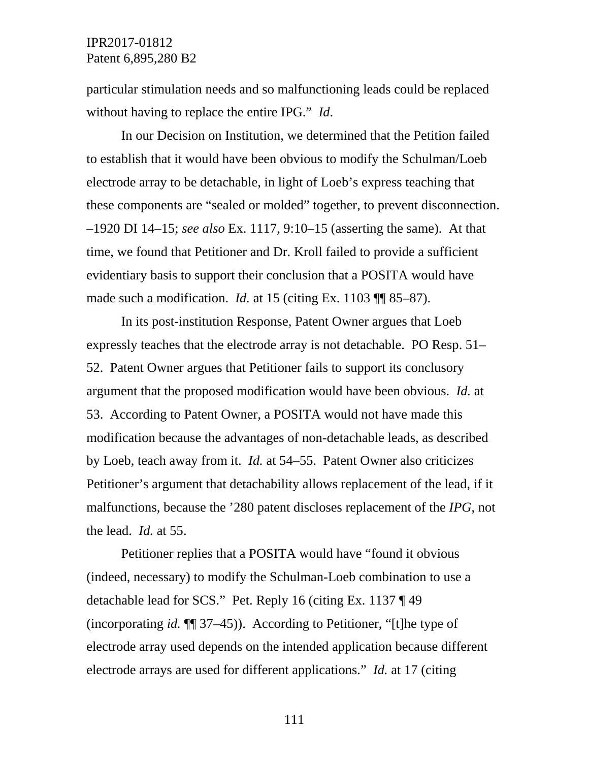particular stimulation needs and so malfunctioning leads could be replaced without having to replace the entire IPG." *Id*.

In our Decision on Institution, we determined that the Petition failed to establish that it would have been obvious to modify the Schulman/Loeb electrode array to be detachable, in light of Loeb's express teaching that these components are "sealed or molded" together, to prevent disconnection. –1920 DI 14–15; *see also* Ex. 1117, 9:10–15 (asserting the same). At that time, we found that Petitioner and Dr. Kroll failed to provide a sufficient evidentiary basis to support their conclusion that a POSITA would have made such a modification. *Id.* at 15 (citing Ex. 1103 ¶¶ 85–87).

In its post-institution Response, Patent Owner argues that Loeb expressly teaches that the electrode array is not detachable. PO Resp. 51–52. Patent Owner argues that Petitioner fails to support its conclusory argument that the proposed modification would have been obvious. *Id.* at 53. According to Patent Owner, a POSITA would not have made this modification because the advantages of non-detachable leads, as described by Loeb, teach away from it. *Id.* at 54–55. Patent Owner also criticizes Petitioner's argument that detachability allows replacement of the lead, if it malfunctions, because the '280 patent discloses replacement of the *IPG*, not the lead. *Id.* at 55.

Petitioner replies that a POSITA would have "found it obvious (indeed, necessary) to modify the Schulman-Loeb combination to use a detachable lead for SCS." Pet. Reply 16 (citing Ex. 1137 ¶ 49 (incorporating *id.* ¶¶ 37–45)). According to Petitioner, "[t]he type of electrode array used depends on the intended application because different electrode arrays are used for different applications." *Id.* at 17 (citing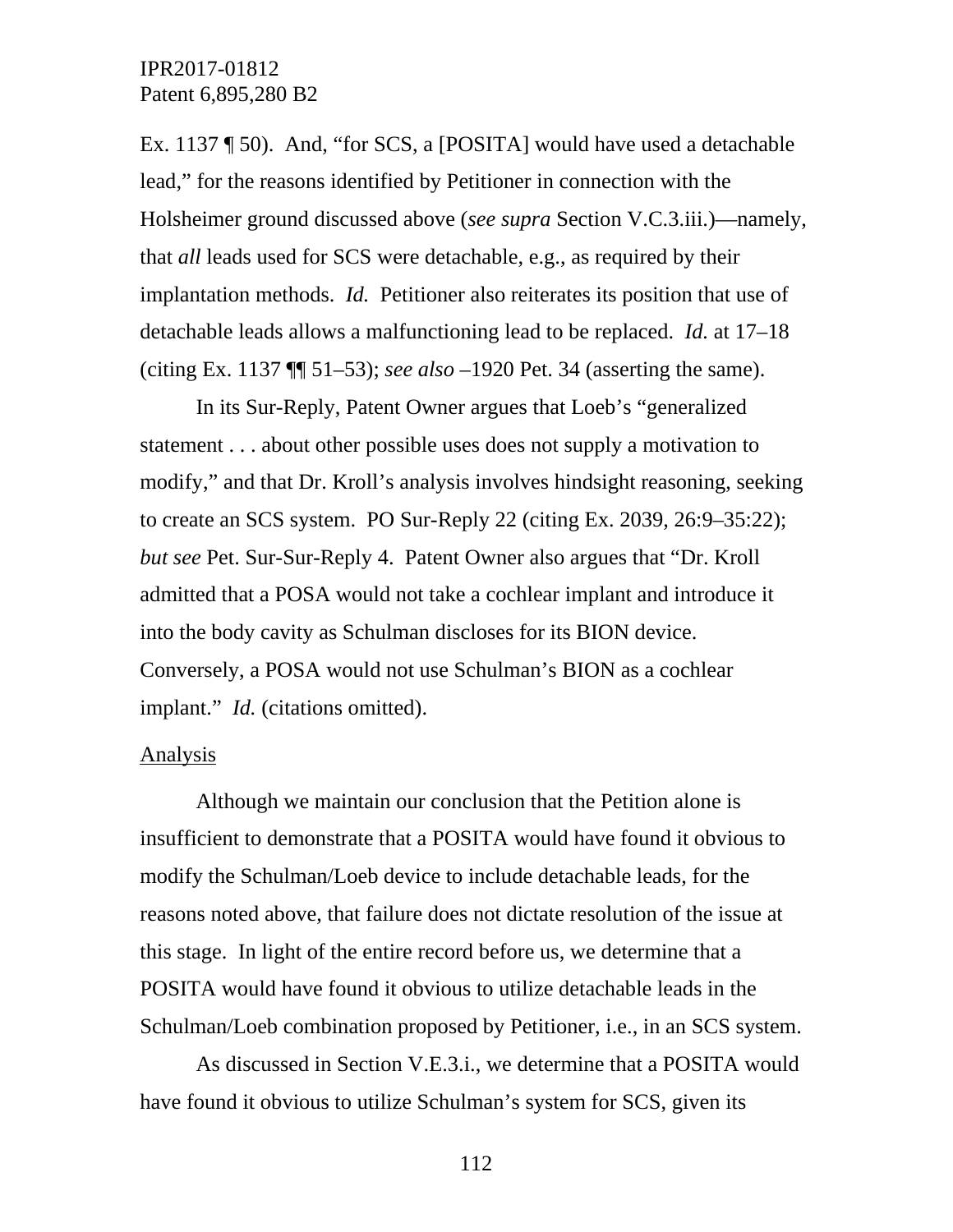Ex. 1137 ¶ 50). And, "for SCS, a [POSITA] would have used a detachable lead," for the reasons identified by Petitioner in connection with the Holsheimer ground discussed above (*see supra* Section V.C.3.iii.)—namely, that *all* leads used for SCS were detachable, e.g., as required by their implantation methods. *Id.* Petitioner also reiterates its position that use of detachable leads allows a malfunctioning lead to be replaced. *Id.* at 17–18 (citing Ex. 1137 ¶¶ 51–53); *see also* –1920 Pet. 34 (asserting the same).

In its Sur-Reply, Patent Owner argues that Loeb's "generalized statement . . . about other possible uses does not supply a motivation to modify," and that Dr. Kroll's analysis involves hindsight reasoning, seeking to create an SCS system. PO Sur-Reply 22 (citing Ex. 2039, 26:9–35:22); *but see* Pet. Sur-Sur-Reply 4. Patent Owner also argues that "Dr. Kroll admitted that a POSA would not take a cochlear implant and introduce it into the body cavity as Schulman discloses for its BION device. Conversely, a POSA would not use Schulman's BION as a cochlear implant." *Id.* (citations omitted).

<u>Analysis</u>

Although we maintain our conclusion that the Petition alone is insufficient to demonstrate that a POSITA would have found it obvious to modify the Schulman/Loeb device to include detachable leads, for the reasons noted above, that failure does not dictate resolution of the issue at this stage. In light of the entire record before us, we determine that a POSITA would have found it obvious to utilize detachable leads in the Schulman/Loeb combination proposed by Petitioner, i.e., in an SCS system.

As discussed in Section V.E.3.i., we determine that a POSITA would have found it obvious to utilize Schulman's system for SCS, given its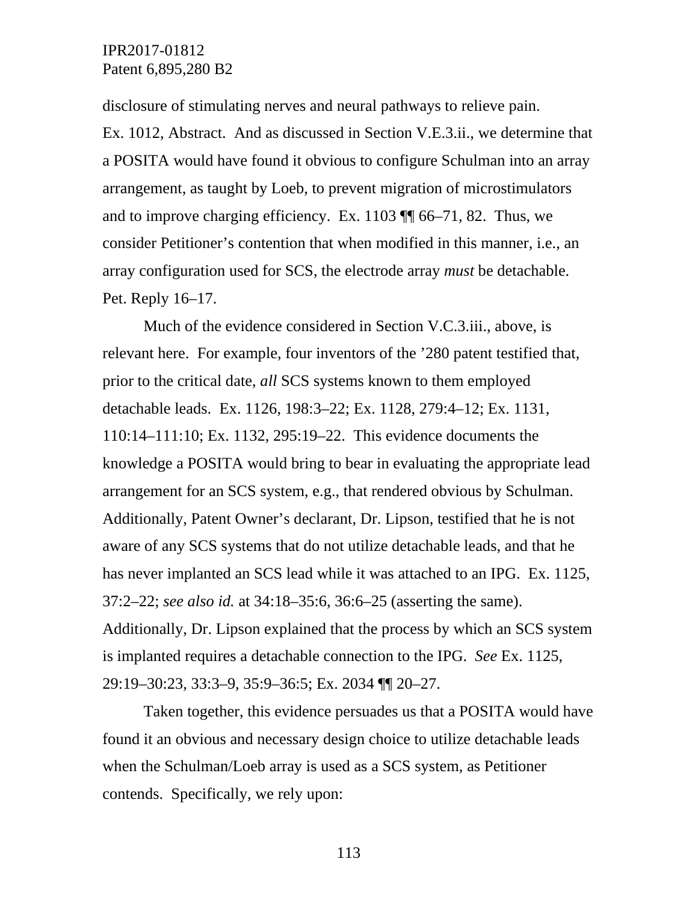disclosure of stimulating nerves and neural pathways to relieve pain. Ex. 1012, Abstract. And as discussed in Section V.E.3.ii., we determine that a POSITA would have found it obvious to configure Schulman into an array arrangement, as taught by Loeb, to prevent migration of microstimulators and to improve charging efficiency. Ex. 1103 ¶¶ 66–71, 82. Thus, we consider Petitioner's contention that when modified in this manner, i.e., an array configuration used for SCS, the electrode array *must* be detachable. Pet. Reply 16–17.

Much of the evidence considered in Section V.C.3.iii., above, is relevant here. For example, four inventors of the '280 patent testified that, prior to the critical date, *all* SCS systems known to them employed detachable leads. Ex. 1126, 198:3–22; Ex. 1128, 279:4–12; Ex. 1131, 110:14–111:10; Ex. 1132, 295:19–22. This evidence documents the knowledge a POSITA would bring to bear in evaluating the appropriate lead arrangement for an SCS system, e.g., that rendered obvious by Schulman. Additionally, Patent Owner's declarant, Dr. Lipson, testified that he is not aware of any SCS systems that do not utilize detachable leads, and that he has never implanted an SCS lead while it was attached to an IPG. Ex. 1125, 37:2–22; *see also id.* at 34:18–35:6, 36:6–25 (asserting the same). Additionally, Dr. Lipson explained that the process by which an SCS system is implanted requires a detachable connection to the IPG. *See* Ex. 1125, 29:19–30:23, 33:3–9, 35:9–36:5; Ex. 2034 ¶¶ 20–27.

Taken together, this evidence persuades us that a POSITA would have found it an obvious and necessary design choice to utilize detachable leads when the Schulman/Loeb array is used as a SCS system, as Petitioner contends. Specifically, we rely upon: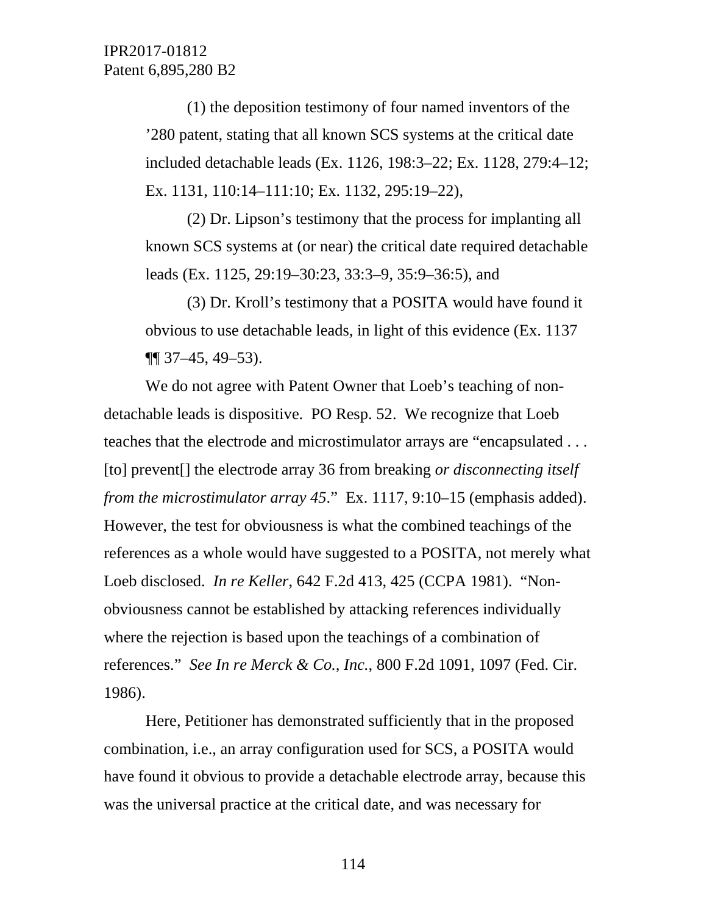(1) the deposition testimony of four named inventors of the ’280 patent, stating that all known SCS systems at the critical date included detachable leads (Ex. 1126, 198:3–22; Ex. 1128, 279:4–12; Ex. 1131, 110:14–111:10; Ex. 1132, 295:19–22),

(2) Dr. Lipson’s testimony that the process for implanting all known SCS systems at (or near) the critical date required detachable leads (Ex. 1125, 29:19–30:23, 33:3–9, 35:9–36:5), and

(3) Dr. Kroll’s testimony that a POSITA would have found it obvious to use detachable leads, in light of this evidence (Ex. 1137 ¶¶ 37–45, 49–53).

We do not agree with Patent Owner that Loeb’s teaching of non-detachable leads is dispositive. PO Resp. 52. We recognize that Loeb teaches that the electrode and microstimulator arrays are “encapsulated . . . [to] prevent[] the electrode array 36 from breaking *or disconnecting itself from the microstimulator array 45*.” Ex. 1117, 9:10–15 (emphasis added). However, the test for obviousness is what the combined teachings of the references as a whole would have suggested to a POSITA, not merely what Loeb disclosed. *In re Keller*, 642 F.2d 413, 425 (CCPA 1981). “Non-obviousness cannot be established by attacking references individually where the rejection is based upon the teachings of a combination of references.” *See In re Merck & Co., Inc.*, 800 F.2d 1091, 1097 (Fed. Cir. 1986).

Here, Petitioner has demonstrated sufficiently that in the proposed combination, i.e., an array configuration used for SCS, a POSITA would have found it obvious to provide a detachable electrode array, because this was the universal practice at the critical date, and was necessary for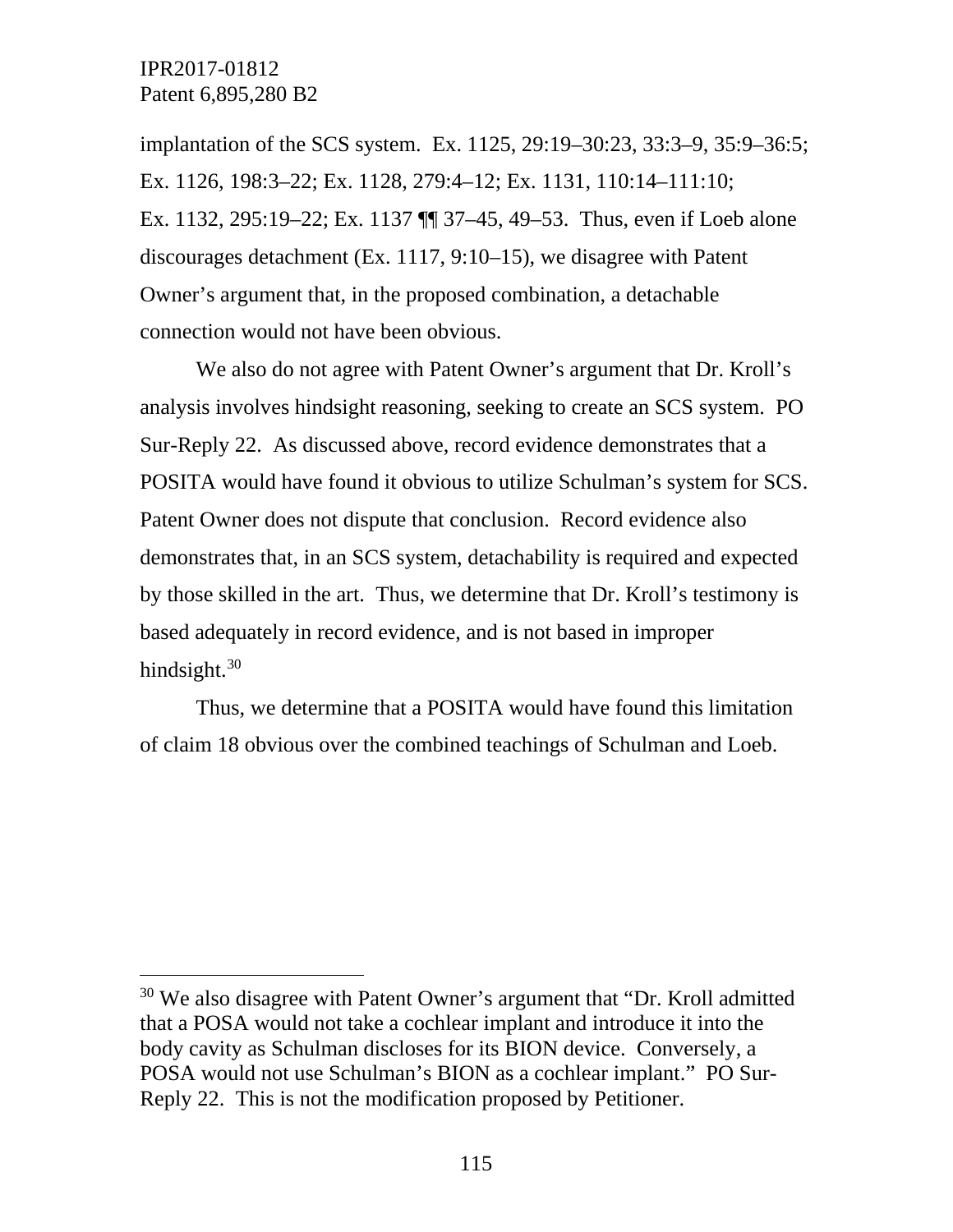implantation of the SCS system. Ex. 1125, 29:19–30:23, 33:3–9, 35:9–36:5; Ex. 1126, 198:3–22; Ex. 1128, 279:4–12; Ex. 1131, 110:14–111:10; Ex. 1132, 295:19–22; Ex. 1137 ¶¶ 37–45, 49–53. Thus, even if Loeb alone discourages detachment (Ex. 1117, 9:10–15), we disagree with Patent Owner's argument that, in the proposed combination, a detachable connection would not have been obvious.

We also do not agree with Patent Owner's argument that Dr. Kroll's analysis involves hindsight reasoning, seeking to create an SCS system. PO Sur-Reply 22. As discussed above, record evidence demonstrates that a POSITA would have found it obvious to utilize Schulman's system for SCS. Patent Owner does not dispute that conclusion. Record evidence also demonstrates that, in an SCS system, detachability is required and expected by those skilled in the art. Thus, we determine that Dr. Kroll's testimony is based adequately in record evidence, and is not based in improper hindsight.[30]

Thus, we determine that a POSITA would have found this limitation of claim 18 obvious over the combined teachings of Schulman and Loeb.

---

[30] We also disagree with Patent Owner's argument that "Dr. Kroll admitted that a POSA would not take a cochlear implant and introduce it into the body cavity as Schulman discloses for its BION device. Conversely, a POSA would not use Schulman's BION as a cochlear implant." PO Sur-Reply 22. This is not the modification proposed by Petitioner.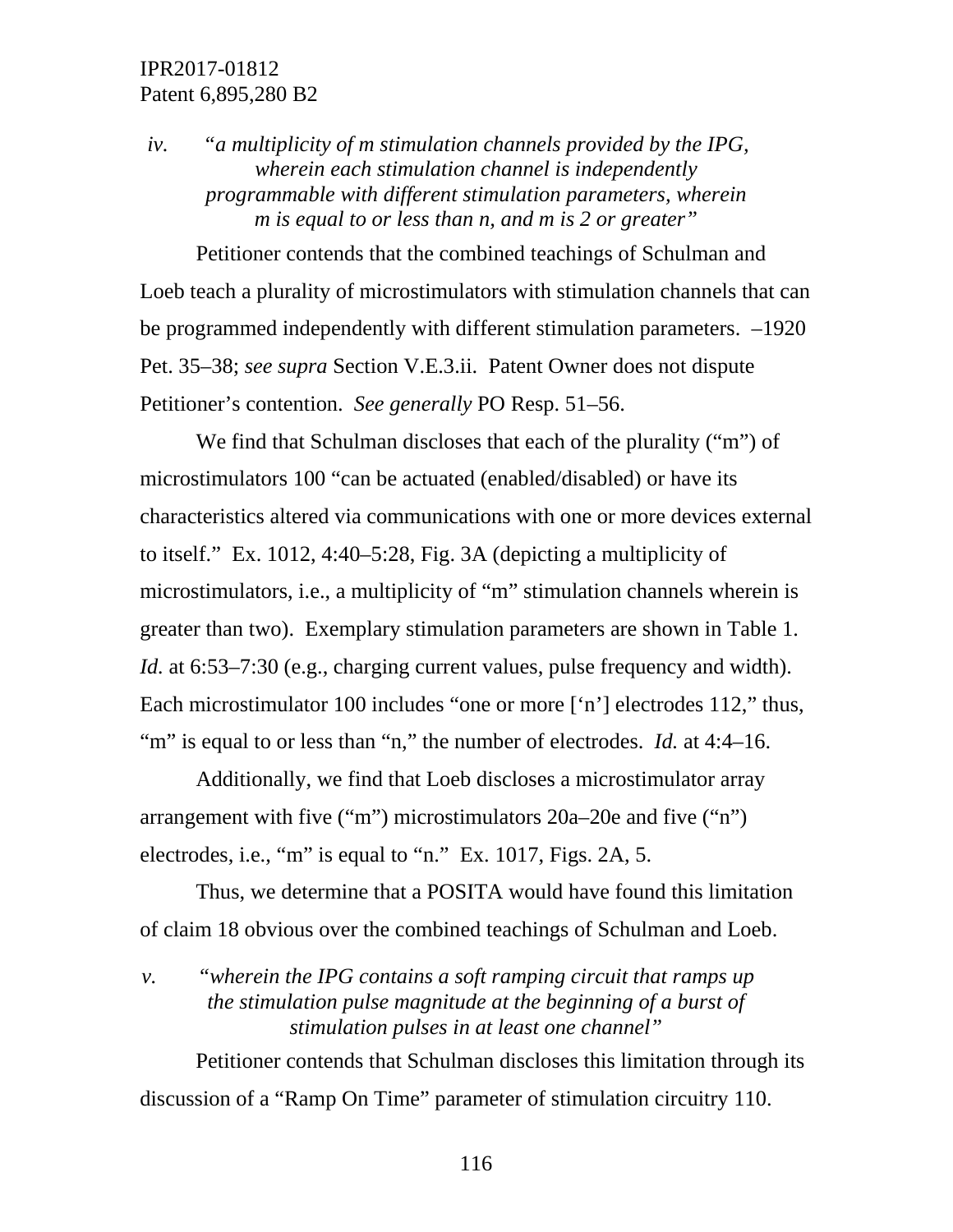*iv. "a multiplicity of m stimulation channels provided by the IPG, wherein each stimulation channel is independently programmable with different stimulation parameters, wherein m is equal to or less than n, and m is 2 or greater"*

Petitioner contends that the combined teachings of Schulman and Loeb teach a plurality of microstimulators with stimulation channels that can be programmed independently with different stimulation parameters. –1920 Pet. 35–38; *see supra* Section V.E.3.ii. Patent Owner does not dispute Petitioner's contention. *See generally* PO Resp. 51–56.

We find that Schulman discloses that each of the plurality ("m") of microstimulators 100 "can be actuated (enabled/disabled) or have its characteristics altered via communications with one or more devices external to itself." Ex. 1012, 4:40–5:28, Fig. 3A (depicting a multiplicity of microstimulators, i.e., a multiplicity of "m" stimulation channels wherein is greater than two). Exemplary stimulation parameters are shown in Table 1. *Id.* at 6:53–7:30 (e.g., charging current values, pulse frequency and width). Each microstimulator 100 includes "one or more ['n'] electrodes 112," thus, "m" is equal to or less than "n," the number of electrodes. *Id.* at 4:4–16.

Additionally, we find that Loeb discloses a microstimulator array arrangement with five ("m") microstimulators 20a–20e and five ("n") electrodes, i.e., "m" is equal to "n." Ex. 1017, Figs. 2A, 5.

Thus, we determine that a POSITA would have found this limitation of claim 18 obvious over the combined teachings of Schulman and Loeb.

*v. "wherein the IPG contains a soft ramping circuit that ramps up the stimulation pulse magnitude at the beginning of a burst of stimulation pulses in at least one channel"*

Petitioner contends that Schulman discloses this limitation through its discussion of a "Ramp On Time" parameter of stimulation circuitry 110.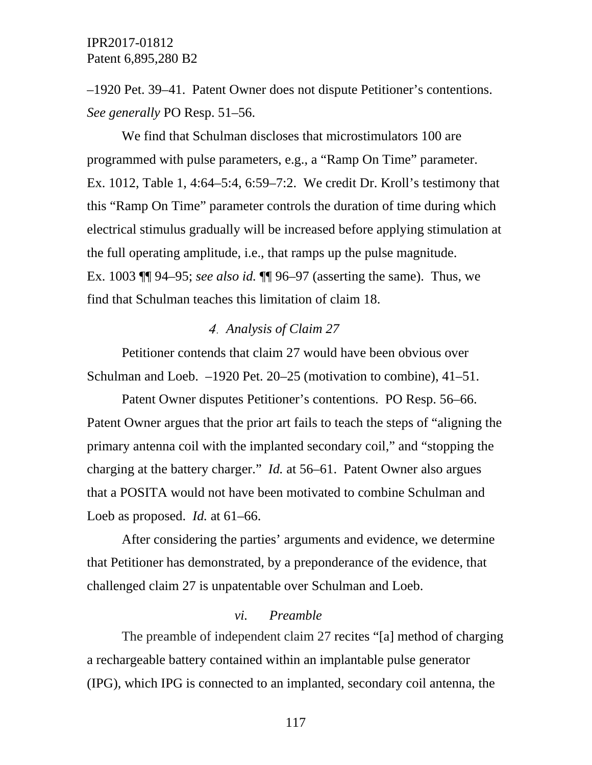–1920 Pet. 39–41. Patent Owner does not dispute Petitioner's contentions. *See generally* PO Resp. 51–56.

We find that Schulman discloses that microstimulators 100 are programmed with pulse parameters, e.g., a "Ramp On Time" parameter. Ex. 1012, Table 1, 4:64–5:4, 6:59–7:2. We credit Dr. Kroll's testimony that this "Ramp On Time" parameter controls the duration of time during which electrical stimulus gradually will be increased before applying stimulation at the full operating amplitude, i.e., that ramps up the pulse magnitude. Ex. 1003 ¶¶ 94–95; *see also id.* ¶¶ 96–97 (asserting the same). Thus, we find that Schulman teaches this limitation of claim 18.

### *4. Analysis of Claim 27*

Petitioner contends that claim 27 would have been obvious over Schulman and Loeb. –1920 Pet. 20–25 (motivation to combine), 41–51.

Patent Owner disputes Petitioner's contentions. PO Resp. 56–66. Patent Owner argues that the prior art fails to teach the steps of "aligning the primary antenna coil with the implanted secondary coil," and "stopping the charging at the battery charger." *Id.* at 56–61. Patent Owner also argues that a POSITA would not have been motivated to combine Schulman and Loeb as proposed. *Id.* at 61–66.

After considering the parties' arguments and evidence, we determine that Petitioner has demonstrated, by a preponderance of the evidence, that challenged claim 27 is unpatentable over Schulman and Loeb.

#### *vi. Preamble*

The preamble of independent claim 27 recites "[a] method of charging a rechargeable battery contained within an implantable pulse generator (IPG), which IPG is connected to an implanted, secondary coil antenna, the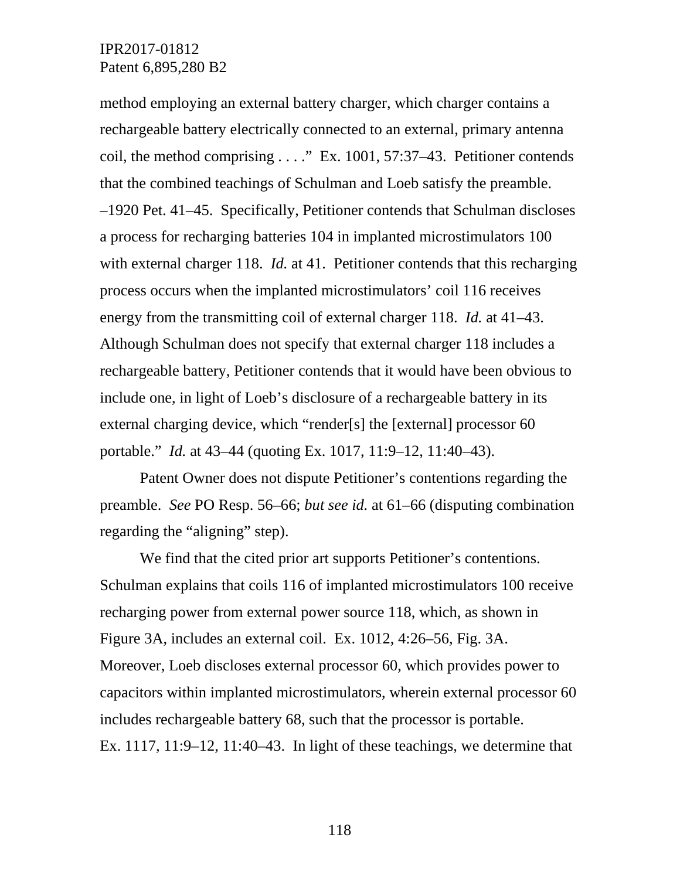method employing an external battery charger, which charger contains a rechargeable battery electrically connected to an external, primary antenna coil, the method comprising . . . ." Ex. 1001, 57:37–43. Petitioner contends that the combined teachings of Schulman and Loeb satisfy the preamble. –1920 Pet. 41–45. Specifically, Petitioner contends that Schulman discloses a process for recharging batteries 104 in implanted microstimulators 100 with external charger 118. *Id.* at 41. Petitioner contends that this recharging process occurs when the implanted microstimulators' coil 116 receives energy from the transmitting coil of external charger 118. *Id.* at 41–43. Although Schulman does not specify that external charger 118 includes a rechargeable battery, Petitioner contends that it would have been obvious to include one, in light of Loeb's disclosure of a rechargeable battery in its external charging device, which "render[s] the [external] processor 60 portable." *Id.* at 43–44 (quoting Ex. 1017, 11:9–12, 11:40–43).

Patent Owner does not dispute Petitioner's contentions regarding the preamble. *See* PO Resp. 56–66; *but see id.* at 61–66 (disputing combination regarding the "aligning" step).

We find that the cited prior art supports Petitioner's contentions. Schulman explains that coils 116 of implanted microstimulators 100 receive recharging power from external power source 118, which, as shown in Figure 3A, includes an external coil. Ex. 1012, 4:26–56, Fig. 3A. Moreover, Loeb discloses external processor 60, which provides power to capacitors within implanted microstimulators, wherein external processor 60 includes rechargeable battery 68, such that the processor is portable. Ex. 1117, 11:9–12, 11:40–43. In light of these teachings, we determine that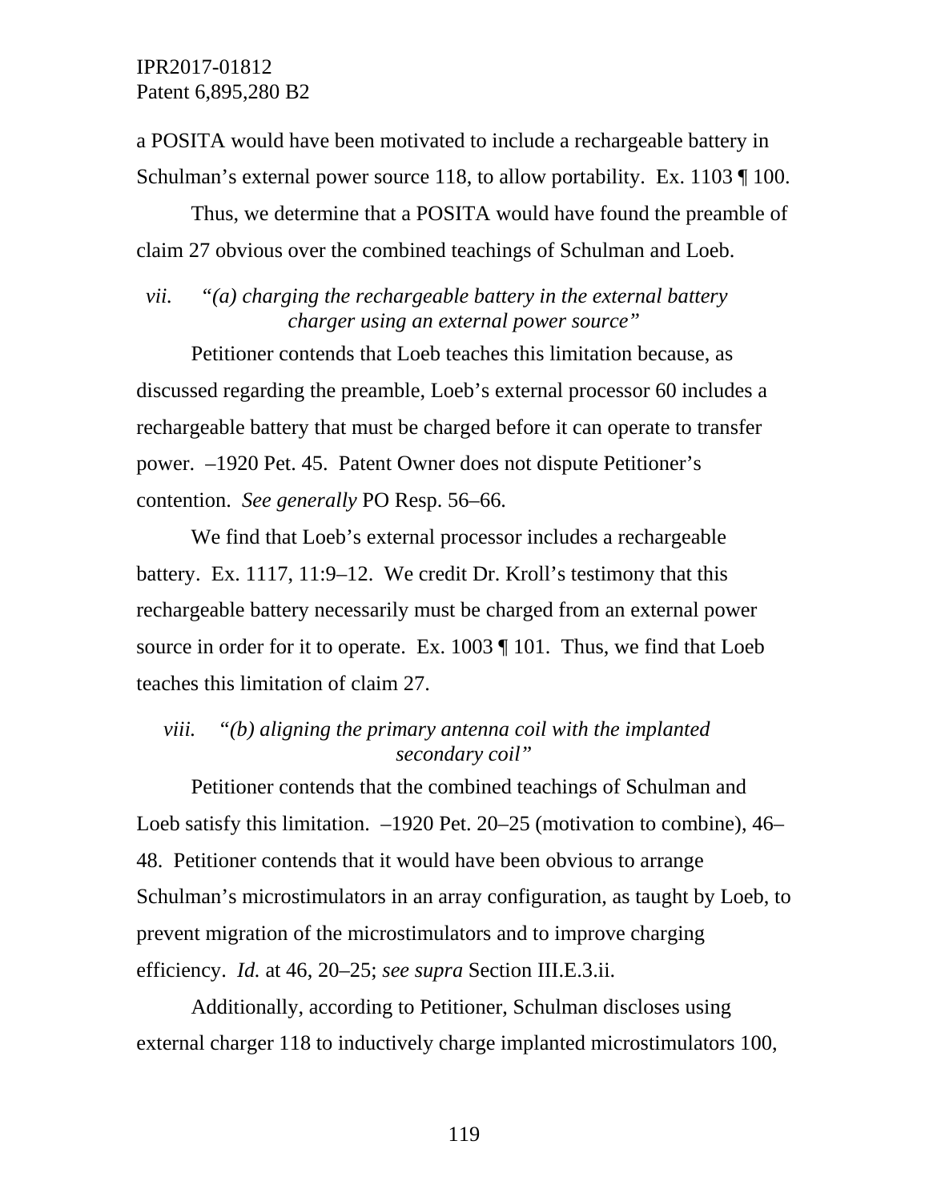a POSITA would have been motivated to include a rechargeable battery in Schulman's external power source 118, to allow portability. Ex. 1103 ¶ 100.

Thus, we determine that a POSITA would have found the preamble of claim 27 obvious over the combined teachings of Schulman and Loeb.

### *vii. "(a) charging the rechargeable battery in the external battery charger using an external power source"*

Petitioner contends that Loeb teaches this limitation because, as discussed regarding the preamble, Loeb's external processor 60 includes a rechargeable battery that must be charged before it can operate to transfer power. –1920 Pet. 45. Patent Owner does not dispute Petitioner's contention. *See generally* PO Resp. 56–66.

We find that Loeb's external processor includes a rechargeable battery. Ex. 1117, 11:9–12. We credit Dr. Kroll's testimony that this rechargeable battery necessarily must be charged from an external power source in order for it to operate. Ex. 1003 ¶ 101. Thus, we find that Loeb teaches this limitation of claim 27.

### *viii. "(b) aligning the primary antenna coil with the implanted secondary coil"*

Petitioner contends that the combined teachings of Schulman and Loeb satisfy this limitation. –1920 Pet. 20–25 (motivation to combine), 46–48. Petitioner contends that it would have been obvious to arrange Schulman's microstimulators in an array configuration, as taught by Loeb, to prevent migration of the microstimulators and to improve charging efficiency. *Id.* at 46, 20–25; *see supra* Section III.E.3.ii.

Additionally, according to Petitioner, Schulman discloses using external charger 118 to inductively charge implanted microstimulators 100,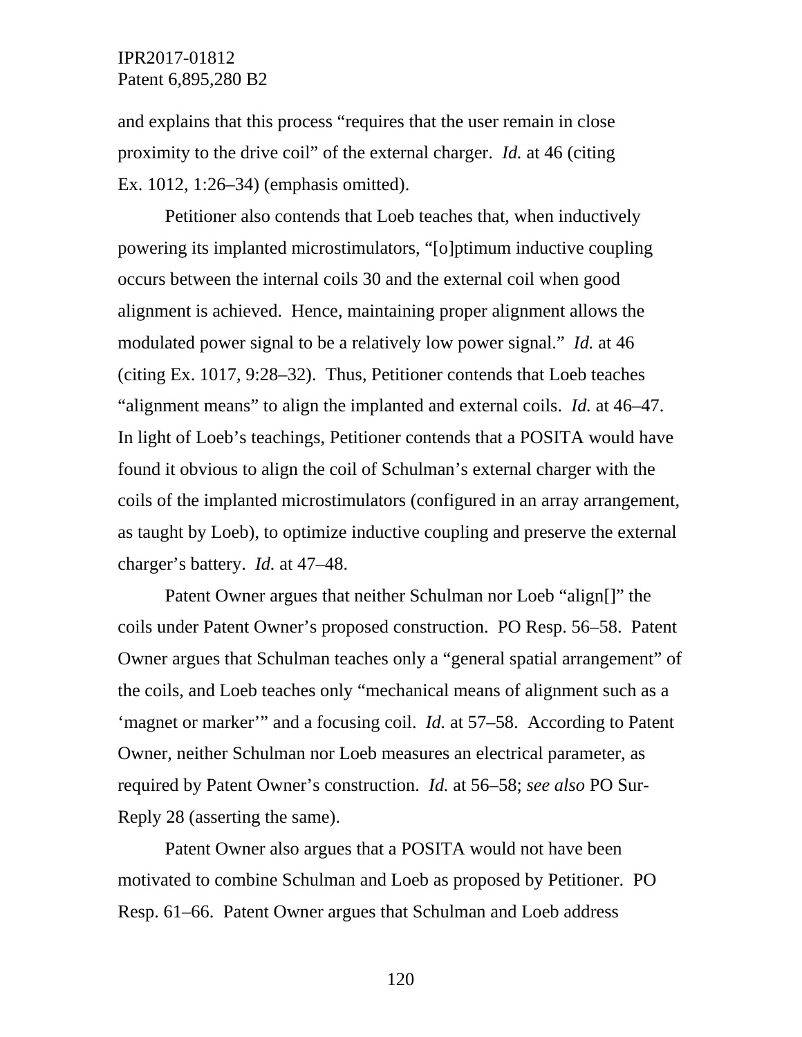and explains that this process "requires that the user remain in close proximity to the drive coil" of the external charger. *Id.* at 46 (citing Ex. 1012, 1:26–34) (emphasis omitted).

Petitioner also contends that Loeb teaches that, when inductively powering its implanted microstimulators, "[o]ptimum inductive coupling occurs between the internal coils 30 and the external coil when good alignment is achieved. Hence, maintaining proper alignment allows the modulated power signal to be a relatively low power signal." *Id.* at 46 (citing Ex. 1017, 9:28–32). Thus, Petitioner contends that Loeb teaches "alignment means" to align the implanted and external coils. *Id.* at 46–47. In light of Loeb's teachings, Petitioner contends that a POSITA would have found it obvious to align the coil of Schulman's external charger with the coils of the implanted microstimulators (configured in an array arrangement, as taught by Loeb), to optimize inductive coupling and preserve the external charger's battery. *Id.* at 47–48.

Patent Owner argues that neither Schulman nor Loeb "align[]" the coils under Patent Owner's proposed construction. PO Resp. 56–58. Patent Owner argues that Schulman teaches only a "general spatial arrangement" of the coils, and Loeb teaches only "mechanical means of alignment such as a 'magnet or marker'" and a focusing coil. *Id.* at 57–58. According to Patent Owner, neither Schulman nor Loeb measures an electrical parameter, as required by Patent Owner's construction. *Id.* at 56–58; *see also* PO Sur-Reply 28 (asserting the same).

Patent Owner also argues that a POSITA would not have been motivated to combine Schulman and Loeb as proposed by Petitioner. PO Resp. 61–66. Patent Owner argues that Schulman and Loeb address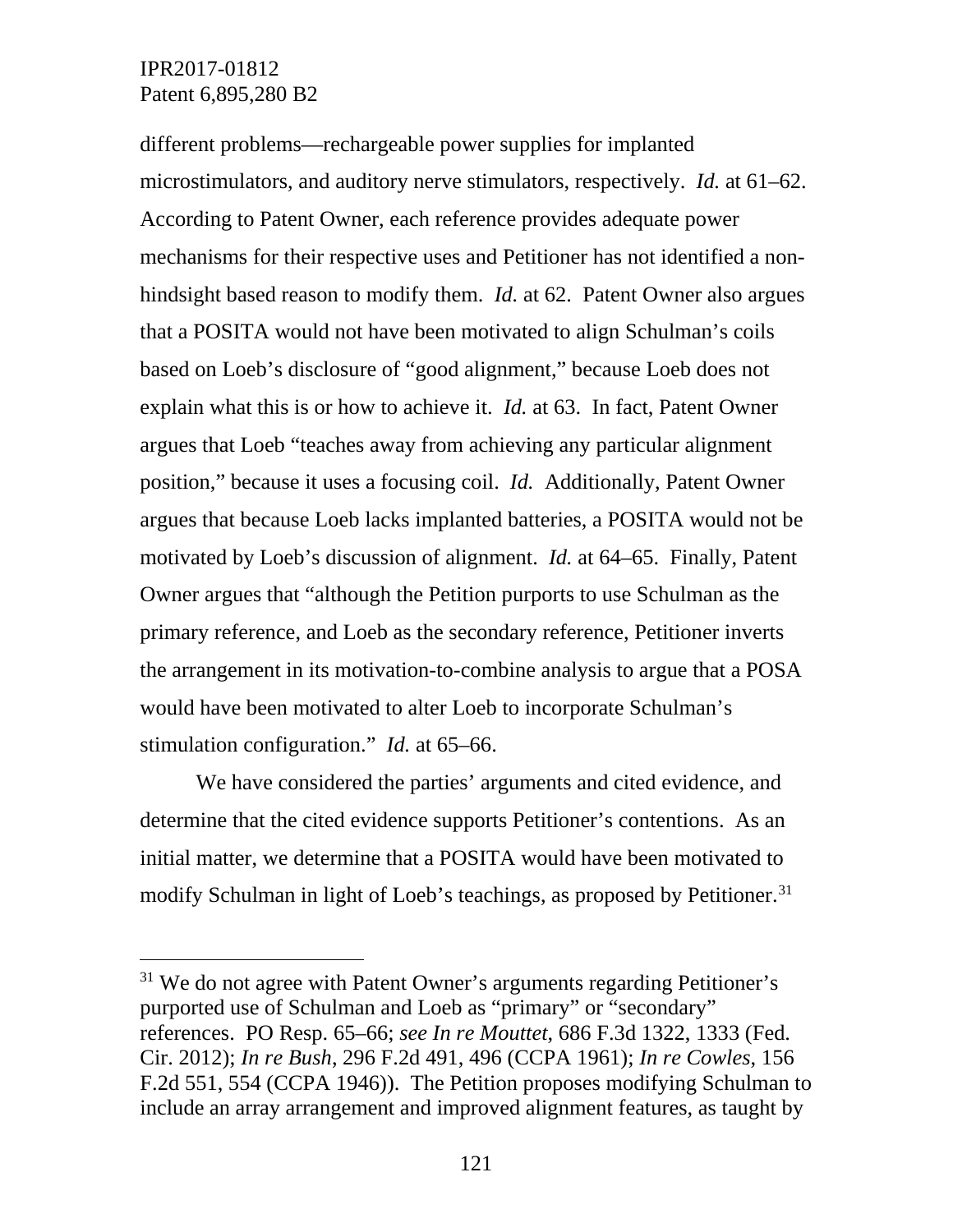different problems—rechargeable power supplies for implanted microstimulators, and auditory nerve stimulators, respectively. *Id.* at 61–62. According to Patent Owner, each reference provides adequate power mechanisms for their respective uses and Petitioner has not identified a non-hindsight based reason to modify them. *Id.* at 62. Patent Owner also argues that a POSITA would not have been motivated to align Schulman's coils based on Loeb's disclosure of "good alignment," because Loeb does not explain what this is or how to achieve it. *Id.* at 63. In fact, Patent Owner argues that Loeb "teaches away from achieving any particular alignment position," because it uses a focusing coil. *Id.* Additionally, Patent Owner argues that because Loeb lacks implanted batteries, a POSITA would not be motivated by Loeb's discussion of alignment. *Id.* at 64–65. Finally, Patent Owner argues that "although the Petition purports to use Schulman as the primary reference, and Loeb as the secondary reference, Petitioner inverts the arrangement in its motivation-to-combine analysis to argue that a POSA would have been motivated to alter Loeb to incorporate Schulman's stimulation configuration." *Id.* at 65–66.

We have considered the parties' arguments and cited evidence, and determine that the cited evidence supports Petitioner's contentions. As an initial matter, we determine that a POSITA would have been motivated to modify Schulman in light of Loeb's teachings, as proposed by Petitioner.[31]

---

[31] We do not agree with Patent Owner's arguments regarding Petitioner's purported use of Schulman and Loeb as "primary" or "secondary" references. PO Resp. 65–66; *see In re Mouttet*, 686 F.3d 1322, 1333 (Fed. Cir. 2012); *In re Bush*, 296 F.2d 491, 496 (CCPA 1961); *In re Cowles*, 156 F.2d 551, 554 (CCPA 1946)). The Petition proposes modifying Schulman to include an array arrangement and improved alignment features, as taught by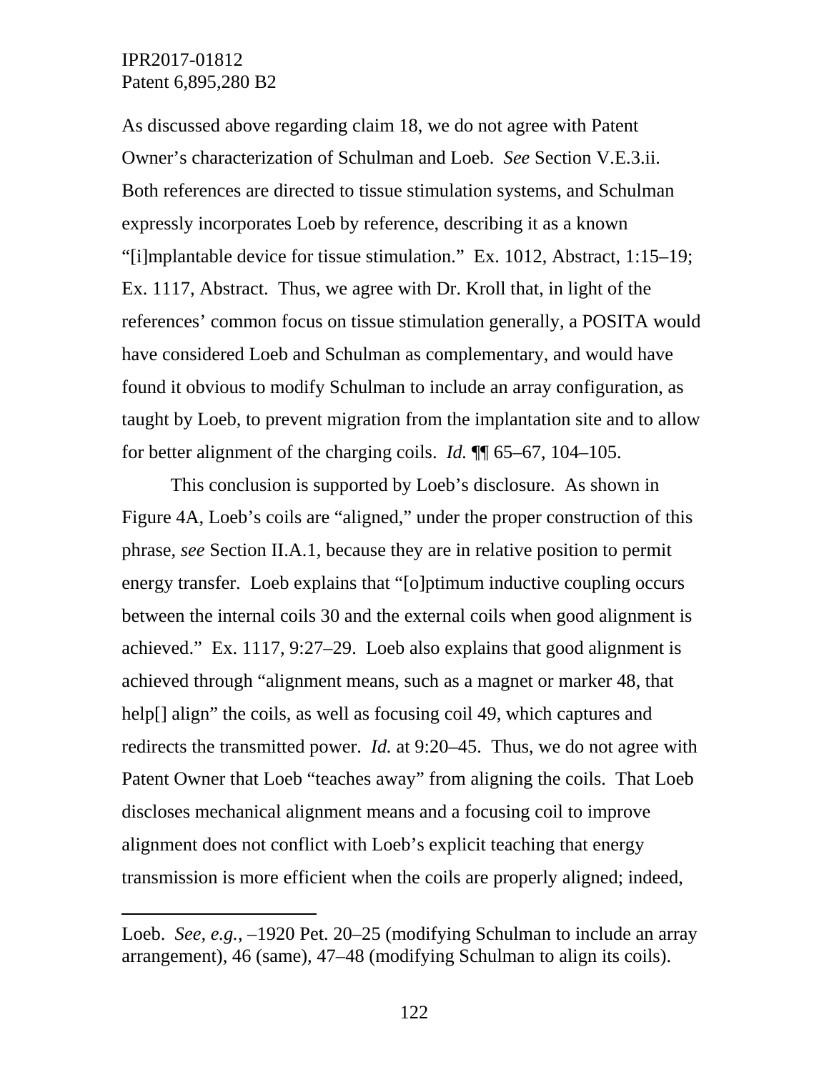As discussed above regarding claim 18, we do not agree with Patent Owner's characterization of Schulman and Loeb. *See* Section V.E.3.ii. Both references are directed to tissue stimulation systems, and Schulman expressly incorporates Loeb by reference, describing it as a known "[i]mplantable device for tissue stimulation." Ex. 1012, Abstract, 1:15–19; Ex. 1117, Abstract. Thus, we agree with Dr. Kroll that, in light of the references' common focus on tissue stimulation generally, a POSITA would have considered Loeb and Schulman as complementary, and would have found it obvious to modify Schulman to include an array configuration, as taught by Loeb, to prevent migration from the implantation site and to allow for better alignment of the charging coils. *Id.* ¶¶ 65–67, 104–105.

This conclusion is supported by Loeb's disclosure. As shown in Figure 4A, Loeb's coils are "aligned," under the proper construction of this phrase, *see* Section II.A.1, because they are in relative position to permit energy transfer. Loeb explains that "[o]ptimum inductive coupling occurs between the internal coils 30 and the external coils when good alignment is achieved." Ex. 1117, 9:27–29. Loeb also explains that good alignment is achieved through "alignment means, such as a magnet or marker 48, that help[] align" the coils, as well as focusing coil 49, which captures and redirects the transmitted power. *Id.* at 9:20–45. Thus, we do not agree with Patent Owner that Loeb "teaches away" from aligning the coils. That Loeb discloses mechanical alignment means and a focusing coil to improve alignment does not conflict with Loeb's explicit teaching that energy transmission is more efficient when the coils are properly aligned; indeed,

---

Loeb. *See, e.g.*, –1920 Pet. 20–25 (modifying Schulman to include an array arrangement), 46 (same), 47–48 (modifying Schulman to align its coils).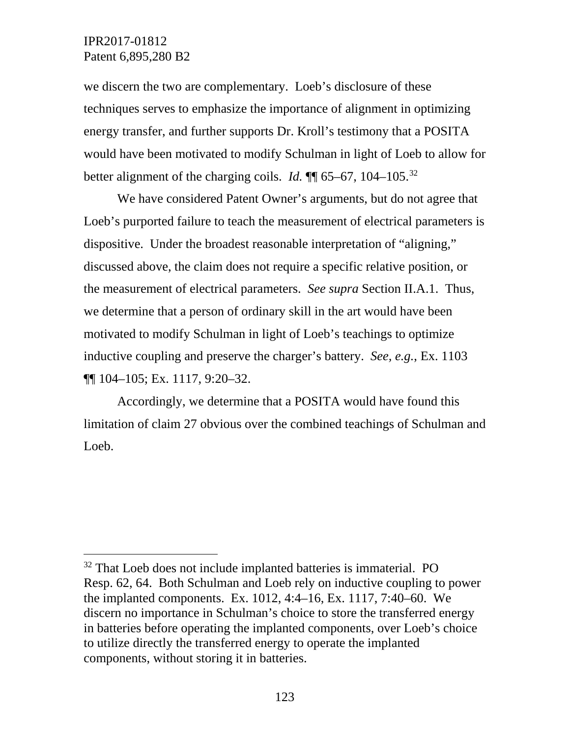we discern the two are complementary. Loeb's disclosure of these techniques serves to emphasize the importance of alignment in optimizing energy transfer, and further supports Dr. Kroll's testimony that a POSITA would have been motivated to modify Schulman in light of Loeb to allow for better alignment of the charging coils. *Id.* ¶¶ 65–67, 104–105.[32]

We have considered Patent Owner's arguments, but do not agree that Loeb's purported failure to teach the measurement of electrical parameters is dispositive. Under the broadest reasonable interpretation of "aligning," discussed above, the claim does not require a specific relative position, or the measurement of electrical parameters. *See supra* Section II.A.1. Thus, we determine that a person of ordinary skill in the art would have been motivated to modify Schulman in light of Loeb's teachings to optimize inductive coupling and preserve the charger's battery. *See, e.g.*, Ex. 1103 ¶¶ 104–105; Ex. 1117, 9:20–32.

Accordingly, we determine that a POSITA would have found this limitation of claim 27 obvious over the combined teachings of Schulman and Loeb.

---

[32] That Loeb does not include implanted batteries is immaterial. PO Resp. 62, 64. Both Schulman and Loeb rely on inductive coupling to power the implanted components. Ex. 1012, 4:4–16, Ex. 1117, 7:40–60. We discern no importance in Schulman's choice to store the transferred energy in batteries before operating the implanted components, over Loeb's choice to utilize directly the transferred energy to operate the implanted components, without storing it in batteries.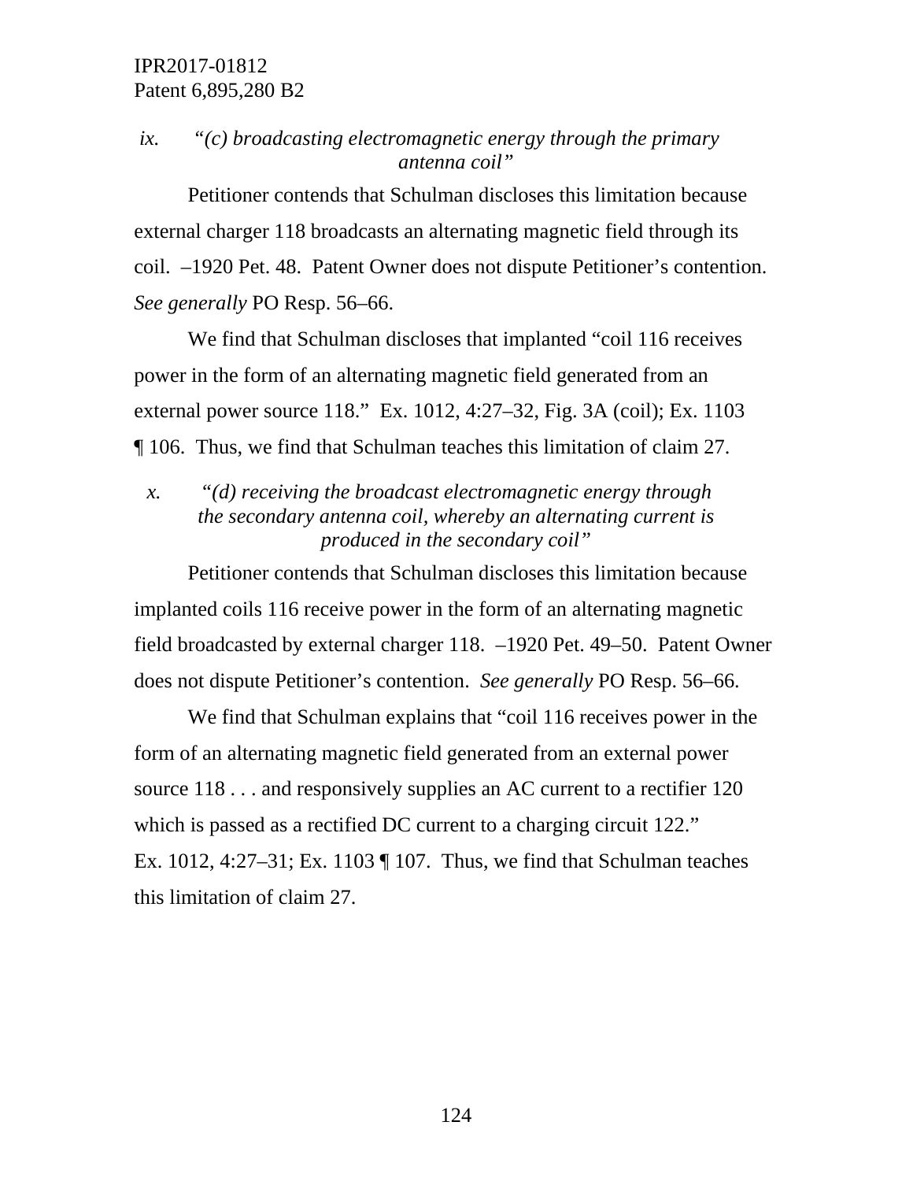*ix. "(c) broadcasting electromagnetic energy through the primary antenna coil"*

Petitioner contends that Schulman discloses this limitation because external charger 118 broadcasts an alternating magnetic field through its coil. –1920 Pet. 48. Patent Owner does not dispute Petitioner's contention. *See generally* PO Resp. 56–66.

We find that Schulman discloses that implanted "coil 116 receives power in the form of an alternating magnetic field generated from an external power source 118." Ex. 1012, 4:27–32, Fig. 3A (coil); Ex. 1103 ¶ 106. Thus, we find that Schulman teaches this limitation of claim 27.

*x. "(d) receiving the broadcast electromagnetic energy through the secondary antenna coil, whereby an alternating current is produced in the secondary coil"*

Petitioner contends that Schulman discloses this limitation because implanted coils 116 receive power in the form of an alternating magnetic field broadcasted by external charger 118. –1920 Pet. 49–50. Patent Owner does not dispute Petitioner's contention. *See generally* PO Resp. 56–66.

We find that Schulman explains that "coil 116 receives power in the form of an alternating magnetic field generated from an external power source 118 . . . and responsively supplies an AC current to a rectifier 120 which is passed as a rectified DC current to a charging circuit 122." Ex. 1012, 4:27–31; Ex. 1103 ¶ 107. Thus, we find that Schulman teaches this limitation of claim 27.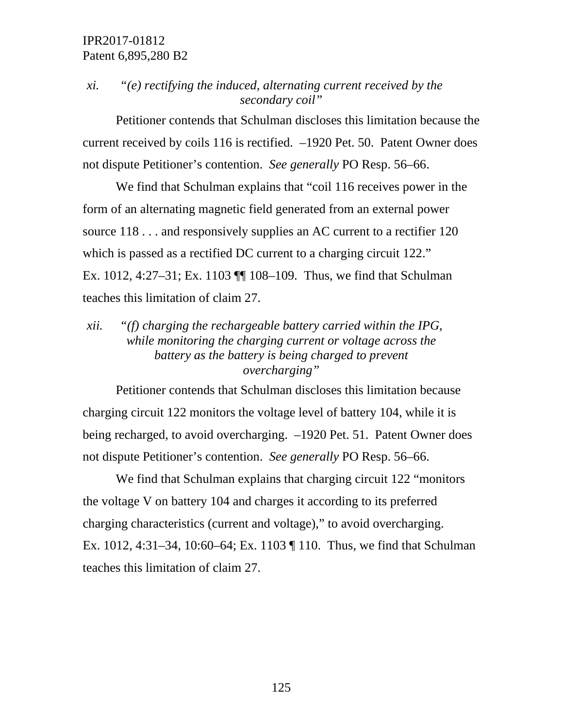### *xi. "(e) rectifying the induced, alternating current received by the secondary coil"*

Petitioner contends that Schulman discloses this limitation because the current received by coils 116 is rectified. –1920 Pet. 50. Patent Owner does not dispute Petitioner's contention. *See generally* PO Resp. 56–66.

We find that Schulman explains that "coil 116 receives power in the form of an alternating magnetic field generated from an external power source 118 . . . and responsively supplies an AC current to a rectifier 120 which is passed as a rectified DC current to a charging circuit 122." Ex. 1012, 4:27–31; Ex. 1103 ¶¶ 108–109. Thus, we find that Schulman teaches this limitation of claim 27.

### *xii. "(f) charging the rechargeable battery carried within the IPG, while monitoring the charging current or voltage across the battery as the battery is being charged to prevent overcharging"*

Petitioner contends that Schulman discloses this limitation because charging circuit 122 monitors the voltage level of battery 104, while it is being recharged, to avoid overcharging. –1920 Pet. 51. Patent Owner does not dispute Petitioner's contention. *See generally* PO Resp. 56–66.

We find that Schulman explains that charging circuit 122 "monitors the voltage V on battery 104 and charges it according to its preferred charging characteristics (current and voltage)," to avoid overcharging. Ex. 1012, 4:31–34, 10:60–64; Ex. 1103 ¶ 110. Thus, we find that Schulman teaches this limitation of claim 27.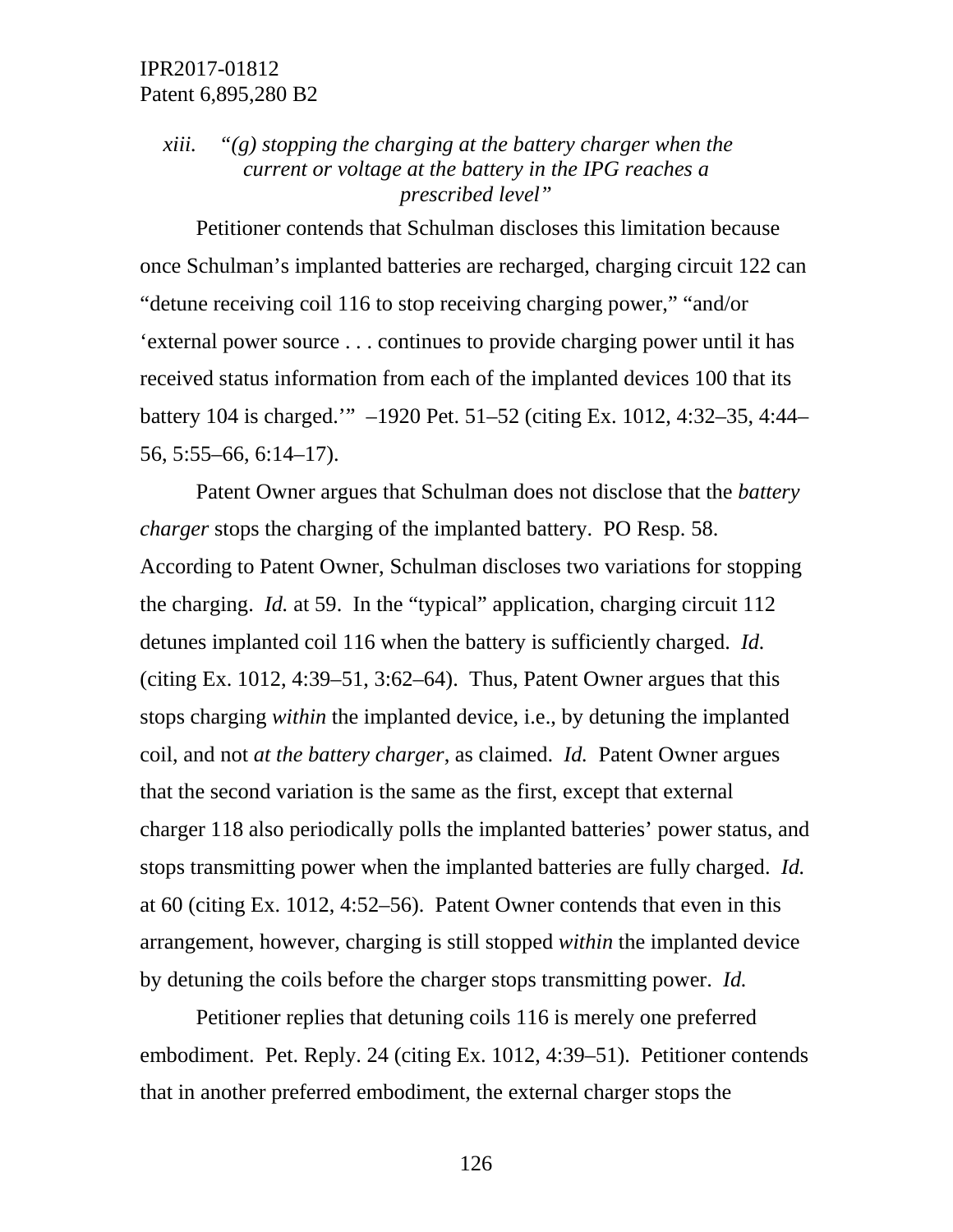*xiii. "(g) stopping the charging at the battery charger when the current or voltage at the battery in the IPG reaches a prescribed level"*

Petitioner contends that Schulman discloses this limitation because once Schulman's implanted batteries are recharged, charging circuit 122 can "detune receiving coil 116 to stop receiving charging power," "and/or 'external power source . . . continues to provide charging power until it has received status information from each of the implanted devices 100 that its battery 104 is charged.'" –1920 Pet. 51–52 (citing Ex. 1012, 4:32–35, 4:44–56, 5:55–66, 6:14–17).

Patent Owner argues that Schulman does not disclose that the *battery charger* stops the charging of the implanted battery. PO Resp. 58. According to Patent Owner, Schulman discloses two variations for stopping the charging. *Id.* at 59. In the "typical" application, charging circuit 112 detunes implanted coil 116 when the battery is sufficiently charged. *Id.* (citing Ex. 1012, 4:39–51, 3:62–64). Thus, Patent Owner argues that this stops charging *within* the implanted device, i.e., by detuning the implanted coil, and not *at the battery charger,* as claimed. *Id.* Patent Owner argues that the second variation is the same as the first, except that external charger 118 also periodically polls the implanted batteries' power status, and stops transmitting power when the implanted batteries are fully charged. *Id.* at 60 (citing Ex. 1012, 4:52–56). Patent Owner contends that even in this arrangement, however, charging is still stopped *within* the implanted device by detuning the coils before the charger stops transmitting power. *Id.*

Petitioner replies that detuning coils 116 is merely one preferred embodiment. Pet. Reply. 24 (citing Ex. 1012, 4:39–51). Petitioner contends that in another preferred embodiment, the external charger stops the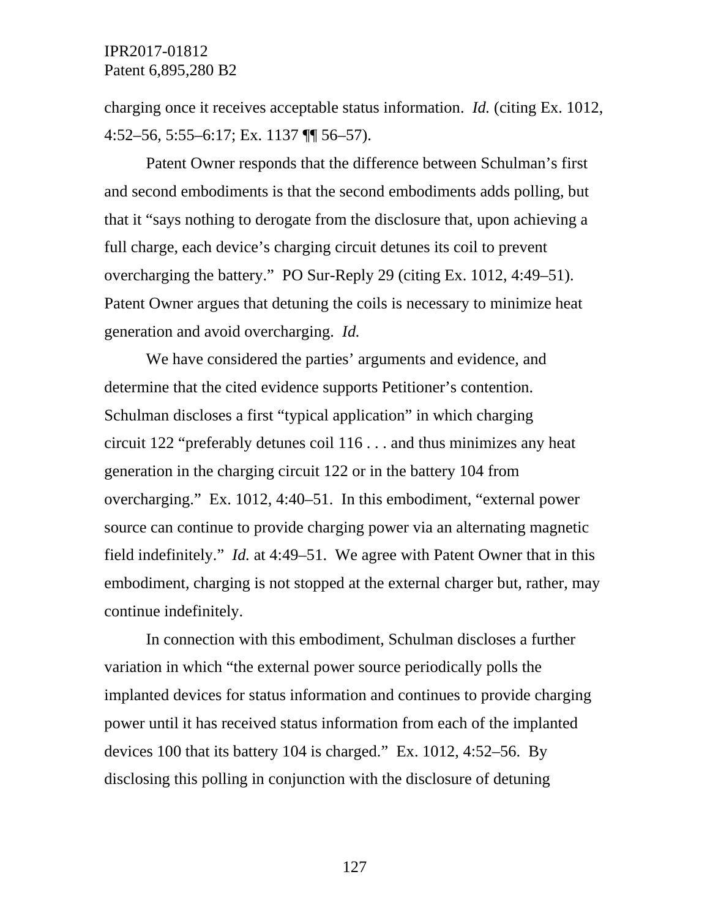charging once it receives acceptable status information. *Id.* (citing Ex. 1012, 4:52–56, 5:55–6:17; Ex. 1137 ¶¶ 56–57).

Patent Owner responds that the difference between Schulman's first and second embodiments is that the second embodiments adds polling, but that it "says nothing to derogate from the disclosure that, upon achieving a full charge, each device's charging circuit detunes its coil to prevent overcharging the battery." PO Sur-Reply 29 (citing Ex. 1012, 4:49–51). Patent Owner argues that detuning the coils is necessary to minimize heat generation and avoid overcharging. *Id.*

We have considered the parties' arguments and evidence, and determine that the cited evidence supports Petitioner's contention. Schulman discloses a first "typical application" in which charging circuit 122 "preferably detunes coil 116 . . . and thus minimizes any heat generation in the charging circuit 122 or in the battery 104 from overcharging." Ex. 1012, 4:40–51. In this embodiment, "external power source can continue to provide charging power via an alternating magnetic field indefinitely." *Id.* at 4:49–51. We agree with Patent Owner that in this embodiment, charging is not stopped at the external charger but, rather, may continue indefinitely.

In connection with this embodiment, Schulman discloses a further variation in which "the external power source periodically polls the implanted devices for status information and continues to provide charging power until it has received status information from each of the implanted devices 100 that its battery 104 is charged." Ex. 1012, 4:52–56. By disclosing this polling in conjunction with the disclosure of detuning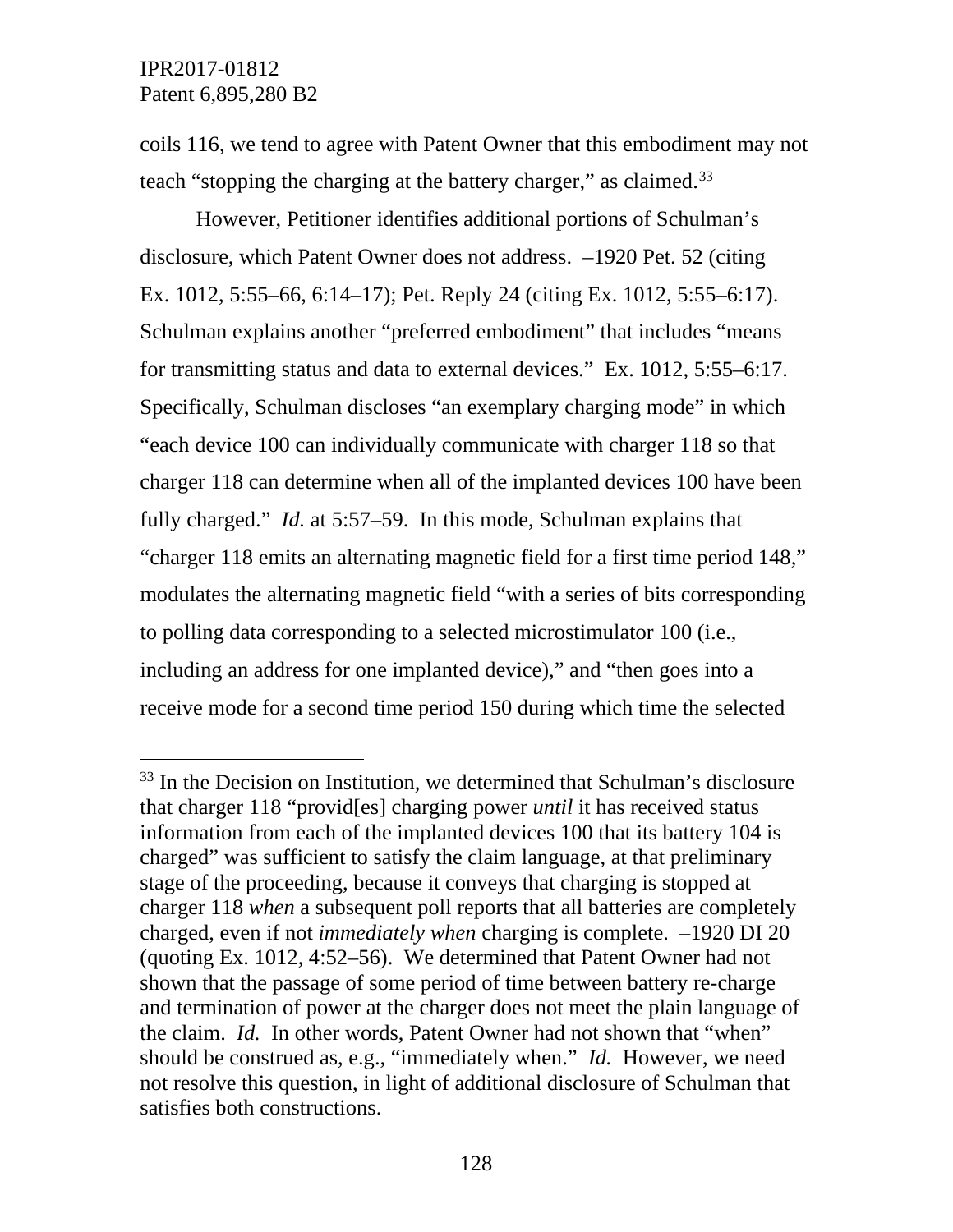coils 116, we tend to agree with Patent Owner that this embodiment may not teach "stopping the charging at the battery charger," as claimed.[33]

However, Petitioner identifies additional portions of Schulman's disclosure, which Patent Owner does not address. –1920 Pet. 52 (citing Ex. 1012, 5:55–66, 6:14–17); Pet. Reply 24 (citing Ex. 1012, 5:55–6:17). Schulman explains another "preferred embodiment" that includes "means for transmitting status and data to external devices." Ex. 1012, 5:55–6:17. Specifically, Schulman discloses "an exemplary charging mode" in which "each device 100 can individually communicate with charger 118 so that charger 118 can determine when all of the implanted devices 100 have been fully charged." *Id.* at 5:57–59. In this mode, Schulman explains that "charger 118 emits an alternating magnetic field for a first time period 148," modulates the alternating magnetic field "with a series of bits corresponding to polling data corresponding to a selected microstimulator 100 (i.e., including an address for one implanted device)," and "then goes into a receive mode for a second time period 150 during which time the selected

[33] In the Decision on Institution, we determined that Schulman's disclosure that charger 118 "provid[es] charging power *until* it has received status information from each of the implanted devices 100 that its battery 104 is charged" was sufficient to satisfy the claim language, at that preliminary stage of the proceeding, because it conveys that charging is stopped at charger 118 *when* a subsequent poll reports that all batteries are completely charged, even if not *immediately when* charging is complete. –1920 DI 20 (quoting Ex. 1012, 4:52–56). We determined that Patent Owner had not shown that the passage of some period of time between battery re-charge and termination of power at the charger does not meet the plain language of the claim. *Id.* In other words, Patent Owner had not shown that "when" should be construed as, e.g., "immediately when." *Id.* However, we need not resolve this question, in light of additional disclosure of Schulman that satisfies both constructions.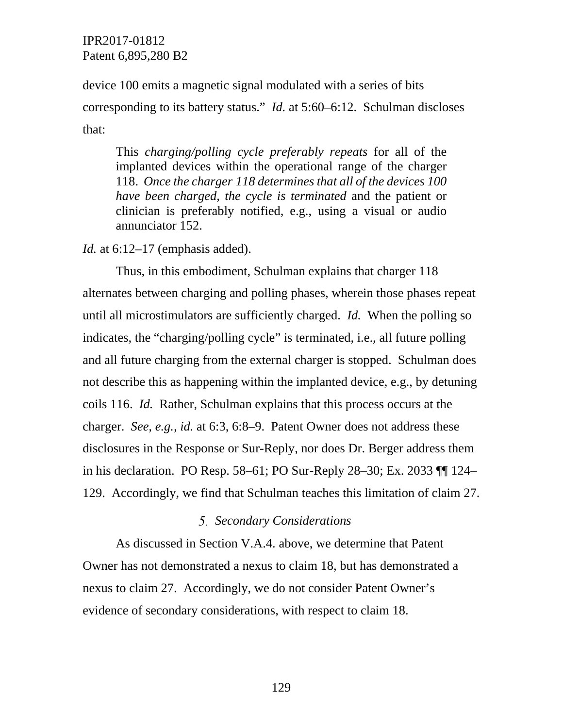device 100 emits a magnetic signal modulated with a series of bits corresponding to its battery status." *Id.* at 5:60–6:12. Schulman discloses that:

> This *charging/polling cycle preferably repeats* for all of the implanted devices within the operational range of the charger 118. *Once the charger 118 determines that all of the devices 100 have been charged, the cycle is terminated* and the patient or clinician is preferably notified, e.g., using a visual or audio annunciator 152.

*Id.* at 6:12–17 (emphasis added).

Thus, in this embodiment, Schulman explains that charger 118 alternates between charging and polling phases, wherein those phases repeat until all microstimulators are sufficiently charged. *Id.* When the polling so indicates, the "charging/polling cycle" is terminated, i.e., all future polling and all future charging from the external charger is stopped. Schulman does not describe this as happening within the implanted device, e.g., by detuning coils 116. *Id.* Rather, Schulman explains that this process occurs at the charger. *See, e.g., id.* at 6:3, 6:8–9. Patent Owner does not address these disclosures in the Response or Sur-Reply, nor does Dr. Berger address them in his declaration. PO Resp. 58–61; PO Sur-Reply 28–30; Ex. 2033 ¶¶ 124–129. Accordingly, we find that Schulman teaches this limitation of claim 27.

### *5. Secondary Considerations*

As discussed in Section V.A.4. above, we determine that Patent Owner has not demonstrated a nexus to claim 18, but has demonstrated a nexus to claim 27. Accordingly, we do not consider Patent Owner's evidence of secondary considerations, with respect to claim 18.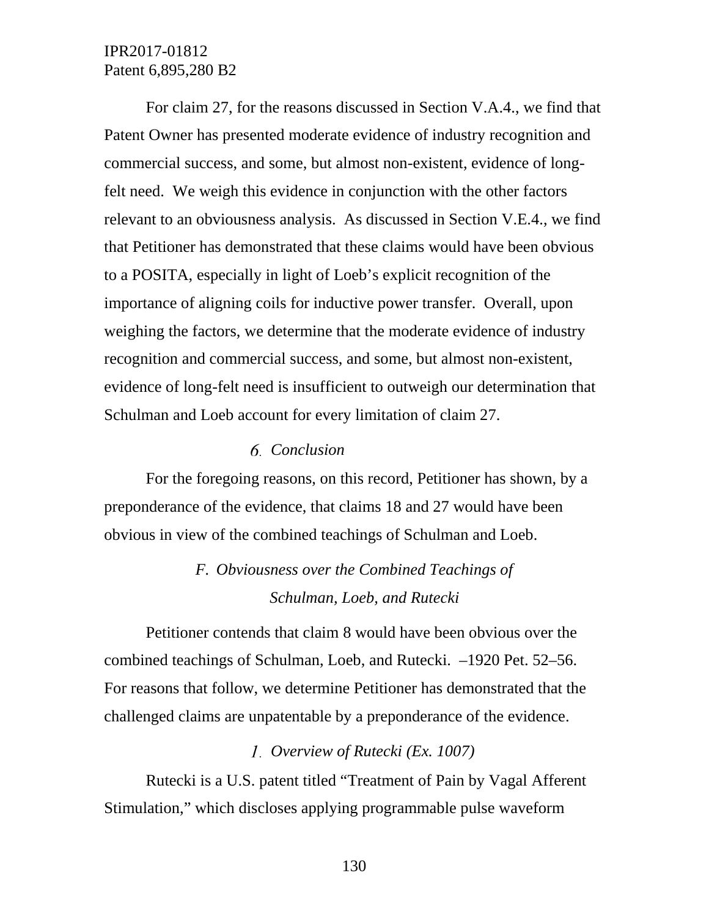For claim 27, for the reasons discussed in Section V.A.4., we find that Patent Owner has presented moderate evidence of industry recognition and commercial success, and some, but almost non-existent, evidence of long-felt need. We weigh this evidence in conjunction with the other factors relevant to an obviousness analysis. As discussed in Section V.E.4., we find that Petitioner has demonstrated that these claims would have been obvious to a POSITA, especially in light of Loeb's explicit recognition of the importance of aligning coils for inductive power transfer. Overall, upon weighing the factors, we determine that the moderate evidence of industry recognition and commercial success, and some, but almost non-existent, evidence of long-felt need is insufficient to outweigh our determination that Schulman and Loeb account for every limitation of claim 27.

#### *6. Conclusion*

For the foregoing reasons, on this record, Petitioner has shown, by a preponderance of the evidence, that claims 18 and 27 would have been obvious in view of the combined teachings of Schulman and Loeb.

### *F. Obviousness over the Combined Teachings of Schulman, Loeb, and Rutecki*

Petitioner contends that claim 8 would have been obvious over the combined teachings of Schulman, Loeb, and Rutecki. –1920 Pet. 52–56. For reasons that follow, we determine Petitioner has demonstrated that the challenged claims are unpatentable by a preponderance of the evidence.

#### *1. Overview of Rutecki (Ex. 1007)*

Rutecki is a U.S. patent titled "Treatment of Pain by Vagal Afferent Stimulation," which discloses applying programmable pulse waveform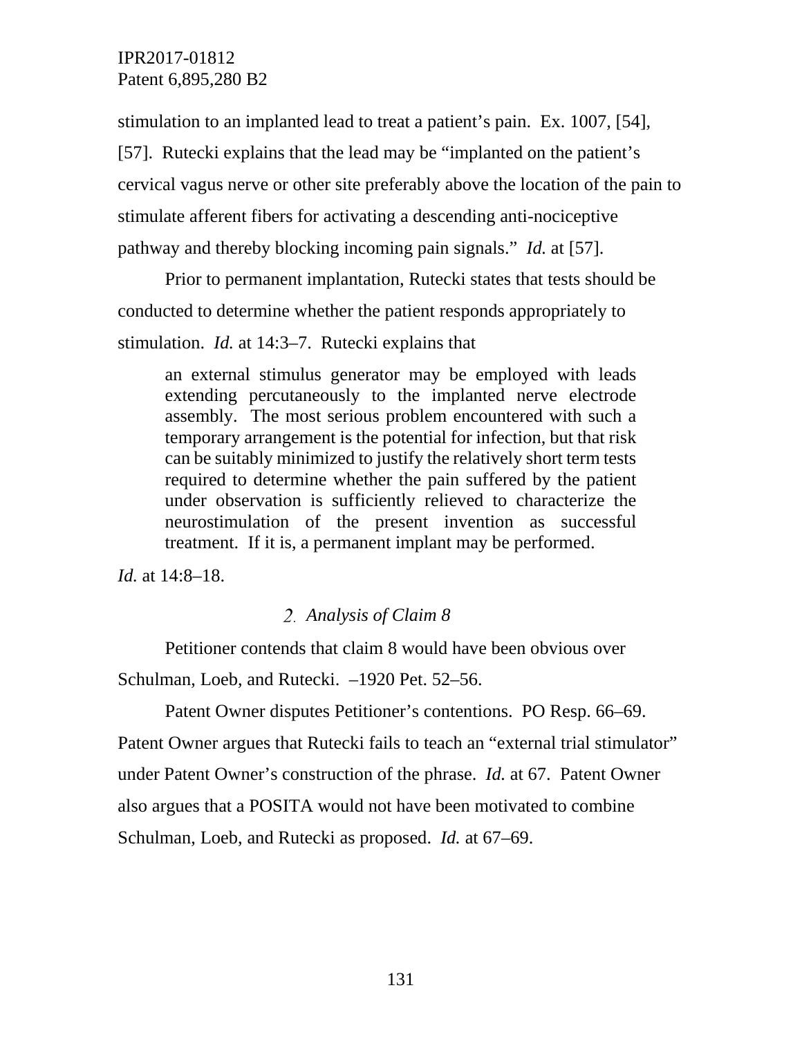stimulation to an implanted lead to treat a patient's pain. Ex. 1007, [54], [57]. Rutecki explains that the lead may be "implanted on the patient's cervical vagus nerve or other site preferably above the location of the pain to stimulate afferent fibers for activating a descending anti-nociceptive pathway and thereby blocking incoming pain signals." *Id.* at [57].

Prior to permanent implantation, Rutecki states that tests should be conducted to determine whether the patient responds appropriately to stimulation. *Id.* at 14:3–7. Rutecki explains that

> an external stimulus generator may be employed with leads extending percutaneously to the implanted nerve electrode assembly. The most serious problem encountered with such a temporary arrangement is the potential for infection, but that risk can be suitably minimized to justify the relatively short term tests required to determine whether the pain suffered by the patient under observation is sufficiently relieved to characterize the neurostimulation of the present invention as successful treatment. If it is, a permanent implant may be performed.

*Id.* at 14:8–18.

### 2. *Analysis of Claim 8*

Petitioner contends that claim 8 would have been obvious over Schulman, Loeb, and Rutecki. –1920 Pet. 52–56.

Patent Owner disputes Petitioner's contentions. PO Resp. 66–69. Patent Owner argues that Rutecki fails to teach an "external trial stimulator" under Patent Owner's construction of the phrase. *Id.* at 67. Patent Owner also argues that a POSITA would not have been motivated to combine Schulman, Loeb, and Rutecki as proposed. *Id.* at 67–69.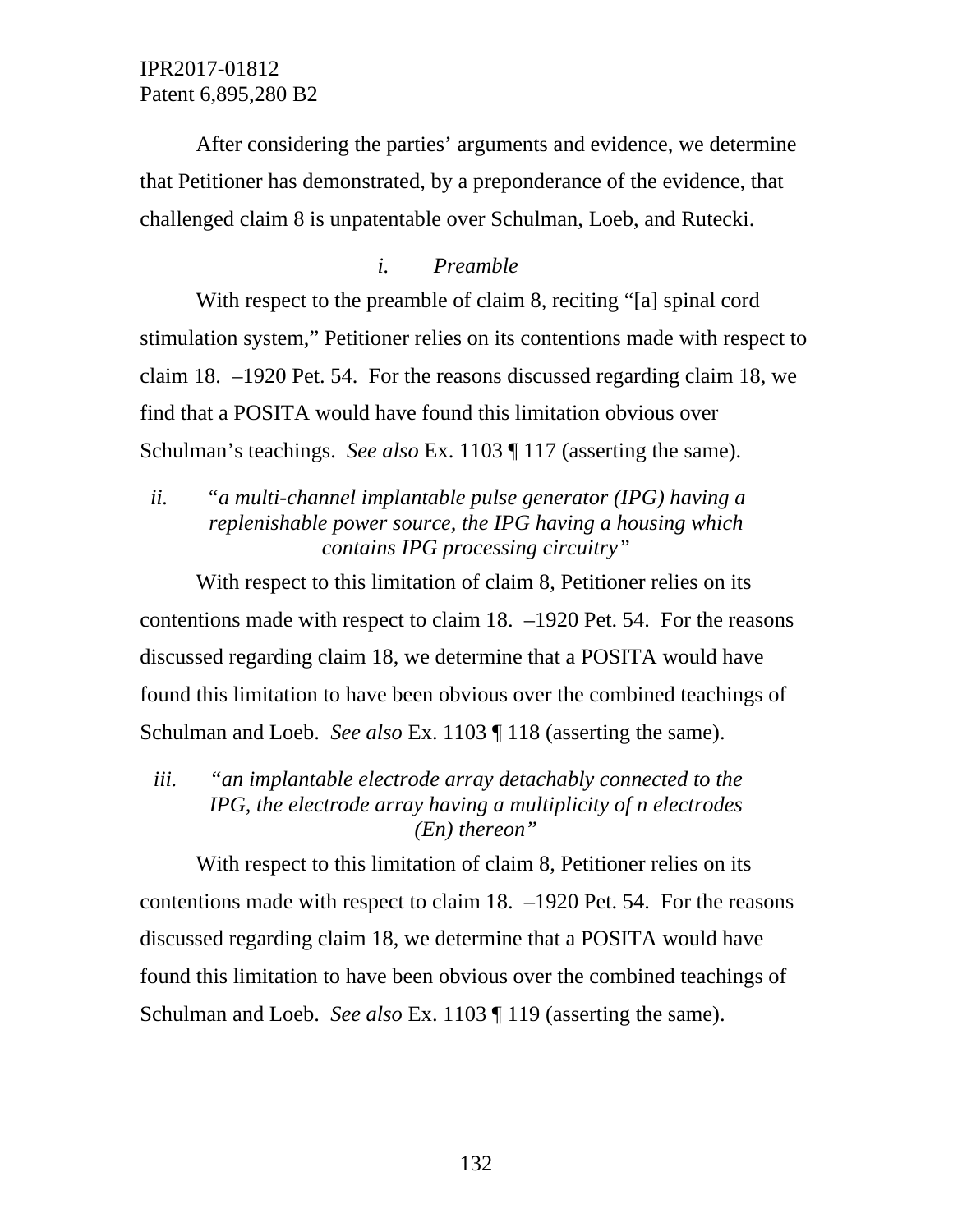After considering the parties' arguments and evidence, we determine that Petitioner has demonstrated, by a preponderance of the evidence, that challenged claim 8 is unpatentable over Schulman, Loeb, and Rutecki.

*i. Preamble*

With respect to the preamble of claim 8, reciting "[a] spinal cord stimulation system," Petitioner relies on its contentions made with respect to claim 18. –1920 Pet. 54. For the reasons discussed regarding claim 18, we find that a POSITA would have found this limitation obvious over Schulman's teachings. *See also* Ex. 1103 ¶ 117 (asserting the same).

*ii. "a multi-channel implantable pulse generator (IPG) having a replenishable power source, the IPG having a housing which contains IPG processing circuitry"*

With respect to this limitation of claim 8, Petitioner relies on its contentions made with respect to claim 18. –1920 Pet. 54. For the reasons discussed regarding claim 18, we determine that a POSITA would have found this limitation to have been obvious over the combined teachings of Schulman and Loeb. *See also* Ex. 1103 ¶ 118 (asserting the same).

*iii. "an implantable electrode array detachably connected to the IPG, the electrode array having a multiplicity of n electrodes (En) thereon"*

With respect to this limitation of claim 8, Petitioner relies on its contentions made with respect to claim 18. –1920 Pet. 54. For the reasons discussed regarding claim 18, we determine that a POSITA would have found this limitation to have been obvious over the combined teachings of Schulman and Loeb. *See also* Ex. 1103 ¶ 119 (asserting the same).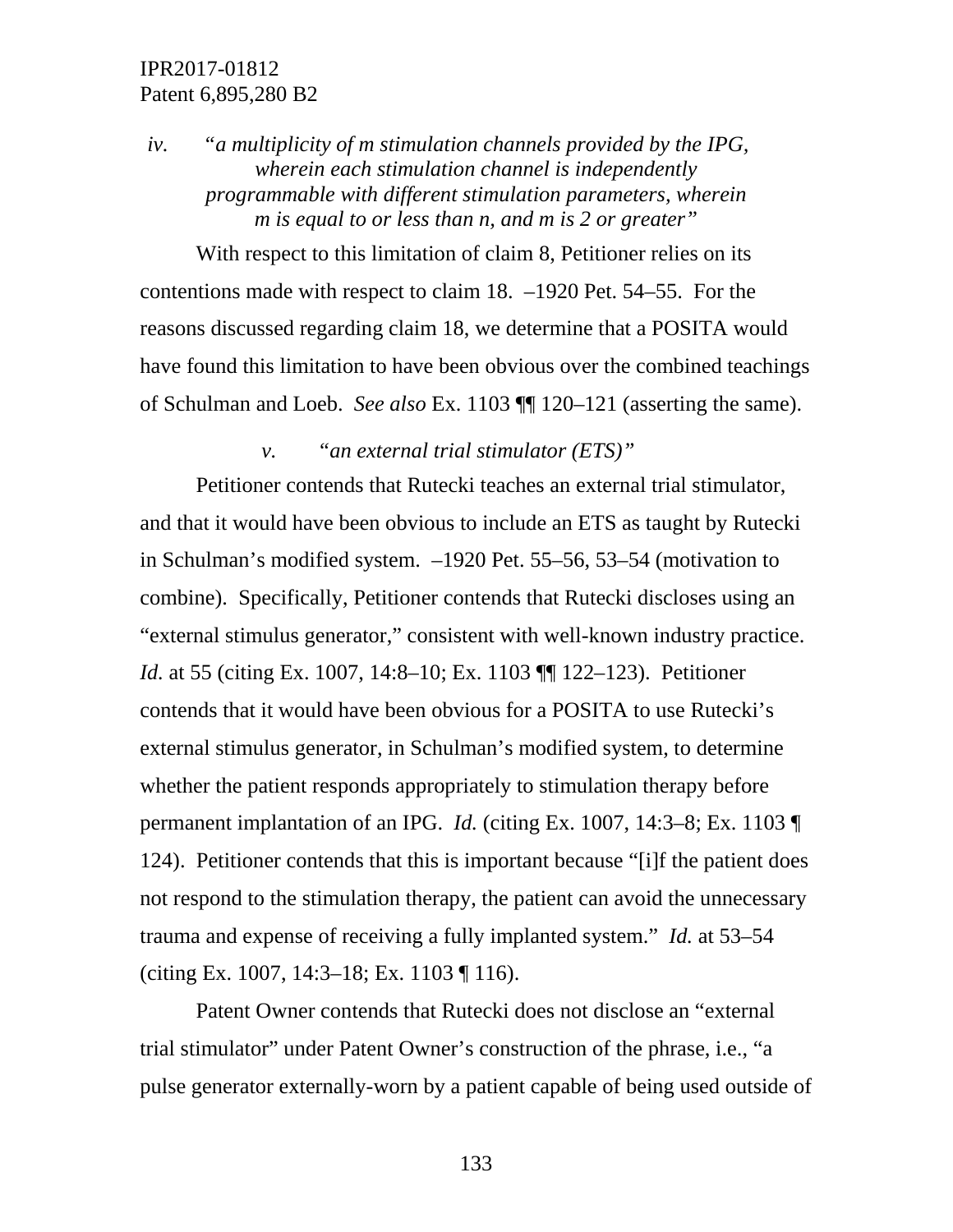*iv. "a multiplicity of m stimulation channels provided by the IPG, wherein each stimulation channel is independently programmable with different stimulation parameters, wherein m is equal to or less than n, and m is 2 or greater"*

With respect to this limitation of claim 8, Petitioner relies on its contentions made with respect to claim 18. –1920 Pet. 54–55. For the reasons discussed regarding claim 18, we determine that a POSITA would have found this limitation to have been obvious over the combined teachings of Schulman and Loeb. *See also* Ex. 1103 ¶¶ 120–121 (asserting the same).

*v. "an external trial stimulator (ETS)"*

Petitioner contends that Rutecki teaches an external trial stimulator, and that it would have been obvious to include an ETS as taught by Rutecki in Schulman's modified system. –1920 Pet. 55–56, 53–54 (motivation to combine). Specifically, Petitioner contends that Rutecki discloses using an "external stimulus generator," consistent with well-known industry practice. *Id.* at 55 (citing Ex. 1007, 14:8–10; Ex. 1103 ¶¶ 122–123). Petitioner contends that it would have been obvious for a POSITA to use Rutecki's external stimulus generator, in Schulman's modified system, to determine whether the patient responds appropriately to stimulation therapy before permanent implantation of an IPG. *Id.* (citing Ex. 1007, 14:3–8; Ex. 1103 ¶ 124). Petitioner contends that this is important because "[i]f the patient does not respond to the stimulation therapy, the patient can avoid the unnecessary trauma and expense of receiving a fully implanted system." *Id.* at 53–54 (citing Ex. 1007, 14:3–18; Ex. 1103 ¶ 116).

Patent Owner contends that Rutecki does not disclose an "external trial stimulator" under Patent Owner's construction of the phrase, i.e., "a pulse generator externally-worn by a patient capable of being used outside of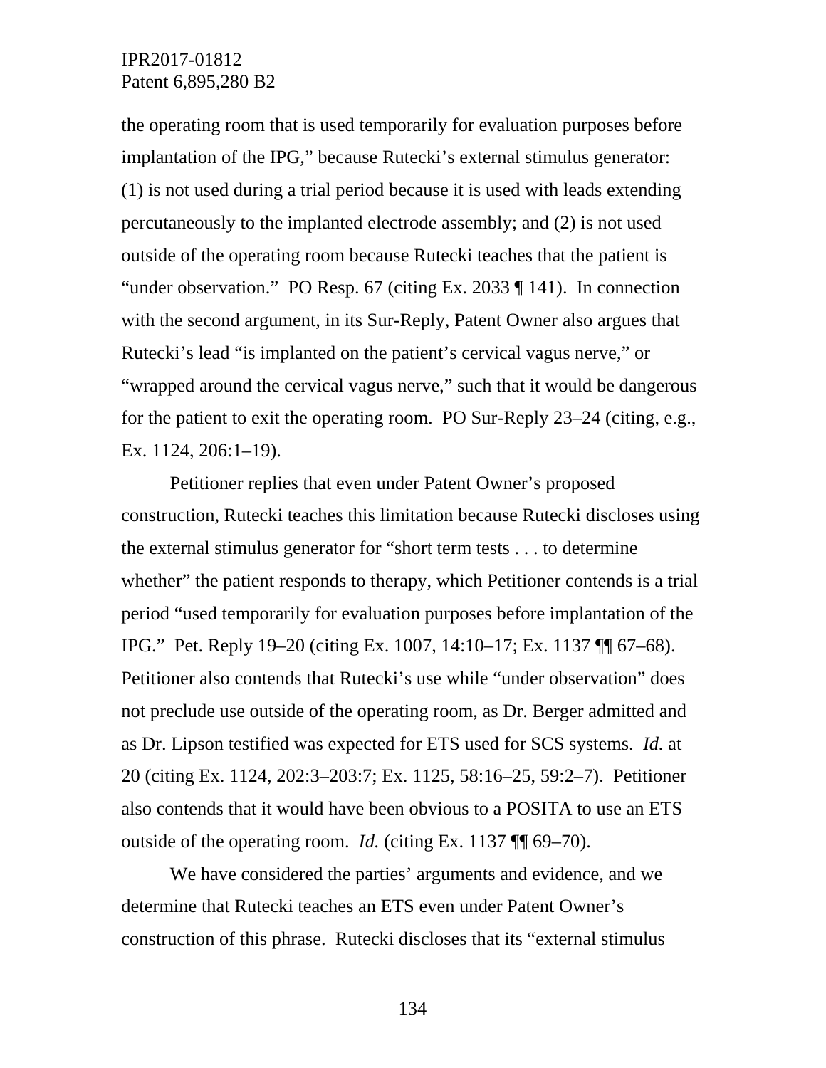the operating room that is used temporarily for evaluation purposes before implantation of the IPG," because Rutecki's external stimulus generator: (1) is not used during a trial period because it is used with leads extending percutaneously to the implanted electrode assembly; and (2) is not used outside of the operating room because Rutecki teaches that the patient is "under observation." PO Resp. 67 (citing Ex. 2033 ¶ 141). In connection with the second argument, in its Sur-Reply, Patent Owner also argues that Rutecki's lead "is implanted on the patient's cervical vagus nerve," or "wrapped around the cervical vagus nerve," such that it would be dangerous for the patient to exit the operating room. PO Sur-Reply 23–24 (citing, e.g., Ex. 1124, 206:1–19).

Petitioner replies that even under Patent Owner's proposed construction, Rutecki teaches this limitation because Rutecki discloses using the external stimulus generator for "short term tests . . . to determine whether" the patient responds to therapy, which Petitioner contends is a trial period "used temporarily for evaluation purposes before implantation of the IPG." Pet. Reply 19–20 (citing Ex. 1007, 14:10–17; Ex. 1137 ¶¶ 67–68). Petitioner also contends that Rutecki's use while "under observation" does not preclude use outside of the operating room, as Dr. Berger admitted and as Dr. Lipson testified was expected for ETS used for SCS systems. *Id.* at 20 (citing Ex. 1124, 202:3–203:7; Ex. 1125, 58:16–25, 59:2–7). Petitioner also contends that it would have been obvious to a POSITA to use an ETS outside of the operating room. *Id.* (citing Ex. 1137 ¶¶ 69–70).

We have considered the parties' arguments and evidence, and we determine that Rutecki teaches an ETS even under Patent Owner's construction of this phrase. Rutecki discloses that its "external stimulus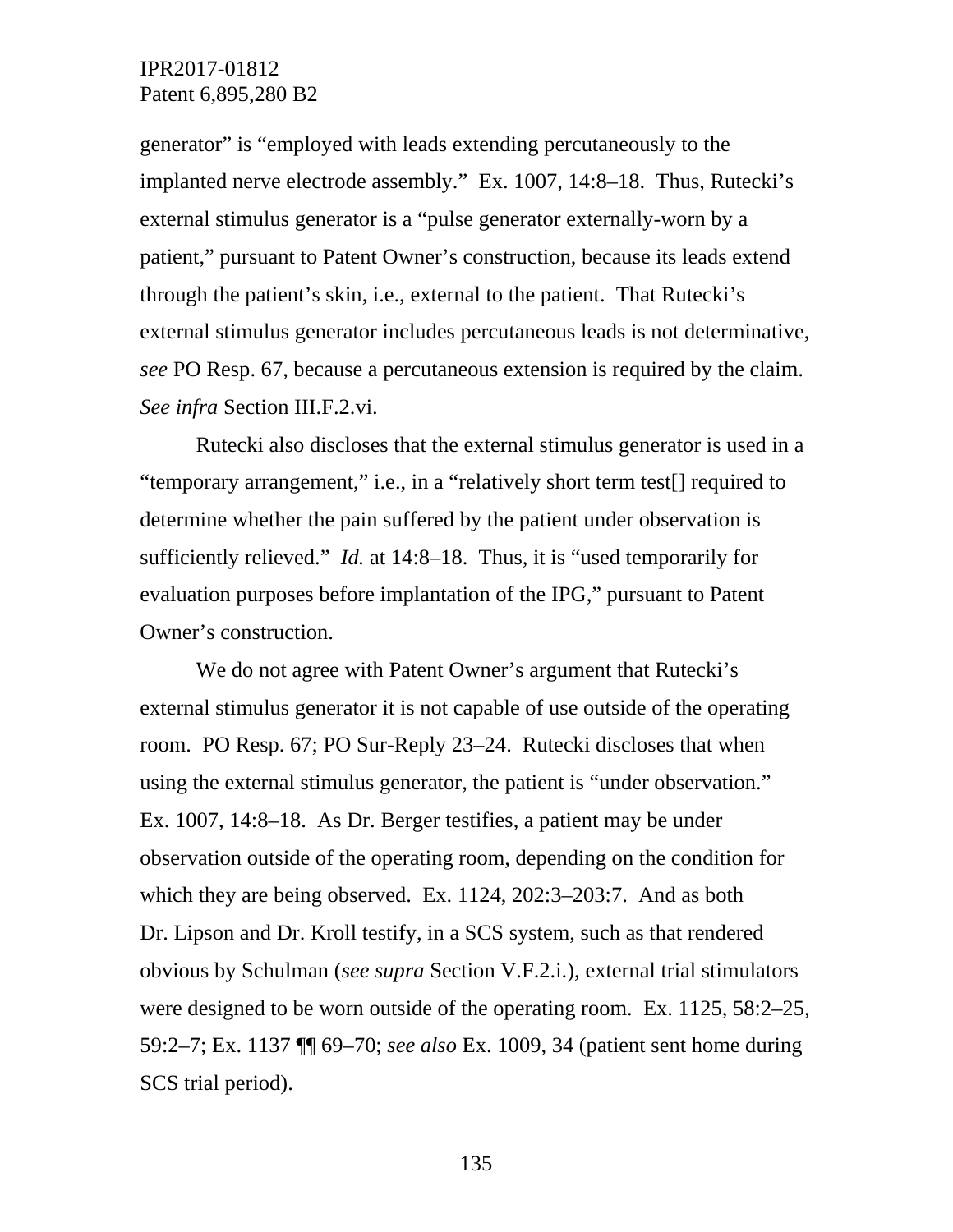generator" is "employed with leads extending percutaneously to the implanted nerve electrode assembly." Ex. 1007, 14:8–18. Thus, Rutecki's external stimulus generator is a "pulse generator externally-worn by a patient," pursuant to Patent Owner's construction, because its leads extend through the patient's skin, i.e., external to the patient. That Rutecki's external stimulus generator includes percutaneous leads is not determinative, *see* PO Resp. 67, because a percutaneous extension is required by the claim. *See infra* Section III.F.2.vi.

Rutecki also discloses that the external stimulus generator is used in a "temporary arrangement," i.e., in a "relatively short term test[] required to determine whether the pain suffered by the patient under observation is sufficiently relieved." *Id.* at 14:8–18. Thus, it is "used temporarily for evaluation purposes before implantation of the IPG," pursuant to Patent Owner's construction.

We do not agree with Patent Owner's argument that Rutecki's external stimulus generator it is not capable of use outside of the operating room. PO Resp. 67; PO Sur-Reply 23–24. Rutecki discloses that when using the external stimulus generator, the patient is "under observation." Ex. 1007, 14:8–18. As Dr. Berger testifies, a patient may be under observation outside of the operating room, depending on the condition for which they are being observed. Ex. 1124, 202:3–203:7. And as both Dr. Lipson and Dr. Kroll testify, in a SCS system, such as that rendered obvious by Schulman (*see supra* Section V.F.2.i.), external trial stimulators were designed to be worn outside of the operating room. Ex. 1125, 58:2–25, 59:2–7; Ex. 1137 ¶¶ 69–70; *see also* Ex. 1009, 34 (patient sent home during SCS trial period).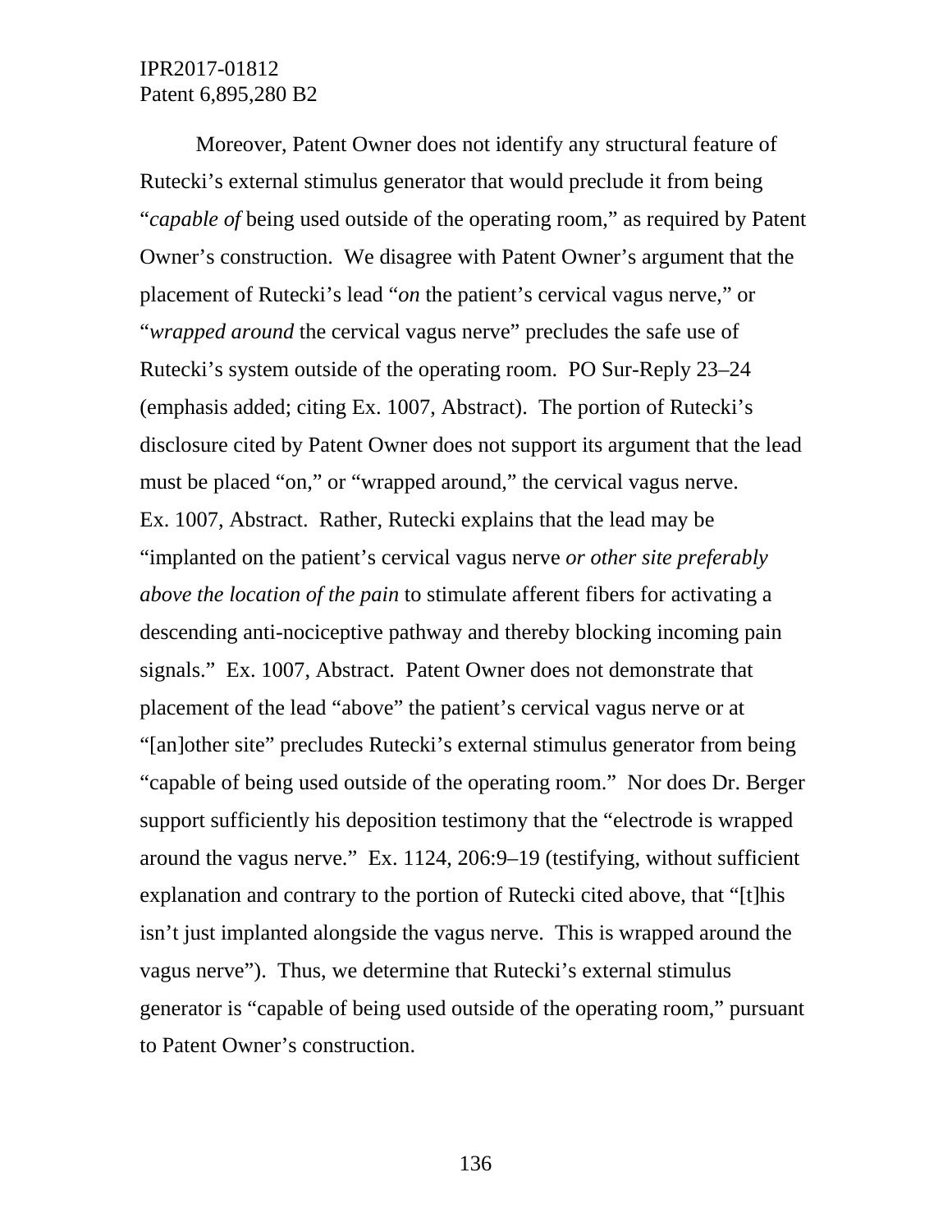Moreover, Patent Owner does not identify any structural feature of Rutecki's external stimulus generator that would preclude it from being "*capable of* being used outside of the operating room," as required by Patent Owner's construction. We disagree with Patent Owner's argument that the placement of Rutecki's lead "*on* the patient's cervical vagus nerve," or "*wrapped around* the cervical vagus nerve" precludes the safe use of Rutecki's system outside of the operating room. PO Sur-Reply 23–24 (emphasis added; citing Ex. 1007, Abstract). The portion of Rutecki's disclosure cited by Patent Owner does not support its argument that the lead must be placed "on," or "wrapped around," the cervical vagus nerve. Ex. 1007, Abstract. Rather, Rutecki explains that the lead may be "implanted on the patient's cervical vagus nerve *or other site preferably above the location of the pain* to stimulate afferent fibers for activating a descending anti-nociceptive pathway and thereby blocking incoming pain signals." Ex. 1007, Abstract. Patent Owner does not demonstrate that placement of the lead "above" the patient's cervical vagus nerve or at "[an]other site" precludes Rutecki's external stimulus generator from being "capable of being used outside of the operating room." Nor does Dr. Berger support sufficiently his deposition testimony that the "electrode is wrapped around the vagus nerve." Ex. 1124, 206:9–19 (testifying, without sufficient explanation and contrary to the portion of Rutecki cited above, that "[t]his isn't just implanted alongside the vagus nerve. This is wrapped around the vagus nerve"). Thus, we determine that Rutecki's external stimulus generator is "capable of being used outside of the operating room," pursuant to Patent Owner's construction.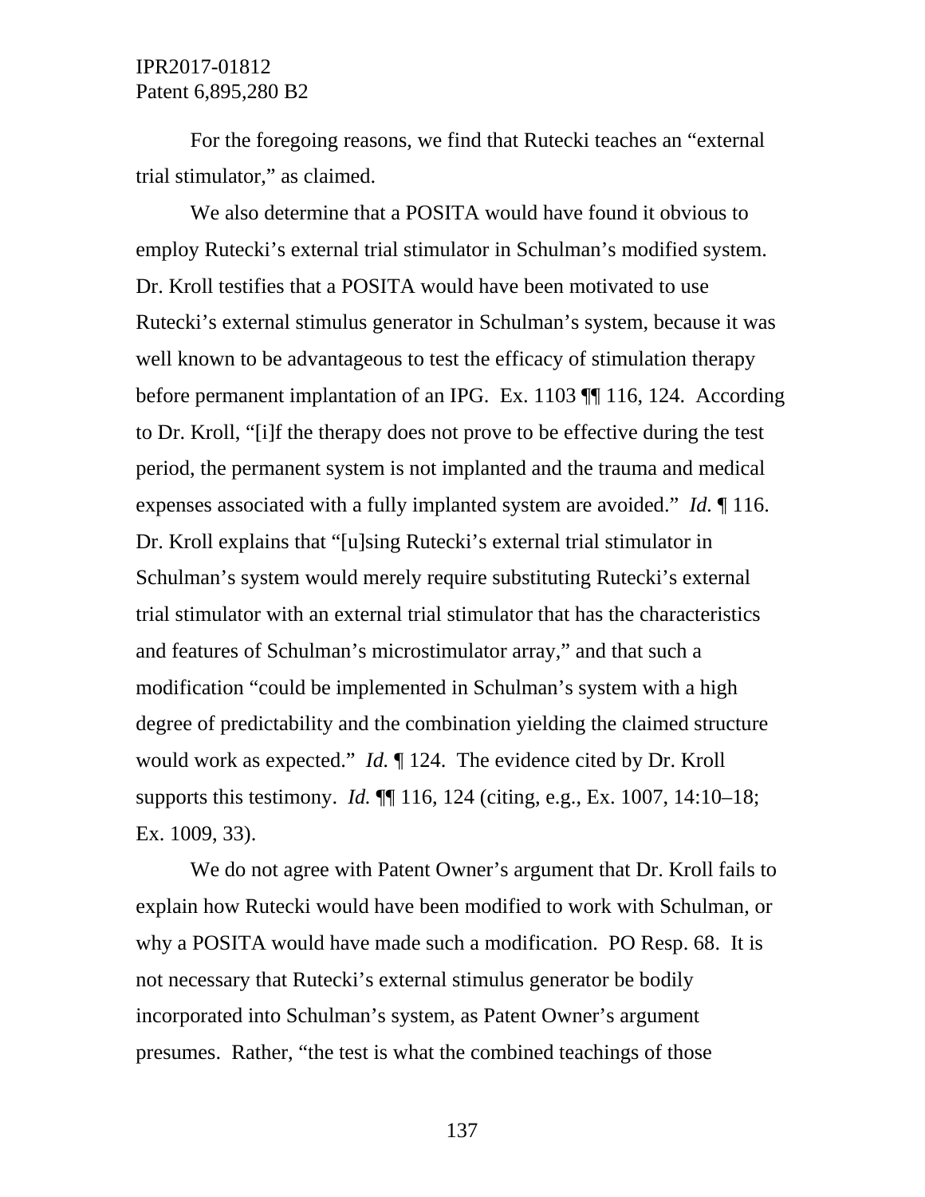For the foregoing reasons, we find that Rutecki teaches an "external trial stimulator," as claimed.

We also determine that a POSITA would have found it obvious to employ Rutecki's external trial stimulator in Schulman's modified system. Dr. Kroll testifies that a POSITA would have been motivated to use Rutecki's external stimulus generator in Schulman's system, because it was well known to be advantageous to test the efficacy of stimulation therapy before permanent implantation of an IPG. Ex. 1103 ¶¶ 116, 124. According to Dr. Kroll, "[i]f the therapy does not prove to be effective during the test period, the permanent system is not implanted and the trauma and medical expenses associated with a fully implanted system are avoided." *Id.* ¶ 116. Dr. Kroll explains that "[u]sing Rutecki's external trial stimulator in Schulman's system would merely require substituting Rutecki's external trial stimulator with an external trial stimulator that has the characteristics and features of Schulman's microstimulator array," and that such a modification "could be implemented in Schulman's system with a high degree of predictability and the combination yielding the claimed structure would work as expected." *Id.* ¶ 124. The evidence cited by Dr. Kroll supports this testimony. *Id.* ¶¶ 116, 124 (citing, e.g., Ex. 1007, 14:10–18; Ex. 1009, 33).

We do not agree with Patent Owner's argument that Dr. Kroll fails to explain how Rutecki would have been modified to work with Schulman, or why a POSITA would have made such a modification. PO Resp. 68. It is not necessary that Rutecki's external stimulus generator be bodily incorporated into Schulman's system, as Patent Owner's argument presumes. Rather, "the test is what the combined teachings of those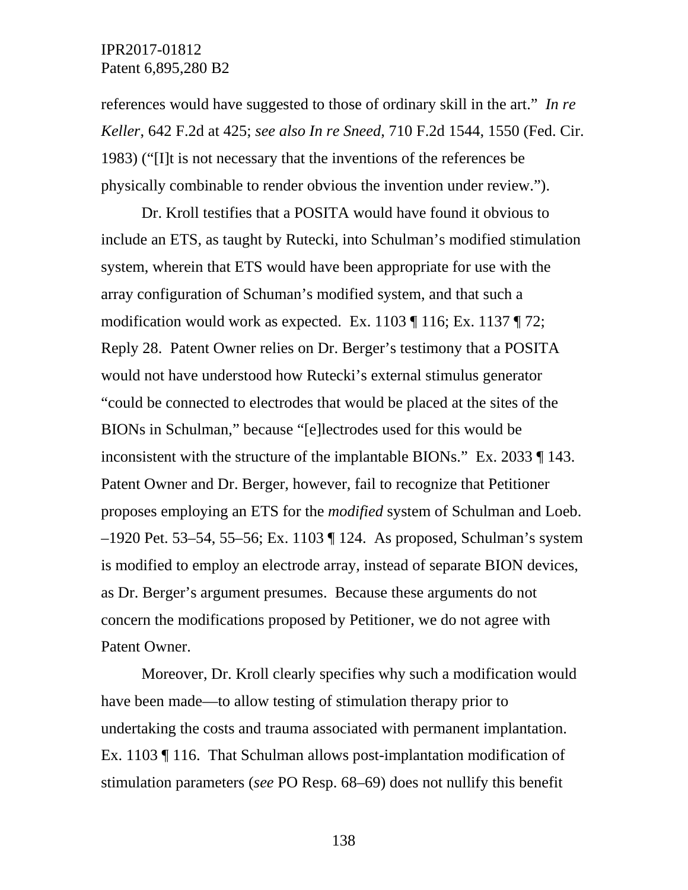references would have suggested to those of ordinary skill in the art." *In re Keller*, 642 F.2d at 425; *see also In re Sneed*, 710 F.2d 1544, 1550 (Fed. Cir. 1983) ("[I]t is not necessary that the inventions of the references be physically combinable to render obvious the invention under review.").

Dr. Kroll testifies that a POSITA would have found it obvious to include an ETS, as taught by Rutecki, into Schulman's modified stimulation system, wherein that ETS would have been appropriate for use with the array configuration of Schuman's modified system, and that such a modification would work as expected. Ex. 1103 ¶ 116; Ex. 1137 ¶ 72; Reply 28. Patent Owner relies on Dr. Berger's testimony that a POSITA would not have understood how Rutecki's external stimulus generator "could be connected to electrodes that would be placed at the sites of the BIONs in Schulman," because "[e]lectrodes used for this would be inconsistent with the structure of the implantable BIONs." Ex. 2033 ¶ 143. Patent Owner and Dr. Berger, however, fail to recognize that Petitioner proposes employing an ETS for the *modified* system of Schulman and Loeb. –1920 Pet. 53–54, 55–56; Ex. 1103 ¶ 124. As proposed, Schulman's system is modified to employ an electrode array, instead of separate BION devices, as Dr. Berger's argument presumes. Because these arguments do not concern the modifications proposed by Petitioner, we do not agree with Patent Owner.

Moreover, Dr. Kroll clearly specifies why such a modification would have been made—to allow testing of stimulation therapy prior to undertaking the costs and trauma associated with permanent implantation. Ex. 1103 ¶ 116. That Schulman allows post-implantation modification of stimulation parameters (*see* PO Resp. 68–69) does not nullify this benefit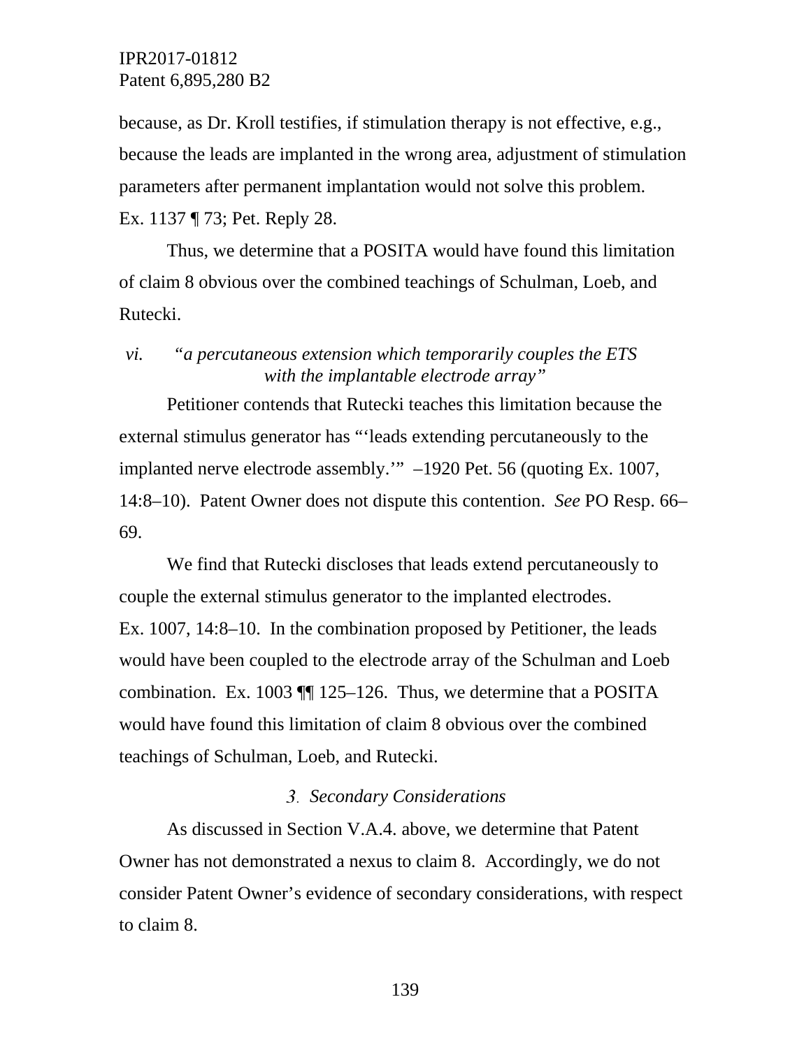because, as Dr. Kroll testifies, if stimulation therapy is not effective, e.g., because the leads are implanted in the wrong area, adjustment of stimulation parameters after permanent implantation would not solve this problem. Ex. 1137 ¶ 73; Pet. Reply 28.

Thus, we determine that a POSITA would have found this limitation of claim 8 obvious over the combined teachings of Schulman, Loeb, and Rutecki.

*vi. "a percutaneous extension which temporarily couples the ETS with the implantable electrode array"*

Petitioner contends that Rutecki teaches this limitation because the external stimulus generator has "'leads extending percutaneously to the implanted nerve electrode assembly.'" –1920 Pet. 56 (quoting Ex. 1007, 14:8–10). Patent Owner does not dispute this contention. *See* PO Resp. 66–69.

We find that Rutecki discloses that leads extend percutaneously to couple the external stimulus generator to the implanted electrodes. Ex. 1007, 14:8–10. In the combination proposed by Petitioner, the leads would have been coupled to the electrode array of the Schulman and Loeb combination. Ex. 1003 ¶¶ 125–126. Thus, we determine that a POSITA would have found this limitation of claim 8 obvious over the combined teachings of Schulman, Loeb, and Rutecki.

### *3. Secondary Considerations*

As discussed in Section V.A.4. above, we determine that Patent Owner has not demonstrated a nexus to claim 8. Accordingly, we do not consider Patent Owner's evidence of secondary considerations, with respect to claim 8.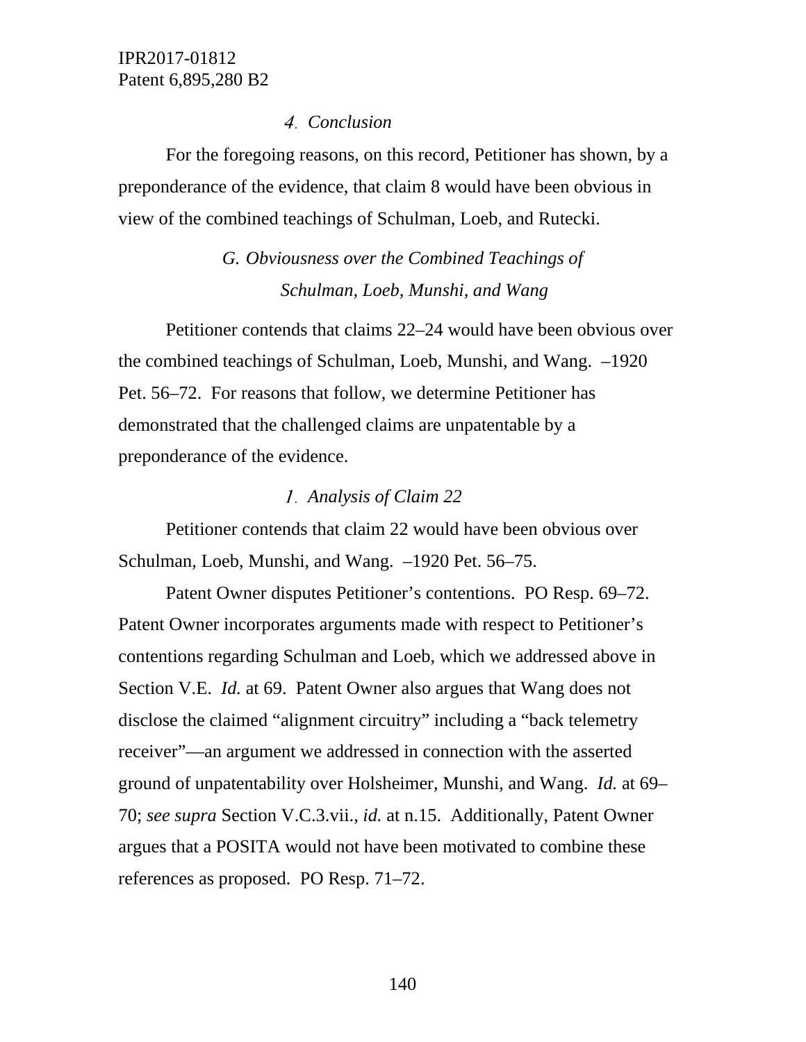#### 4. *Conclusion*

For the foregoing reasons, on this record, Petitioner has shown, by a preponderance of the evidence, that claim 8 would have been obvious in view of the combined teachings of Schulman, Loeb, and Rutecki.

### *G. Obviousness over the Combined Teachings of Schulman, Loeb, Munshi, and Wang*

Petitioner contends that claims 22–24 would have been obvious over the combined teachings of Schulman, Loeb, Munshi, and Wang. –1920 Pet. 56–72. For reasons that follow, we determine Petitioner has demonstrated that the challenged claims are unpatentable by a preponderance of the evidence.

#### 1. *Analysis of Claim 22*

Petitioner contends that claim 22 would have been obvious over Schulman, Loeb, Munshi, and Wang. –1920 Pet. 56–75.

Patent Owner disputes Petitioner's contentions. PO Resp. 69–72. Patent Owner incorporates arguments made with respect to Petitioner's contentions regarding Schulman and Loeb, which we addressed above in Section V.E. *Id.* at 69. Patent Owner also argues that Wang does not disclose the claimed "alignment circuitry" including a "back telemetry receiver"—an argument we addressed in connection with the asserted ground of unpatentability over Holsheimer, Munshi, and Wang. *Id.* at 69–70; *see supra* Section V.C.3.vii., *id.* at n.15. Additionally, Patent Owner argues that a POSITA would not have been motivated to combine these references as proposed. PO Resp. 71–72.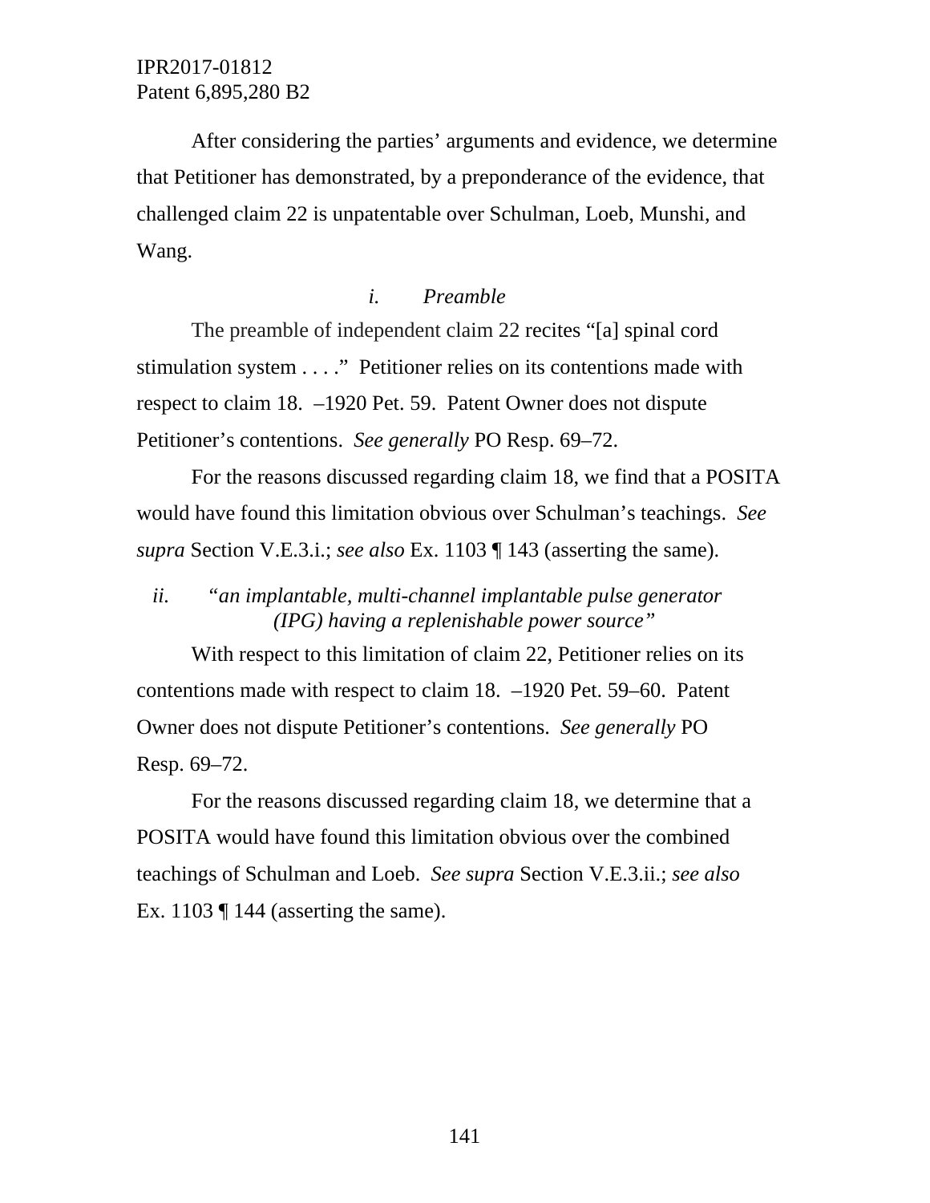After considering the parties' arguments and evidence, we determine that Petitioner has demonstrated, by a preponderance of the evidence, that challenged claim 22 is unpatentable over Schulman, Loeb, Munshi, and Wang.

*i. Preamble*

The preamble of independent claim 22 recites "[a] spinal cord stimulation system . . . ." Petitioner relies on its contentions made with respect to claim 18. –1920 Pet. 59. Patent Owner does not dispute Petitioner's contentions. *See generally* PO Resp. 69–72.

For the reasons discussed regarding claim 18, we find that a POSITA would have found this limitation obvious over Schulman's teachings. *See supra* Section V.E.3.i.; *see also* Ex. 1103 ¶ 143 (asserting the same).

*ii. "an implantable, multi-channel implantable pulse generator (IPG) having a replenishable power source"*

With respect to this limitation of claim 22, Petitioner relies on its contentions made with respect to claim 18. –1920 Pet. 59–60. Patent Owner does not dispute Petitioner's contentions. *See generally* PO Resp. 69–72.

For the reasons discussed regarding claim 18, we determine that a POSITA would have found this limitation obvious over the combined teachings of Schulman and Loeb. *See supra* Section V.E.3.ii.; *see also* Ex. 1103 ¶ 144 (asserting the same).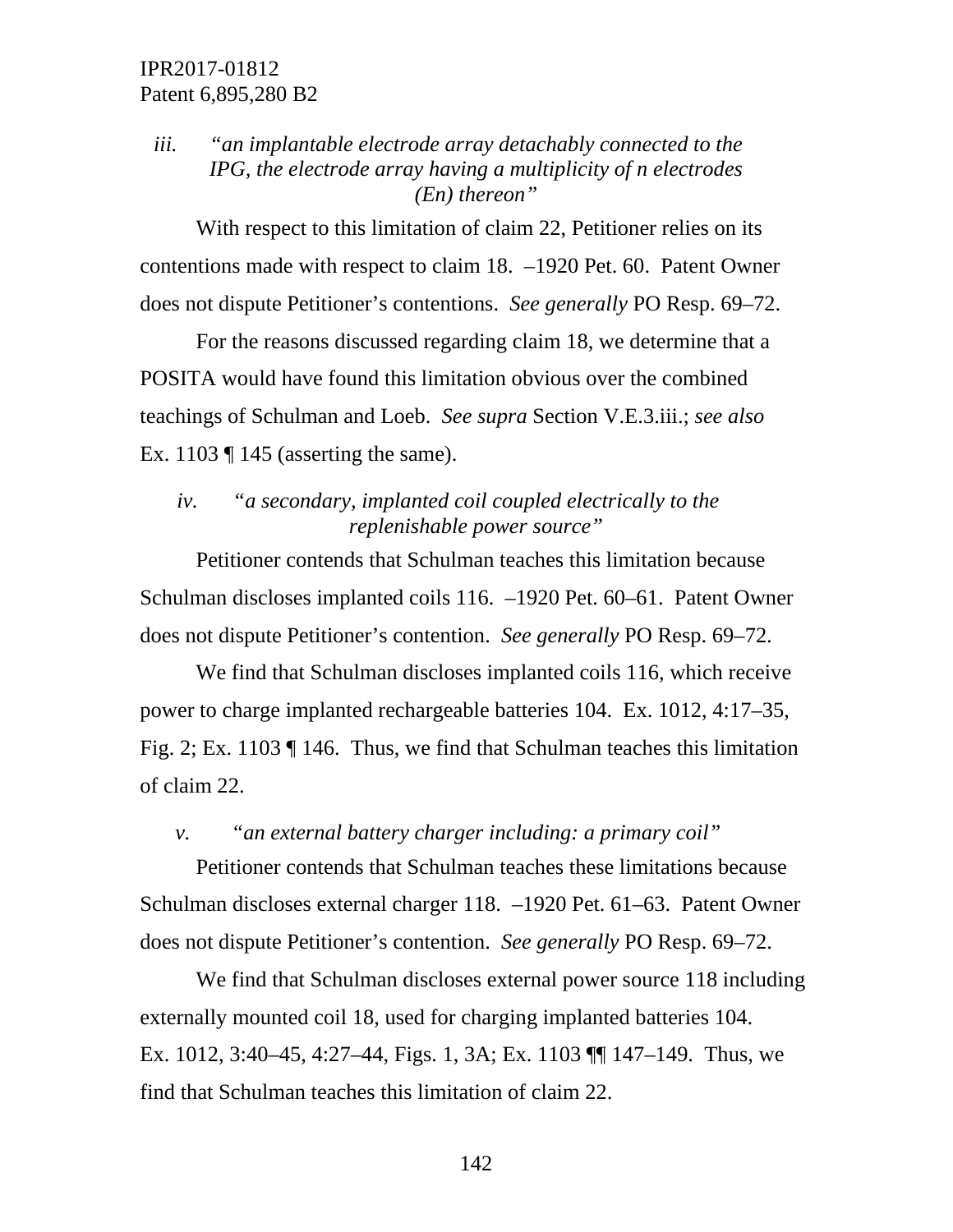*iii. "an implantable electrode array detachably connected to the IPG, the electrode array having a multiplicity of n electrodes (En) thereon"*

With respect to this limitation of claim 22, Petitioner relies on its contentions made with respect to claim 18. –1920 Pet. 60. Patent Owner does not dispute Petitioner's contentions. *See generally* PO Resp. 69–72.

For the reasons discussed regarding claim 18, we determine that a POSITA would have found this limitation obvious over the combined teachings of Schulman and Loeb. *See supra* Section V.E.3.iii.; *see also* Ex. 1103 ¶ 145 (asserting the same).

*iv. "a secondary, implanted coil coupled electrically to the replenishable power source"*

Petitioner contends that Schulman teaches this limitation because Schulman discloses implanted coils 116. –1920 Pet. 60–61. Patent Owner does not dispute Petitioner's contention. *See generally* PO Resp. 69–72.

We find that Schulman discloses implanted coils 116, which receive power to charge implanted rechargeable batteries 104. Ex. 1012, 4:17–35, Fig. 2; Ex. 1103 ¶ 146. Thus, we find that Schulman teaches this limitation of claim 22.

*v. "an external battery charger including: a primary coil"*

Petitioner contends that Schulman teaches these limitations because Schulman discloses external charger 118. –1920 Pet. 61–63. Patent Owner does not dispute Petitioner's contention. *See generally* PO Resp. 69–72.

We find that Schulman discloses external power source 118 including externally mounted coil 18, used for charging implanted batteries 104. Ex. 1012, 3:40–45, 4:27–44, Figs. 1, 3A; Ex. 1103 ¶¶ 147–149. Thus, we find that Schulman teaches this limitation of claim 22.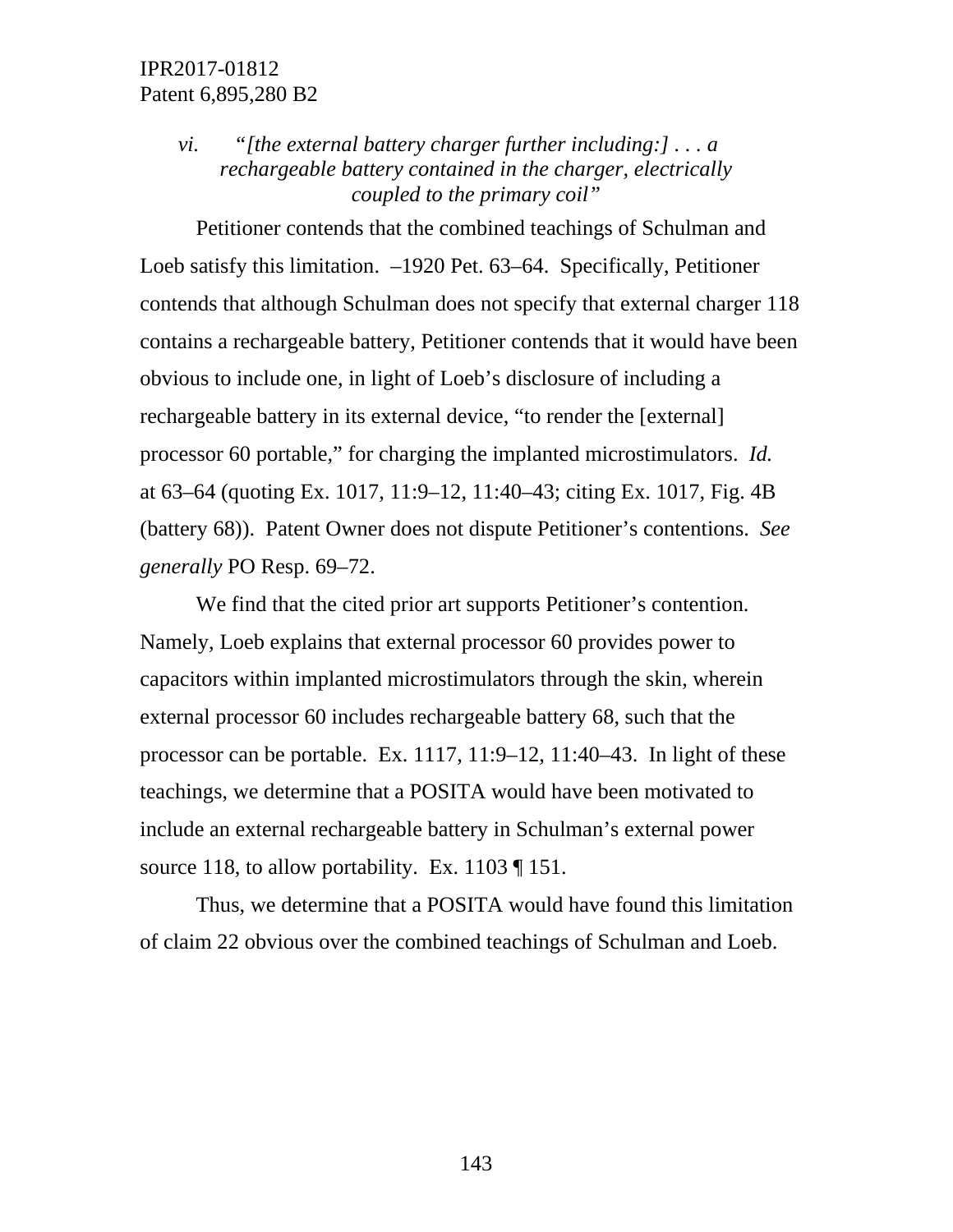*vi. "[the external battery charger further including:] . . . a rechargeable battery contained in the charger, electrically coupled to the primary coil"*

Petitioner contends that the combined teachings of Schulman and Loeb satisfy this limitation. –1920 Pet. 63–64. Specifically, Petitioner contends that although Schulman does not specify that external charger 118 contains a rechargeable battery, Petitioner contends that it would have been obvious to include one, in light of Loeb's disclosure of including a rechargeable battery in its external device, "to render the [external] processor 60 portable," for charging the implanted microstimulators. *Id.* at 63–64 (quoting Ex. 1017, 11:9–12, 11:40–43; citing Ex. 1017, Fig. 4B (battery 68)). Patent Owner does not dispute Petitioner's contentions. *See generally* PO Resp. 69–72.

We find that the cited prior art supports Petitioner's contention. Namely, Loeb explains that external processor 60 provides power to capacitors within implanted microstimulators through the skin, wherein external processor 60 includes rechargeable battery 68, such that the processor can be portable. Ex. 1117, 11:9–12, 11:40–43. In light of these teachings, we determine that a POSITA would have been motivated to include an external rechargeable battery in Schulman's external power source 118, to allow portability. Ex. 1103 ¶ 151.

Thus, we determine that a POSITA would have found this limitation of claim 22 obvious over the combined teachings of Schulman and Loeb.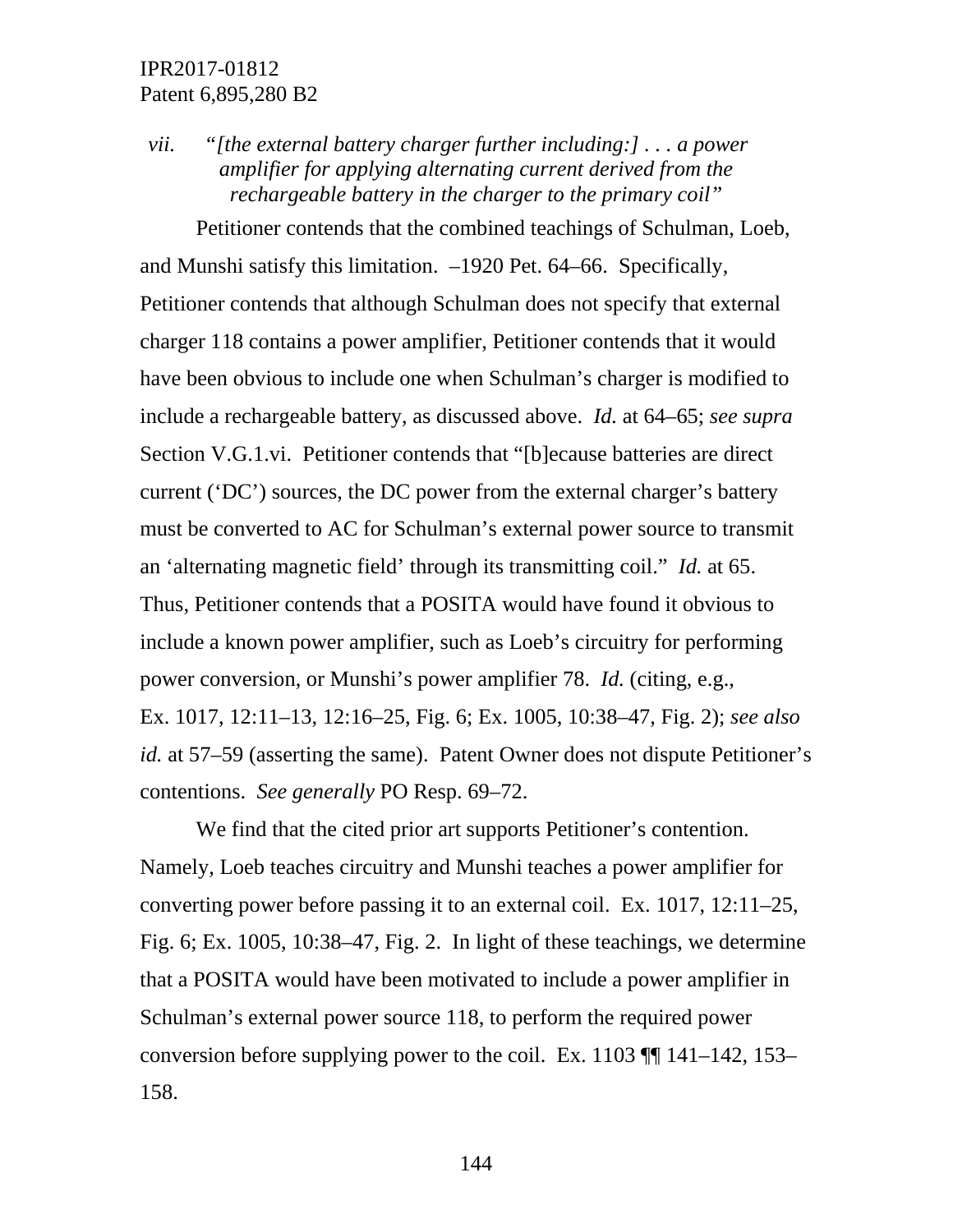*vii. "[the external battery charger further including:] . . . a power amplifier for applying alternating current derived from the rechargeable battery in the charger to the primary coil"*

Petitioner contends that the combined teachings of Schulman, Loeb, and Munshi satisfy this limitation. –1920 Pet. 64–66. Specifically, Petitioner contends that although Schulman does not specify that external charger 118 contains a power amplifier, Petitioner contends that it would have been obvious to include one when Schulman's charger is modified to include a rechargeable battery, as discussed above. *Id.* at 64–65; *see supra* Section V.G.1.vi. Petitioner contends that "[b]ecause batteries are direct current ('DC') sources, the DC power from the external charger's battery must be converted to AC for Schulman's external power source to transmit an 'alternating magnetic field' through its transmitting coil." *Id.* at 65. Thus, Petitioner contends that a POSITA would have found it obvious to include a known power amplifier, such as Loeb's circuitry for performing power conversion, or Munshi's power amplifier 78. *Id.* (citing, e.g., Ex. 1017, 12:11–13, 12:16–25, Fig. 6; Ex. 1005, 10:38–47, Fig. 2); *see also id.* at 57–59 (asserting the same). Patent Owner does not dispute Petitioner's contentions. *See generally* PO Resp. 69–72.

We find that the cited prior art supports Petitioner's contention. Namely, Loeb teaches circuitry and Munshi teaches a power amplifier for converting power before passing it to an external coil. Ex. 1017, 12:11–25, Fig. 6; Ex. 1005, 10:38–47, Fig. 2. In light of these teachings, we determine that a POSITA would have been motivated to include a power amplifier in Schulman's external power source 118, to perform the required power conversion before supplying power to the coil. Ex. 1103 ¶¶ 141–142, 153–158.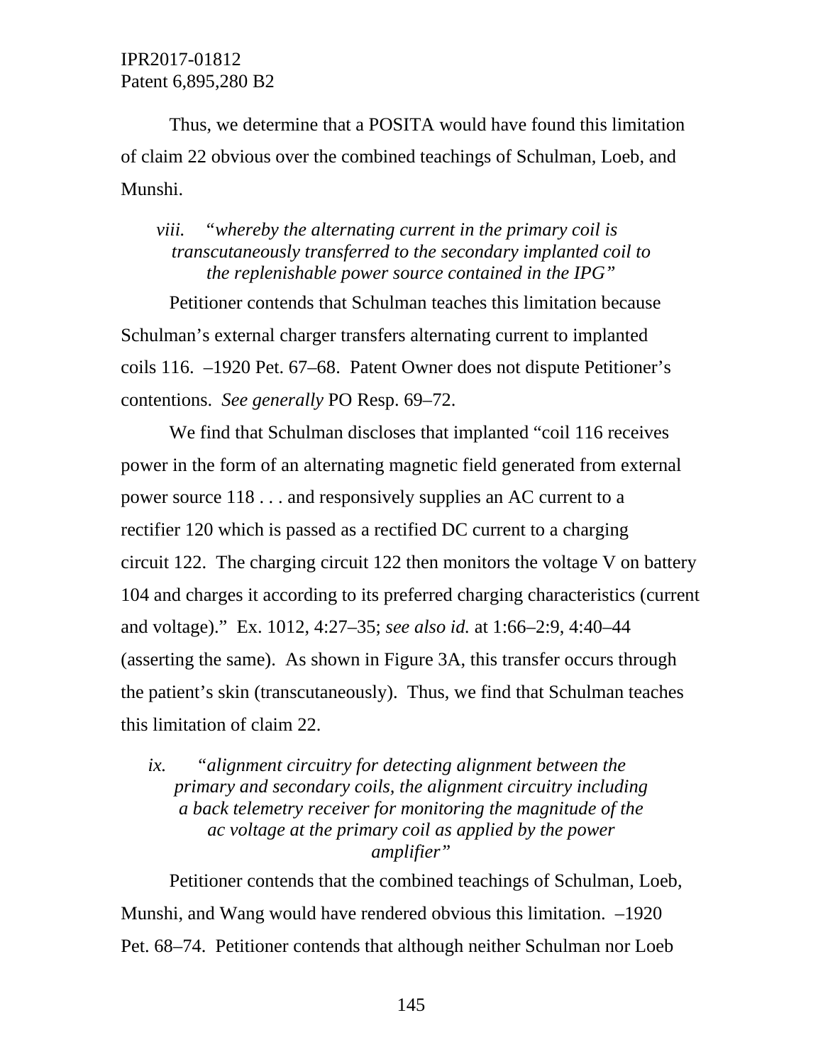Thus, we determine that a POSITA would have found this limitation of claim 22 obvious over the combined teachings of Schulman, Loeb, and Munshi.

*viii. "whereby the alternating current in the primary coil is transcutaneously transferred to the secondary implanted coil to the replenishable power source contained in the IPG"*

Petitioner contends that Schulman teaches this limitation because Schulman's external charger transfers alternating current to implanted coils 116. –1920 Pet. 67–68. Patent Owner does not dispute Petitioner's contentions. *See generally* PO Resp. 69–72.

We find that Schulman discloses that implanted "coil 116 receives power in the form of an alternating magnetic field generated from external power source 118 . . . and responsively supplies an AC current to a rectifier 120 which is passed as a rectified DC current to a charging circuit 122. The charging circuit 122 then monitors the voltage V on battery 104 and charges it according to its preferred charging characteristics (current and voltage)." Ex. 1012, 4:27–35; *see also id.* at 1:66–2:9, 4:40–44 (asserting the same). As shown in Figure 3A, this transfer occurs through the patient's skin (transcutaneously). Thus, we find that Schulman teaches this limitation of claim 22.

*ix. "alignment circuitry for detecting alignment between the primary and secondary coils, the alignment circuitry including a back telemetry receiver for monitoring the magnitude of the ac voltage at the primary coil as applied by the power amplifier"*

Petitioner contends that the combined teachings of Schulman, Loeb, Munshi, and Wang would have rendered obvious this limitation. –1920 Pet. 68–74. Petitioner contends that although neither Schulman nor Loeb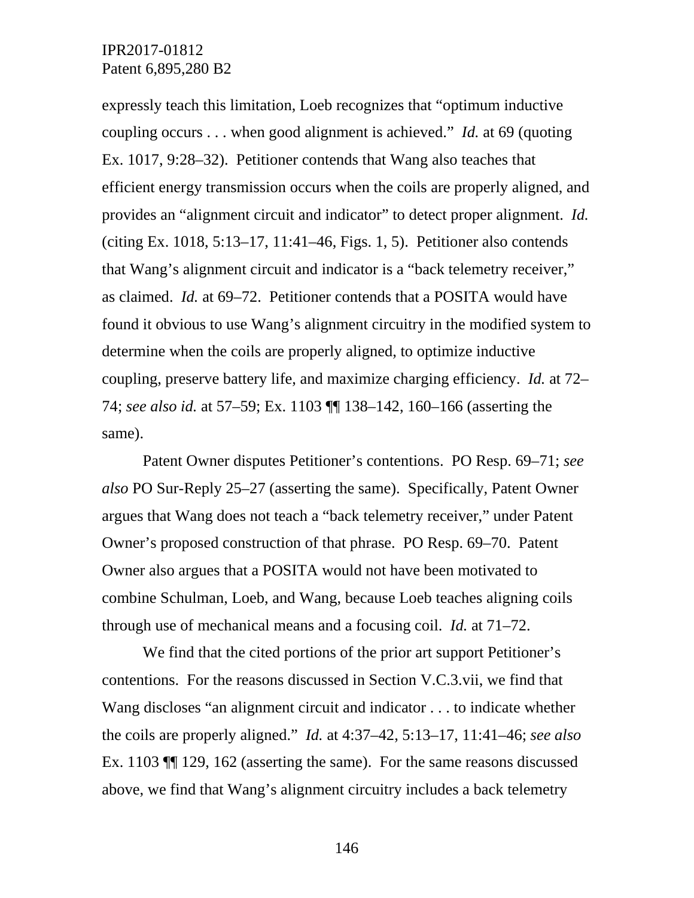expressly teach this limitation, Loeb recognizes that "optimum inductive coupling occurs . . . when good alignment is achieved." *Id.* at 69 (quoting Ex. 1017, 9:28–32). Petitioner contends that Wang also teaches that efficient energy transmission occurs when the coils are properly aligned, and provides an "alignment circuit and indicator" to detect proper alignment. *Id.* (citing Ex. 1018, 5:13–17, 11:41–46, Figs. 1, 5). Petitioner also contends that Wang's alignment circuit and indicator is a "back telemetry receiver," as claimed. *Id.* at 69–72. Petitioner contends that a POSITA would have found it obvious to use Wang's alignment circuitry in the modified system to determine when the coils are properly aligned, to optimize inductive coupling, preserve battery life, and maximize charging efficiency. *Id.* at 72–74; *see also id.* at 57–59; Ex. 1103 ¶¶ 138–142, 160–166 (asserting the same).

Patent Owner disputes Petitioner's contentions. PO Resp. 69–71; *see also* PO Sur-Reply 25–27 (asserting the same). Specifically, Patent Owner argues that Wang does not teach a "back telemetry receiver," under Patent Owner's proposed construction of that phrase. PO Resp. 69–70. Patent Owner also argues that a POSITA would not have been motivated to combine Schulman, Loeb, and Wang, because Loeb teaches aligning coils through use of mechanical means and a focusing coil. *Id.* at 71–72.

We find that the cited portions of the prior art support Petitioner's contentions. For the reasons discussed in Section V.C.3.vii, we find that Wang discloses "an alignment circuit and indicator . . . to indicate whether the coils are properly aligned." *Id.* at 4:37–42, 5:13–17, 11:41–46; *see also* Ex. 1103 ¶¶ 129, 162 (asserting the same). For the same reasons discussed above, we find that Wang's alignment circuitry includes a back telemetry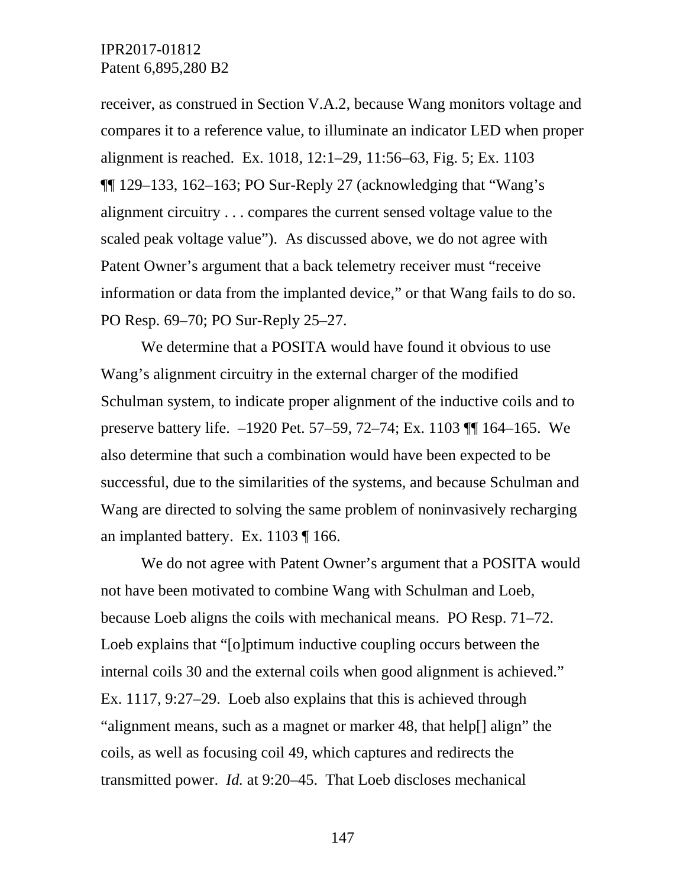receiver, as construed in Section V.A.2, because Wang monitors voltage and compares it to a reference value, to illuminate an indicator LED when proper alignment is reached. Ex. 1018, 12:1–29, 11:56–63, Fig. 5; Ex. 1103 ¶¶ 129–133, 162–163; PO Sur-Reply 27 (acknowledging that "Wang's alignment circuitry . . . compares the current sensed voltage value to the scaled peak voltage value"). As discussed above, we do not agree with Patent Owner's argument that a back telemetry receiver must "receive information or data from the implanted device," or that Wang fails to do so. PO Resp. 69–70; PO Sur-Reply 25–27.

We determine that a POSITA would have found it obvious to use Wang's alignment circuitry in the external charger of the modified Schulman system, to indicate proper alignment of the inductive coils and to preserve battery life. –1920 Pet. 57–59, 72–74; Ex. 1103 ¶¶ 164–165. We also determine that such a combination would have been expected to be successful, due to the similarities of the systems, and because Schulman and Wang are directed to solving the same problem of noninvasively recharging an implanted battery. Ex. 1103 ¶ 166.

We do not agree with Patent Owner's argument that a POSITA would not have been motivated to combine Wang with Schulman and Loeb, because Loeb aligns the coils with mechanical means. PO Resp. 71–72. Loeb explains that "[o]ptimum inductive coupling occurs between the internal coils 30 and the external coils when good alignment is achieved." Ex. 1117, 9:27–29. Loeb also explains that this is achieved through "alignment means, such as a magnet or marker 48, that help[] align" the coils, as well as focusing coil 49, which captures and redirects the transmitted power. *Id.* at 9:20–45. That Loeb discloses mechanical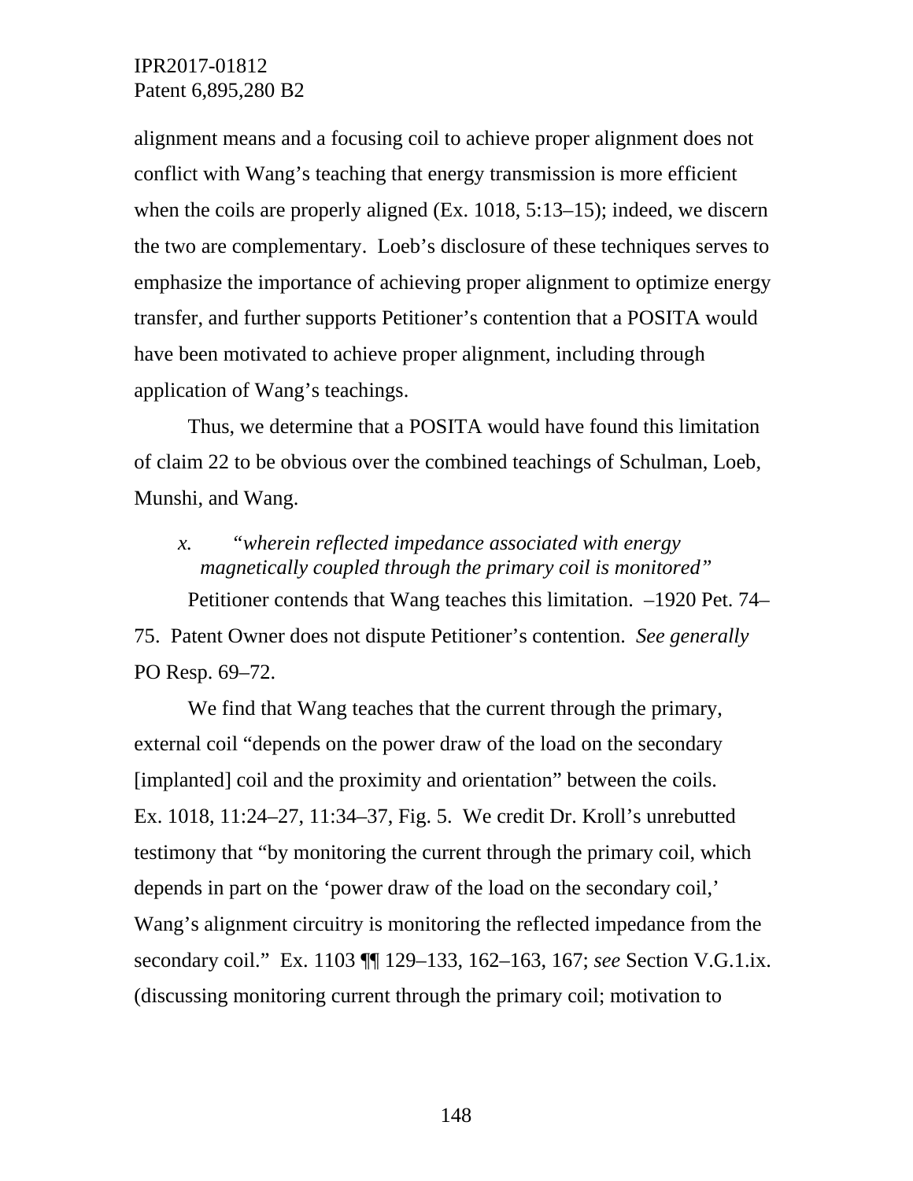alignment means and a focusing coil to achieve proper alignment does not conflict with Wang's teaching that energy transmission is more efficient when the coils are properly aligned (Ex. 1018, 5:13–15); indeed, we discern the two are complementary. Loeb's disclosure of these techniques serves to emphasize the importance of achieving proper alignment to optimize energy transfer, and further supports Petitioner's contention that a POSITA would have been motivated to achieve proper alignment, including through application of Wang's teachings.

Thus, we determine that a POSITA would have found this limitation of claim 22 to be obvious over the combined teachings of Schulman, Loeb, Munshi, and Wang.

*x. "wherein reflected impedance associated with energy magnetically coupled through the primary coil is monitored"*

Petitioner contends that Wang teaches this limitation. –1920 Pet. 74–75. Patent Owner does not dispute Petitioner's contention. *See generally* PO Resp. 69–72.

We find that Wang teaches that the current through the primary, external coil "depends on the power draw of the load on the secondary [implanted] coil and the proximity and orientation" between the coils. Ex. 1018, 11:24–27, 11:34–37, Fig. 5. We credit Dr. Kroll's unrebutted testimony that "by monitoring the current through the primary coil, which depends in part on the 'power draw of the load on the secondary coil,' Wang's alignment circuitry is monitoring the reflected impedance from the secondary coil." Ex. 1103 ¶¶ 129–133, 162–163, 167; *see* Section V.G.1.ix. (discussing monitoring current through the primary coil; motivation to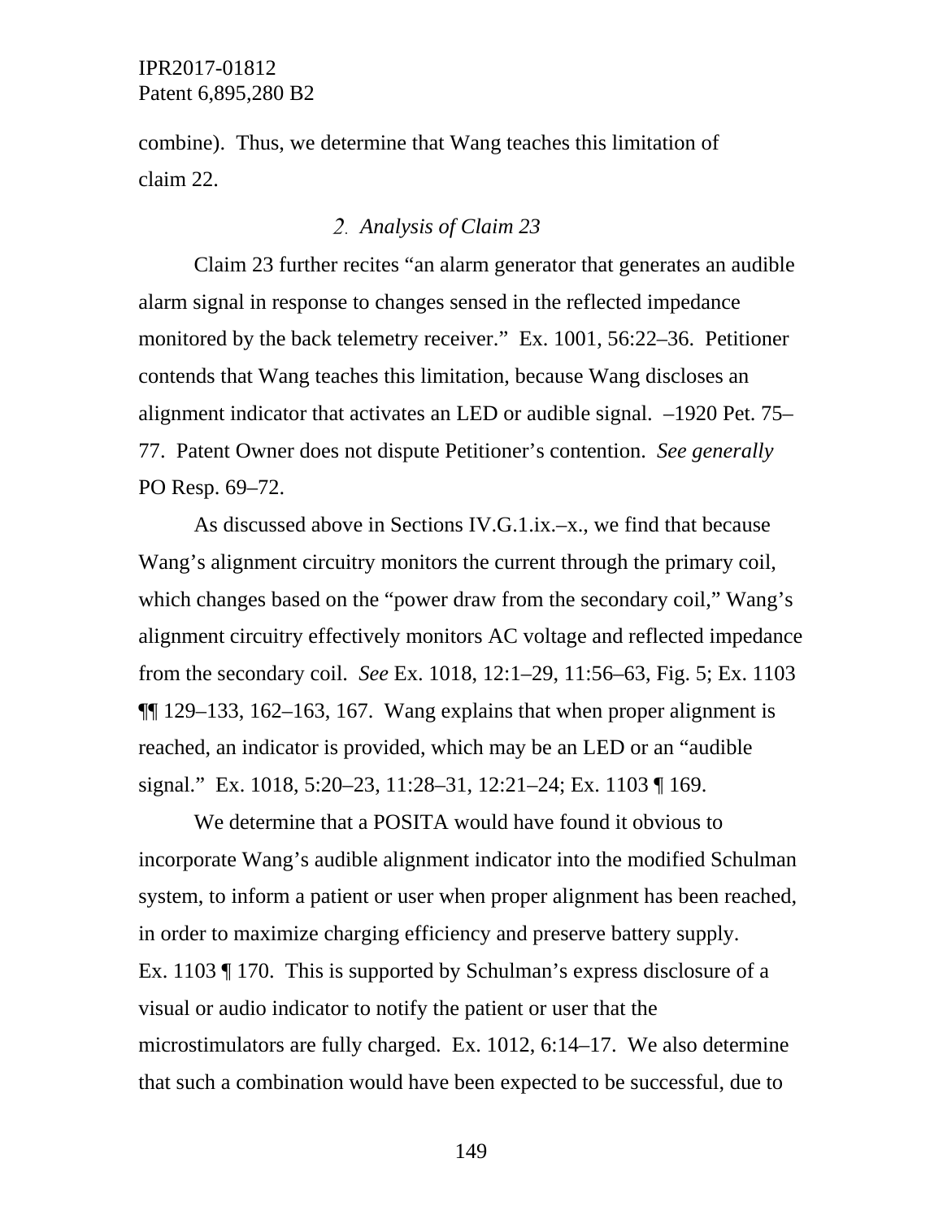combine). Thus, we determine that Wang teaches this limitation of claim 22.

### 2. *Analysis of Claim 23*

Claim 23 further recites "an alarm generator that generates an audible alarm signal in response to changes sensed in the reflected impedance monitored by the back telemetry receiver." Ex. 1001, 56:22–36. Petitioner contends that Wang teaches this limitation, because Wang discloses an alignment indicator that activates an LED or audible signal. –1920 Pet. 75–77. Patent Owner does not dispute Petitioner's contention. *See generally* PO Resp. 69–72.

As discussed above in Sections IV.G.1.ix.–x., we find that because Wang's alignment circuitry monitors the current through the primary coil, which changes based on the "power draw from the secondary coil," Wang's alignment circuitry effectively monitors AC voltage and reflected impedance from the secondary coil. *See* Ex. 1018, 12:1–29, 11:56–63, Fig. 5; Ex. 1103 ¶¶ 129–133, 162–163, 167. Wang explains that when proper alignment is reached, an indicator is provided, which may be an LED or an "audible signal." Ex. 1018, 5:20–23, 11:28–31, 12:21–24; Ex. 1103 ¶ 169.

We determine that a POSITA would have found it obvious to incorporate Wang's audible alignment indicator into the modified Schulman system, to inform a patient or user when proper alignment has been reached, in order to maximize charging efficiency and preserve battery supply. Ex. 1103 ¶ 170. This is supported by Schulman's express disclosure of a visual or audio indicator to notify the patient or user that the microstimulators are fully charged. Ex. 1012, 6:14–17. We also determine that such a combination would have been expected to be successful, due to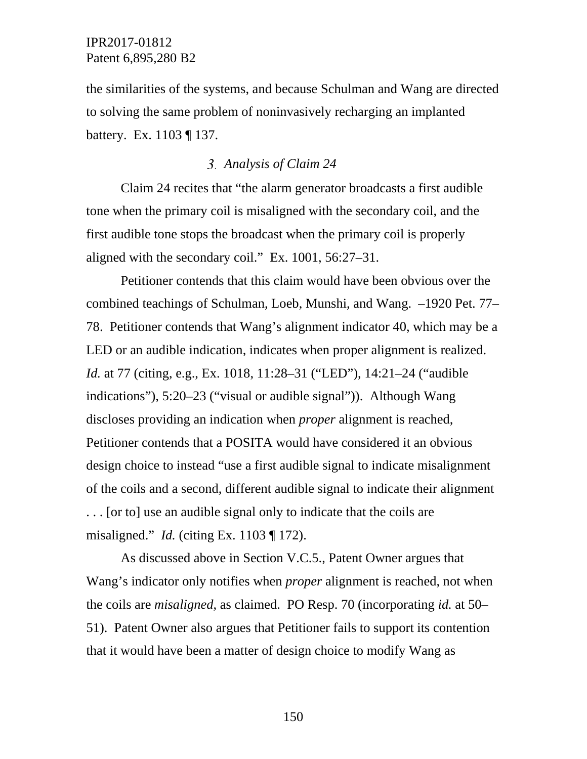the similarities of the systems, and because Schulman and Wang are directed to solving the same problem of noninvasively recharging an implanted battery. Ex. 1103 ¶ 137.

### *3. Analysis of Claim 24*

Claim 24 recites that "the alarm generator broadcasts a first audible tone when the primary coil is misaligned with the secondary coil, and the first audible tone stops the broadcast when the primary coil is properly aligned with the secondary coil." Ex. 1001, 56:27–31.

Petitioner contends that this claim would have been obvious over the combined teachings of Schulman, Loeb, Munshi, and Wang. –1920 Pet. 77–78. Petitioner contends that Wang's alignment indicator 40, which may be a LED or an audible indication, indicates when proper alignment is realized. *Id.* at 77 (citing, e.g., Ex. 1018, 11:28–31 ("LED"), 14:21–24 ("audible indications"), 5:20–23 ("visual or audible signal")). Although Wang discloses providing an indication when *proper* alignment is reached, Petitioner contends that a POSITA would have considered it an obvious design choice to instead "use a first audible signal to indicate misalignment of the coils and a second, different audible signal to indicate their alignment . . . [or to] use an audible signal only to indicate that the coils are misaligned." *Id.* (citing Ex. 1103 ¶ 172).

As discussed above in Section V.C.5., Patent Owner argues that Wang's indicator only notifies when *proper* alignment is reached, not when the coils are *misaligned*, as claimed. PO Resp. 70 (incorporating *id.* at 50–51). Patent Owner also argues that Petitioner fails to support its contention that it would have been a matter of design choice to modify Wang as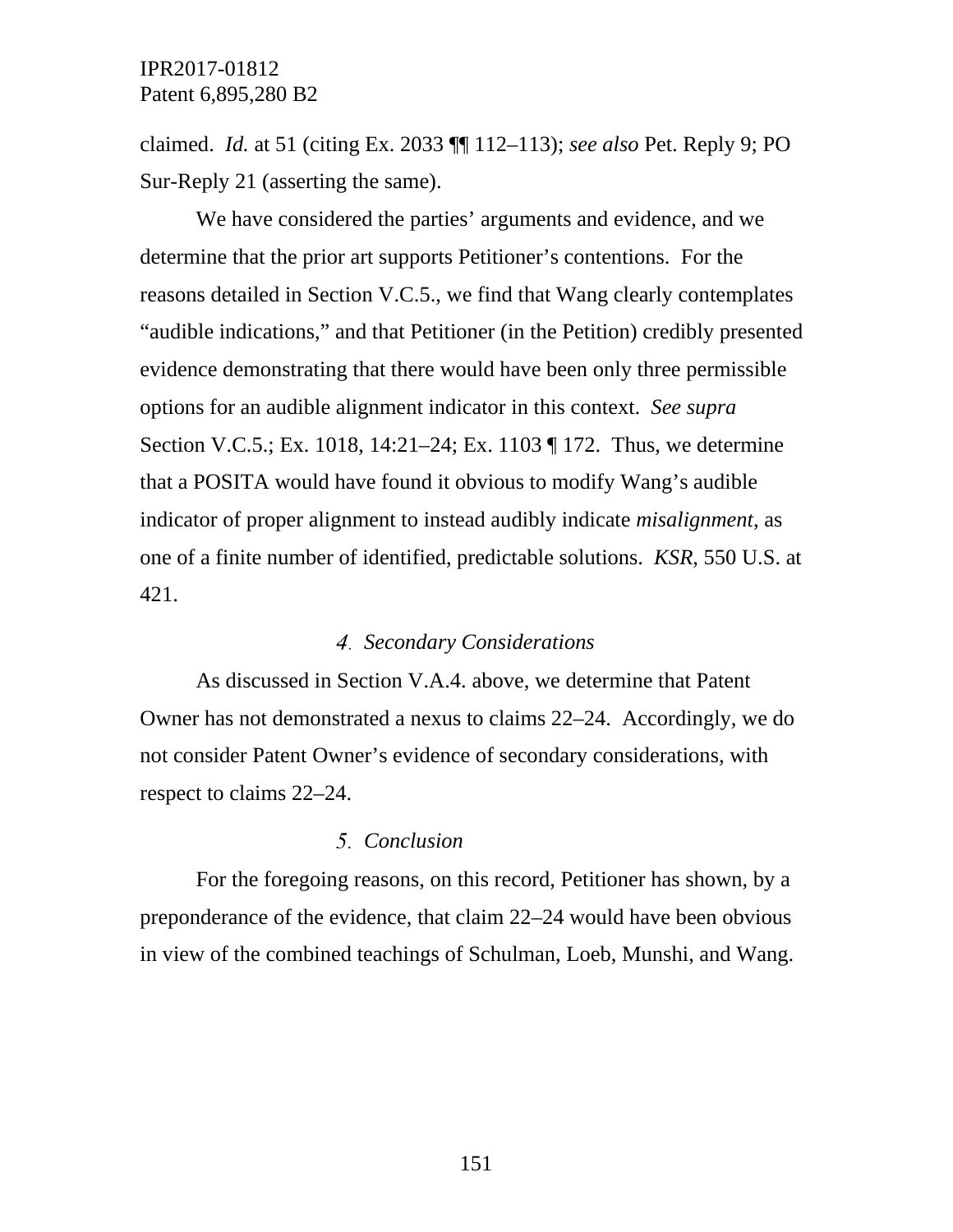claimed. *Id.* at 51 (citing Ex. 2033 ¶¶ 112–113); *see also* Pet. Reply 9; PO Sur-Reply 21 (asserting the same).

We have considered the parties' arguments and evidence, and we determine that the prior art supports Petitioner's contentions. For the reasons detailed in Section V.C.5., we find that Wang clearly contemplates "audible indications," and that Petitioner (in the Petition) credibly presented evidence demonstrating that there would have been only three permissible options for an audible alignment indicator in this context. *See supra* Section V.C.5.; Ex. 1018, 14:21–24; Ex. 1103 ¶ 172. Thus, we determine that a POSITA would have found it obvious to modify Wang's audible indicator of proper alignment to instead audibly indicate *misalignment*, as one of a finite number of identified, predictable solutions. *KSR*, 550 U.S. at 421.

#### *4. Secondary Considerations*

As discussed in Section V.A.4. above, we determine that Patent Owner has not demonstrated a nexus to claims 22–24. Accordingly, we do not consider Patent Owner's evidence of secondary considerations, with respect to claims 22–24.

#### *5. Conclusion*

For the foregoing reasons, on this record, Petitioner has shown, by a preponderance of the evidence, that claim 22–24 would have been obvious in view of the combined teachings of Schulman, Loeb, Munshi, and Wang.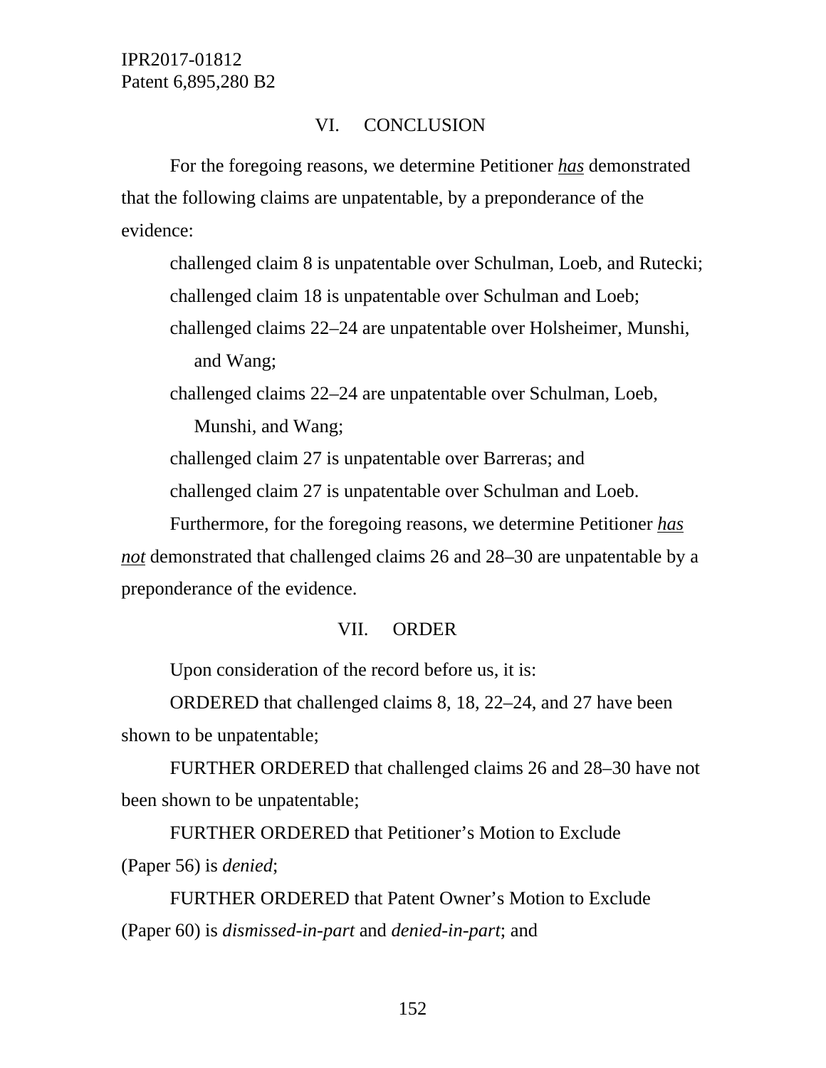## VI. CONCLUSION

For the foregoing reasons, we determine Petitioner ***has*** demonstrated that the following claims are unpatentable, by a preponderance of the evidence:

challenged claim 8 is unpatentable over Schulman, Loeb, and Rutecki;

challenged claim 18 is unpatentable over Schulman and Loeb;

challenged claims 22–24 are unpatentable over Holsheimer, Munshi, and Wang;

challenged claims 22–24 are unpatentable over Schulman, Loeb, Munshi, and Wang;

challenged claim 27 is unpatentable over Barreras; and

challenged claim 27 is unpatentable over Schulman and Loeb.

Furthermore, for the foregoing reasons, we determine Petitioner ***has not*** demonstrated that challenged claims 26 and 28–30 are unpatentable by a preponderance of the evidence.

## VII. ORDER

Upon consideration of the record before us, it is:

ORDERED that challenged claims 8, 18, 22–24, and 27 have been shown to be unpatentable;

FURTHER ORDERED that challenged claims 26 and 28–30 have not been shown to be unpatentable;

FURTHER ORDERED that Petitioner's Motion to Exclude (Paper 56) is *denied*;

FURTHER ORDERED that Patent Owner's Motion to Exclude (Paper 60) is *dismissed-in-part* and *denied-in-part*; and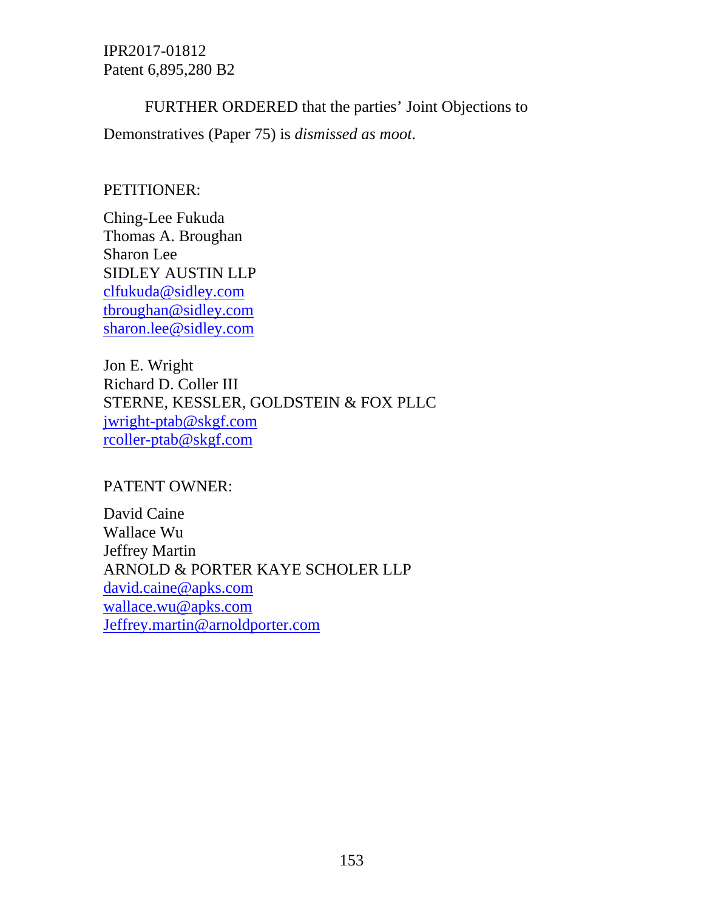FURTHER ORDERED that the parties' Joint Objections to Demonstratives (Paper 75) is *dismissed as moot*.

PETITIONER:

Ching-Lee Fukuda
Thomas A. Broughan
Sharon Lee
SIDLEY AUSTIN LLP
clfukuda@sidley.com
tbroughan@sidley.com
sharon.lee@sidley.com

Jon E. Wright
Richard D. Coller III
STERNE, KESSLER, GOLDSTEIN & FOX PLLC
jwright-ptab@skgf.com
rcoller-ptab@skgf.com

PATENT OWNER:

David Caine
Wallace Wu
Jeffrey Martin
ARNOLD & PORTER KAYE SCHOLER LLP
david.caine@apks.com
wallace.wu@apks.com
Jeffrey.martin@arnoldporter.com